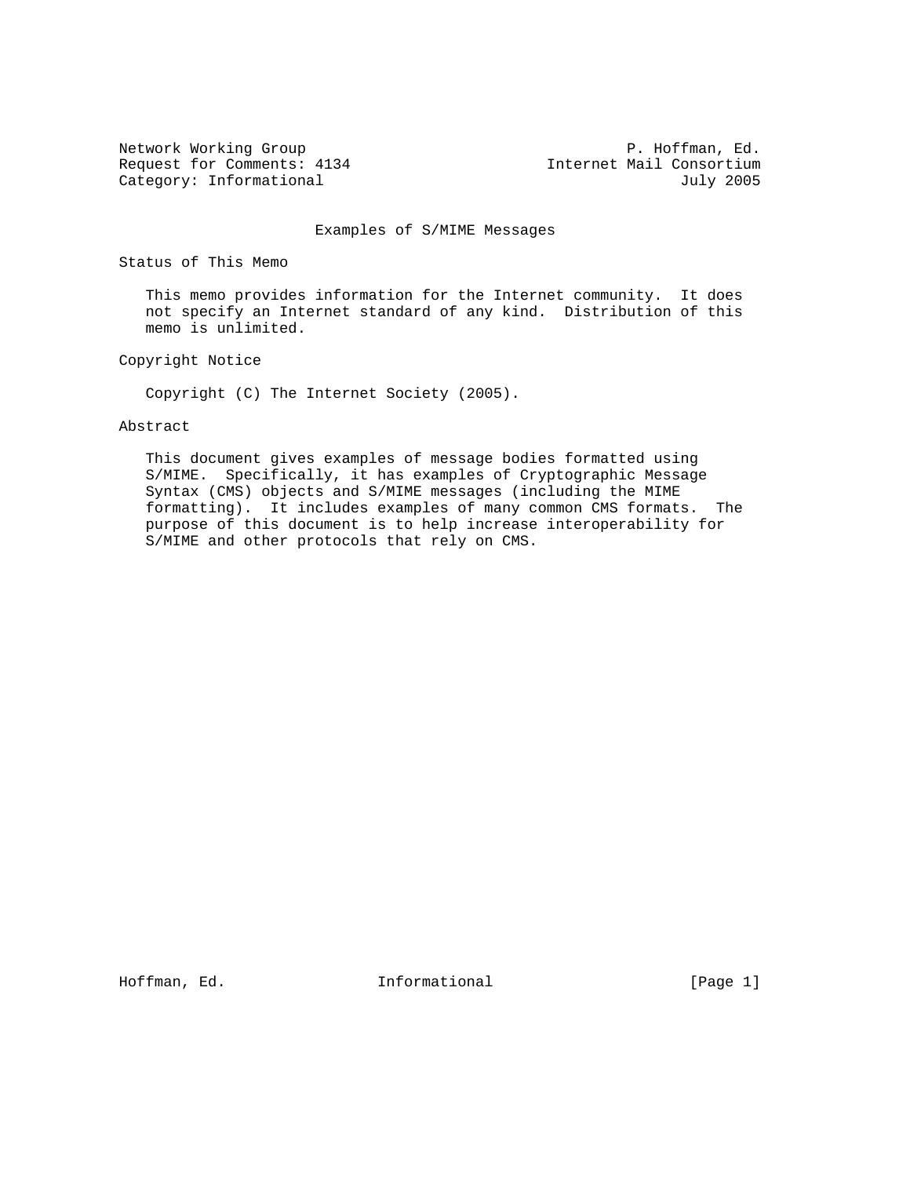Network Working Group P. Hoffman, Ed.
Request for Comments: 4134 Internet Mail Consortium
Category: Informational July 2005

# Examples of S/MIME Messages

## Status of This Memo

This memo provides information for the Internet community. It does not specify an Internet standard of any kind. Distribution of this memo is unlimited.

## Copyright Notice

Copyright (C) The Internet Society (2005).

## Abstract

This document gives examples of message bodies formatted using S/MIME. Specifically, it has examples of Cryptographic Message Syntax (CMS) objects and S/MIME messages (including the MIME formatting). It includes examples of many common CMS formats. The purpose of this document is to help increase interoperability for S/MIME and other protocols that rely on CMS.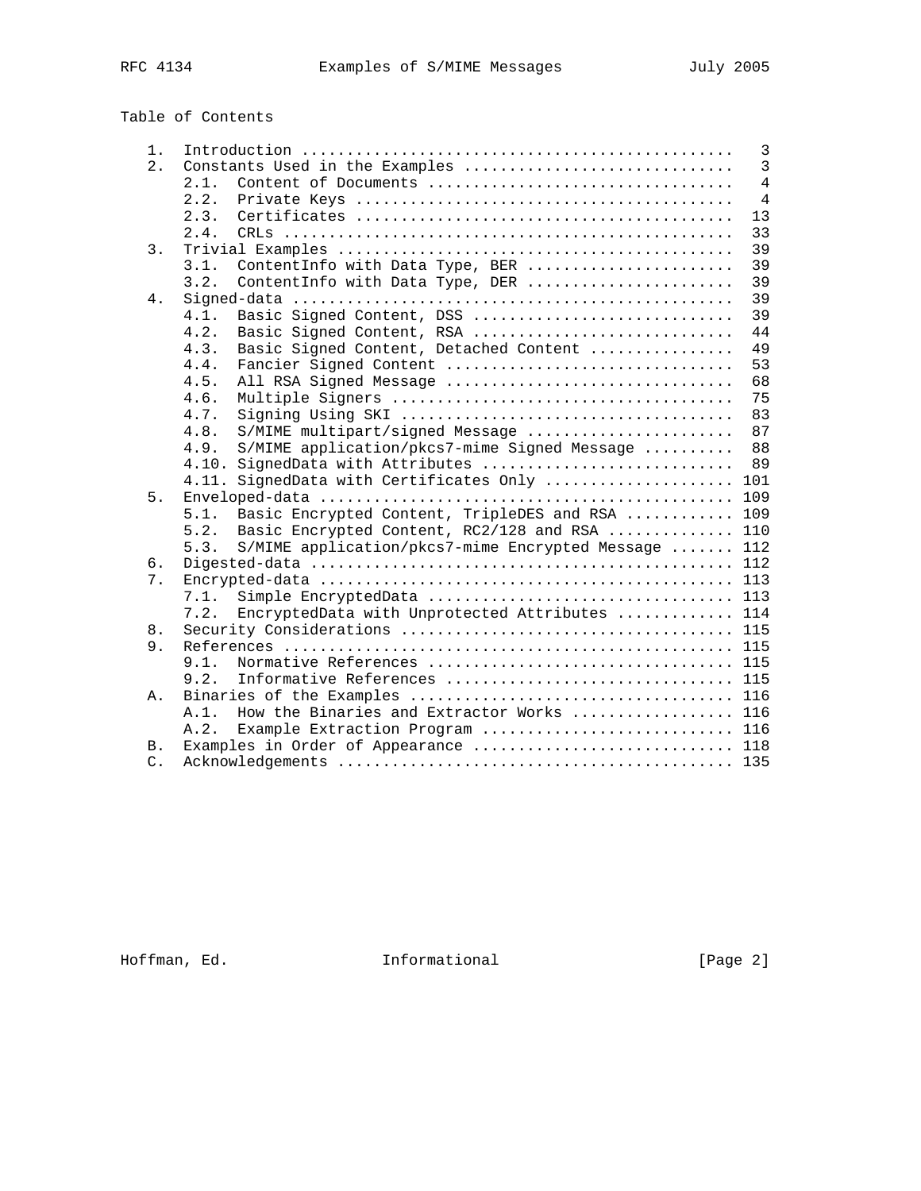## Table of Contents

```
   1.  Introduction ................................................   3
   2.  Constants Used in the Examples ..............................   3
       2.1.  Content of Documents ..................................   4
       2.2.  Private Keys ..........................................   4
       2.3.  Certificates ..........................................  13
       2.4.  CRLs ..................................................  33
   3.  Trivial Examples ............................................  39
       3.1.  ContentInfo with Data Type, BER .......................  39
       3.2.  ContentInfo with Data Type, DER .......................  39
   4.  Signed-data .................................................  39
       4.1.  Basic Signed Content, DSS .............................  39
       4.2.  Basic Signed Content, RSA .............................  44
       4.3.  Basic Signed Content, Detached Content ................  49
       4.4.  Fancier Signed Content ................................  53
       4.5.  All RSA Signed Message ................................  68
       4.6.  Multiple Signers ......................................  75
       4.7.  Signing Using SKI .....................................  83
       4.8.  S/MIME multipart/signed Message .......................  87
       4.9.  S/MIME application/pkcs7-mime Signed Message ..........  88
       4.10. SignedData with Attributes ............................  89
       4.11. SignedData with Certificates Only ..................... 101
   5.  Enveloped-data .............................................. 109
       5.1.  Basic Encrypted Content, TripleDES and RSA ............ 109
       5.2.  Basic Encrypted Content, RC2/128 and RSA .............. 110
       5.3.  S/MIME application/pkcs7-mime Encrypted Message ....... 112
   6.  Digested-data ............................................... 112
   7.  Encrypted-data .............................................. 113
       7.1.  Simple EncryptedData .................................. 113
       7.2.  EncryptedData with Unprotected Attributes ............. 114
   8.  Security Considerations ..................................... 115
   9.  References .................................................. 115
       9.1.  Normative References .................................. 115
       9.2.  Informative References ................................ 115
   A.  Binaries of the Examples .................................... 116
       A.1.  How the Binaries and Extractor Works .................. 116
       A.2.  Example Extraction Program ............................ 116
   B.  Examples in Order of Appearance ............................. 118
   C.  Acknowledgements ............................................ 135
```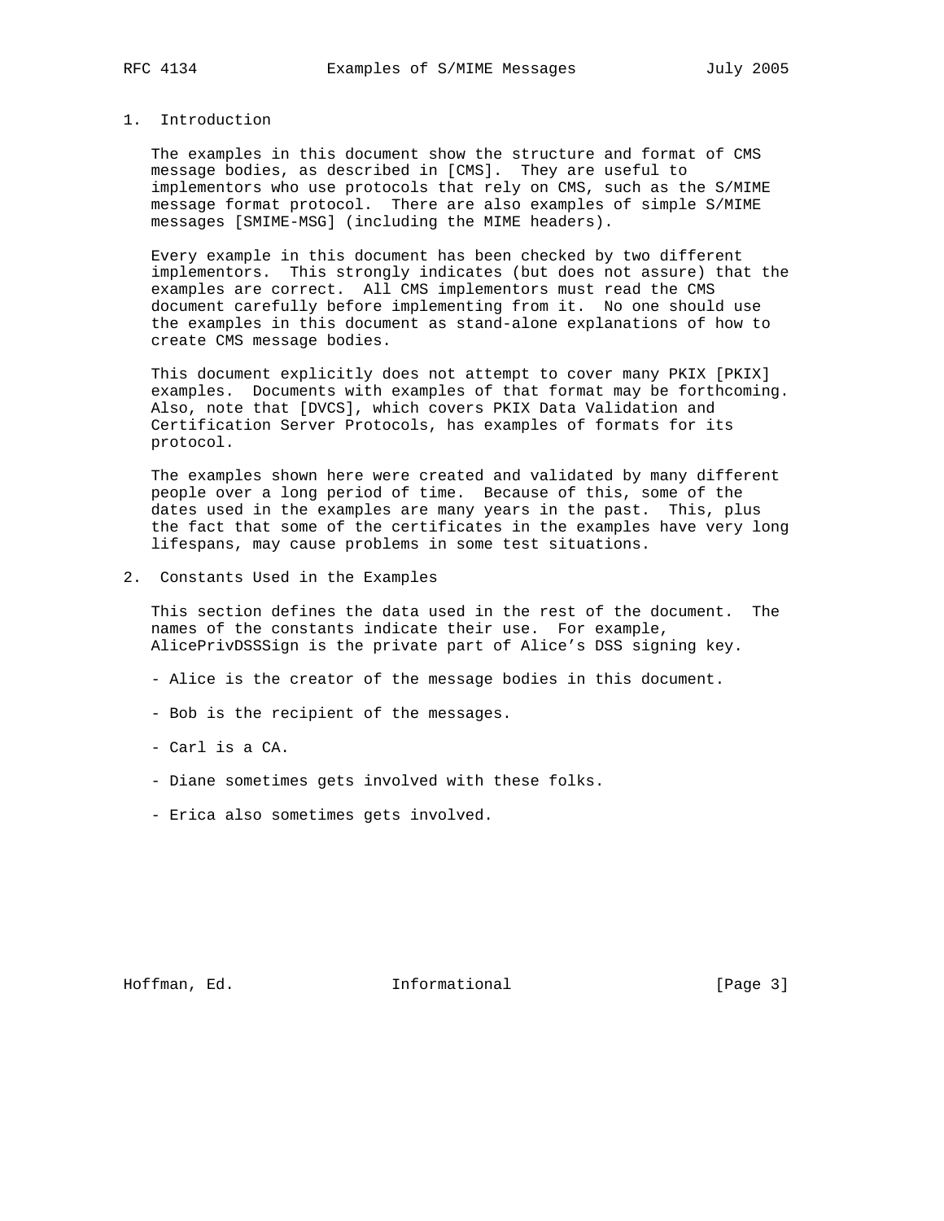# 1. Introduction

The examples in this document show the structure and format of CMS message bodies, as described in [CMS]. They are useful to implementors who use protocols that rely on CMS, such as the S/MIME message format protocol. There are also examples of simple S/MIME messages [SMIME-MSG] (including the MIME headers).

Every example in this document has been checked by two different implementors. This strongly indicates (but does not assure) that the examples are correct. All CMS implementors must read the CMS document carefully before implementing from it. No one should use the examples in this document as stand-alone explanations of how to create CMS message bodies.

This document explicitly does not attempt to cover many PKIX [PKIX] examples. Documents with examples of that format may be forthcoming. Also, note that [DVCS], which covers PKIX Data Validation and Certification Server Protocols, has examples of formats for its protocol.

The examples shown here were created and validated by many different people over a long period of time. Because of this, some of the dates used in the examples are many years in the past. This, plus the fact that some of the certificates in the examples have very long lifespans, may cause problems in some test situations.

# 2. Constants Used in the Examples

This section defines the data used in the rest of the document. The names of the constants indicate their use. For example, AlicePrivDSSSign is the private part of Alice's DSS signing key.

- Alice is the creator of the message bodies in this document.

- Bob is the recipient of the messages.

- Carl is a CA.

- Diane sometimes gets involved with these folks.

- Erica also sometimes gets involved.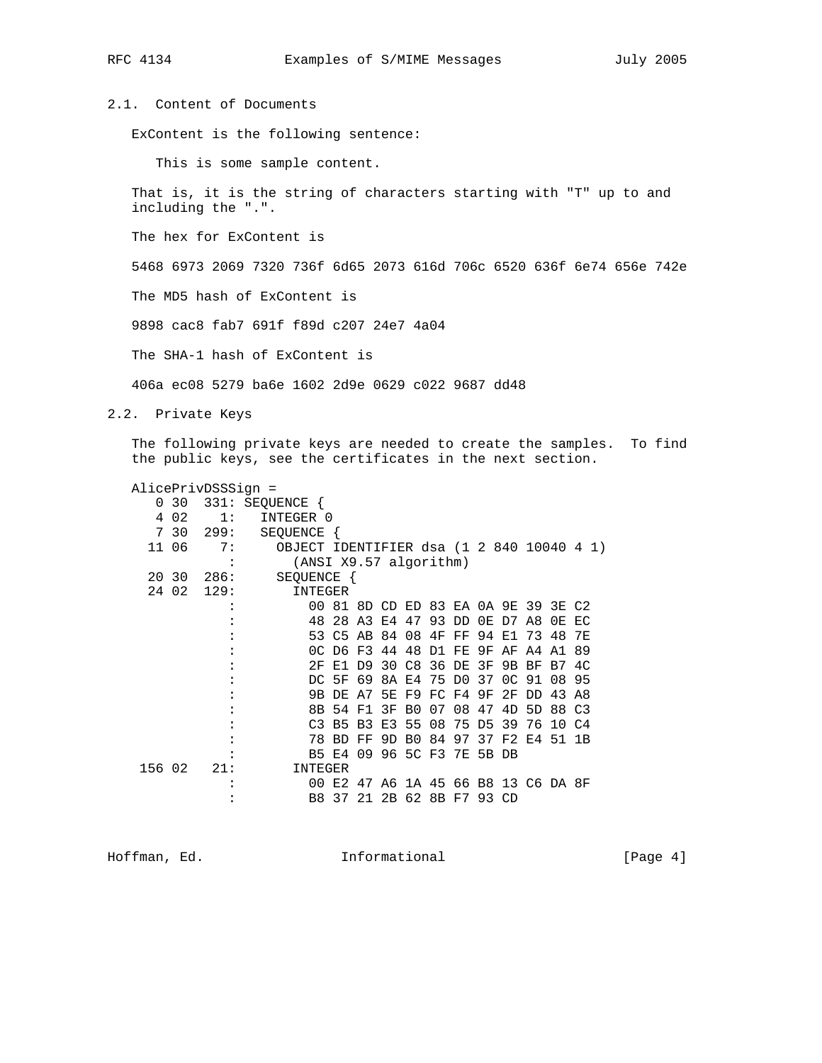## 2.1. Content of Documents

ExContent is the following sentence:

This is some sample content.

That is, it is the string of characters starting with "T" up to and including the ".".

The hex for ExContent is

5468 6973 2069 7320 736f 6d65 2073 616d 706c 6520 636f 6e74 656e 742e

The MD5 hash of ExContent is

9898 cac8 fab7 691f f89d c207 24e7 4a04

The SHA-1 hash of ExContent is

406a ec08 5279 ba6e 1602 2d9e 0629 c022 9687 dd48

## 2.2. Private Keys

The following private keys are needed to create the samples. To find the public keys, see the certificates in the next section.

```
AlicePrivDSSSign =
   0 30  331: SEQUENCE {
   4 02    1:   INTEGER 0
   7 30  299:   SEQUENCE {
  11 06    7:     OBJECT IDENTIFIER dsa (1 2 840 10040 4 1)
            :       (ANSI X9.57 algorithm)
  20 30  286:     SEQUENCE {
  24 02  129:       INTEGER
            :         00 81 8D CD ED 83 EA 0A 9E 39 3E C2
            :         48 28 A3 E4 47 93 DD 0E D7 A8 0E EC
            :         53 C5 AB 84 08 4F FF 94 E1 73 48 7E
            :         0C D6 F3 44 48 D1 FE 9F AF A4 A1 89
            :         2F E1 D9 30 C8 36 DE 3F 9B BF B7 4C
            :         DC 5F 69 8A E4 75 D0 37 0C 91 08 95
            :         9B DE A7 5E F9 FC F4 9F 2F DD 43 A8
            :         8B 54 F1 3F B0 07 08 47 4D 5D 88 C3
            :         C3 B5 B3 E3 55 08 75 D5 39 76 10 C4
            :         78 BD FF 9D B0 84 97 37 F2 E4 51 1B
            :         B5 E4 09 96 5C F3 7E 5B DB
 156 02   21:       INTEGER
            :         00 E2 47 A6 1A 45 66 B8 13 C6 DA 8F
            :         B8 37 21 2B 62 8B F7 93 CD
```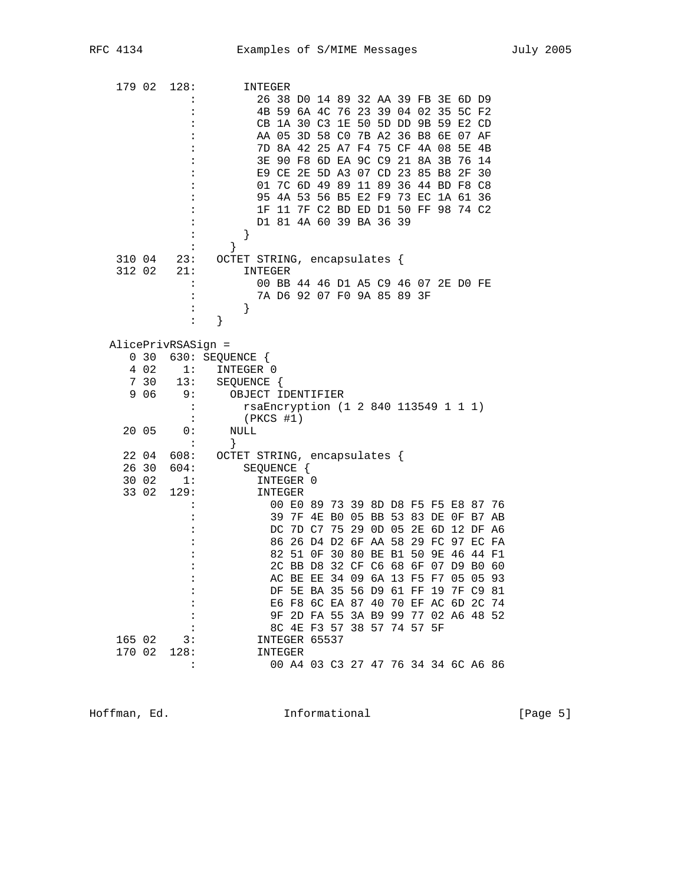```
 179 02  128:        INTEGER
            :          26 38 D0 14 89 32 AA 39 FB 3E 6D D9
            :          4B 59 6A 4C 76 23 39 04 02 35 5C F2
            :          CB 1A 30 C3 1E 50 5D DD 9B 59 E2 CD
            :          AA 05 3D 58 C0 7B A2 36 B8 6E 07 AF
            :          7D 8A 42 25 A7 F4 75 CF 4A 08 5E 4B
            :          3E 90 F8 6D EA 9C C9 21 8A 3B 76 14
            :          E9 CE 2E 5D A3 07 CD 23 85 B8 2F 30
            :          01 7C 6D 49 89 11 89 36 44 BD F8 C8
            :          95 4A 53 56 B5 E2 F9 73 EC 1A 61 36
            :          1F 11 7F C2 BD ED D1 50 FF 98 74 C2
            :          D1 81 4A 60 39 BA 36 39
            :        }
            :      }
 310 04   23:    OCTET STRING, encapsulates {
 312 02   21:        INTEGER
            :          00 BB 44 46 D1 A5 C9 46 07 2E D0 FE
            :          7A D6 92 07 F0 9A 85 89 3F
            :        }
            :    }

AlicePrivRSASign =
   0 30  630: SEQUENCE {
   4 02    1:   INTEGER 0
   7 30   13:   SEQUENCE {
   9 06    9:     OBJECT IDENTIFIER
            :       rsaEncryption (1 2 840 113549 1 1 1)
            :       (PKCS #1)
  20 05    0:     NULL
            :     }
  22 04  608:   OCTET STRING, encapsulates {
  26 30  604:       SEQUENCE {
  30 02    1:         INTEGER 0
  33 02  129:         INTEGER
            :           00 E0 89 73 39 8D D8 F5 F5 E8 87 76
            :           39 7F 4E B0 05 BB 53 83 DE 0F B7 AB
            :           DC 7D C7 75 29 0D 05 2E 6D 12 DF A6
            :           86 26 D4 D2 6F AA 58 29 FC 97 EC FA
            :           82 51 0F 30 80 BE B1 50 9E 46 44 F1
            :           2C BB D8 32 CF C6 68 6F 07 D9 B0 60
            :           AC BE EE 34 09 6A 13 F5 F7 05 05 93
            :           DF 5E BA 35 56 D9 61 FF 19 7F C9 81
            :           E6 F8 6C EA 87 40 70 EF AC 6D 2C 74
            :           9F 2D FA 55 3A B9 99 77 02 A6 48 52
            :           8C 4E F3 57 38 57 74 57 5F
 165 02    3:         INTEGER 65537
 170 02  128:         INTEGER
            :           00 A4 03 C3 27 47 76 34 34 6C A6 86
```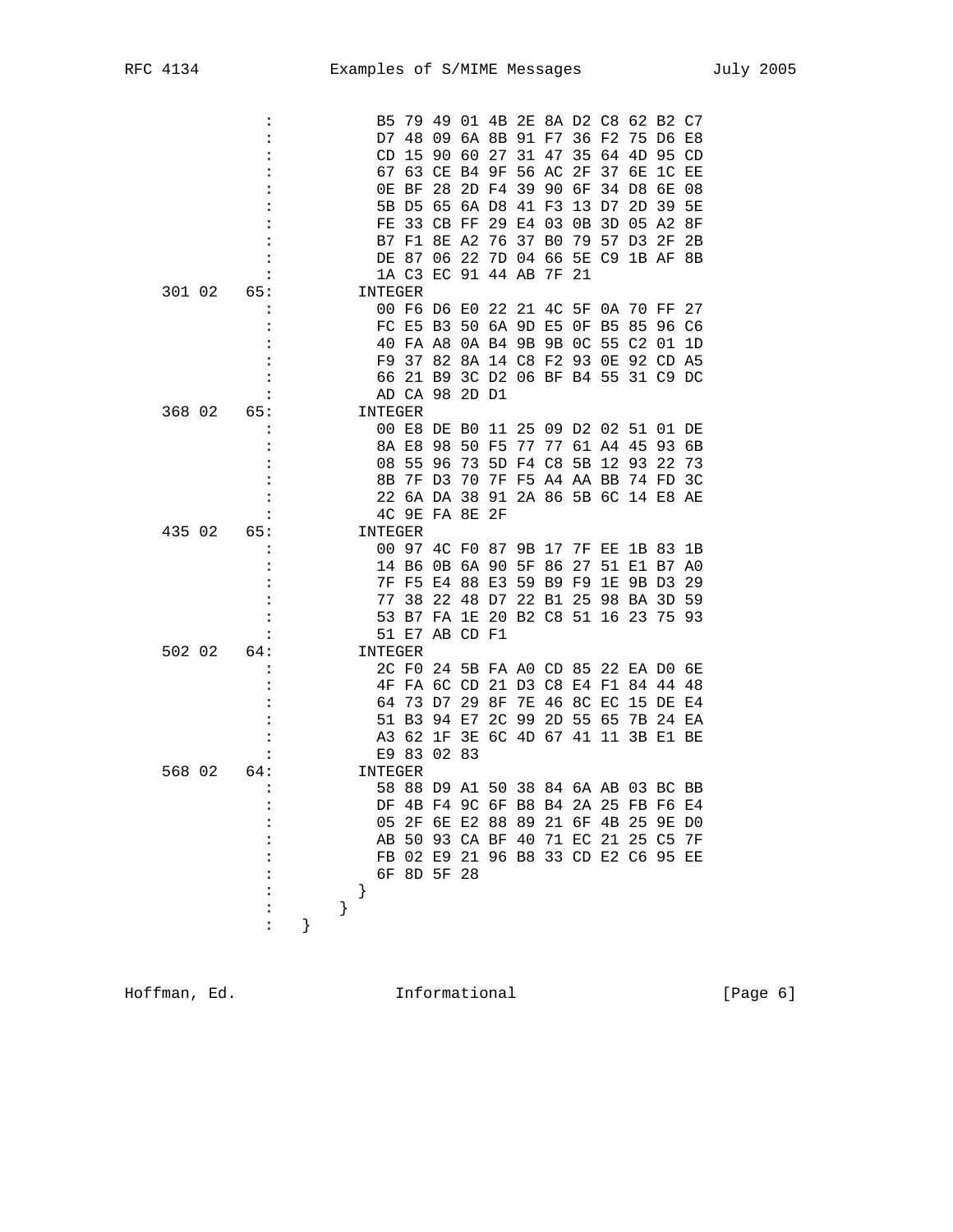```
          :             B5 79 49 01 4B 2E 8A D2 C8 62 B2 C7
          :             D7 48 09 6A 8B 91 F7 36 F2 75 D6 E8
          :             CD 15 90 60 27 31 47 35 64 4D 95 CD
          :             67 63 CE B4 9F 56 AC 2F 37 6E 1C EE
          :             0E BF 28 2D F4 39 90 6F 34 D8 6E 08
          :             5B D5 65 6A D8 41 F3 13 D7 2D 39 5E
          :             FE 33 CB FF 29 E4 03 0B 3D 05 A2 8F
          :             B7 F1 8E A2 76 37 B0 79 57 D3 2F 2B
          :             DE 87 06 22 7D 04 66 5E C9 1B AF 8B
          :             1A C3 EC 91 44 AB 7F 21
 301 02   65:           INTEGER
          :             00 F6 D6 E0 22 21 4C 5F 0A 70 FF 27
          :             FC E5 B3 50 6A 9D E5 0F B5 85 96 C6
          :             40 FA A8 0A B4 9B 9B 0C 55 C2 01 1D
          :             F9 37 82 8A 14 C8 F2 93 0E 92 CD A5
          :             66 21 B9 3C D2 06 BF B4 55 31 C9 DC
          :             AD CA 98 2D D1
 368 02   65:           INTEGER
          :             00 E8 DE B0 11 25 09 D2 02 51 01 DE
          :             8A E8 98 50 F5 77 77 61 A4 45 93 6B
          :             08 55 96 73 5D F4 C8 5B 12 93 22 73
          :             8B 7F D3 70 7F F5 A4 AA BB 74 FD 3C
          :             22 6A DA 38 91 2A 86 5B 6C 14 E8 AE
          :             4C 9E FA 8E 2F
 435 02   65:           INTEGER
          :             00 97 4C F0 87 9B 17 7F EE 1B 83 1B
          :             14 B6 0B 6A 90 5F 86 27 51 E1 B7 A0
          :             7F F5 E4 88 E3 59 B9 F9 1E 9B D3 29
          :             77 38 22 48 D7 22 B1 25 98 BA 3D 59
          :             53 B7 FA 1E 20 B2 C8 51 16 23 75 93
          :             51 E7 AB CD F1
 502 02   64:           INTEGER
          :             2C F0 24 5B FA A0 CD 85 22 EA D0 6E
          :             4F FA 6C CD 21 D3 C8 E4 F1 84 44 48
          :             64 73 D7 29 8F 7E 46 8C EC 15 DE E4
          :             51 B3 94 E7 2C 99 2D 55 65 7B 24 EA
          :             A3 62 1F 3E 6C 4D 67 41 11 3B E1 BE
          :             E9 83 02 83
 568 02   64:           INTEGER
          :             58 88 D9 A1 50 38 84 6A AB 03 BC BB
          :             DF 4B F4 9C 6F B8 B4 2A 25 FB F6 E4
          :             05 2F 6E E2 88 89 21 6F 4B 25 9E D0
          :             AB 50 93 CA BF 40 71 EC 21 25 C5 7F
          :             FB 02 E9 21 96 B8 33 CD E2 C6 95 EE
          :             6F 8D 5F 28
          :           }
          :         }
          :     }
```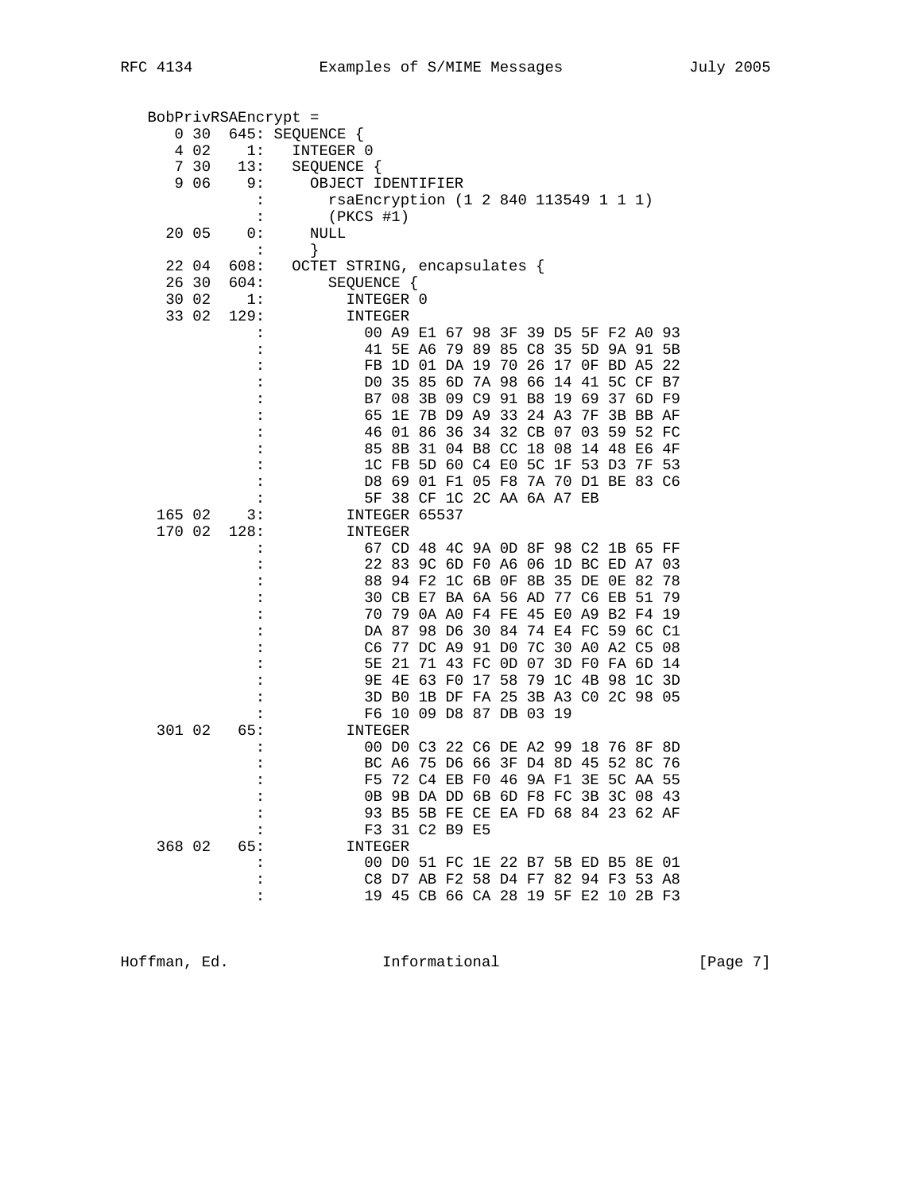```
   BobPrivRSAEncrypt =
     0 30  645: SEQUENCE {
     4 02    1:   INTEGER 0
     7 30   13:   SEQUENCE {
     9 06    9:     OBJECT IDENTIFIER
              :       rsaEncryption (1 2 840 113549 1 1 1)
              :       (PKCS #1)
    20 05    0:     NULL
              :     }
    22 04  608:   OCTET STRING, encapsulates {
    26 30  604:       SEQUENCE {
    30 02    1:         INTEGER 0
    33 02  129:         INTEGER
              :           00 A9 E1 67 98 3F 39 D5 5F F2 A0 93
              :           41 5E A6 79 89 85 C8 35 5D 9A 91 5B
              :           FB 1D 01 DA 19 70 26 17 0F BD A5 22
              :           D0 35 85 6D 7A 98 66 14 41 5C CF B7
              :           B7 08 3B 09 C9 91 B8 19 69 37 6D F9
              :           65 1E 7B D9 A9 33 24 A3 7F 3B BB AF
              :           46 01 86 36 34 32 CB 07 03 59 52 FC
              :           85 8B 31 04 B8 CC 18 08 14 48 E6 4F
              :           1C FB 5D 60 C4 E0 5C 1F 53 D3 7F 53
              :           D8 69 01 F1 05 F8 7A 70 D1 BE 83 C6
              :           5F 38 CF 1C 2C AA 6A A7 EB
   165 02    3:         INTEGER 65537
   170 02  128:         INTEGER
              :           67 CD 48 4C 9A 0D 8F 98 C2 1B 65 FF
              :           22 83 9C 6D F0 A6 06 1D BC ED A7 03
              :           88 94 F2 1C 6B 0F 8B 35 DE 0E 82 78
              :           30 CB E7 BA 6A 56 AD 77 C6 EB 51 79
              :           70 79 0A A0 F4 FE 45 E0 A9 B2 F4 19
              :           DA 87 98 D6 30 84 74 E4 FC 59 6C C1
              :           C6 77 DC A9 91 D0 7C 30 A0 A2 C5 08
              :           5E 21 71 43 FC 0D 07 3D F0 FA 6D 14
              :           9E 4E 63 F0 17 58 79 1C 4B 98 1C 3D
              :           3D B0 1B DF FA 25 3B A3 C0 2C 98 05
              :           F6 10 09 D8 87 DB 03 19
   301 02   65:         INTEGER
              :           00 D0 C3 22 C6 DE A2 99 18 76 8F 8D
              :           BC A6 75 D6 66 3F D4 8D 45 52 8C 76
              :           F5 72 C4 EB F0 46 9A F1 3E 5C AA 55
              :           0B 9B DA DD 6B 6D F8 FC 3B 3C 08 43
              :           93 B5 5B FE CE EA FD 68 84 23 62 AF
              :           F3 31 C2 B9 E5
   368 02   65:         INTEGER
              :           00 D0 51 FC 1E 22 B7 5B ED B5 8E 01
              :           C8 D7 AB F2 58 D4 F7 82 94 F3 53 A8
              :           19 45 CB 66 CA 28 19 5F E2 10 2B F3
```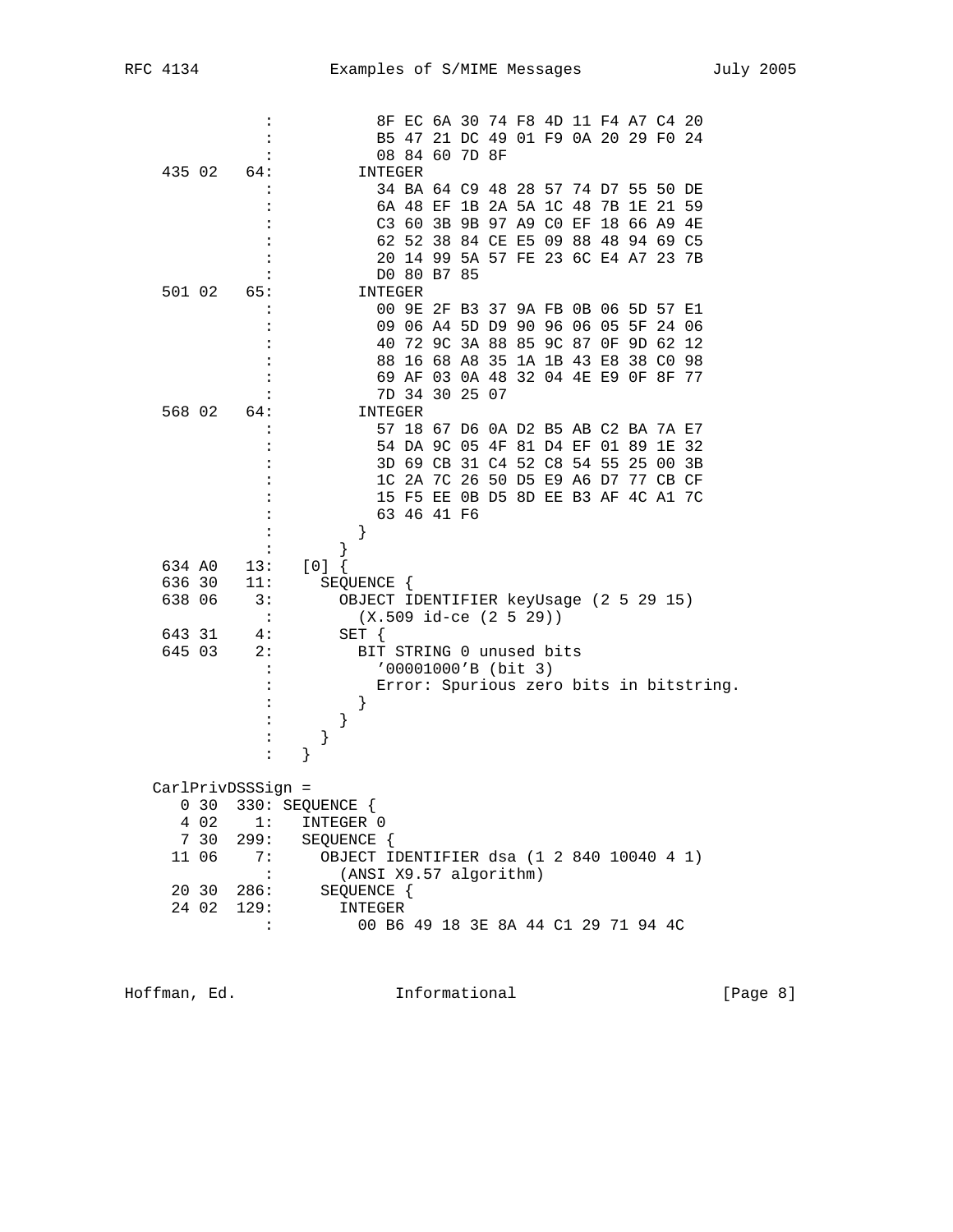```
              :           8F EC 6A 30 74 F8 4D 11 F4 A7 C4 20
              :           B5 47 21 DC 49 01 F9 0A 20 29 F0 24
              :           08 84 60 7D 8F
    435 02   64:         INTEGER
              :           34 BA 64 C9 48 28 57 74 D7 55 50 DE
              :           6A 48 EF 1B 2A 5A 1C 48 7B 1E 21 59
              :           C3 60 3B 9B 97 A9 C0 EF 18 66 A9 4E
              :           62 52 38 84 CE E5 09 88 48 94 69 C5
              :           20 14 99 5A 57 FE 23 6C E4 A7 23 7B
              :           D0 80 B7 85
    501 02   65:         INTEGER
              :           00 9E 2F B3 37 9A FB 0B 06 5D 57 E1
              :           09 06 A4 5D D9 90 96 06 05 5F 24 06
              :           40 72 9C 3A 88 85 9C 87 0F 9D 62 12
              :           88 16 68 A8 35 1A 1B 43 E8 38 C0 98
              :           69 AF 03 0A 48 32 04 4E E9 0F 8F 77
              :           7D 34 30 25 07
    568 02   64:         INTEGER
              :           57 18 67 D6 0A D2 B5 AB C2 BA 7A E7
              :           54 DA 9C 05 4F 81 D4 EF 01 89 1E 32
              :           3D 69 CB 31 C4 52 C8 54 55 25 00 3B
              :           1C 2A 7C 26 50 D5 E9 A6 D7 77 CB CF
              :           15 F5 EE 0B D5 8D EE B3 AF 4C A1 7C
              :           63 46 41 F6
              :         }
              :       }
    634 A0   13:   [0] {
    636 30   11:     SEQUENCE {
    638 06    3:       OBJECT IDENTIFIER keyUsage (2 5 29 15)
              :         (X.509 id-ce (2 5 29))
    643 31    4:       SET {
    645 03    2:         BIT STRING 0 unused bits
              :           '00001000'B (bit 3)
              :           Error: Spurious zero bits in bitstring.
              :         }
              :       }
              :     }
              :   }

   CarlPrivDSSSign =
      0 30  330: SEQUENCE {
      4 02    1:   INTEGER 0
      7 30  299:   SEQUENCE {
     11 06    7:     OBJECT IDENTIFIER dsa (1 2 840 10040 4 1)
              :       (ANSI X9.57 algorithm)
     20 30  286:     SEQUENCE {
     24 02  129:       INTEGER
              :         00 B6 49 18 3E 8A 44 C1 29 71 94 4C
```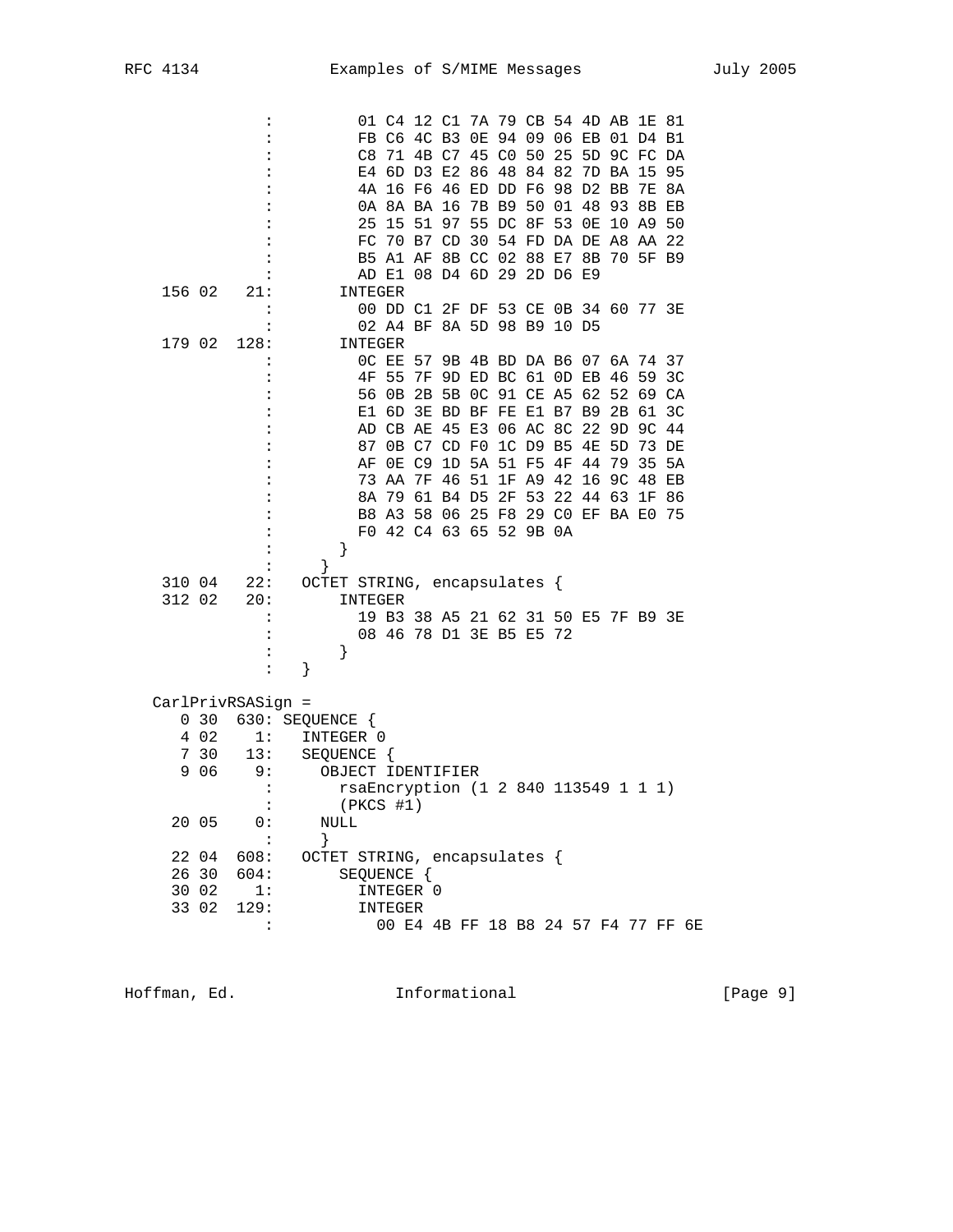```
                :          01 C4 12 C1 7A 79 CB 54 4D AB 1E 81
                :          FB C6 4C B3 0E 94 09 06 EB 01 D4 B1
                :          C8 71 4B C7 45 C0 50 25 5D 9C FC DA
                :          E4 6D D3 E2 86 48 84 82 7D BA 15 95
                :          4A 16 F6 46 ED DD F6 98 D2 BB 7E 8A
                :          0A 8A BA 16 7B B9 50 01 48 93 8B EB
                :          25 15 51 97 55 DC 8F 53 0E 10 A9 50
                :          FC 70 B7 CD 30 54 FD DA DE A8 AA 22
                :          B5 A1 AF 8B CC 02 88 E7 8B 70 5F B9
                :          AD E1 08 D4 6D 29 2D D6 E9
    156 02   21:        INTEGER
                :          00 DD C1 2F DF 53 CE 0B 34 60 77 3E
                :          02 A4 BF 8A 5D 98 B9 10 D5
    179 02  128:        INTEGER
                :          0C EE 57 9B 4B BD DA B6 07 6A 74 37
                :          4F 55 7F 9D ED BC 61 0D EB 46 59 3C
                :          56 0B 2B 5B 0C 91 CE A5 62 52 69 CA
                :          E1 6D 3E BD BF FE E1 B7 B9 2B 61 3C
                :          AD CB AE 45 E3 06 AC 8C 22 9D 9C 44
                :          87 0B C7 CD F0 1C D9 B5 4E 5D 73 DE
                :          AF 0E C9 1D 5A 51 F5 4F 44 79 35 5A
                :          73 AA 7F 46 51 1F A9 42 16 9C 48 EB
                :          8A 79 61 B4 D5 2F 53 22 44 63 1F 86
                :          B8 A3 58 06 25 F8 29 C0 EF BA E0 75
                :          F0 42 C4 63 65 52 9B 0A
                :        }
                :      }
    310 04   22:    OCTET STRING, encapsulates {
    312 02   20:        INTEGER
                :          19 B3 38 A5 21 62 31 50 E5 7F B9 3E
                :          08 46 78 D1 3E B5 E5 72
                :        }
                :    }

   CarlPrivRSASign =
      0 30  630: SEQUENCE {
      4 02    1:   INTEGER 0
      7 30   13:   SEQUENCE {
      9 06    9:     OBJECT IDENTIFIER
               :       rsaEncryption (1 2 840 113549 1 1 1)
               :       (PKCS #1)
     20 05    0:     NULL
               :     }
     22 04  608:   OCTET STRING, encapsulates {
     26 30  604:       SEQUENCE {
     30 02    1:         INTEGER 0
     33 02  129:         INTEGER
               :           00 E4 4B FF 18 B8 24 57 F4 77 FF 6E
```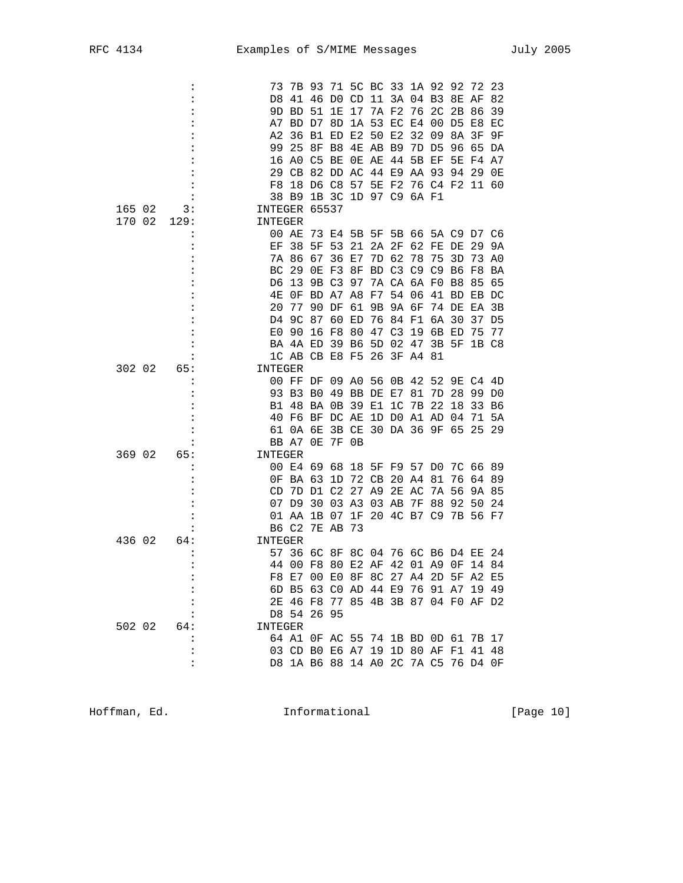```
              :             73 7B 93 71 5C BC 33 1A 92 92 72 23
              :             D8 41 46 D0 CD 11 3A 04 B3 8E AF 82
              :             9D BD 51 1E 17 7A F2 76 2C 2B 86 39
              :             A7 BD D7 8D 1A 53 EC E4 00 D5 E8 EC
              :             A2 36 B1 ED E2 50 E2 32 09 8A 3F 9F
              :             99 25 8F B8 4E AB B9 7D D5 96 65 DA
              :             16 A0 C5 BE 0E AE 44 5B EF 5E F4 A7
              :             29 CB 82 DD AC 44 E9 AA 93 94 29 0E
              :             F8 18 D6 C8 57 5E F2 76 C4 F2 11 60
              :             38 B9 1B 3C 1D 97 C9 6A F1
 165 02    3:             INTEGER 65537
 170 02  129:             INTEGER
              :             00 AE 73 E4 5B 5F 5B 66 5A C9 D7 C6
              :             EF 38 5F 53 21 2A 2F 62 FE DE 29 9A
              :             7A 86 67 36 E7 7D 62 78 75 3D 73 A0
              :             BC 29 0E F3 8F BD C3 C9 C9 B6 F8 BA
              :             D6 13 9B C3 97 7A CA 6A F0 B8 85 65
              :             4E 0F BD A7 A8 F7 54 06 41 BD EB DC
              :             20 77 90 DF 61 9B 9A 6F 74 DE EA 3B
              :             D4 9C 87 60 ED 76 84 F1 6A 30 37 D5
              :             E0 90 16 F8 80 47 C3 19 6B ED 75 77
              :             BA 4A ED 39 B6 5D 02 47 3B 5F 1B C8
              :             1C AB CB E8 F5 26 3F A4 81
 302 02   65:             INTEGER
              :             00 FF DF 09 A0 56 0B 42 52 9E C4 4D
              :             93 B3 B0 49 BB DE E7 81 7D 28 99 D0
              :             B1 48 BA 0B 39 E1 1C 7B 22 18 33 B6
              :             40 F6 BF DC AE 1D D0 A1 AD 04 71 5A
              :             61 0A 6E 3B CE 30 DA 36 9F 65 25 29
              :             BB A7 0E 7F 0B
 369 02   65:             INTEGER
              :             00 E4 69 68 18 5F F9 57 D0 7C 66 89
              :             0F BA 63 1D 72 CB 20 A4 81 76 64 89
              :             CD 7D D1 C2 27 A9 2E AC 7A 56 9A 85
              :             07 D9 30 03 A3 03 AB 7F 88 92 50 24
              :             01 AA 1B 07 1F 20 4C B7 C9 7B 56 F7
              :             B6 C2 7E AB 73
 436 02   64:             INTEGER
              :             57 36 6C 8F 8C 04 76 6C B6 D4 EE 24
              :             44 00 F8 80 E2 AF 42 01 A9 0F 14 84
              :             F8 E7 00 E0 8F 8C 27 A4 2D 5F A2 E5
              :             6D B5 63 C0 AD 44 E9 76 91 A7 19 49
              :             2E 46 F8 77 85 4B 3B 87 04 F0 AF D2
              :             D8 54 26 95
 502 02   64:             INTEGER
              :             64 A1 0F AC 55 74 1B BD 0D 61 7B 17
              :             03 CD B0 E6 A7 19 1D 80 AF F1 41 48
              :             D8 1A B6 88 14 A0 2C 7A C5 76 D4 0F
```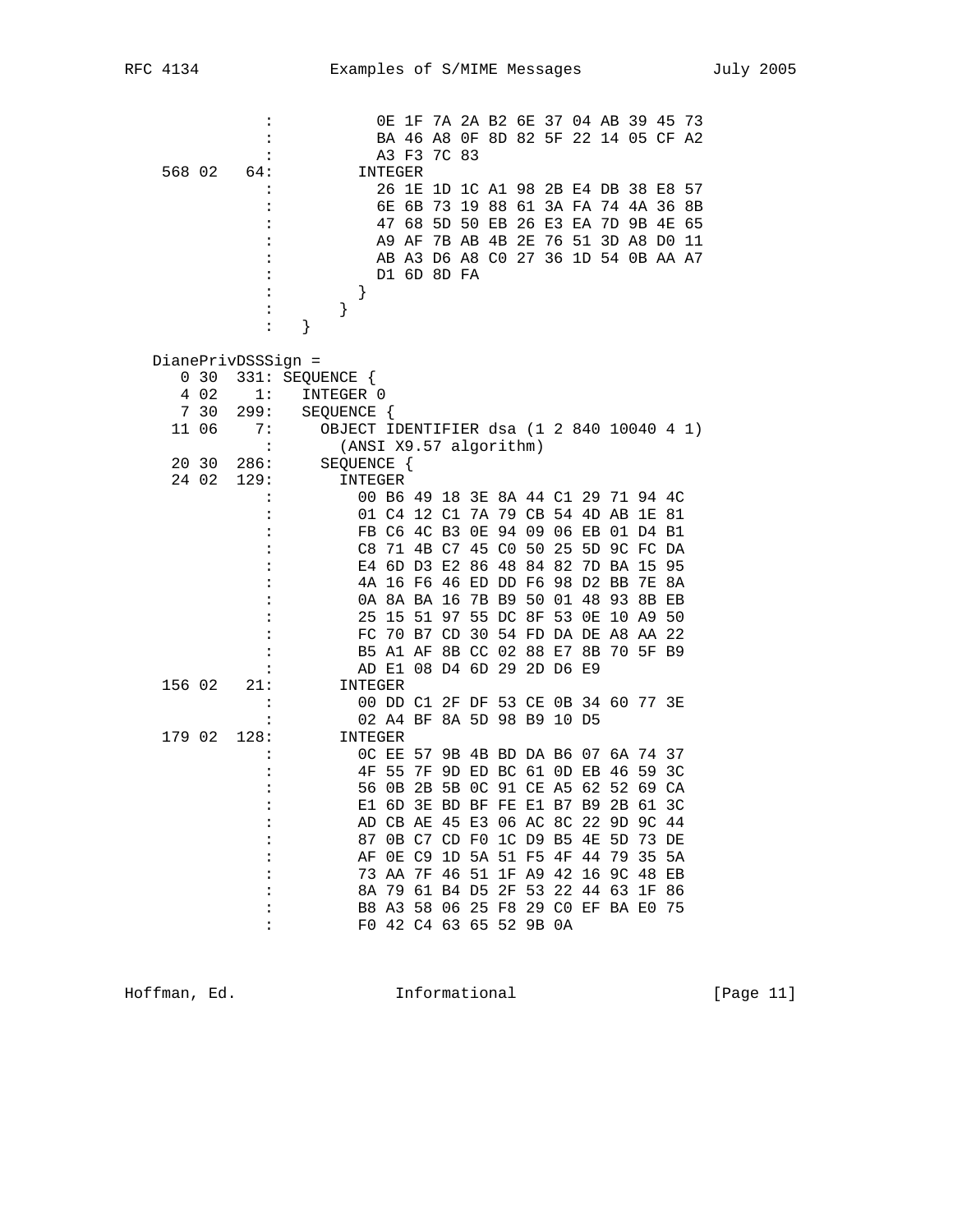```
                :            0E 1F 7A 2A B2 6E 37 04 AB 39 45 73
                :            BA 46 A8 0F 8D 82 5F 22 14 05 CF A2
                :            A3 F3 7C 83
 568 02   64:          INTEGER
                :            26 1E 1D 1C A1 98 2B E4 DB 38 E8 57
                :            6E 6B 73 19 88 61 3A FA 74 4A 36 8B
                :            47 68 5D 50 EB 26 E3 EA 7D 9B 4E 65
                :            A9 AF 7B AB 4B 2E 76 51 3D A8 D0 11
                :            AB A3 D6 A8 C0 27 36 1D 54 0B AA A7
                :            D1 6D 8D FA
                :          }
                :        }
                :    }
```

```
DianePrivDSSSign =
   0 30  331: SEQUENCE {
   4 02    1:   INTEGER 0
   7 30  299:   SEQUENCE {
  11 06    7:     OBJECT IDENTIFIER dsa (1 2 840 10040 4 1)
            :       (ANSI X9.57 algorithm)
  20 30  286:     SEQUENCE {
  24 02  129:       INTEGER
            :         00 B6 49 18 3E 8A 44 C1 29 71 94 4C
            :         01 C4 12 C1 7A 79 CB 54 4D AB 1E 81
            :         FB C6 4C B3 0E 94 09 06 EB 01 D4 B1
            :         C8 71 4B C7 45 C0 50 25 5D 9C FC DA
            :         E4 6D D3 E2 86 48 84 82 7D BA 15 95
            :         4A 16 F6 46 ED DD F6 98 D2 BB 7E 8A
            :         0A 8A BA 16 7B B9 50 01 48 93 8B EB
            :         25 15 51 97 55 DC 8F 53 0E 10 A9 50
            :         FC 70 B7 CD 30 54 FD DA DE A8 AA 22
            :         B5 A1 AF 8B CC 02 88 E7 8B 70 5F B9
            :         AD E1 08 D4 6D 29 2D D6 E9
 156 02   21:       INTEGER
            :         00 DD C1 2F DF 53 CE 0B 34 60 77 3E
            :         02 A4 BF 8A 5D 98 B9 10 D5
 179 02  128:       INTEGER
            :         0C EE 57 9B 4B BD DA B6 07 6A 74 37
            :         4F 55 7F 9D ED BC 61 0D EB 46 59 3C
            :         56 0B 2B 5B 0C 91 CE A5 62 52 69 CA
            :         E1 6D 3E BD BF FE E1 B7 B9 2B 61 3C
            :         AD CB AE 45 E3 06 AC 8C 22 9D 9C 44
            :         87 0B C7 CD F0 1C D9 B5 4E 5D 73 DE
            :         AF 0E C9 1D 5A 51 F5 4F 44 79 35 5A
            :         73 AA 7F 46 51 1F A9 42 16 9C 48 EB
            :         8A 79 61 B4 D5 2F 53 22 44 63 1F 86
            :         B8 A3 58 06 25 F8 29 C0 EF BA E0 75
            :         F0 42 C4 63 65 52 9B 0A
```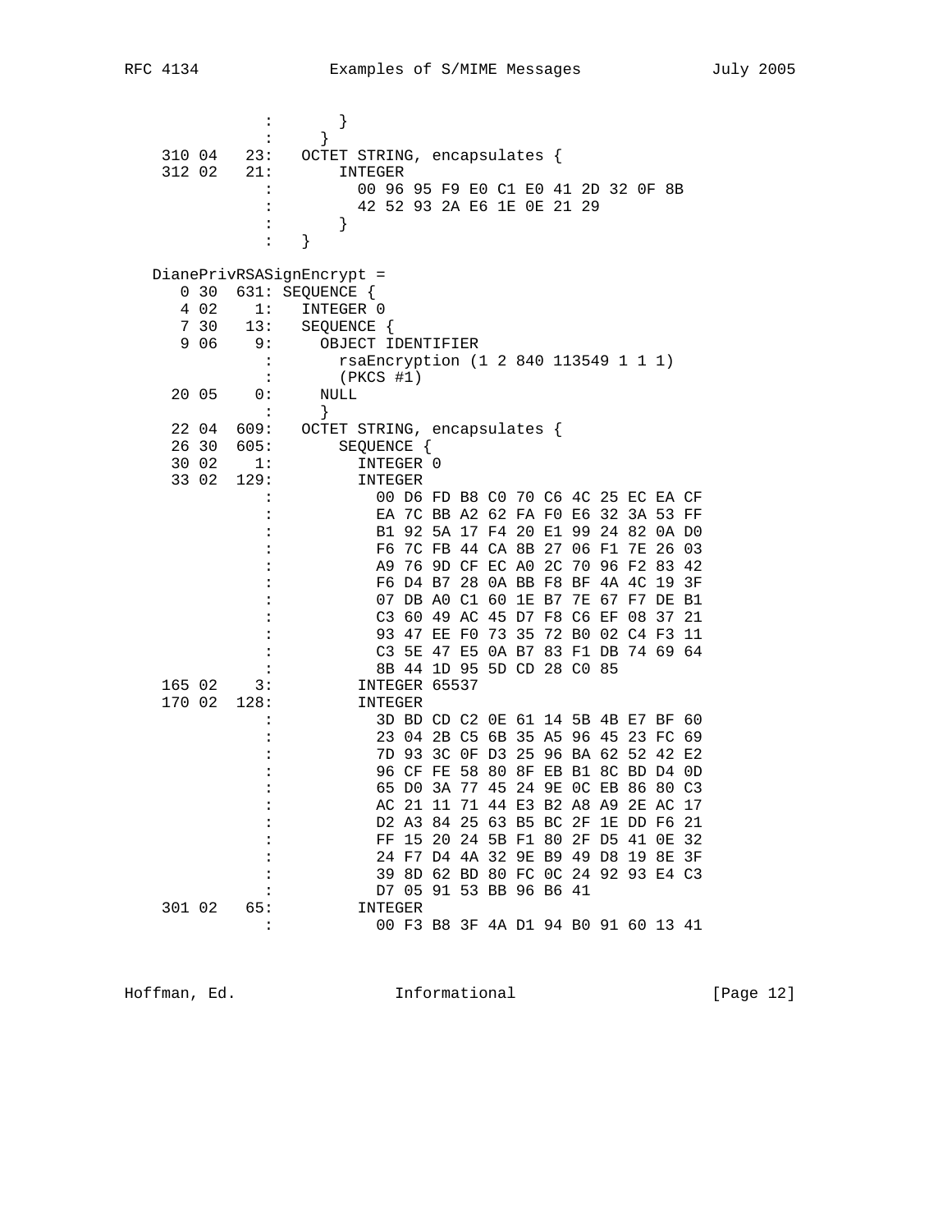```
                :       }
                :     }
    310 04   23:   OCTET STRING, encapsulates {
    312 02   21:       INTEGER
                :         00 96 95 F9 E0 C1 E0 41 2D 32 0F 8B
                :         42 52 93 2A E6 1E 0E 21 29
                :       }
                :   }
```

```
   DianePrivRSASignEncrypt =
      0 30  631: SEQUENCE {
      4 02    1:   INTEGER 0
      7 30   13:   SEQUENCE {
      9 06    9:     OBJECT IDENTIFIER
                :       rsaEncryption (1 2 840 113549 1 1 1)
                :       (PKCS #1)
     20 05    0:     NULL
                :     }
     22 04  609:   OCTET STRING, encapsulates {
     26 30  605:       SEQUENCE {
     30 02    1:         INTEGER 0
     33 02  129:         INTEGER
                :           00 D6 FD B8 C0 70 C6 4C 25 EC EA CF
                :           EA 7C BB A2 62 FA F0 E6 32 3A 53 FF
                :           B1 92 5A 17 F4 20 E1 99 24 82 0A D0
                :           F6 7C FB 44 CA 8B 27 06 F1 7E 26 03
                :           A9 76 9D CF EC A0 2C 70 96 F2 83 42
                :           F6 D4 B7 28 0A BB F8 BF 4A 4C 19 3F
                :           07 DB A0 C1 60 1E B7 7E 67 F7 DE B1
                :           C3 60 49 AC 45 D7 F8 C6 EF 08 37 21
                :           93 47 EE F0 73 35 72 B0 02 C4 F3 11
                :           C3 5E 47 E5 0A B7 83 F1 DB 74 69 64
                :           8B 44 1D 95 5D CD 28 C0 85
    165 02    3:         INTEGER 65537
    170 02  128:         INTEGER
                :           3D BD CD C2 0E 61 14 5B 4B E7 BF 60
                :           23 04 2B C5 6B 35 A5 96 45 23 FC 69
                :           7D 93 3C 0F D3 25 96 BA 62 52 42 E2
                :           96 CF FE 58 80 8F EB B1 8C BD D4 0D
                :           65 D0 3A 77 45 24 9E 0C EB 86 80 C3
                :           AC 21 11 71 44 E3 B2 A8 A9 2E AC 17
                :           D2 A3 84 25 63 B5 BC 2F 1E DD F6 21
                :           FF 15 20 24 5B F1 80 2F D5 41 0E 32
                :           24 F7 D4 4A 32 9E B9 49 D8 19 8E 3F
                :           39 8D 62 BD 80 FC 0C 24 92 93 E4 C3
                :           D7 05 91 53 BB 96 B6 41
    301 02   65:         INTEGER
                :           00 F3 B8 3F 4A D1 94 B0 91 60 13 41
```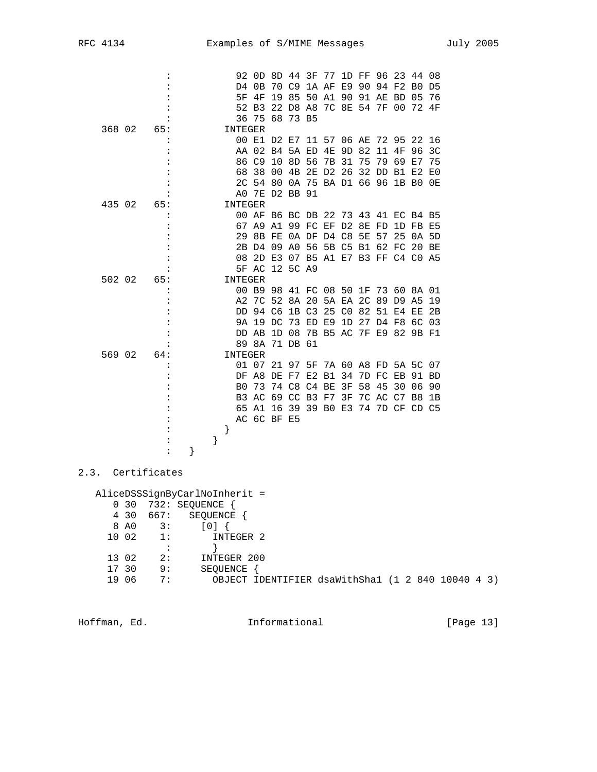```
              :           92 0D 8D 44 3F 77 1D FF 96 23 44 08
              :           D4 0B 70 C9 1A AF E9 90 94 F2 B0 D5
              :           5F 4F 19 85 50 A1 90 91 AE BD 05 76
              :           52 B3 22 D8 A8 7C 8E 54 7F 00 72 4F
              :           36 75 68 73 B5
    368 02   65:         INTEGER
              :           00 E1 D2 E7 11 57 06 AE 72 95 22 16
              :           AA 02 B4 5A ED 4E 9D 82 11 4F 96 3C
              :           86 C9 10 8D 56 7B 31 75 79 69 E7 75
              :           68 38 00 4B 2E D2 26 32 DD B1 E2 E0
              :           2C 54 80 0A 75 BA D1 66 96 1B B0 0E
              :           A0 7E D2 BB 91
    435 02   65:         INTEGER
              :           00 AF B6 BC DB 22 73 43 41 EC B4 B5
              :           67 A9 A1 99 FC EF D2 8E FD 1D FB E5
              :           29 8B FE 0A DF D4 C8 5E 57 25 0A 5D
              :           2B D4 09 A0 56 5B C5 B1 62 FC 20 BE
              :           08 2D E3 07 B5 A1 E7 B3 FF C4 C0 A5
              :           5F AC 12 5C A9
    502 02   65:         INTEGER
              :           00 B9 98 41 FC 08 50 1F 73 60 8A 01
              :           A2 7C 52 8A 20 5A EA 2C 89 D9 A5 19
              :           DD 94 C6 1B C3 25 C0 82 51 E4 EE 2B
              :           9A 19 DC 73 ED E9 1D 27 D4 F8 6C 03
              :           DD AB 1D 08 7B B5 AC 7F E9 82 9B F1
              :           89 8A 71 DB 61
    569 02   64:         INTEGER
              :           01 07 21 97 5F 7A 60 A8 FD 5A 5C 07
              :           DF A8 DE F7 E2 B1 34 7D FC EB 91 BD
              :           B0 73 74 C8 C4 BE 3F 58 45 30 06 90
              :           B3 AC 69 CC B3 F7 3F 7C AC C7 B8 1B
              :           65 A1 16 39 39 B0 E3 74 7D CF CD C5
              :           AC 6C BF E5
              :         }
              :       }
              :   }
```

## 2.3. Certificates

```
   AliceDSSSignByCarlNoInherit =
      0 30  732: SEQUENCE {
      4 30  667:   SEQUENCE {
      8 A0    3:     [0] {
     10 02    1:       INTEGER 2
               :       }
     13 02    2:     INTEGER 200
     17 30    9:     SEQUENCE {
     19 06    7:       OBJECT IDENTIFIER dsaWithSha1 (1 2 840 10040 4 3)
```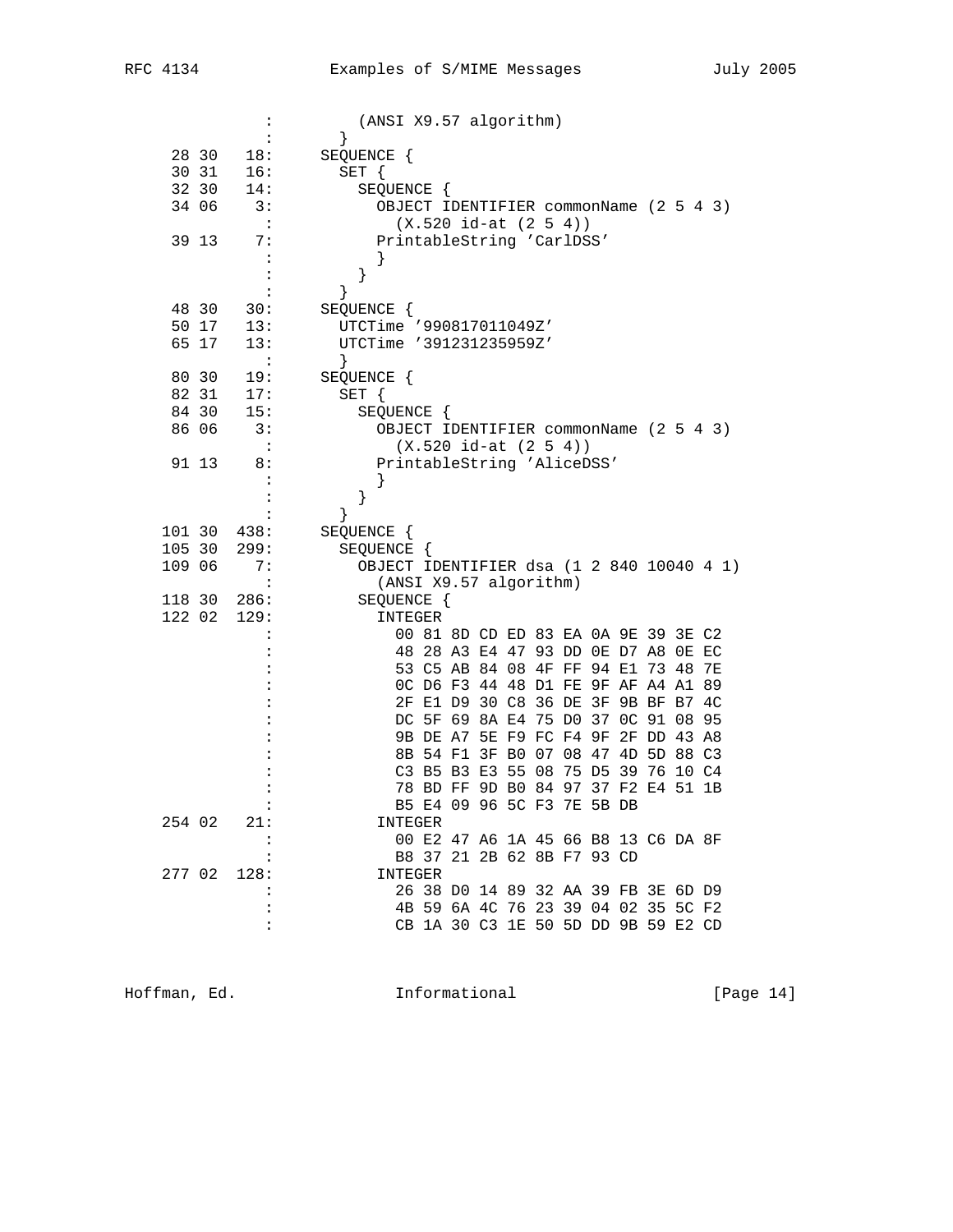```
               :         (ANSI X9.57 algorithm)
               :       }
   28 30   18:      SEQUENCE {
   30 31   16:        SET {
   32 30   14:          SEQUENCE {
   34 06    3:            OBJECT IDENTIFIER commonName (2 5 4 3)
               :              (X.520 id-at (2 5 4))
   39 13    7:            PrintableString 'CarlDSS'
               :            }
               :          }
               :        }
   48 30   30:      SEQUENCE {
   50 17   13:        UTCTime '990817011049Z'
   65 17   13:        UTCTime '391231235959Z'
               :        }
   80 30   19:      SEQUENCE {
   82 31   17:        SET {
   84 30   15:          SEQUENCE {
   86 06    3:            OBJECT IDENTIFIER commonName (2 5 4 3)
               :              (X.520 id-at (2 5 4))
   91 13    8:            PrintableString 'AliceDSS'
               :            }
               :          }
               :        }
  101 30  438:      SEQUENCE {
  105 30  299:        SEQUENCE {
  109 06    7:          OBJECT IDENTIFIER dsa (1 2 840 10040 4 1)
               :            (ANSI X9.57 algorithm)
  118 30  286:          SEQUENCE {
  122 02  129:            INTEGER
               :              00 81 8D CD ED 83 EA 0A 9E 39 3E C2
               :              48 28 A3 E4 47 93 DD 0E D7 A8 0E EC
               :              53 C5 AB 84 08 4F FF 94 E1 73 48 7E
               :              0C D6 F3 44 48 D1 FE 9F AF A4 A1 89
               :              2F E1 D9 30 C8 36 DE 3F 9B BF B7 4C
               :              DC 5F 69 8A E4 75 D0 37 0C 91 08 95
               :              9B DE A7 5E F9 FC F4 9F 2F DD 43 A8
               :              8B 54 F1 3F B0 07 08 47 4D 5D 88 C3
               :              C3 B5 B3 E3 55 08 75 D5 39 76 10 C4
               :              78 BD FF 9D B0 84 97 37 F2 E4 51 1B
               :              B5 E4 09 96 5C F3 7E 5B DB
  254 02   21:            INTEGER
               :              00 E2 47 A6 1A 45 66 B8 13 C6 DA 8F
               :              B8 37 21 2B 62 8B F7 93 CD
  277 02  128:            INTEGER
               :              26 38 D0 14 89 32 AA 39 FB 3E 6D D9
               :              4B 59 6A 4C 76 23 39 04 02 35 5C F2
               :              CB 1A 30 C3 1E 50 5D DD 9B 59 E2 CD
```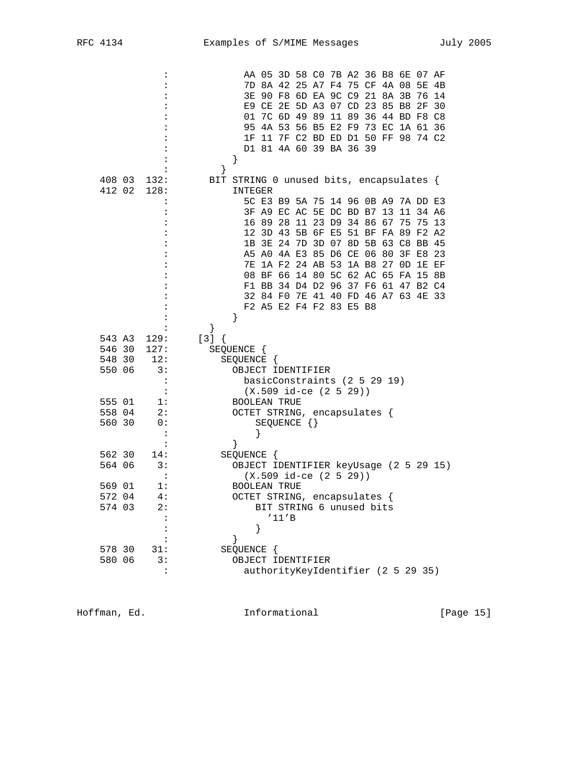```
             :             AA 05 3D 58 C0 7B A2 36 B8 6E 07 AF
             :             7D 8A 42 25 A7 F4 75 CF 4A 08 5E 4B
             :             3E 90 F8 6D EA 9C C9 21 8A 3B 76 14
             :             E9 CE 2E 5D A3 07 CD 23 85 B8 2F 30
             :             01 7C 6D 49 89 11 89 36 44 BD F8 C8
             :             95 4A 53 56 B5 E2 F9 73 EC 1A 61 36
             :             1F 11 7F C2 BD ED D1 50 FF 98 74 C2
             :             D1 81 4A 60 39 BA 36 39
             :           }
             :         }
 408 03  132:       BIT STRING 0 unused bits, encapsulates {
 412 02  128:           INTEGER
             :             5C E3 B9 5A 75 14 96 0B A9 7A DD E3
             :             3F A9 EC AC 5E DC BD B7 13 11 34 A6
             :             16 89 28 11 23 D9 34 86 67 75 75 13
             :             12 3D 43 5B 6F E5 51 BF FA 89 F2 A2
             :             1B 3E 24 7D 3D 07 8D 5B 63 C8 BB 45
             :             A5 A0 4A E3 85 D6 CE 06 80 3F E8 23
             :             7E 1A F2 24 AB 53 1A B8 27 0D 1E EF
             :             08 BF 66 14 80 5C 62 AC 65 FA 15 8B
             :             F1 BB 34 D4 D2 96 37 F6 61 47 B2 C4
             :             32 84 F0 7E 41 40 FD 46 A7 63 4E 33
             :             F2 A5 E2 F4 F2 83 E5 B8
             :           }
             :         }
 543 A3  129:     [3] {
 546 30  127:       SEQUENCE {
 548 30   12:         SEQUENCE {
 550 06    3:           OBJECT IDENTIFIER
             :             basicConstraints (2 5 29 19)
             :             (X.509 id-ce (2 5 29))
 555 01    1:           BOOLEAN TRUE
 558 04    2:           OCTET STRING, encapsulates {
 560 30    0:               SEQUENCE {}
             :             }
             :           }
 562 30   14:         SEQUENCE {
 564 06    3:           OBJECT IDENTIFIER keyUsage (2 5 29 15)
             :             (X.509 id-ce (2 5 29))
 569 01    1:           BOOLEAN TRUE
 572 04    4:           OCTET STRING, encapsulates {
 574 03    2:               BIT STRING 6 unused bits
             :                 '11'B
             :             }
             :           }
 578 30   31:         SEQUENCE {
 580 06    3:           OBJECT IDENTIFIER
             :             authorityKeyIdentifier (2 5 29 35)
```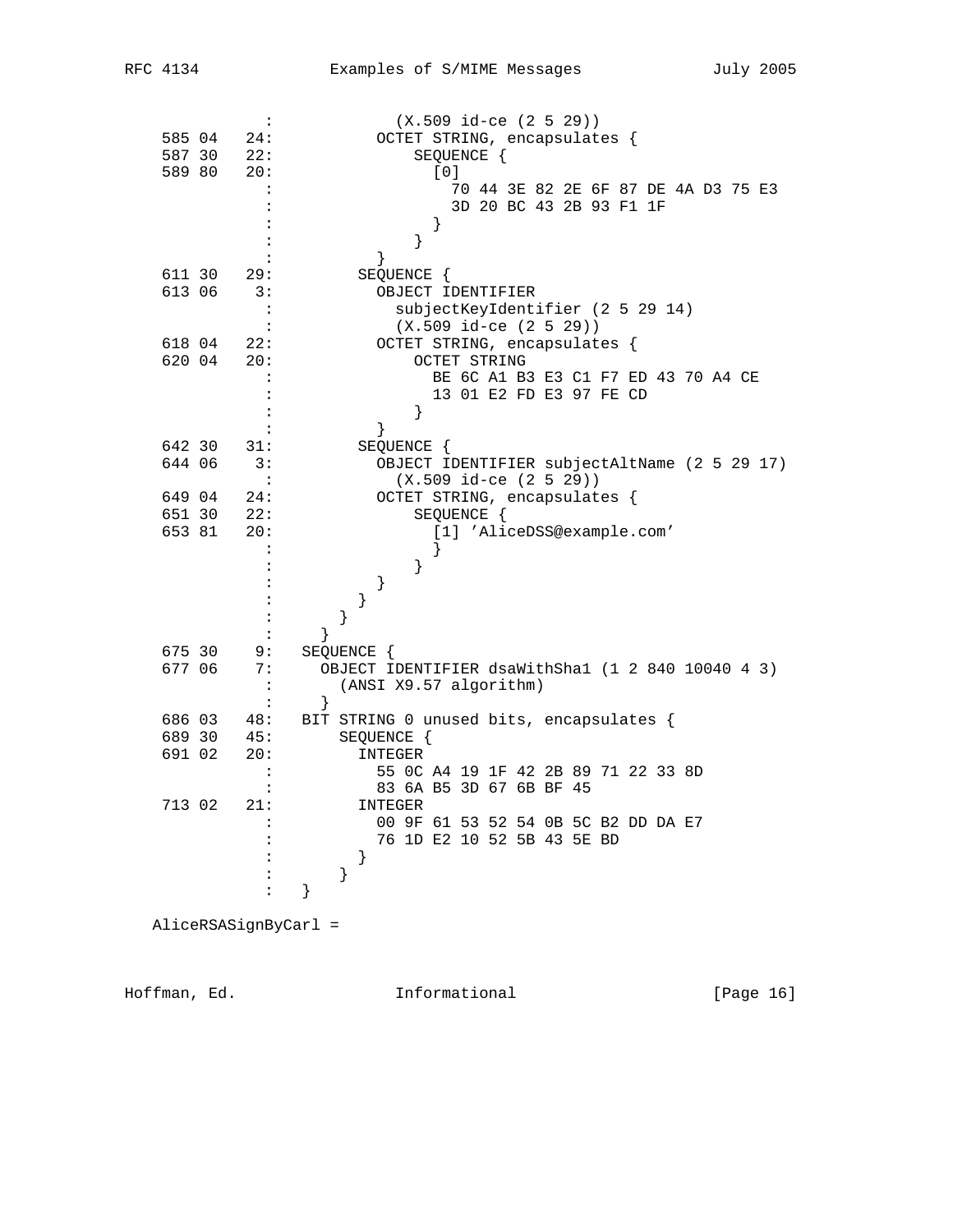```
          :             (X.509 id-ce (2 5 29))
 585 04   24:           OCTET STRING, encapsulates {
 587 30   22:               SEQUENCE {
 589 80   20:                 [0]
          :                   70 44 3E 82 2E 6F 87 DE 4A D3 75 E3
          :                   3D 20 BC 43 2B 93 F1 1F
          :                 }
          :               }
          :           }
 611 30   29:         SEQUENCE {
 613 06    3:           OBJECT IDENTIFIER
          :             subjectKeyIdentifier (2 5 29 14)
          :             (X.509 id-ce (2 5 29))
 618 04   22:           OCTET STRING, encapsulates {
 620 04   20:               OCTET STRING
          :                 BE 6C A1 B3 E3 C1 F7 ED 43 70 A4 CE
          :                 13 01 E2 FD E3 97 FE CD
          :               }
          :           }
 642 30   31:         SEQUENCE {
 644 06    3:           OBJECT IDENTIFIER subjectAltName (2 5 29 17)
          :             (X.509 id-ce (2 5 29))
 649 04   24:           OCTET STRING, encapsulates {
 651 30   22:               SEQUENCE {
 653 81   20:                 [1] 'AliceDSS@example.com'
          :                 }
          :               }
          :           }
          :         }
          :       }
          :     }
 675 30    9:   SEQUENCE {
 677 06    7:     OBJECT IDENTIFIER dsaWithSha1 (1 2 840 10040 4 3)
          :       (ANSI X9.57 algorithm)
          :     }
 686 03   48:   BIT STRING 0 unused bits, encapsulates {
 689 30   45:       SEQUENCE {
 691 02   20:         INTEGER
          :           55 0C A4 19 1F 42 2B 89 71 22 33 8D
          :           83 6A B5 3D 67 6B BF 45
 713 02   21:         INTEGER
          :           00 9F 61 53 52 54 0B 5C B2 DD DA E7
          :           76 1D E2 10 52 5B 43 5E BD
          :         }
          :       }
          :   }
```

AliceRSASignByCarl =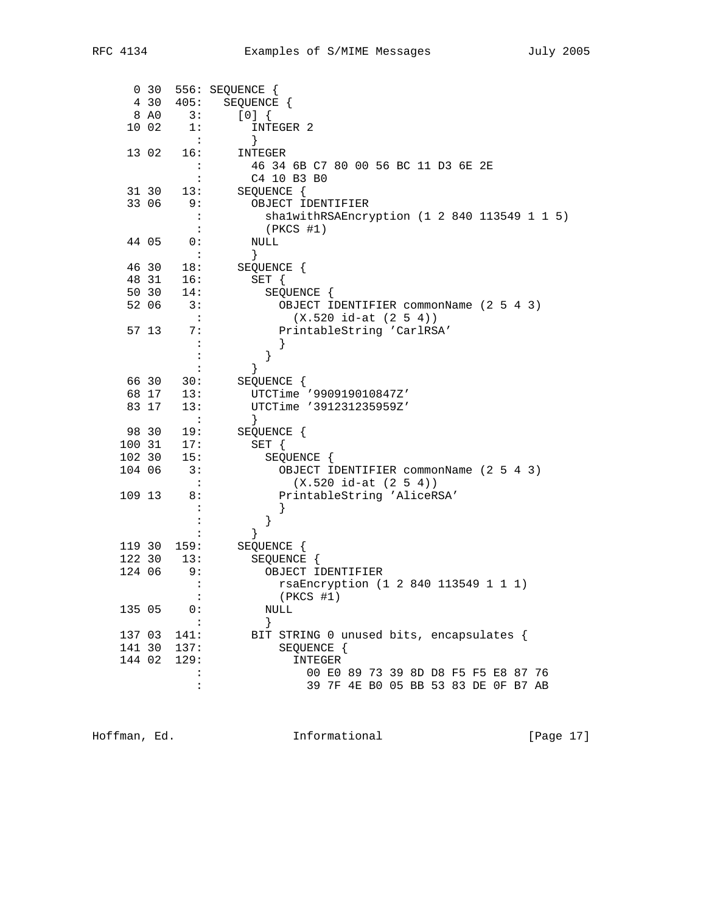```
  0 30  556: SEQUENCE {
  4 30  405:   SEQUENCE {
  8 A0    3:     [0] {
 10 02    1:       INTEGER 2
           :       }
 13 02   16:     INTEGER
           :       46 34 6B C7 80 00 56 BC 11 D3 6E 2E
           :       C4 10 B3 B0
 31 30   13:     SEQUENCE {
 33 06    9:       OBJECT IDENTIFIER
           :         sha1withRSAEncryption (1 2 840 113549 1 1 5)
           :         (PKCS #1)
 44 05    0:       NULL
           :       }
 46 30   18:     SEQUENCE {
 48 31   16:       SET {
 50 30   14:         SEQUENCE {
 52 06    3:           OBJECT IDENTIFIER commonName (2 5 4 3)
           :             (X.520 id-at (2 5 4))
 57 13    7:           PrintableString 'CarlRSA'
           :           }
           :         }
           :       }
 66 30   30:     SEQUENCE {
 68 17   13:       UTCTime '990919010847Z'
 83 17   13:       UTCTime '391231235959Z'
           :       }
 98 30   19:     SEQUENCE {
100 31   17:       SET {
102 30   15:         SEQUENCE {
104 06    3:           OBJECT IDENTIFIER commonName (2 5 4 3)
           :             (X.520 id-at (2 5 4))
109 13    8:           PrintableString 'AliceRSA'
           :           }
           :         }
           :       }
119 30  159:     SEQUENCE {
122 30   13:       SEQUENCE {
124 06    9:         OBJECT IDENTIFIER
           :           rsaEncryption (1 2 840 113549 1 1 1)
           :           (PKCS #1)
135 05    0:         NULL
           :         }
137 03  141:       BIT STRING 0 unused bits, encapsulates {
141 30  137:           SEQUENCE {
144 02  129:             INTEGER
           :               00 E0 89 73 39 8D D8 F5 F5 E8 87 76
           :               39 7F 4E B0 05 BB 53 83 DE 0F B7 AB
```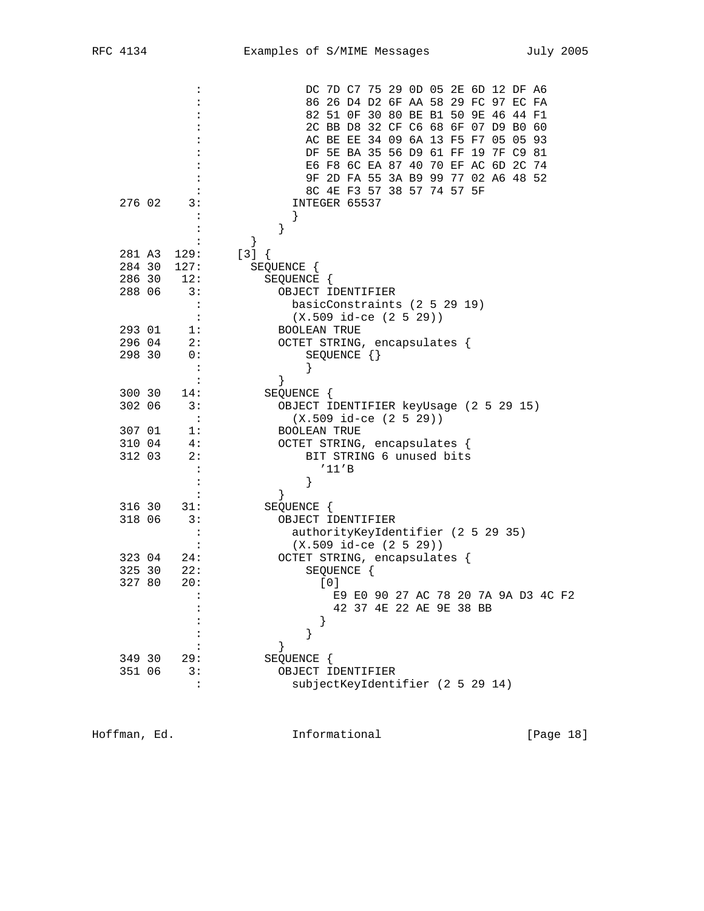```
                :               DC 7D C7 75 29 0D 05 2E 6D 12 DF A6
                :               86 26 D4 D2 6F AA 58 29 FC 97 EC FA
                :               82 51 0F 30 80 BE B1 50 9E 46 44 F1
                :               2C BB D8 32 CF C6 68 6F 07 D9 B0 60
                :               AC BE EE 34 09 6A 13 F5 F7 05 05 93
                :               DF 5E BA 35 56 D9 61 FF 19 7F C9 81
                :               E6 F8 6C EA 87 40 70 EF AC 6D 2C 74
                :               9F 2D FA 55 3A B9 99 77 02 A6 48 52
                :               8C 4E F3 57 38 57 74 57 5F
 276 02     3:             INTEGER 65537
                :             }
                :           }
                :        }
 281 A3   129:      [3] {
 284 30   127:        SEQUENCE {
 286 30    12:          SEQUENCE {
 288 06     3:            OBJECT IDENTIFIER
                :              basicConstraints (2 5 29 19)
                :              (X.509 id-ce (2 5 29))
 293 01     1:            BOOLEAN TRUE
 296 04     2:            OCTET STRING, encapsulates {
 298 30     0:                SEQUENCE {}
                :                }
                :            }
 300 30    14:          SEQUENCE {
 302 06     3:            OBJECT IDENTIFIER keyUsage (2 5 29 15)
                :              (X.509 id-ce (2 5 29))
 307 01     1:            BOOLEAN TRUE
 310 04     4:            OCTET STRING, encapsulates {
 312 03     2:                BIT STRING 6 unused bits
                :                  '11'B
                :                }
                :            }
 316 30    31:          SEQUENCE {
 318 06     3:            OBJECT IDENTIFIER
                :              authorityKeyIdentifier (2 5 29 35)
                :              (X.509 id-ce (2 5 29))
 323 04    24:            OCTET STRING, encapsulates {
 325 30    22:                SEQUENCE {
 327 80    20:                  [0]
                :                    E9 E0 90 27 AC 78 20 7A 9A D3 4C F2
                :                    42 37 4E 22 AE 9E 38 BB
                :                  }
                :                }
                :            }
 349 30    29:          SEQUENCE {
 351 06     3:            OBJECT IDENTIFIER
                :              subjectKeyIdentifier (2 5 29 14)
```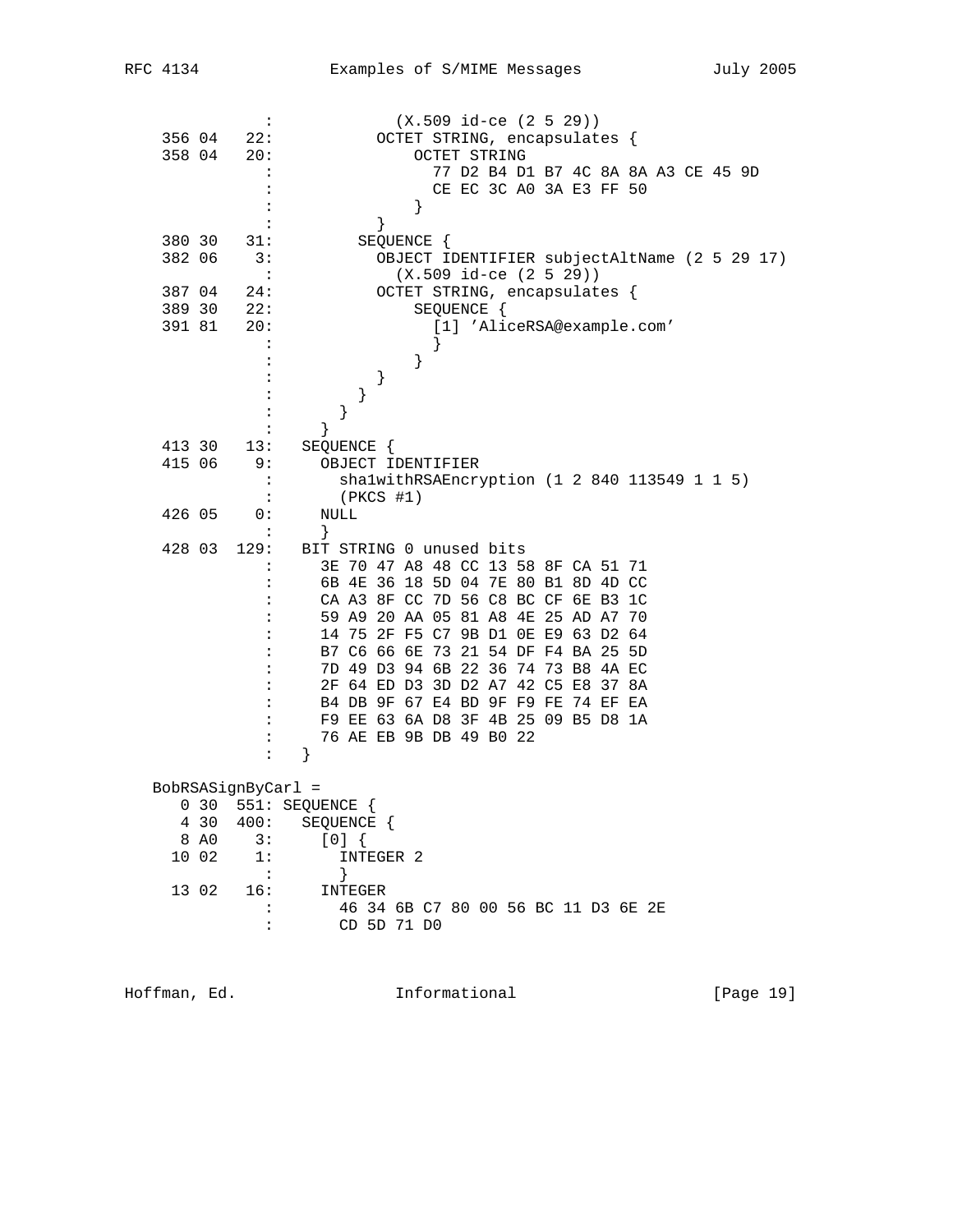```
              :             (X.509 id-ce (2 5 29))
    356 04   22:           OCTET STRING, encapsulates {
    358 04   20:               OCTET STRING
              :                 77 D2 B4 D1 B7 4C 8A 8A A3 CE 45 9D
              :                 CE EC 3C A0 3A E3 FF 50
              :               }
              :           }
    380 30   31:         SEQUENCE {
    382 06    3:           OBJECT IDENTIFIER subjectAltName (2 5 29 17)
              :             (X.509 id-ce (2 5 29))
    387 04   24:           OCTET STRING, encapsulates {
    389 30   22:               SEQUENCE {
    391 81   20:                 [1] 'AliceRSA@example.com'
              :                 }
              :               }
              :           }
              :         }
              :       }
              :     }
    413 30   13:   SEQUENCE {
    415 06    9:     OBJECT IDENTIFIER
              :       sha1withRSAEncryption (1 2 840 113549 1 1 5)
              :       (PKCS #1)
    426 05    0:     NULL
              :     }
    428 03  129:   BIT STRING 0 unused bits
              :     3E 70 47 A8 48 CC 13 58 8F CA 51 71
              :     6B 4E 36 18 5D 04 7E 80 B1 8D 4D CC
              :     CA A3 8F CC 7D 56 C8 BC CF 6E B3 1C
              :     59 A9 20 AA 05 81 A8 4E 25 AD A7 70
              :     14 75 2F F5 C7 9B D1 0E E9 63 D2 64
              :     B7 C6 66 6E 73 21 54 DF F4 BA 25 5D
              :     7D 49 D3 94 6B 22 36 74 73 B8 4A EC
              :     2F 64 ED D3 3D D2 A7 42 C5 E8 37 8A
              :     B4 DB 9F 67 E4 BD 9F F9 FE 74 EF EA
              :     F9 EE 63 6A D8 3F 4B 25 09 B5 D8 1A
              :     76 AE EB 9B DB 49 B0 22
              :   }

   BobRSASignByCarl =
      0 30  551: SEQUENCE {
      4 30  400:   SEQUENCE {
      8 A0    3:     [0] {
     10 02    1:       INTEGER 2
              :       }
     13 02   16:     INTEGER
              :       46 34 6B C7 80 00 56 BC 11 D3 6E 2E
              :       CD 5D 71 D0
```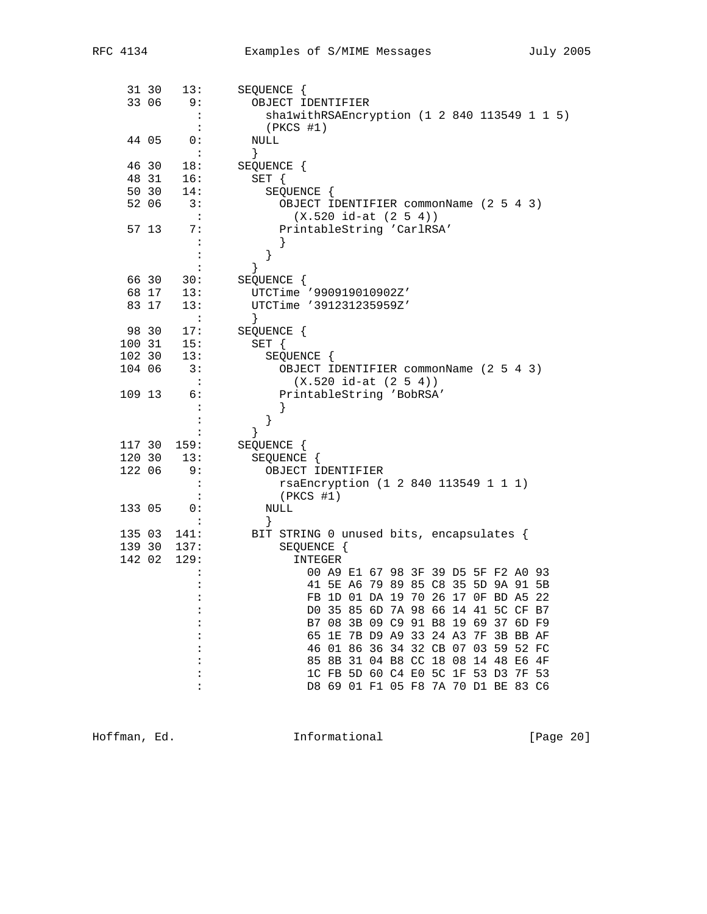```
  31 30   13:     SEQUENCE {
  33 06    9:       OBJECT IDENTIFIER
            :         sha1withRSAEncryption (1 2 840 113549 1 1 5)
            :         (PKCS #1)
  44 05    0:       NULL
            :       }
  46 30   18:     SEQUENCE {
  48 31   16:       SET {
  50 30   14:         SEQUENCE {
  52 06    3:           OBJECT IDENTIFIER commonName (2 5 4 3)
            :             (X.520 id-at (2 5 4))
  57 13    7:           PrintableString 'CarlRSA'
            :           }
            :         }
            :       }
  66 30   30:     SEQUENCE {
  68 17   13:       UTCTime '990919010902Z'
  83 17   13:       UTCTime '391231235959Z'
            :       }
  98 30   17:     SEQUENCE {
 100 31   15:       SET {
 102 30   13:         SEQUENCE {
 104 06    3:           OBJECT IDENTIFIER commonName (2 5 4 3)
            :             (X.520 id-at (2 5 4))
 109 13    6:           PrintableString 'BobRSA'
            :           }
            :         }
            :       }
 117 30  159:     SEQUENCE {
 120 30   13:       SEQUENCE {
 122 06    9:         OBJECT IDENTIFIER
            :           rsaEncryption (1 2 840 113549 1 1 1)
            :           (PKCS #1)
 133 05    0:         NULL
            :         }
 135 03  141:       BIT STRING 0 unused bits, encapsulates {
 139 30  137:           SEQUENCE {
 142 02  129:             INTEGER
            :               00 A9 E1 67 98 3F 39 D5 5F F2 A0 93
            :               41 5E A6 79 89 85 C8 35 5D 9A 91 5B
            :               FB 1D 01 DA 19 70 26 17 0F BD A5 22
            :               D0 35 85 6D 7A 98 66 14 41 5C CF B7
            :               B7 08 3B 09 C9 91 B8 19 69 37 6D F9
            :               65 1E 7B D9 A9 33 24 A3 7F 3B BB AF
            :               46 01 86 36 34 32 CB 07 03 59 52 FC
            :               85 8B 31 04 B8 CC 18 08 14 48 E6 4F
            :               1C FB 5D 60 C4 E0 5C 1F 53 D3 7F 53
            :               D8 69 01 F1 05 F8 7A 70 D1 BE 83 C6
```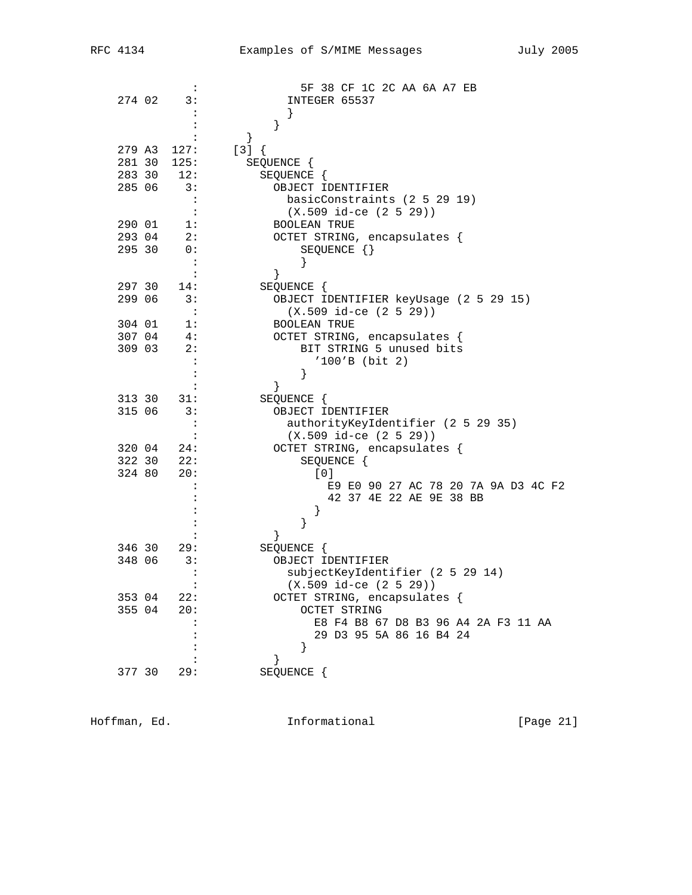```
            :               5F 38 CF 1C 2C AA 6A A7 EB
 274 02    3:             INTEGER 65537
            :             }
            :           }
            :         }
 279 A3  127:       [3] {
 281 30  125:         SEQUENCE {
 283 30   12:           SEQUENCE {
 285 06    3:             OBJECT IDENTIFIER
            :               basicConstraints (2 5 29 19)
            :               (X.509 id-ce (2 5 29))
 290 01    1:             BOOLEAN TRUE
 293 04    2:             OCTET STRING, encapsulates {
 295 30    0:                 SEQUENCE {}
            :                 }
            :             }
 297 30   14:           SEQUENCE {
 299 06    3:             OBJECT IDENTIFIER keyUsage (2 5 29 15)
            :               (X.509 id-ce (2 5 29))
 304 01    1:             BOOLEAN TRUE
 307 04    4:             OCTET STRING, encapsulates {
 309 03    2:                 BIT STRING 5 unused bits
            :                   '100'B (bit 2)
            :                 }
            :             }
 313 30   31:           SEQUENCE {
 315 06    3:             OBJECT IDENTIFIER
            :               authorityKeyIdentifier (2 5 29 35)
            :               (X.509 id-ce (2 5 29))
 320 04   24:             OCTET STRING, encapsulates {
 322 30   22:                 SEQUENCE {
 324 80   20:                   [0]
            :                     E9 E0 90 27 AC 78 20 7A 9A D3 4C F2
            :                     42 37 4E 22 AE 9E 38 BB
            :                   }
            :                 }
            :             }
 346 30   29:           SEQUENCE {
 348 06    3:             OBJECT IDENTIFIER
            :               subjectKeyIdentifier (2 5 29 14)
            :               (X.509 id-ce (2 5 29))
 353 04   22:             OCTET STRING, encapsulates {
 355 04   20:                 OCTET STRING
            :                   E8 F4 B8 67 D8 B3 96 A4 2A F3 11 AA
            :                   29 D3 95 5A 86 16 B4 24
            :                 }
            :             }
 377 30   29:           SEQUENCE {
```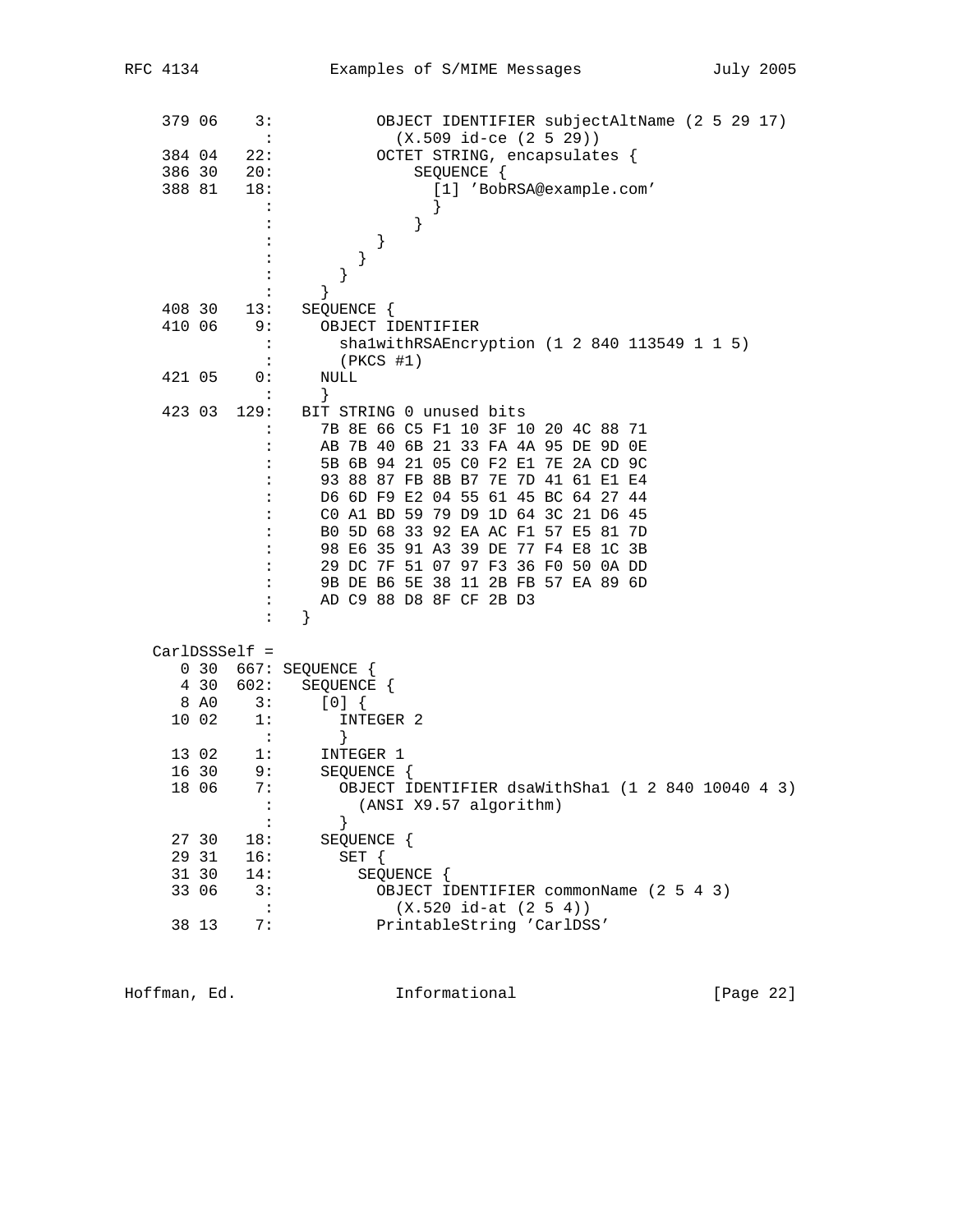```
  379 06    3:           OBJECT IDENTIFIER subjectAltName (2 5 29 17)
            :              (X.509 id-ce (2 5 29))
  384 04   22:           OCTET STRING, encapsulates {
  386 30   20:               SEQUENCE {
  388 81   18:                 [1] 'BobRSA@example.com'
            :                 }
            :               }
            :           }
            :         }
            :       }
            :     }
  408 30   13:   SEQUENCE {
  410 06    9:     OBJECT IDENTIFIER
            :       sha1withRSAEncryption (1 2 840 113549 1 1 5)
            :       (PKCS #1)
  421 05    0:     NULL
            :     }
  423 03  129:   BIT STRING 0 unused bits
            :     7B 8E 66 C5 F1 10 3F 10 20 4C 88 71
            :     AB 7B 40 6B 21 33 FA 4A 95 DE 9D 0E
            :     5B 6B 94 21 05 C0 F2 E1 7E 2A CD 9C
            :     93 88 87 FB 8B B7 7E 7D 41 61 E1 E4
            :     D6 6D F9 E2 04 55 61 45 BC 64 27 44
            :     C0 A1 BD 59 79 D9 1D 64 3C 21 D6 45
            :     B0 5D 68 33 92 EA AC F1 57 E5 81 7D
            :     98 E6 35 91 A3 39 DE 77 F4 E8 1C 3B
            :     29 DC 7F 51 07 97 F3 36 F0 50 0A DD
            :     9B DE B6 5E 38 11 2B FB 57 EA 89 6D
            :     AD C9 88 D8 8F CF 2B D3
            :   }

CarlDSSSelf =
    0 30  667: SEQUENCE {
    4 30  602:   SEQUENCE {
    8 A0    3:     [0] {
   10 02    1:       INTEGER 2
            :       }
   13 02    1:     INTEGER 1
   16 30    9:     SEQUENCE {
   18 06    7:       OBJECT IDENTIFIER dsaWithSha1 (1 2 840 10040 4 3)
            :         (ANSI X9.57 algorithm)
            :       }
   27 30   18:     SEQUENCE {
   29 31   16:       SET {
   31 30   14:         SEQUENCE {
   33 06    3:           OBJECT IDENTIFIER commonName (2 5 4 3)
            :             (X.520 id-at (2 5 4))
   38 13    7:           PrintableString 'CarlDSS'
```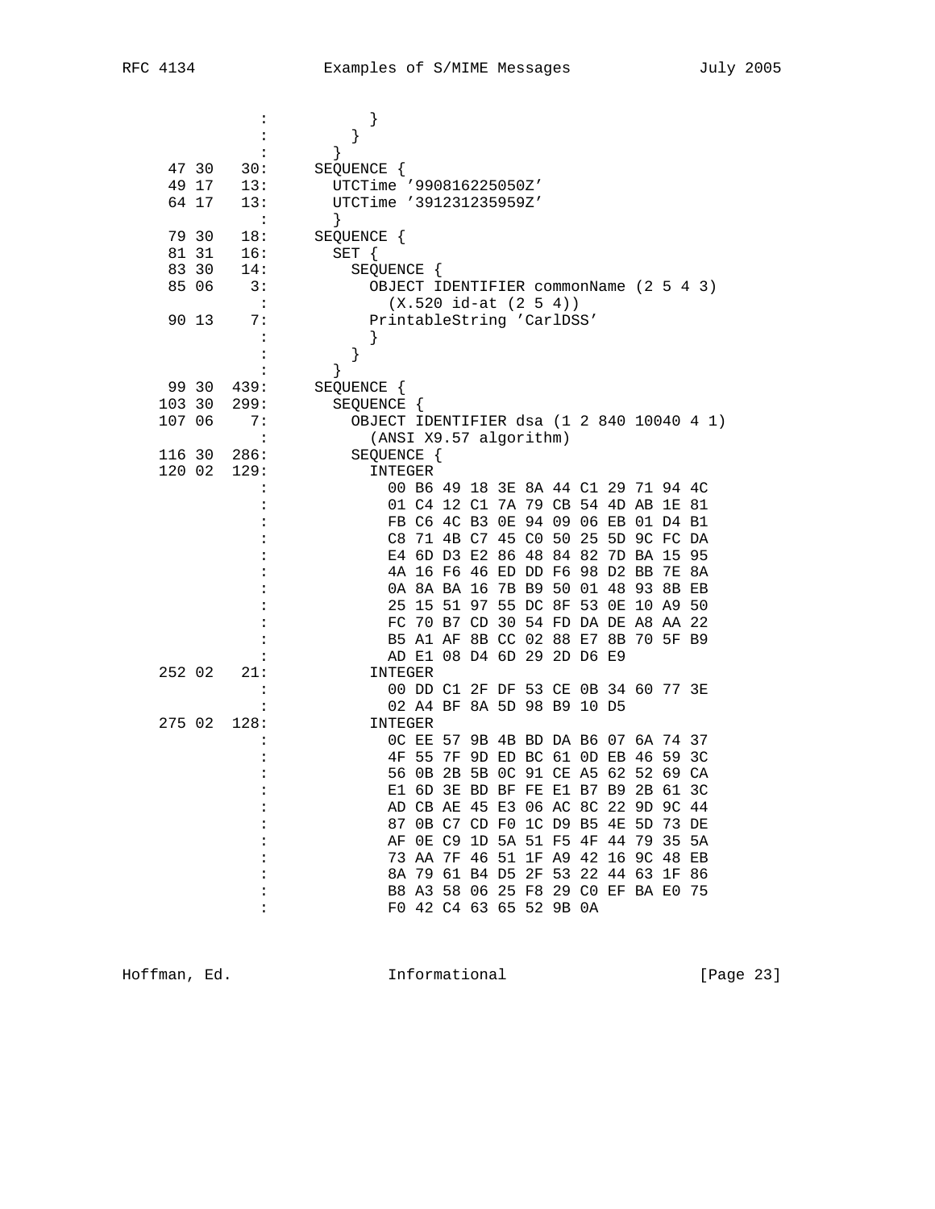```
               :           }
               :         }
               :       }
  47 30   30:     SEQUENCE {
  49 17   13:       UTCTime '990816225050Z'
  64 17   13:       UTCTime '391231235959Z'
               :       }
  79 30   18:     SEQUENCE {
  81 31   16:       SET {
  83 30   14:         SEQUENCE {
  85 06    3:           OBJECT IDENTIFIER commonName (2 5 4 3)
               :             (X.520 id-at (2 5 4))
  90 13    7:           PrintableString 'CarlDSS'
               :           }
               :         }
               :       }
  99 30  439:     SEQUENCE {
 103 30  299:       SEQUENCE {
 107 06    7:         OBJECT IDENTIFIER dsa (1 2 840 10040 4 1)
               :           (ANSI X9.57 algorithm)
 116 30  286:         SEQUENCE {
 120 02  129:           INTEGER
               :             00 B6 49 18 3E 8A 44 C1 29 71 94 4C
               :             01 C4 12 C1 7A 79 CB 54 4D AB 1E 81
               :             FB C6 4C B3 0E 94 09 06 EB 01 D4 B1
               :             C8 71 4B C7 45 C0 50 25 5D 9C FC DA
               :             E4 6D D3 E2 86 48 84 82 7D BA 15 95
               :             4A 16 F6 46 ED DD F6 98 D2 BB 7E 8A
               :             0A 8A BA 16 7B B9 50 01 48 93 8B EB
               :             25 15 51 97 55 DC 8F 53 0E 10 A9 50
               :             FC 70 B7 CD 30 54 FD DA DE A8 AA 22
               :             B5 A1 AF 8B CC 02 88 E7 8B 70 5F B9
               :             AD E1 08 D4 6D 29 2D D6 E9
 252 02   21:           INTEGER
               :             00 DD C1 2F DF 53 CE 0B 34 60 77 3E
               :             02 A4 BF 8A 5D 98 B9 10 D5
 275 02  128:           INTEGER
               :             0C EE 57 9B 4B BD DA B6 07 6A 74 37
               :             4F 55 7F 9D ED BC 61 0D EB 46 59 3C
               :             56 0B 2B 5B 0C 91 CE A5 62 52 69 CA
               :             E1 6D 3E BD BF FE E1 B7 B9 2B 61 3C
               :             AD CB AE 45 E3 06 AC 8C 22 9D 9C 44
               :             87 0B C7 CD F0 1C D9 B5 4E 5D 73 DE
               :             AF 0E C9 1D 5A 51 F5 4F 44 79 35 5A
               :             73 AA 7F 46 51 1F A9 42 16 9C 48 EB
               :             8A 79 61 B4 D5 2F 53 22 44 63 1F 86
               :             B8 A3 58 06 25 F8 29 C0 EF BA E0 75
               :             F0 42 C4 63 65 52 9B 0A
```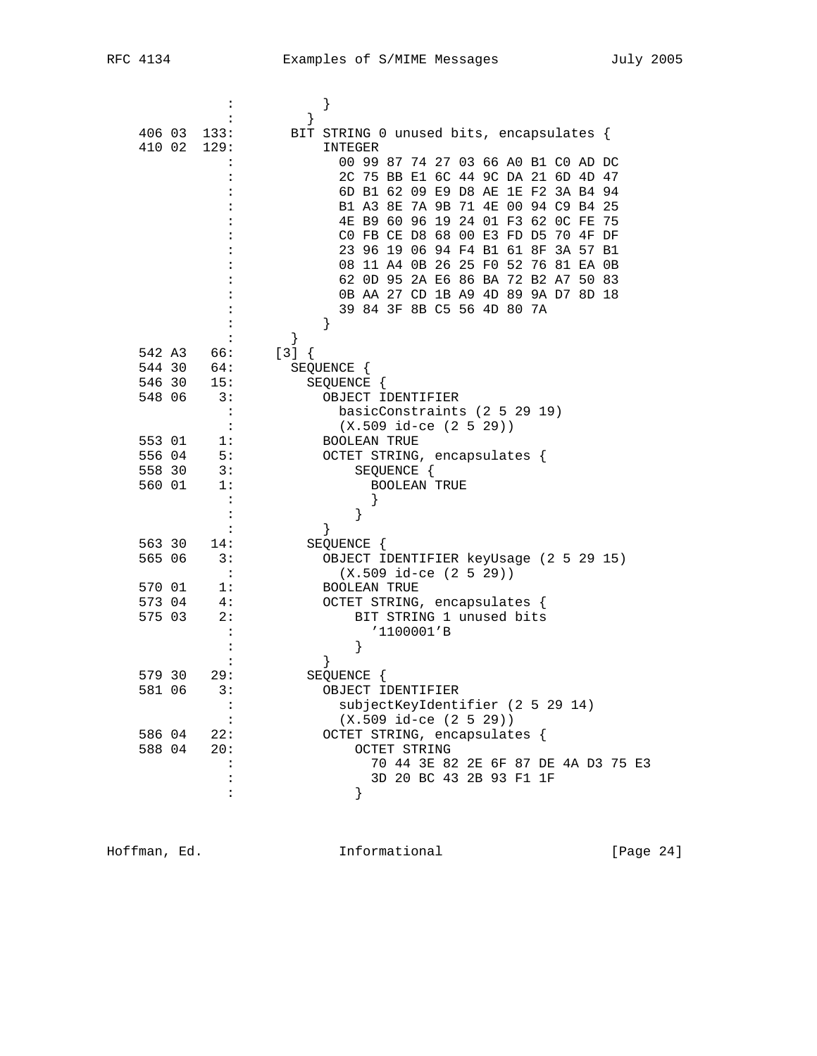```
                :           }
                :         }
    406 03  133:        BIT STRING 0 unused bits, encapsulates {
    410 02  129:          INTEGER
                :            00 99 87 74 27 03 66 A0 B1 C0 AD DC
                :            2C 75 BB E1 6C 44 9C DA 21 6D 4D 47
                :            6D B1 62 09 E9 D8 AE 1E F2 3A B4 94
                :            B1 A3 8E 7A 9B 71 4E 00 94 C9 B4 25
                :            4E B9 60 96 19 24 01 F3 62 0C FE 75
                :            C0 FB CE D8 68 00 E3 FD D5 70 4F DF
                :            23 96 19 06 94 F4 B1 61 8F 3A 57 B1
                :            08 11 A4 0B 26 25 F0 52 76 81 EA 0B
                :            62 0D 95 2A E6 86 BA 72 B2 A7 50 83
                :            0B AA 27 CD 1B A9 4D 89 9A D7 8D 18
                :            39 84 3F 8B C5 56 4D 80 7A
                :          }
                :        }
    542 A3   66:      [3] {
    544 30   64:        SEQUENCE {
    546 30   15:          SEQUENCE {
    548 06    3:            OBJECT IDENTIFIER
                :              basicConstraints (2 5 29 19)
                :              (X.509 id-ce (2 5 29))
    553 01    1:            BOOLEAN TRUE
    556 04    5:            OCTET STRING, encapsulates {
    558 30    3:                SEQUENCE {
    560 01    1:                  BOOLEAN TRUE
                :                  }
                :                }
                :            }
    563 30   14:          SEQUENCE {
    565 06    3:            OBJECT IDENTIFIER keyUsage (2 5 29 15)
                :              (X.509 id-ce (2 5 29))
    570 01    1:            BOOLEAN TRUE
    573 04    4:            OCTET STRING, encapsulates {
    575 03    2:                BIT STRING 1 unused bits
                :                  '1100001'B
                :                }
                :            }
    579 30   29:          SEQUENCE {
    581 06    3:            OBJECT IDENTIFIER
                :              subjectKeyIdentifier (2 5 29 14)
                :              (X.509 id-ce (2 5 29))
    586 04   22:            OCTET STRING, encapsulates {
    588 04   20:                OCTET STRING
                :                  70 44 3E 82 2E 6F 87 DE 4A D3 75 E3
                :                  3D 20 BC 43 2B 93 F1 1F
                :                }
```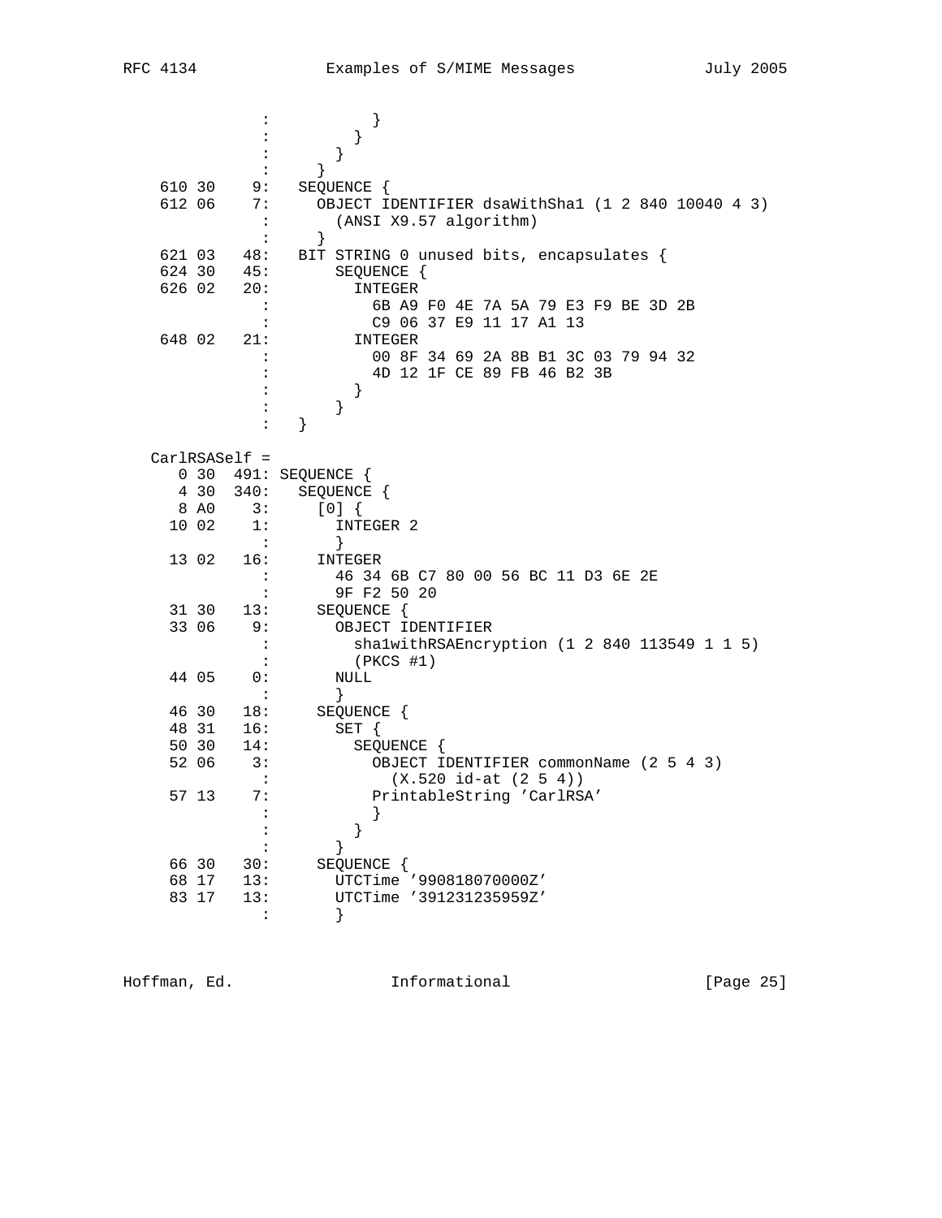```
                :           }
                :         }
                :       }
                :     }
    610 30    9:   SEQUENCE {
    612 06    7:     OBJECT IDENTIFIER dsaWithSha1 (1 2 840 10040 4 3)
                :       (ANSI X9.57 algorithm)
                :     }
    621 03   48:   BIT STRING 0 unused bits, encapsulates {
    624 30   45:       SEQUENCE {
    626 02   20:         INTEGER
                :           6B A9 F0 4E 7A 5A 79 E3 F9 BE 3D 2B
                :           C9 06 37 E9 11 17 A1 13
    648 02   21:         INTEGER
                :           00 8F 34 69 2A 8B B1 3C 03 79 94 32
                :           4D 12 1F CE 89 FB 46 B2 3B
                :         }
                :       }
                :   }
```

```
   CarlRSASelf =
      0 30  491: SEQUENCE {
      4 30  340:   SEQUENCE {
      8 A0    3:     [0] {
     10 02    1:       INTEGER 2
                :       }
     13 02   16:     INTEGER
                :       46 34 6B C7 80 00 56 BC 11 D3 6E 2E
                :       9F F2 50 20
     31 30   13:     SEQUENCE {
     33 06    9:       OBJECT IDENTIFIER
                :         sha1withRSAEncryption (1 2 840 113549 1 1 5)
                :         (PKCS #1)
     44 05    0:       NULL
                :       }
     46 30   18:     SEQUENCE {
     48 31   16:       SET {
     50 30   14:         SEQUENCE {
     52 06    3:           OBJECT IDENTIFIER commonName (2 5 4 3)
                :             (X.520 id-at (2 5 4))
     57 13    7:           PrintableString 'CarlRSA'
                :           }
                :         }
                :       }
     66 30   30:     SEQUENCE {
     68 17   13:       UTCTime '990818070000Z'
     83 17   13:       UTCTime '391231235959Z'
                :       }
```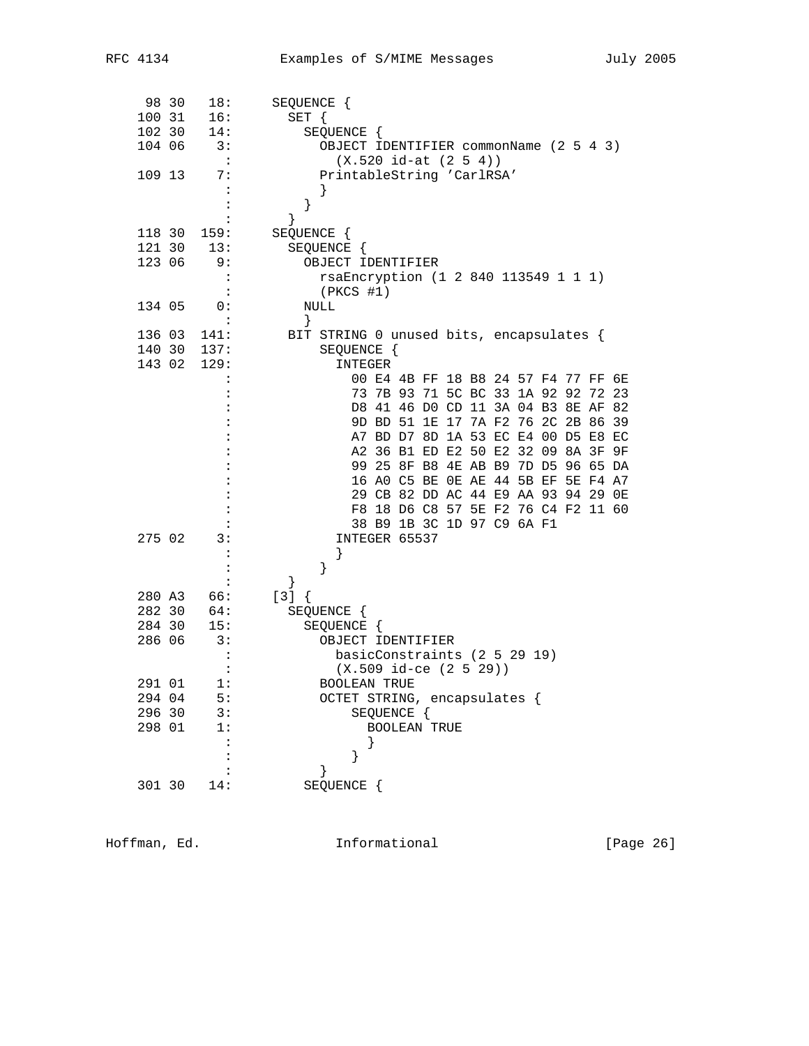```
  98 30   18:     SEQUENCE {
 100 31   16:       SET {
 102 30   14:         SEQUENCE {
 104 06    3:           OBJECT IDENTIFIER commonName (2 5 4 3)
            :             (X.520 id-at (2 5 4))
 109 13    7:           PrintableString 'CarlRSA'
            :           }
            :         }
            :       }
 118 30  159:     SEQUENCE {
 121 30   13:       SEQUENCE {
 123 06    9:         OBJECT IDENTIFIER
            :           rsaEncryption (1 2 840 113549 1 1 1)
            :           (PKCS #1)
 134 05    0:         NULL
            :         }
 136 03  141:       BIT STRING 0 unused bits, encapsulates {
 140 30  137:           SEQUENCE {
 143 02  129:             INTEGER
            :               00 E4 4B FF 18 B8 24 57 F4 77 FF 6E
            :               73 7B 93 71 5C BC 33 1A 92 92 72 23
            :               D8 41 46 D0 CD 11 3A 04 B3 8E AF 82
            :               9D BD 51 1E 17 7A F2 76 2C 2B 86 39
            :               A7 BD D7 8D 1A 53 EC E4 00 D5 E8 EC
            :               A2 36 B1 ED E2 50 E2 32 09 8A 3F 9F
            :               99 25 8F B8 4E AB B9 7D D5 96 65 DA
            :               16 A0 C5 BE 0E AE 44 5B EF 5E F4 A7
            :               29 CB 82 DD AC 44 E9 AA 93 94 29 0E
            :               F8 18 D6 C8 57 5E F2 76 C4 F2 11 60
            :               38 B9 1B 3C 1D 97 C9 6A F1
 275 02    3:             INTEGER 65537
            :             }
            :           }
            :       }
 280 A3   66:     [3] {
 282 30   64:       SEQUENCE {
 284 30   15:         SEQUENCE {
 286 06    3:           OBJECT IDENTIFIER
            :             basicConstraints (2 5 29 19)
            :             (X.509 id-ce (2 5 29))
 291 01    1:           BOOLEAN TRUE
 294 04    5:           OCTET STRING, encapsulates {
 296 30    3:               SEQUENCE {
 298 01    1:                 BOOLEAN TRUE
            :                 }
            :               }
            :           }
 301 30   14:         SEQUENCE {
```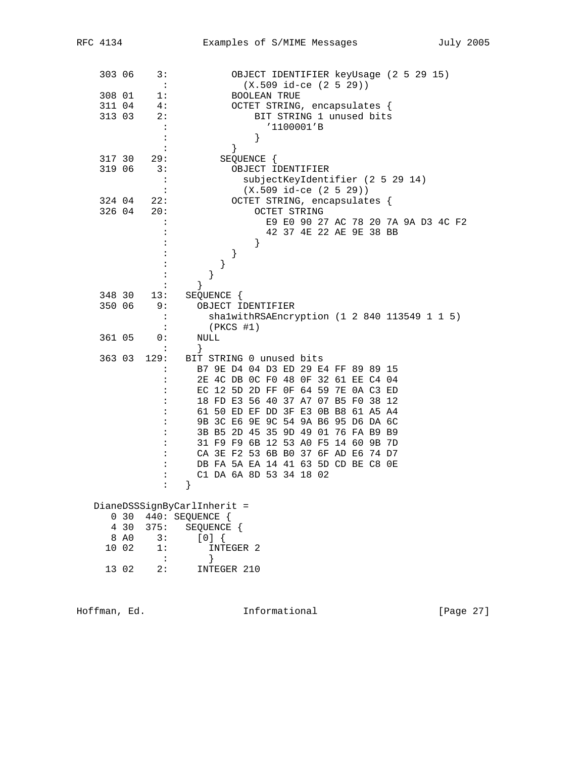```
    303 06    3:           OBJECT IDENTIFIER keyUsage (2 5 29 15)
              :              (X.509 id-ce (2 5 29))
    308 01    1:           BOOLEAN TRUE
    311 04    4:           OCTET STRING, encapsulates {
    313 03    2:               BIT STRING 1 unused bits
              :                  '1100001'B
              :                }
              :            }
    317 30   29:         SEQUENCE {
    319 06    3:           OBJECT IDENTIFIER
              :              subjectKeyIdentifier (2 5 29 14)
              :              (X.509 id-ce (2 5 29))
    324 04   22:           OCTET STRING, encapsulates {
    326 04   20:               OCTET STRING
              :                  E9 E0 90 27 AC 78 20 7A 9A D3 4C F2
              :                  42 37 4E 22 AE 9E 38 BB
              :                }
              :            }
              :          }
              :        }
              :      }
    348 30   13:   SEQUENCE {
    350 06    9:     OBJECT IDENTIFIER
              :        sha1withRSAEncryption (1 2 840 113549 1 1 5)
              :        (PKCS #1)
    361 05    0:     NULL
              :      }
    363 03  129:   BIT STRING 0 unused bits
              :      B7 9E D4 04 D3 ED 29 E4 FF 89 89 15
              :      2E 4C DB 0C F0 48 0F 32 61 EE C4 04
              :      EC 12 5D 2D FF 0F 64 59 7E 0A C3 ED
              :      18 FD E3 56 40 37 A7 07 B5 F0 38 12
              :      61 50 ED EF DD 3F E3 0B B8 61 A5 A4
              :      9B 3C E6 9E 9C 54 9A B6 95 D6 DA 6C
              :      3B B5 2D 45 35 9D 49 01 76 FA B9 B9
              :      31 F9 F9 6B 12 53 A0 F5 14 60 9B 7D
              :      CA 3E F2 53 6B B0 37 6F AD E6 74 D7
              :      DB FA 5A EA 14 41 63 5D CD BE C8 0E
              :      C1 DA 6A 8D 53 34 18 02
              :    }

   DianeDSSSignByCarlInherit =
      0 30  440: SEQUENCE {
      4 30  375:   SEQUENCE {
      8 A0    3:     [0] {
     10 02    1:       INTEGER 2
              :        }
     13 02    2:     INTEGER 210
```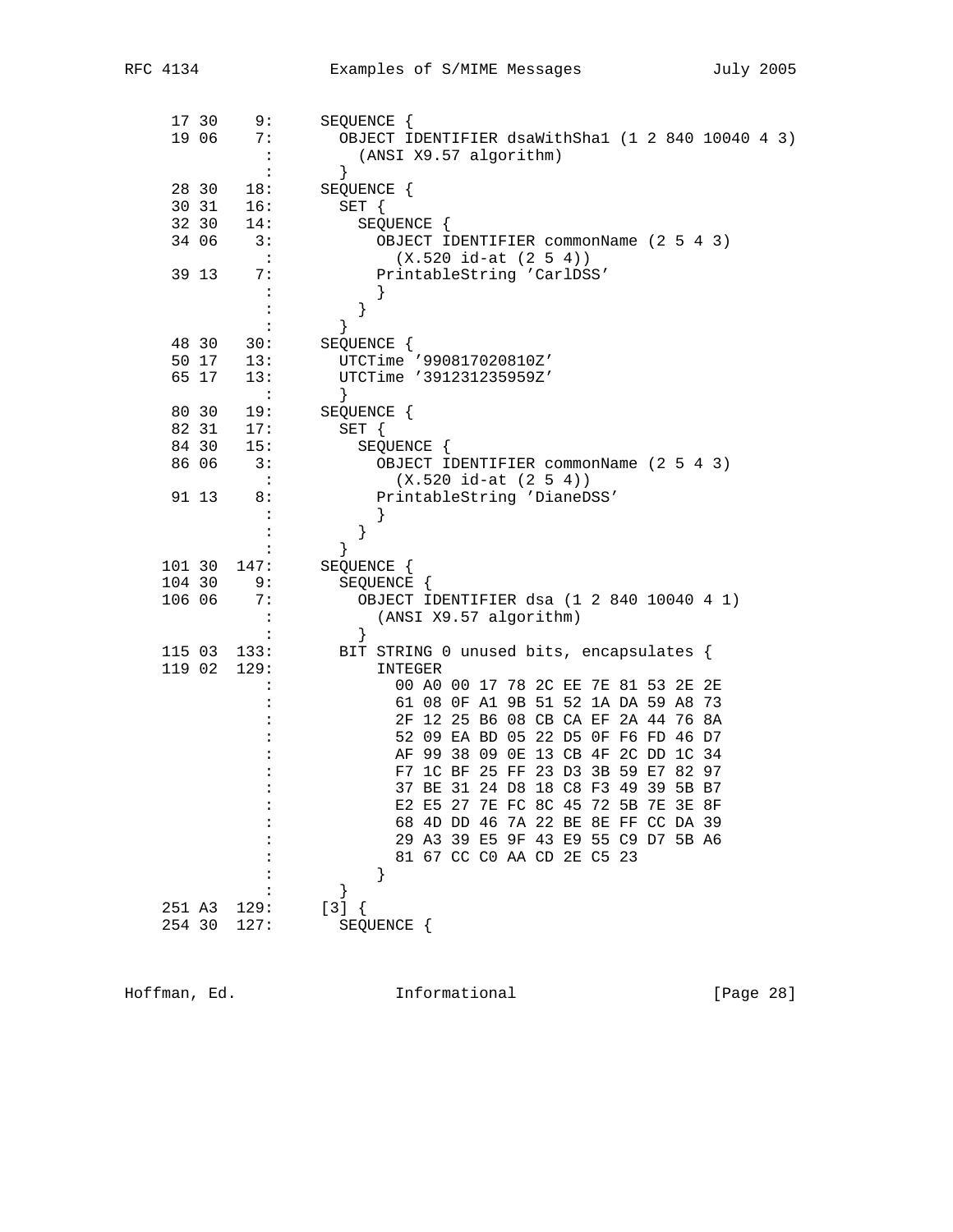```
  17 30    9:     SEQUENCE {
  19 06    7:       OBJECT IDENTIFIER dsaWithSha1 (1 2 840 10040 4 3)
             :         (ANSI X9.57 algorithm)
             :       }
  28 30   18:     SEQUENCE {
  30 31   16:       SET {
  32 30   14:         SEQUENCE {
  34 06    3:           OBJECT IDENTIFIER commonName (2 5 4 3)
             :             (X.520 id-at (2 5 4))
  39 13    7:           PrintableString 'CarlDSS'
             :           }
             :         }
             :       }
  48 30   30:     SEQUENCE {
  50 17   13:       UTCTime '990817020810Z'
  65 17   13:       UTCTime '391231235959Z'
             :       }
  80 30   19:     SEQUENCE {
  82 31   17:       SET {
  84 30   15:         SEQUENCE {
  86 06    3:           OBJECT IDENTIFIER commonName (2 5 4 3)
             :             (X.520 id-at (2 5 4))
  91 13    8:           PrintableString 'DianeDSS'
             :           }
             :         }
             :       }
 101 30  147:     SEQUENCE {
 104 30    9:       SEQUENCE {
 106 06    7:         OBJECT IDENTIFIER dsa (1 2 840 10040 4 1)
             :           (ANSI X9.57 algorithm)
             :         }
 115 03  133:       BIT STRING 0 unused bits, encapsulates {
 119 02  129:           INTEGER
             :             00 A0 00 17 78 2C EE 7E 81 53 2E 2E
             :             61 08 0F A1 9B 51 52 1A DA 59 A8 73
             :             2F 12 25 B6 08 CB CA EF 2A 44 76 8A
             :             52 09 EA BD 05 22 D5 0F F6 FD 46 D7
             :             AF 99 38 09 0E 13 CB 4F 2C DD 1C 34
             :             F7 1C BF 25 FF 23 D3 3B 59 E7 82 97
             :             37 BE 31 24 D8 18 C8 F3 49 39 5B B7
             :             E2 E5 27 7E FC 8C 45 72 5B 7E 3E 8F
             :             68 4D DD 46 7A 22 BE 8E FF CC DA 39
             :             29 A3 39 E5 9F 43 E9 55 C9 D7 5B A6
             :             81 67 CC C0 AA CD 2E C5 23
             :           }
             :       }
 251 A3  129:     [3] {
 254 30  127:       SEQUENCE {
```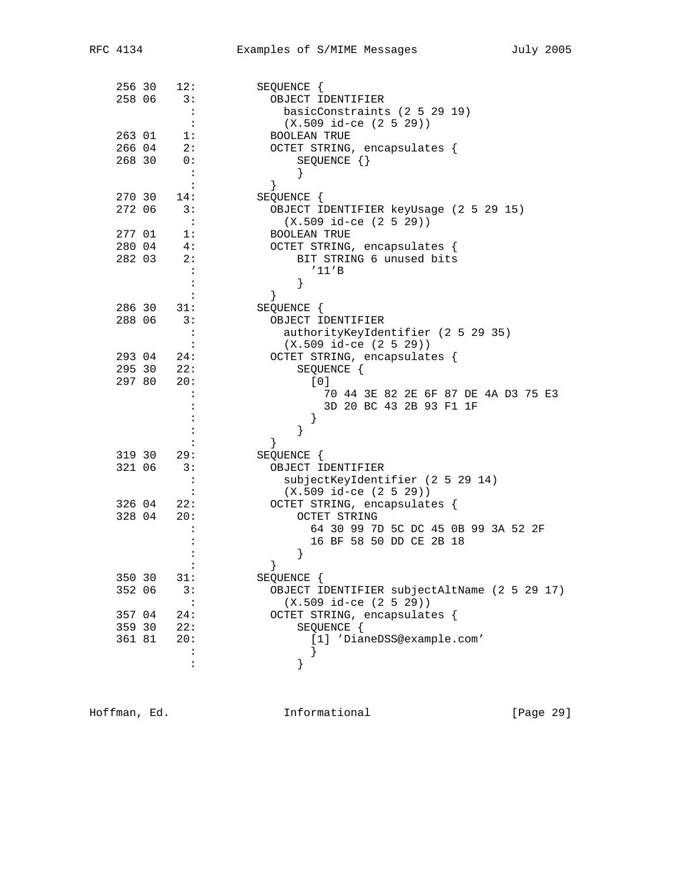```
 256 30   12:         SEQUENCE {
 258 06    3:           OBJECT IDENTIFIER
            :             basicConstraints (2 5 29 19)
            :             (X.509 id-ce (2 5 29))
 263 01    1:           BOOLEAN TRUE
 266 04    2:           OCTET STRING, encapsulates {
 268 30    0:               SEQUENCE {}
            :               }
            :           }
 270 30   14:         SEQUENCE {
 272 06    3:           OBJECT IDENTIFIER keyUsage (2 5 29 15)
            :             (X.509 id-ce (2 5 29))
 277 01    1:           BOOLEAN TRUE
 280 04    4:           OCTET STRING, encapsulates {
 282 03    2:               BIT STRING 6 unused bits
            :                 '11'B
            :               }
            :           }
 286 30   31:         SEQUENCE {
 288 06    3:           OBJECT IDENTIFIER
            :             authorityKeyIdentifier (2 5 29 35)
            :             (X.509 id-ce (2 5 29))
 293 04   24:           OCTET STRING, encapsulates {
 295 30   22:               SEQUENCE {
 297 80   20:                 [0]
            :                   70 44 3E 82 2E 6F 87 DE 4A D3 75 E3
            :                   3D 20 BC 43 2B 93 F1 1F
            :                 }
            :               }
            :           }
 319 30   29:         SEQUENCE {
 321 06    3:           OBJECT IDENTIFIER
            :             subjectKeyIdentifier (2 5 29 14)
            :             (X.509 id-ce (2 5 29))
 326 04   22:           OCTET STRING, encapsulates {
 328 04   20:               OCTET STRING
            :                 64 30 99 7D 5C DC 45 0B 99 3A 52 2F
            :                 16 BF 58 50 DD CE 2B 18
            :               }
            :           }
 350 30   31:         SEQUENCE {
 352 06    3:           OBJECT IDENTIFIER subjectAltName (2 5 29 17)
            :             (X.509 id-ce (2 5 29))
 357 04   24:           OCTET STRING, encapsulates {
 359 30   22:               SEQUENCE {
 361 81   20:                 [1] 'DianeDSS@example.com'
            :                 }
            :               }
```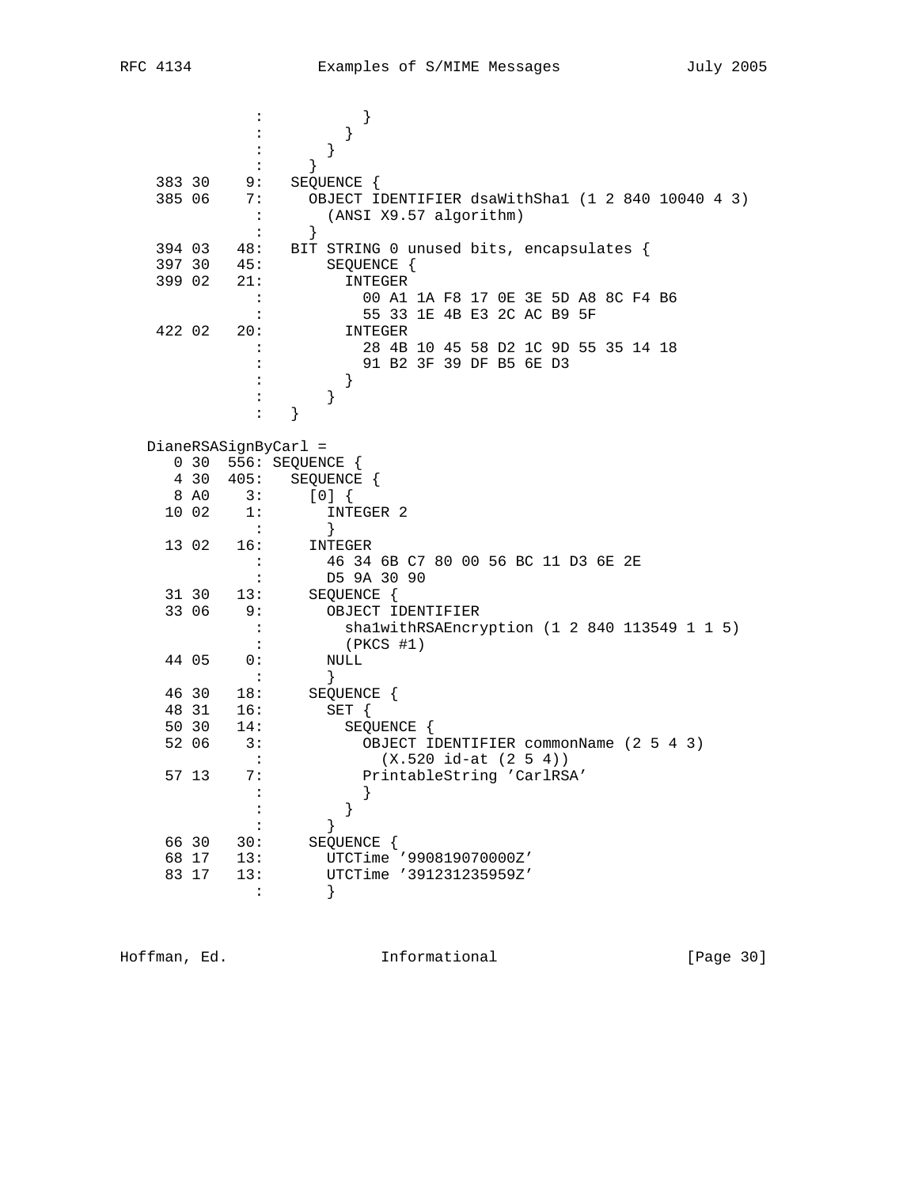```
                :           }
                :         }
                :       }
                :     }
    383 30     9:   SEQUENCE {
    385 06     7:     OBJECT IDENTIFIER dsaWithSha1 (1 2 840 10040 4 3)
                :       (ANSI X9.57 algorithm)
                :     }
    394 03    48:   BIT STRING 0 unused bits, encapsulates {
    397 30    45:       SEQUENCE {
    399 02    21:         INTEGER
                :           00 A1 1A F8 17 0E 3E 5D A8 8C F4 B6
                :           55 33 1E 4B E3 2C AC B9 5F
    422 02    20:         INTEGER
                :           28 4B 10 45 58 D2 1C 9D 55 35 14 18
                :           91 B2 3F 39 DF B5 6E D3
                :         }
                :       }
                :   }

   DianeRSASignByCarl =
      0 30   556: SEQUENCE {
      4 30   405:   SEQUENCE {
      8 A0     3:     [0] {
     10 02     1:       INTEGER 2
                :       }
     13 02    16:     INTEGER
                :       46 34 6B C7 80 00 56 BC 11 D3 6E 2E
                :       D5 9A 30 90
     31 30    13:     SEQUENCE {
     33 06     9:       OBJECT IDENTIFIER
                :         sha1withRSAEncryption (1 2 840 113549 1 1 5)
                :         (PKCS #1)
     44 05     0:       NULL
                :       }
     46 30    18:     SEQUENCE {
     48 31    16:       SET {
     50 30    14:         SEQUENCE {
     52 06     3:           OBJECT IDENTIFIER commonName (2 5 4 3)
                :             (X.520 id-at (2 5 4))
     57 13     7:           PrintableString 'CarlRSA'
                :           }
                :         }
                :       }
     66 30    30:     SEQUENCE {
     68 17    13:       UTCTime '990819070000Z'
     83 17    13:       UTCTime '391231235959Z'
                :       }
```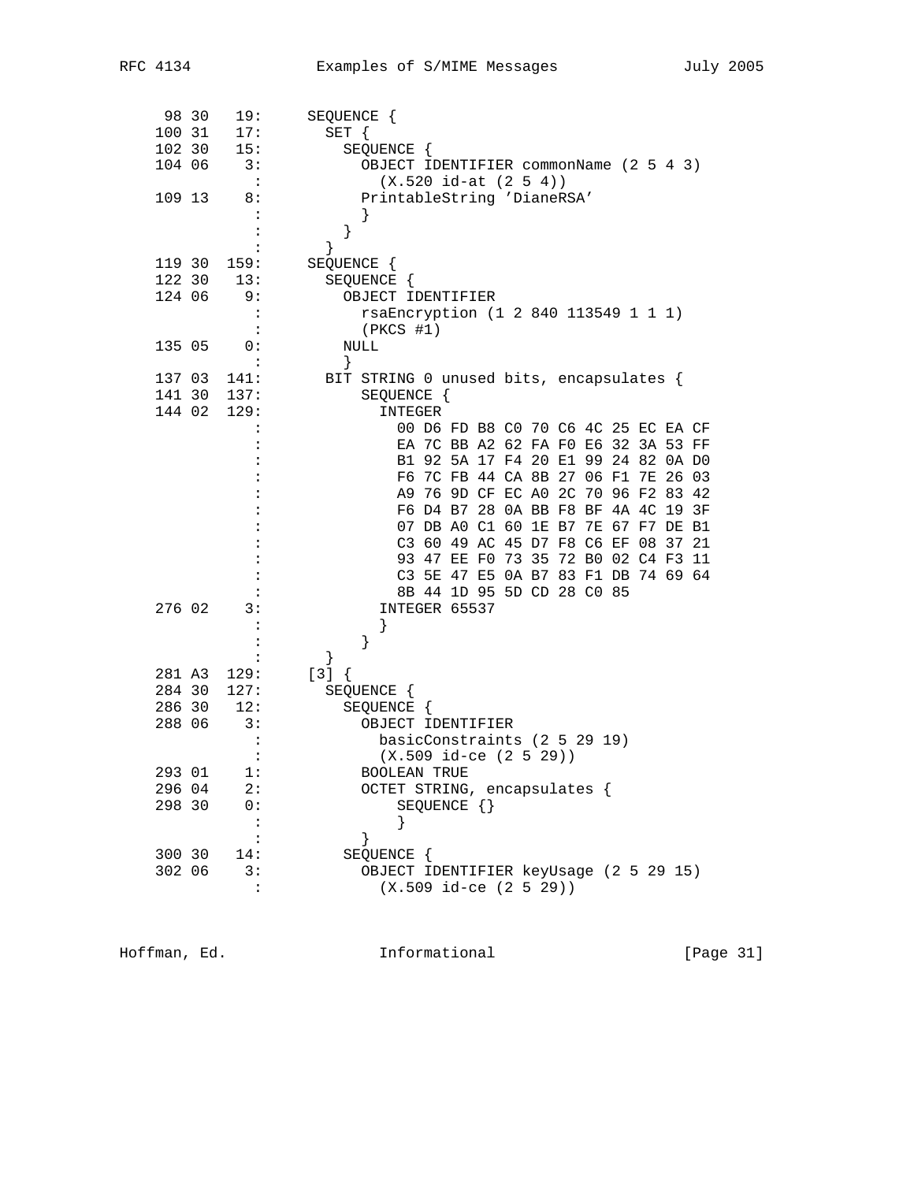```
  98 30   19:     SEQUENCE {
 100 31   17:       SET {
 102 30   15:         SEQUENCE {
 104 06    3:           OBJECT IDENTIFIER commonName (2 5 4 3)
            :             (X.520 id-at (2 5 4))
 109 13    8:           PrintableString 'DianeRSA'
            :           }
            :         }
            :       }
 119 30  159:     SEQUENCE {
 122 30   13:       SEQUENCE {
 124 06    9:         OBJECT IDENTIFIER
            :           rsaEncryption (1 2 840 113549 1 1 1)
            :           (PKCS #1)
 135 05    0:         NULL
            :         }
 137 03  141:       BIT STRING 0 unused bits, encapsulates {
 141 30  137:           SEQUENCE {
 144 02  129:             INTEGER
            :               00 D6 FD B8 C0 70 C6 4C 25 EC EA CF
            :               EA 7C BB A2 62 FA F0 E6 32 3A 53 FF
            :               B1 92 5A 17 F4 20 E1 99 24 82 0A D0
            :               F6 7C FB 44 CA 8B 27 06 F1 7E 26 03
            :               A9 76 9D CF EC A0 2C 70 96 F2 83 42
            :               F6 D4 B7 28 0A BB F8 BF 4A 4C 19 3F
            :               07 DB A0 C1 60 1E B7 7E 67 F7 DE B1
            :               C3 60 49 AC 45 D7 F8 C6 EF 08 37 21
            :               93 47 EE F0 73 35 72 B0 02 C4 F3 11
            :               C3 5E 47 E5 0A B7 83 F1 DB 74 69 64
            :               8B 44 1D 95 5D CD 28 C0 85
 276 02    3:             INTEGER 65537
            :             }
            :           }
            :       }
 281 A3  129:     [3] {
 284 30  127:       SEQUENCE {
 286 30   12:         SEQUENCE {
 288 06    3:           OBJECT IDENTIFIER
            :             basicConstraints (2 5 29 19)
            :             (X.509 id-ce (2 5 29))
 293 01    1:           BOOLEAN TRUE
 296 04    2:           OCTET STRING, encapsulates {
 298 30    0:               SEQUENCE {}
            :               }
            :           }
 300 30   14:         SEQUENCE {
 302 06    3:           OBJECT IDENTIFIER keyUsage (2 5 29 15)
            :             (X.509 id-ce (2 5 29))
```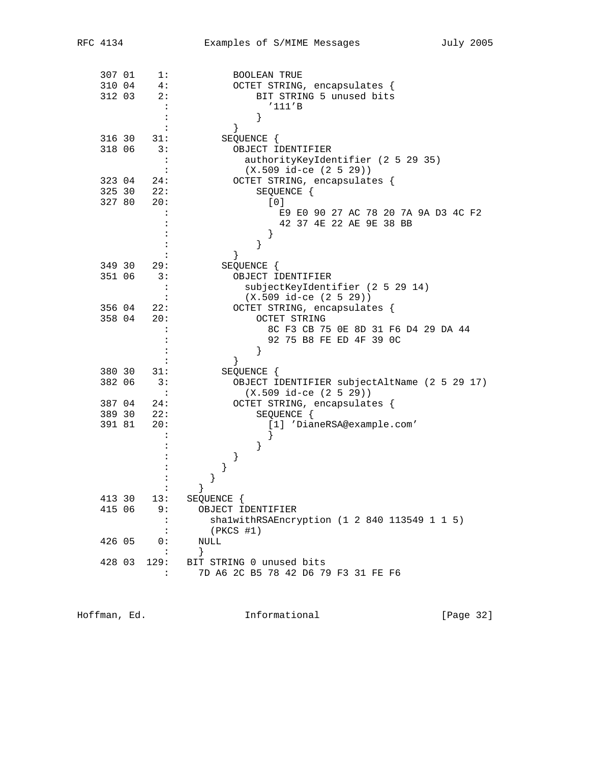```
 307 01    1:           BOOLEAN TRUE
 310 04    4:           OCTET STRING, encapsulates {
 312 03    2:               BIT STRING 5 unused bits
           :                 '111'B
           :               }
           :           }
 316 30   31:         SEQUENCE {
 318 06    3:           OBJECT IDENTIFIER
           :             authorityKeyIdentifier (2 5 29 35)
           :             (X.509 id-ce (2 5 29))
 323 04   24:           OCTET STRING, encapsulates {
 325 30   22:               SEQUENCE {
 327 80   20:                 [0]
           :                   E9 E0 90 27 AC 78 20 7A 9A D3 4C F2
           :                   42 37 4E 22 AE 9E 38 BB
           :                 }
           :               }
           :           }
 349 30   29:         SEQUENCE {
 351 06    3:           OBJECT IDENTIFIER
           :             subjectKeyIdentifier (2 5 29 14)
           :             (X.509 id-ce (2 5 29))
 356 04   22:           OCTET STRING, encapsulates {
 358 04   20:               OCTET STRING
           :                 8C F3 CB 75 0E 8D 31 F6 D4 29 DA 44
           :                 92 75 B8 FE ED 4F 39 0C
           :               }
           :           }
 380 30   31:         SEQUENCE {
 382 06    3:           OBJECT IDENTIFIER subjectAltName (2 5 29 17)
           :             (X.509 id-ce (2 5 29))
 387 04   24:           OCTET STRING, encapsulates {
 389 30   22:               SEQUENCE {
 391 81   20:                 [1] 'DianeRSA@example.com'
           :                 }
           :               }
           :           }
           :         }
           :       }
           :     }
 413 30   13:   SEQUENCE {
 415 06    9:     OBJECT IDENTIFIER
           :       sha1withRSAEncryption (1 2 840 113549 1 1 5)
           :       (PKCS #1)
 426 05    0:     NULL
           :     }
 428 03  129:   BIT STRING 0 unused bits
           :     7D A6 2C B5 78 42 D6 79 F3 31 FE F6
```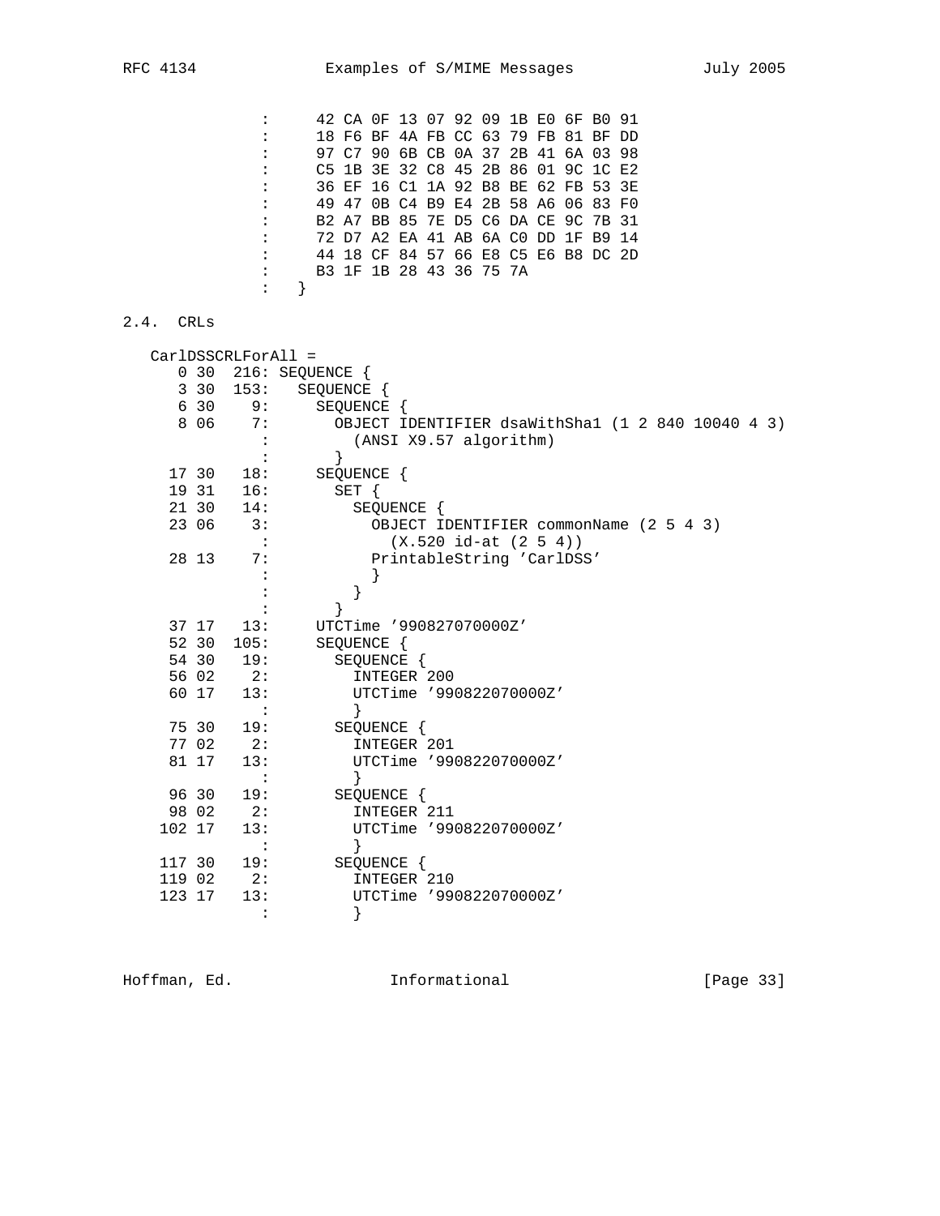```
                :     42 CA 0F 13 07 92 09 1B E0 6F B0 91
                :     18 F6 BF 4A FB CC 63 79 FB 81 BF DD
                :     97 C7 90 6B CB 0A 37 2B 41 6A 03 98
                :     C5 1B 3E 32 C8 45 2B 86 01 9C 1C E2
                :     36 EF 16 C1 1A 92 B8 BE 62 FB 53 3E
                :     49 47 0B C4 B9 E4 2B 58 A6 06 83 F0
                :     B2 A7 BB 85 7E D5 C6 DA CE 9C 7B 31
                :     72 D7 A2 EA 41 AB 6A C0 DD 1F B9 14
                :     44 18 CF 84 57 66 E8 C5 E6 B8 DC 2D
                :     B3 1F 1B 28 43 36 75 7A
                :   }
```

## 2.4. CRLs

```
   CarlDSSCRLForAll =
      0 30  216: SEQUENCE {
      3 30  153:   SEQUENCE {
      6 30    9:     SEQUENCE {
      8 06    7:       OBJECT IDENTIFIER dsaWithSha1 (1 2 840 10040 4 3)
               :         (ANSI X9.57 algorithm)
               :       }
     17 30   18:     SEQUENCE {
     19 31   16:       SET {
     21 30   14:         SEQUENCE {
     23 06    3:           OBJECT IDENTIFIER commonName (2 5 4 3)
               :             (X.520 id-at (2 5 4))
     28 13    7:           PrintableString 'CarlDSS'
               :           }
               :         }
               :       }
     37 17   13:     UTCTime '990827070000Z'
     52 30  105:     SEQUENCE {
     54 30   19:       SEQUENCE {
     56 02    2:         INTEGER 200
     60 17   13:         UTCTime '990822070000Z'
               :         }
     75 30   19:       SEQUENCE {
     77 02    2:         INTEGER 201
     81 17   13:         UTCTime '990822070000Z'
               :         }
     96 30   19:       SEQUENCE {
     98 02    2:         INTEGER 211
    102 17   13:         UTCTime '990822070000Z'
               :         }
    117 30   19:       SEQUENCE {
    119 02    2:         INTEGER 210
    123 17   13:         UTCTime '990822070000Z'
               :         }
```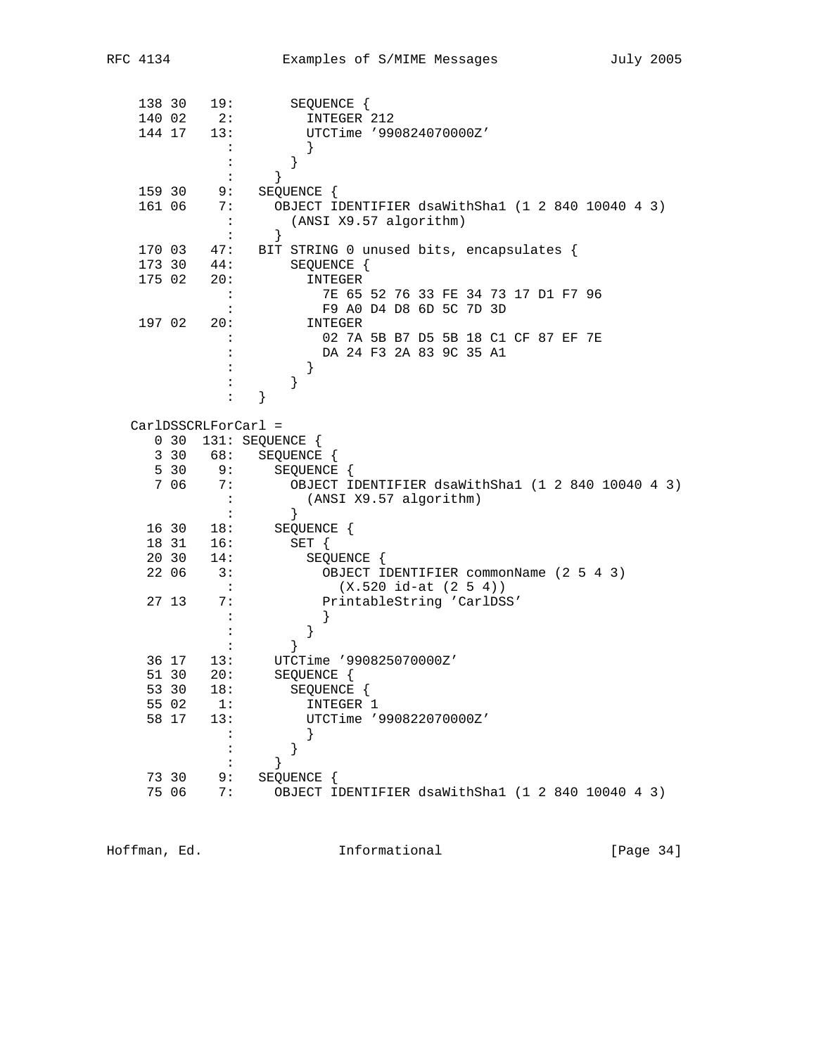```
 138 30   19:        SEQUENCE {
 140 02    2:          INTEGER 212
 144 17   13:          UTCTime '990824070000Z'
            :          }
            :        }
            :      }
 159 30    9:   SEQUENCE {
 161 06    7:     OBJECT IDENTIFIER dsaWithSha1 (1 2 840 10040 4 3)
            :       (ANSI X9.57 algorithm)
            :     }
 170 03   47:   BIT STRING 0 unused bits, encapsulates {
 173 30   44:       SEQUENCE {
 175 02   20:         INTEGER
            :           7E 65 52 76 33 FE 34 73 17 D1 F7 96
            :           F9 A0 D4 D8 6D 5C 7D 3D
 197 02   20:         INTEGER
            :           02 7A 5B B7 D5 5B 18 C1 CF 87 EF 7E
            :           DA 24 F3 2A 83 9C 35 A1
            :         }
            :       }
            :   }
```

```
CarlDSSCRLForCarl =
   0 30  131: SEQUENCE {
   3 30   68:   SEQUENCE {
   5 30    9:     SEQUENCE {
   7 06    7:       OBJECT IDENTIFIER dsaWithSha1 (1 2 840 10040 4 3)
            :         (ANSI X9.57 algorithm)
            :       }
  16 30   18:     SEQUENCE {
  18 31   16:       SET {
  20 30   14:         SEQUENCE {
  22 06    3:           OBJECT IDENTIFIER commonName (2 5 4 3)
            :             (X.520 id-at (2 5 4))
  27 13    7:           PrintableString 'CarlDSS'
            :           }
            :         }
            :       }
  36 17   13:     UTCTime '990825070000Z'
  51 30   20:     SEQUENCE {
  53 30   18:       SEQUENCE {
  55 02    1:         INTEGER 1
  58 17   13:         UTCTime '990822070000Z'
            :         }
            :       }
            :     }
  73 30    9:   SEQUENCE {
  75 06    7:     OBJECT IDENTIFIER dsaWithSha1 (1 2 840 10040 4 3)
```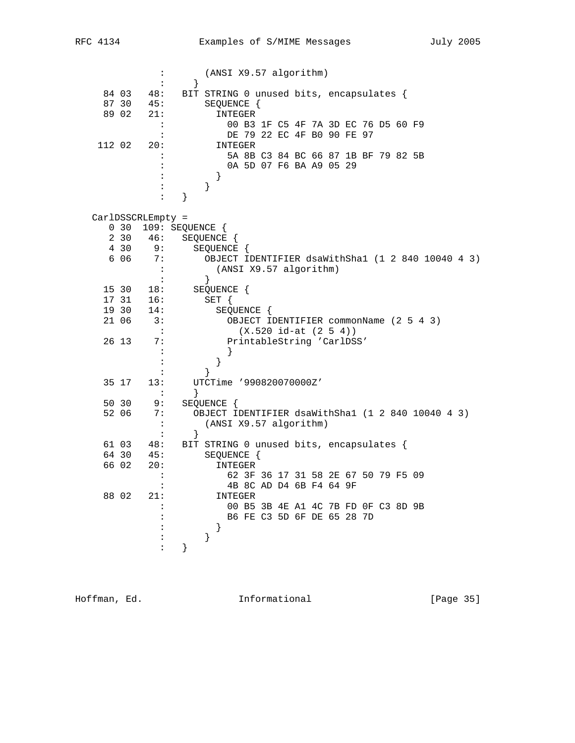```
              :       (ANSI X9.57 algorithm)
              :     }
  84 03   48:   BIT STRING 0 unused bits, encapsulates {
  87 30   45:       SEQUENCE {
  89 02   21:         INTEGER
              :           00 B3 1F C5 4F 7A 3D EC 76 D5 60 F9
              :           DE 79 22 EC 4F B0 90 FE 97
 112 02   20:         INTEGER
              :           5A 8B C3 84 BC 66 87 1B BF 79 82 5B
              :           0A 5D 07 F6 BA A9 05 29
              :         }
              :       }
              :   }
```

```
CarlDSSCRLEmpty =
   0 30  109: SEQUENCE {
   2 30   46:   SEQUENCE {
   4 30    9:     SEQUENCE {
   6 06    7:       OBJECT IDENTIFIER dsaWithSha1 (1 2 840 10040 4 3)
              :         (ANSI X9.57 algorithm)
              :       }
  15 30   18:     SEQUENCE {
  17 31   16:       SET {
  19 30   14:         SEQUENCE {
  21 06    3:           OBJECT IDENTIFIER commonName (2 5 4 3)
              :             (X.520 id-at (2 5 4))
  26 13    7:           PrintableString 'CarlDSS'
              :           }
              :         }
              :       }
  35 17   13:     UTCTime '990820070000Z'
              :     }
  50 30    9:   SEQUENCE {
  52 06    7:     OBJECT IDENTIFIER dsaWithSha1 (1 2 840 10040 4 3)
              :       (ANSI X9.57 algorithm)
              :     }
  61 03   48:   BIT STRING 0 unused bits, encapsulates {
  64 30   45:       SEQUENCE {
  66 02   20:         INTEGER
              :           62 3F 36 17 31 58 2E 67 50 79 F5 09
              :           4B 8C AD D4 6B F4 64 9F
  88 02   21:         INTEGER
              :           00 B5 3B 4E A1 4C 7B FD 0F C3 8D 9B
              :           B6 FE C3 5D 6F DE 65 28 7D
              :         }
              :       }
              :   }
```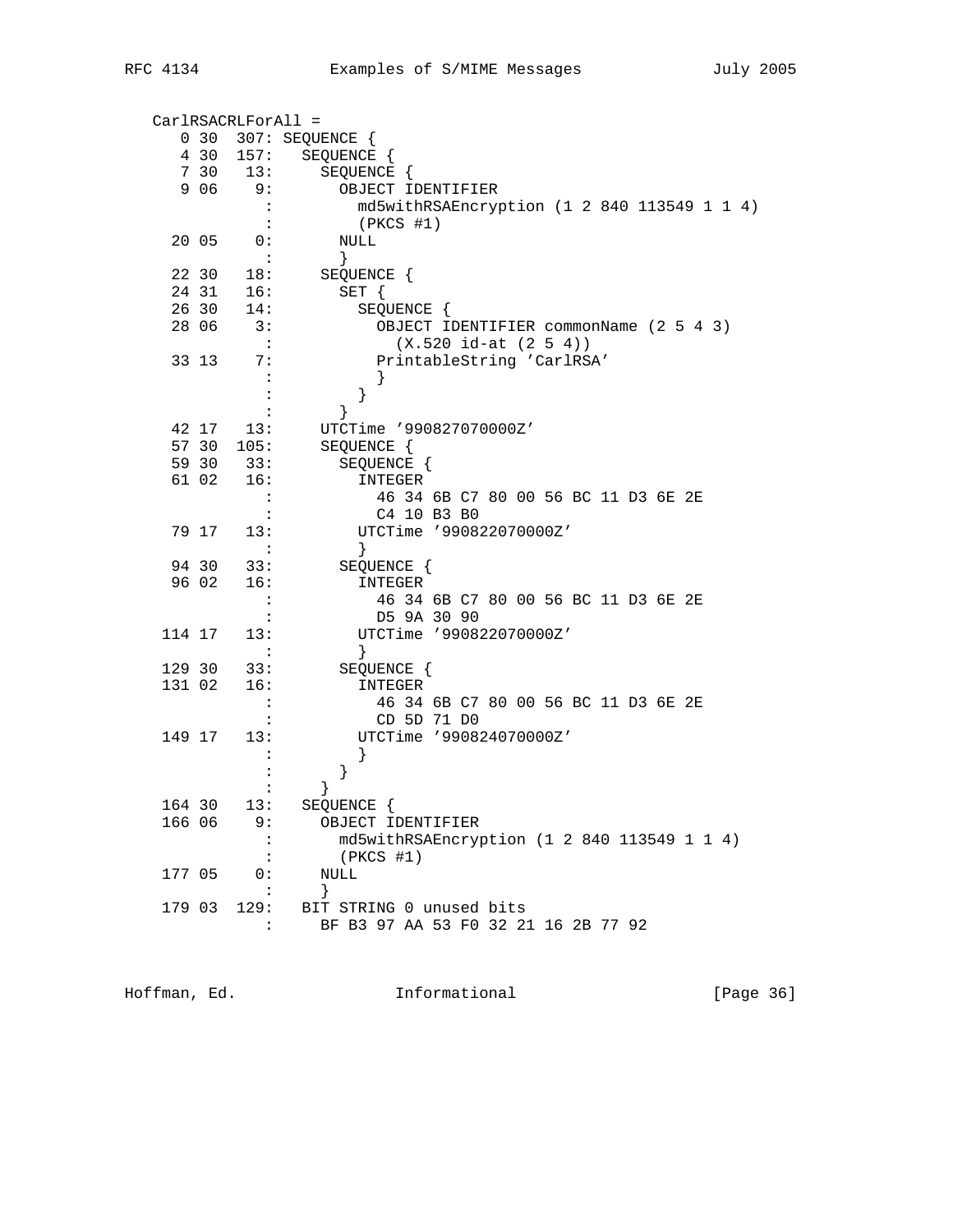```
   CarlRSACRLForAll =
      0 30  307: SEQUENCE {
      4 30  157:   SEQUENCE {
      7 30   13:     SEQUENCE {
      9 06    9:       OBJECT IDENTIFIER
               :         md5withRSAEncryption (1 2 840 113549 1 1 4)
               :         (PKCS #1)
     20 05    0:       NULL
               :       }
     22 30   18:     SEQUENCE {
     24 31   16:       SET {
     26 30   14:         SEQUENCE {
     28 06    3:           OBJECT IDENTIFIER commonName (2 5 4 3)
               :             (X.520 id-at (2 5 4))
     33 13    7:           PrintableString 'CarlRSA'
               :           }
               :         }
               :       }
     42 17   13:     UTCTime '990827070000Z'
     57 30  105:     SEQUENCE {
     59 30   33:       SEQUENCE {
     61 02   16:         INTEGER
               :           46 34 6B C7 80 00 56 BC 11 D3 6E 2E
               :           C4 10 B3 B0
     79 17   13:         UTCTime '990822070000Z'
               :         }
     94 30   33:       SEQUENCE {
     96 02   16:         INTEGER
               :           46 34 6B C7 80 00 56 BC 11 D3 6E 2E
               :           D5 9A 30 90
    114 17   13:         UTCTime '990822070000Z'
               :         }
    129 30   33:       SEQUENCE {
    131 02   16:         INTEGER
               :           46 34 6B C7 80 00 56 BC 11 D3 6E 2E
               :           CD 5D 71 D0
    149 17   13:         UTCTime '990824070000Z'
               :         }
               :       }
               :     }
    164 30   13:   SEQUENCE {
    166 06    9:     OBJECT IDENTIFIER
               :       md5withRSAEncryption (1 2 840 113549 1 1 4)
               :       (PKCS #1)
    177 05    0:     NULL
               :     }
    179 03  129:   BIT STRING 0 unused bits
               :     BF B3 97 AA 53 F0 32 21 16 2B 77 92
```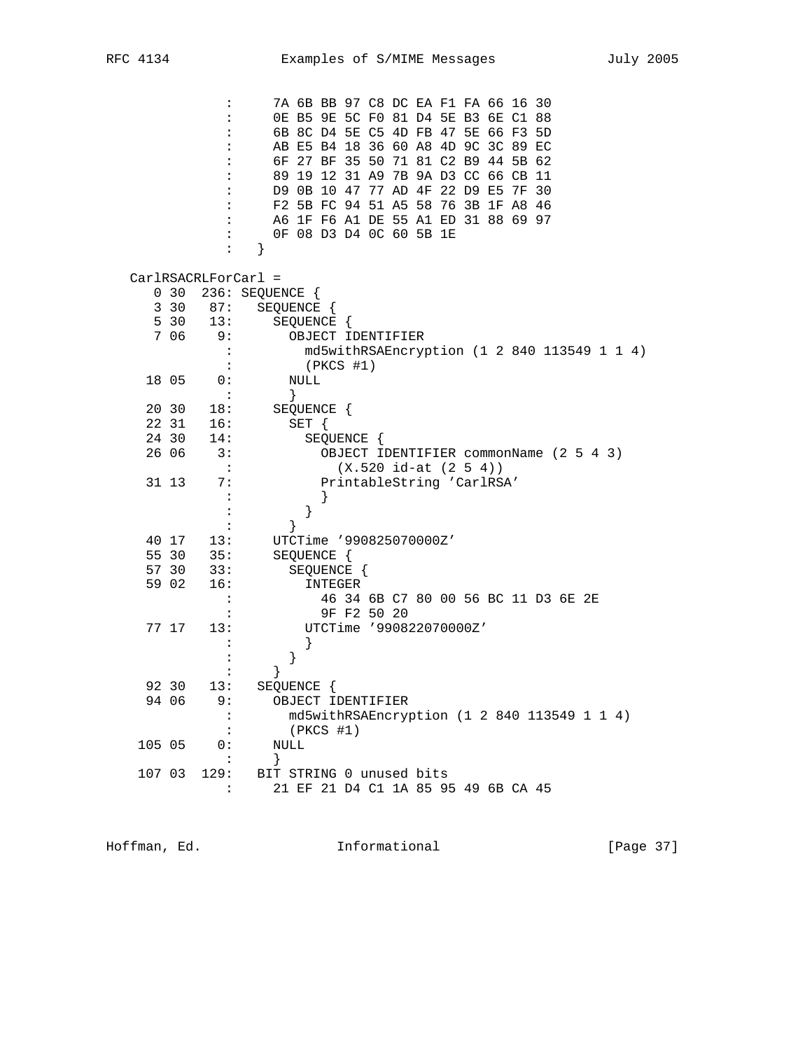```
                 :      7A 6B BB 97 C8 DC EA F1 FA 66 16 30
                 :      0E B5 9E 5C F0 81 D4 5E B3 6E C1 88
                 :      6B 8C D4 5E C5 4D FB 47 5E 66 F3 5D
                 :      AB E5 B4 18 36 60 A8 4D 9C 3C 89 EC
                 :      6F 27 BF 35 50 71 81 C2 B9 44 5B 62
                 :      89 19 12 31 A9 7B 9A D3 CC 66 CB 11
                 :      D9 0B 10 47 77 AD 4F 22 D9 E5 7F 30
                 :      F2 5B FC 94 51 A5 58 76 3B 1F A8 46
                 :      A6 1F F6 A1 DE 55 A1 ED 31 88 69 97
                 :      0F 08 D3 D4 0C 60 5B 1E
                 :    }

   CarlRSACRLForCarl =
      0 30  236: SEQUENCE {
      3 30   87:   SEQUENCE {
      5 30   13:     SEQUENCE {
      7 06    9:       OBJECT IDENTIFIER
                 :         md5withRSAEncryption (1 2 840 113549 1 1 4)
                 :         (PKCS #1)
     18 05    0:       NULL
                 :       }
     20 30   18:     SEQUENCE {
     22 31   16:       SET {
     24 30   14:         SEQUENCE {
     26 06    3:           OBJECT IDENTIFIER commonName (2 5 4 3)
                 :             (X.520 id-at (2 5 4))
     31 13    7:           PrintableString 'CarlRSA'
                 :           }
                 :         }
                 :       }
     40 17   13:     UTCTime '990825070000Z'
     55 30   35:     SEQUENCE {
     57 30   33:       SEQUENCE {
     59 02   16:         INTEGER
                 :           46 34 6B C7 80 00 56 BC 11 D3 6E 2E
                 :           9F F2 50 20
     77 17   13:         UTCTime '990822070000Z'
                 :         }
                 :       }
                 :     }
     92 30   13:   SEQUENCE {
     94 06    9:     OBJECT IDENTIFIER
                 :       md5withRSAEncryption (1 2 840 113549 1 1 4)
                 :       (PKCS #1)
    105 05    0:     NULL
                 :     }
    107 03  129:   BIT STRING 0 unused bits
                 :     21 EF 21 D4 C1 1A 85 95 49 6B CA 45
```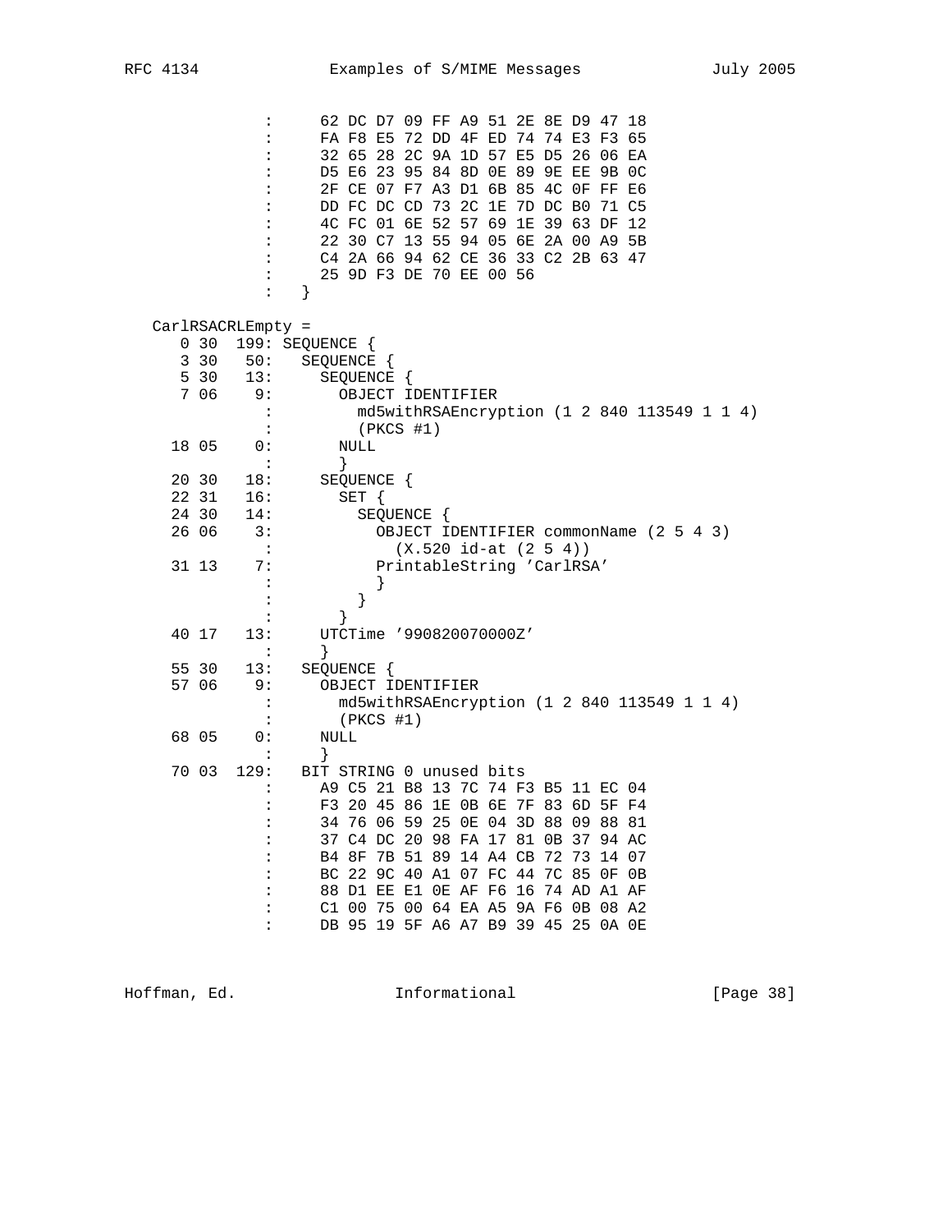```
              :     62 DC D7 09 FF A9 51 2E 8E D9 47 18
              :     FA F8 E5 72 DD 4F ED 74 74 E3 F3 65
              :     32 65 28 2C 9A 1D 57 E5 D5 26 06 EA
              :     D5 E6 23 95 84 8D 0E 89 9E EE 9B 0C
              :     2F CE 07 F7 A3 D1 6B 85 4C 0F FF E6
              :     DD FC DC CD 73 2C 1E 7D DC B0 71 C5
              :     4C FC 01 6E 52 57 69 1E 39 63 DF 12
              :     22 30 C7 13 55 94 05 6E 2A 00 A9 5B
              :     C4 2A 66 94 62 CE 36 33 C2 2B 63 47
              :     25 9D F3 DE 70 EE 00 56
              :   }

CarlRSACRLEmpty =
   0 30  199: SEQUENCE {
   3 30   50:   SEQUENCE {
   5 30   13:     SEQUENCE {
   7 06    9:       OBJECT IDENTIFIER
            :         md5withRSAEncryption (1 2 840 113549 1 1 4)
            :         (PKCS #1)
  18 05    0:       NULL
            :       }
  20 30   18:     SEQUENCE {
  22 31   16:       SET {
  24 30   14:         SEQUENCE {
  26 06    3:           OBJECT IDENTIFIER commonName (2 5 4 3)
            :             (X.520 id-at (2 5 4))
  31 13    7:           PrintableString 'CarlRSA'
            :           }
            :         }
            :       }
  40 17   13:     UTCTime '990820070000Z'
            :     }
  55 30   13:   SEQUENCE {
  57 06    9:     OBJECT IDENTIFIER
            :       md5withRSAEncryption (1 2 840 113549 1 1 4)
            :       (PKCS #1)
  68 05    0:     NULL
            :     }
  70 03  129:   BIT STRING 0 unused bits
            :     A9 C5 21 B8 13 7C 74 F3 B5 11 EC 04
            :     F3 20 45 86 1E 0B 6E 7F 83 6D 5F F4
            :     34 76 06 59 25 0E 04 3D 88 09 88 81
            :     37 C4 DC 20 98 FA 17 81 0B 37 94 AC
            :     B4 8F 7B 51 89 14 A4 CB 72 73 14 07
            :     BC 22 9C 40 A1 07 FC 44 7C 85 0F 0B
            :     88 D1 EE E1 0E AF F6 16 74 AD A1 AF
            :     C1 00 75 00 64 EA A5 9A F6 0B 08 A2
            :     DB 95 19 5F A6 A7 B9 39 45 25 0A 0E
```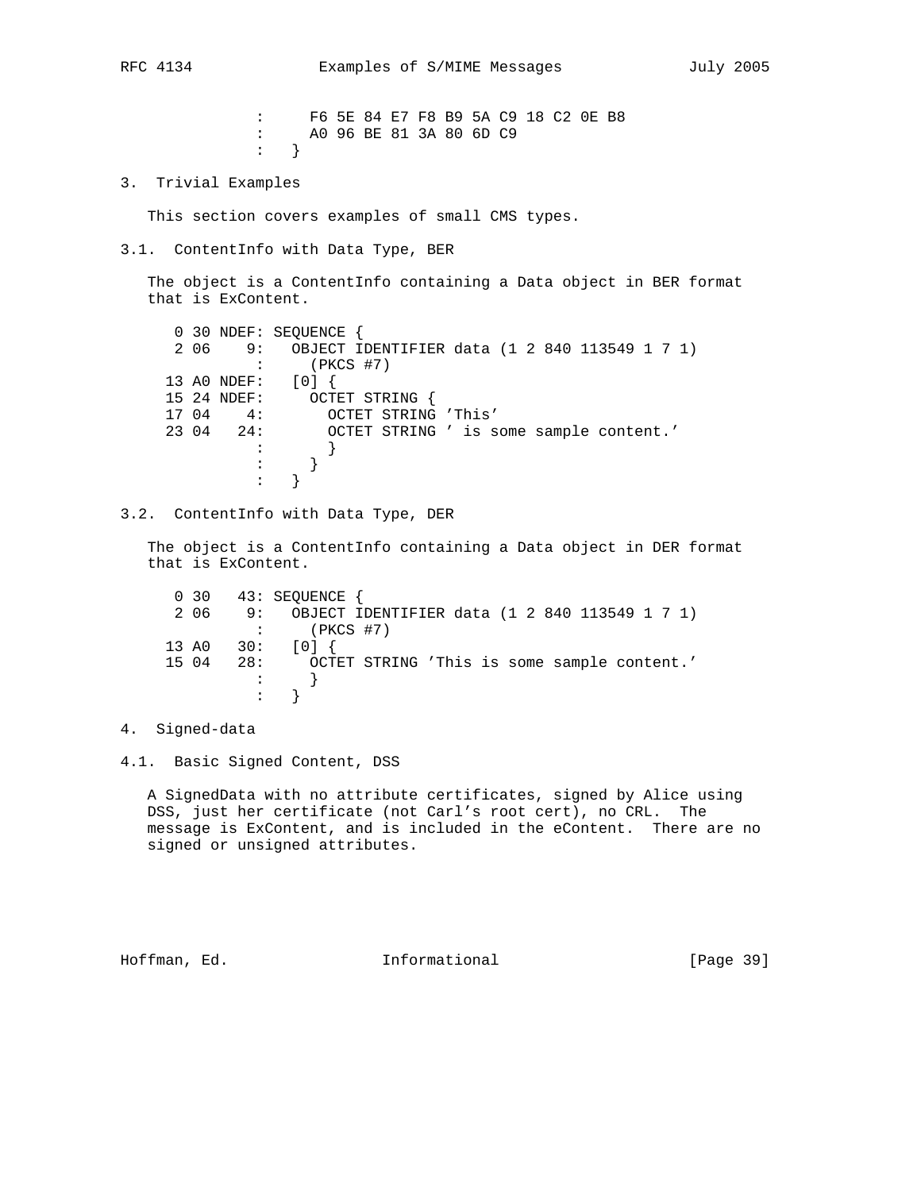```
              :     F6 5E 84 E7 F8 B9 5A C9 18 C2 0E B8
              :     A0 96 BE 81 3A 80 6D C9
              :   }
```

## 3. Trivial Examples

This section covers examples of small CMS types.

### 3.1. ContentInfo with Data Type, BER

The object is a ContentInfo containing a Data object in BER format that is ExContent.

```
   0 30 NDEF: SEQUENCE {
   2 06    9:   OBJECT IDENTIFIER data (1 2 840 113549 1 7 1)
            :     (PKCS #7)
  13 A0 NDEF:   [0] {
  15 24 NDEF:     OCTET STRING {
  17 04    4:       OCTET STRING 'This'
  23 04   24:       OCTET STRING ' is some sample content.'
            :       }
            :     }
            :   }
```

### 3.2. ContentInfo with Data Type, DER

The object is a ContentInfo containing a Data object in DER format that is ExContent.

```
   0 30   43: SEQUENCE {
   2 06    9:   OBJECT IDENTIFIER data (1 2 840 113549 1 7 1)
            :     (PKCS #7)
  13 A0   30:   [0] {
  15 04   28:     OCTET STRING 'This is some sample content.'
            :     }
            :   }
```

## 4. Signed-data

### 4.1. Basic Signed Content, DSS

A SignedData with no attribute certificates, signed by Alice using DSS, just her certificate (not Carl's root cert), no CRL. The message is ExContent, and is included in the eContent. There are no signed or unsigned attributes.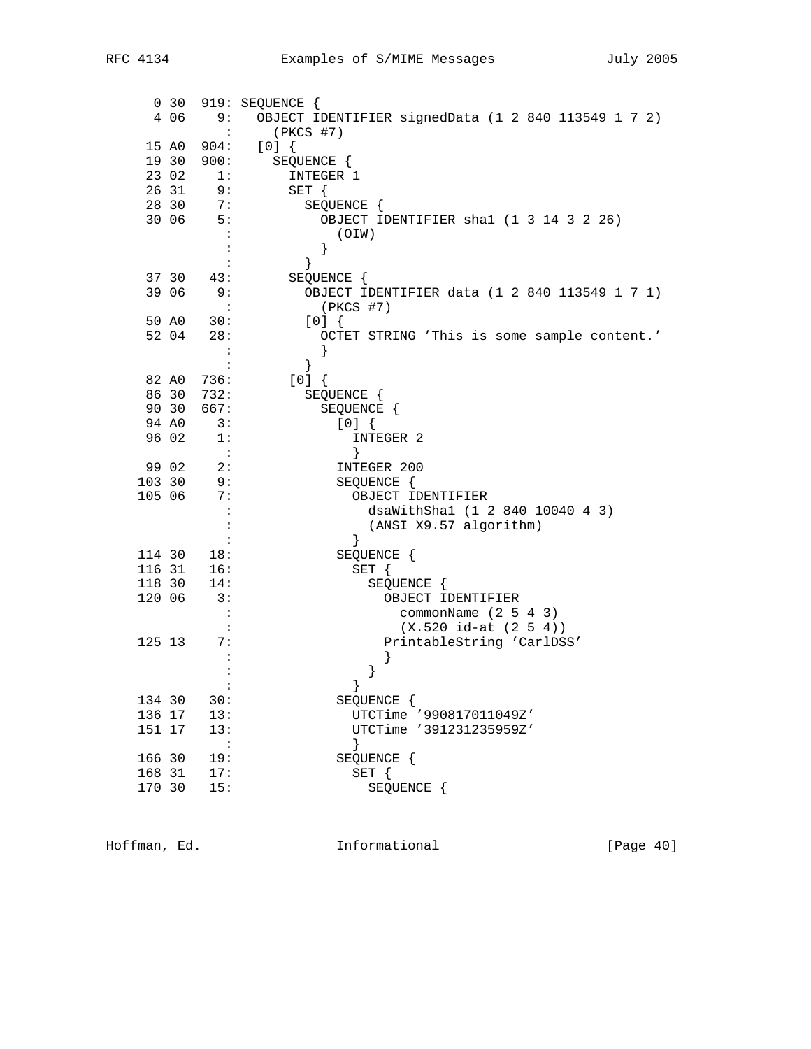```
     0 30  919: SEQUENCE {
     4 06    9:   OBJECT IDENTIFIER signedData (1 2 840 113549 1 7 2)
              :     (PKCS #7)
    15 A0  904:   [0] {
    19 30  900:     SEQUENCE {
    23 02    1:       INTEGER 1
    26 31    9:       SET {
    28 30    7:         SEQUENCE {
    30 06    5:           OBJECT IDENTIFIER sha1 (1 3 14 3 2 26)
              :             (OIW)
              :           }
              :         }
    37 30   43:       SEQUENCE {
    39 06    9:         OBJECT IDENTIFIER data (1 2 840 113549 1 7 1)
              :           (PKCS #7)
    50 A0   30:         [0] {
    52 04   28:           OCTET STRING 'This is some sample content.'
              :           }
              :         }
    82 A0  736:       [0] {
    86 30  732:         SEQUENCE {
    90 30  667:           SEQUENCE {
    94 A0    3:             [0] {
    96 02    1:               INTEGER 2
              :               }
    99 02    2:             INTEGER 200
   103 30    9:             SEQUENCE {
   105 06    7:               OBJECT IDENTIFIER
              :                 dsaWithSha1 (1 2 840 10040 4 3)
              :                 (ANSI X9.57 algorithm)
              :               }
   114 30   18:             SEQUENCE {
   116 31   16:               SET {
   118 30   14:                 SEQUENCE {
   120 06    3:                   OBJECT IDENTIFIER
              :                     commonName (2 5 4 3)
              :                     (X.520 id-at (2 5 4))
   125 13    7:                   PrintableString 'CarlDSS'
              :                   }
              :                 }
              :               }
   134 30   30:             SEQUENCE {
   136 17   13:               UTCTime '990817011049Z'
   151 17   13:               UTCTime '391231235959Z'
              :               }
   166 30   19:             SEQUENCE {
   168 31   17:               SET {
   170 30   15:                 SEQUENCE {
```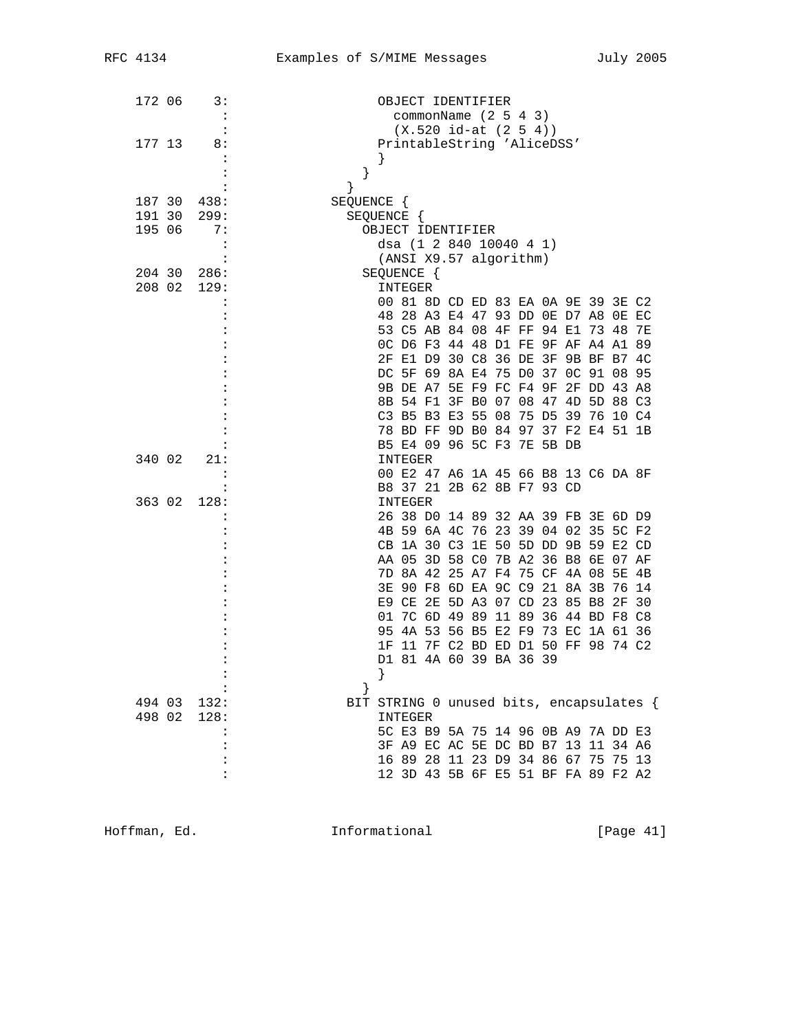```
 172 06    3:                 OBJECT IDENTIFIER
           :                   commonName (2 5 4 3)
           :                   (X.520 id-at (2 5 4))
 177 13    8:                 PrintableString 'AliceDSS'
           :                 }
           :               }
           :             }
 187 30  438:             SEQUENCE {
 191 30  299:               SEQUENCE {
 195 06    7:                 OBJECT IDENTIFIER
           :                   dsa (1 2 840 10040 4 1)
           :                   (ANSI X9.57 algorithm)
 204 30  286:                 SEQUENCE {
 208 02  129:                   INTEGER
           :                   00 81 8D CD ED 83 EA 0A 9E 39 3E C2
           :                   48 28 A3 E4 47 93 DD 0E D7 A8 0E EC
           :                   53 C5 AB 84 08 4F FF 94 E1 73 48 7E
           :                   0C D6 F3 44 48 D1 FE 9F AF A4 A1 89
           :                   2F E1 D9 30 C8 36 DE 3F 9B BF B7 4C
           :                   DC 5F 69 8A E4 75 D0 37 0C 91 08 95
           :                   9B DE A7 5E F9 FC F4 9F 2F DD 43 A8
           :                   8B 54 F1 3F B0 07 08 47 4D 5D 88 C3
           :                   C3 B5 B3 E3 55 08 75 D5 39 76 10 C4
           :                   78 BD FF 9D B0 84 97 37 F2 E4 51 1B
           :                   B5 E4 09 96 5C F3 7E 5B DB
 340 02   21:                   INTEGER
           :                   00 E2 47 A6 1A 45 66 B8 13 C6 DA 8F
           :                   B8 37 21 2B 62 8B F7 93 CD
 363 02  128:                   INTEGER
           :                   26 38 D0 14 89 32 AA 39 FB 3E 6D D9
           :                   4B 59 6A 4C 76 23 39 04 02 35 5C F2
           :                   CB 1A 30 C3 1E 50 5D DD 9B 59 E2 CD
           :                   AA 05 3D 58 C0 7B A2 36 B8 6E 07 AF
           :                   7D 8A 42 25 A7 F4 75 CF 4A 08 5E 4B
           :                   3E 90 F8 6D EA 9C C9 21 8A 3B 76 14
           :                   E9 CE 2E 5D A3 07 CD 23 85 B8 2F 30
           :                   01 7C 6D 49 89 11 89 36 44 BD F8 C8
           :                   95 4A 53 56 B5 E2 F9 73 EC 1A 61 36
           :                   1F 11 7F C2 BD ED D1 50 FF 98 74 C2
           :                   D1 81 4A 60 39 BA 36 39
           :                   }
           :                 }
 494 03  132:               BIT STRING 0 unused bits, encapsulates {
 498 02  128:                   INTEGER
           :                   5C E3 B9 5A 75 14 96 0B A9 7A DD E3
           :                   3F A9 EC AC 5E DC BD B7 13 11 34 A6
           :                   16 89 28 11 23 D9 34 86 67 75 75 13
           :                   12 3D 43 5B 6F E5 51 BF FA 89 F2 A2
```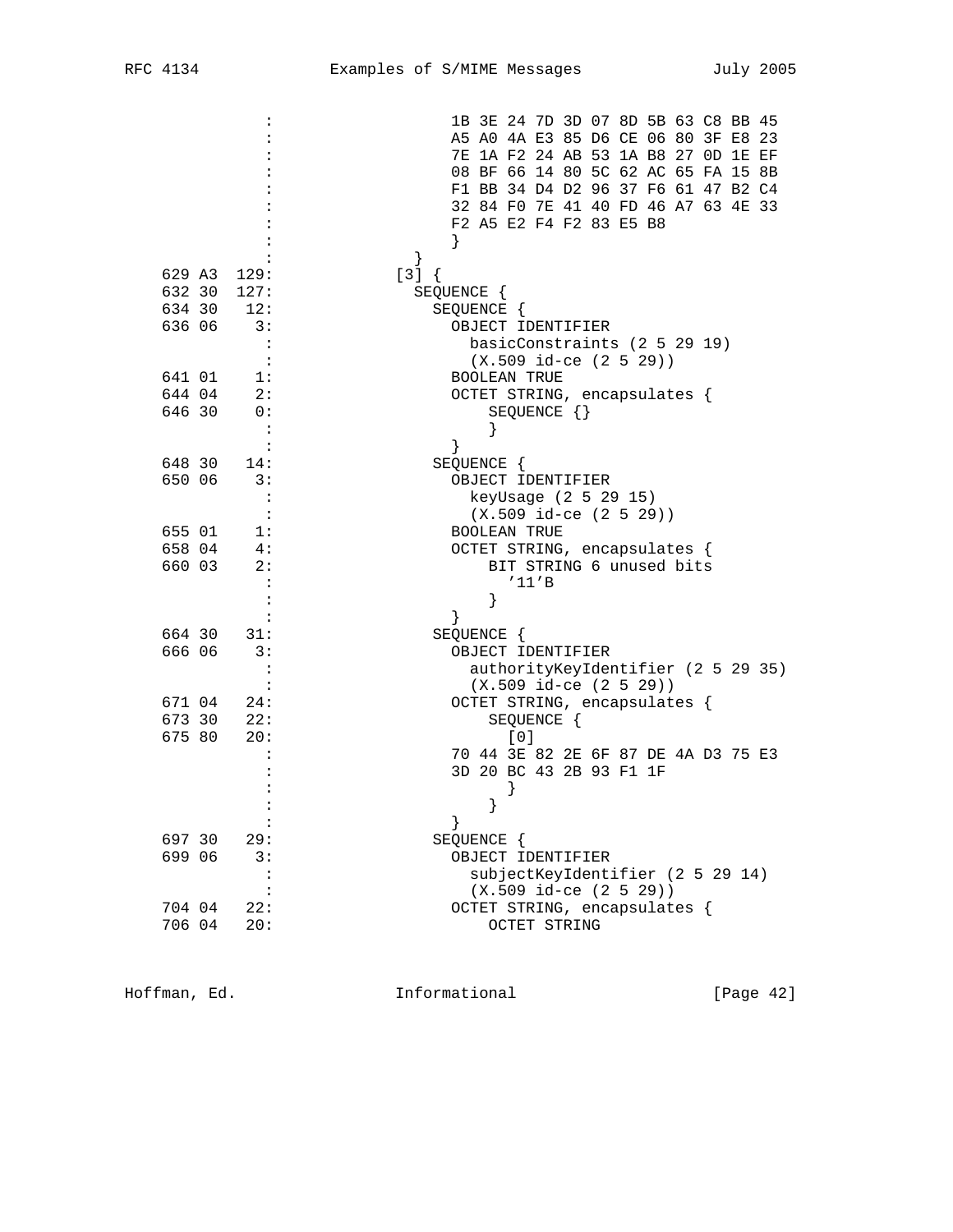```
              :                  1B 3E 24 7D 3D 07 8D 5B 63 C8 BB 45
              :                  A5 A0 4A E3 85 D6 CE 06 80 3F E8 23
              :                  7E 1A F2 24 AB 53 1A B8 27 0D 1E EF
              :                  08 BF 66 14 80 5C 62 AC 65 FA 15 8B
              :                  F1 BB 34 D4 D2 96 37 F6 61 47 B2 C4
              :                  32 84 F0 7E 41 40 FD 46 A7 63 4E 33
              :                  F2 A5 E2 F4 F2 83 E5 B8
              :                  }
              :              }
    629 A3  129:           [3] {
    632 30  127:             SEQUENCE {
    634 30   12:               SEQUENCE {
    636 06    3:                 OBJECT IDENTIFIER
              :                   basicConstraints (2 5 29 19)
              :                   (X.509 id-ce (2 5 29))
    641 01    1:                 BOOLEAN TRUE
    644 04    2:                 OCTET STRING, encapsulates {
    646 30    0:                     SEQUENCE {}
              :                     }
              :                 }
    648 30   14:               SEQUENCE {
    650 06    3:                 OBJECT IDENTIFIER
              :                   keyUsage (2 5 29 15)
              :                   (X.509 id-ce (2 5 29))
    655 01    1:                 BOOLEAN TRUE
    658 04    4:                 OCTET STRING, encapsulates {
    660 03    2:                     BIT STRING 6 unused bits
              :                       '11'B
              :                     }
              :                 }
    664 30   31:               SEQUENCE {
    666 06    3:                 OBJECT IDENTIFIER
              :                   authorityKeyIdentifier (2 5 29 35)
              :                   (X.509 id-ce (2 5 29))
    671 04   24:                 OCTET STRING, encapsulates {
    673 30   22:                     SEQUENCE {
    675 80   20:                       [0]
              :                 70 44 3E 82 2E 6F 87 DE 4A D3 75 E3
              :                 3D 20 BC 43 2B 93 F1 1F
              :                       }
              :                     }
              :                 }
    697 30   29:               SEQUENCE {
    699 06    3:                 OBJECT IDENTIFIER
              :                   subjectKeyIdentifier (2 5 29 14)
              :                   (X.509 id-ce (2 5 29))
    704 04   22:                 OCTET STRING, encapsulates {
    706 04   20:                     OCTET STRING
```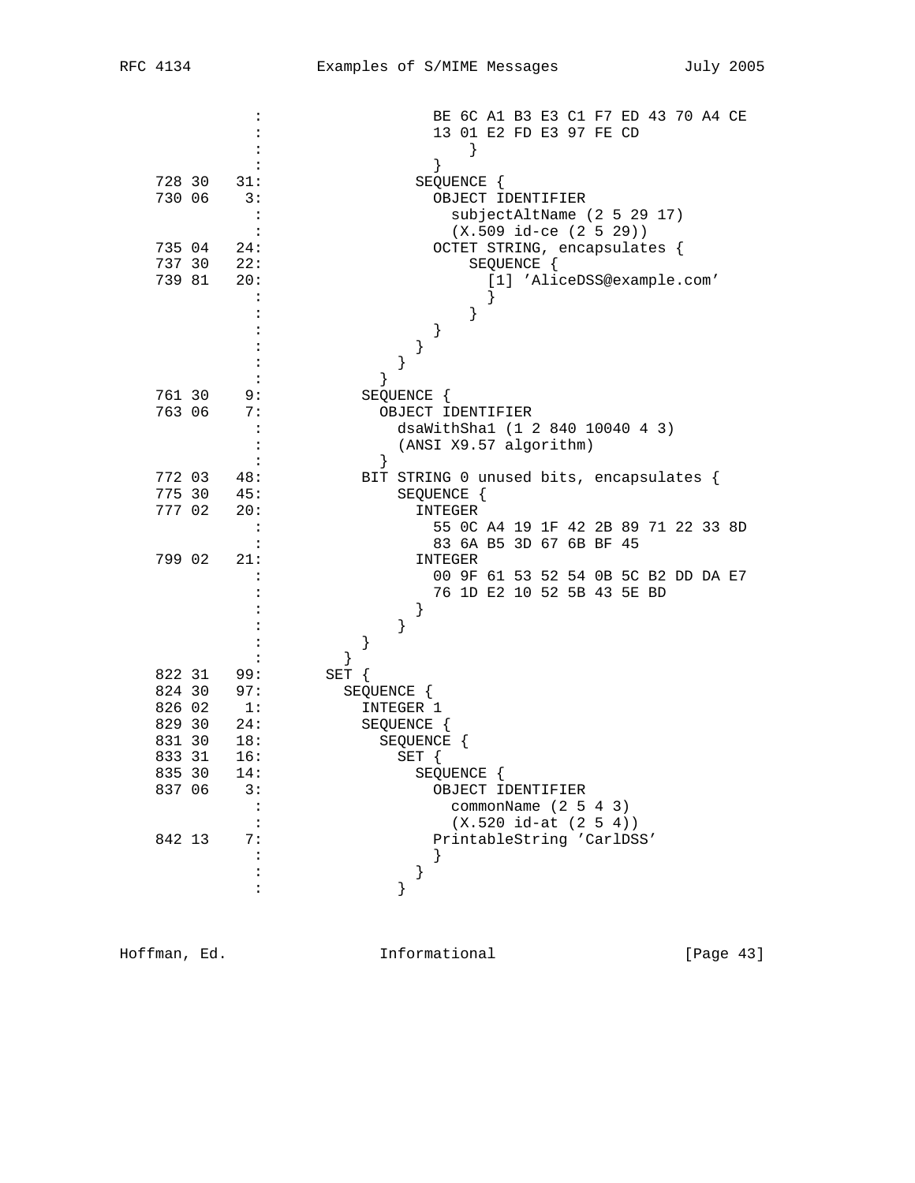```
                :                   BE 6C A1 B3 E3 C1 F7 ED 43 70 A4 CE
                :                   13 01 E2 FD E3 97 FE CD
                :                       }
                :                   }
    728 30   31:                 SEQUENCE {
    730 06    3:                   OBJECT IDENTIFIER
                :                     subjectAltName (2 5 29 17)
                :                     (X.509 id-ce (2 5 29))
    735 04   24:                   OCTET STRING, encapsulates {
    737 30   22:                       SEQUENCE {
    739 81   20:                         [1] 'AliceDSS@example.com'
                :                         }
                :                       }
                :                   }
                :                 }
                :               }
                :             }
    761 30    9:           SEQUENCE {
    763 06    7:             OBJECT IDENTIFIER
                :               dsaWithSha1 (1 2 840 10040 4 3)
                :               (ANSI X9.57 algorithm)
                :             }
    772 03   48:           BIT STRING 0 unused bits, encapsulates {
    775 30   45:               SEQUENCE {
    777 02   20:                 INTEGER
                :                   55 0C A4 19 1F 42 2B 89 71 22 33 8D
                :                   83 6A B5 3D 67 6B BF 45
    799 02   21:                 INTEGER
                :                   00 9F 61 53 52 54 0B 5C B2 DD DA E7
                :                   76 1D E2 10 52 5B 43 5E BD
                :                 }
                :               }
                :           }
                :         }
    822 31   99:       SET {
    824 30   97:         SEQUENCE {
    826 02    1:           INTEGER 1
    829 30   24:           SEQUENCE {
    831 30   18:             SEQUENCE {
    833 31   16:               SET {
    835 30   14:                 SEQUENCE {
    837 06    3:                   OBJECT IDENTIFIER
                :                     commonName (2 5 4 3)
                :                     (X.520 id-at (2 5 4))
    842 13    7:                   PrintableString 'CarlDSS'
                :                   }
                :                 }
                :               }
```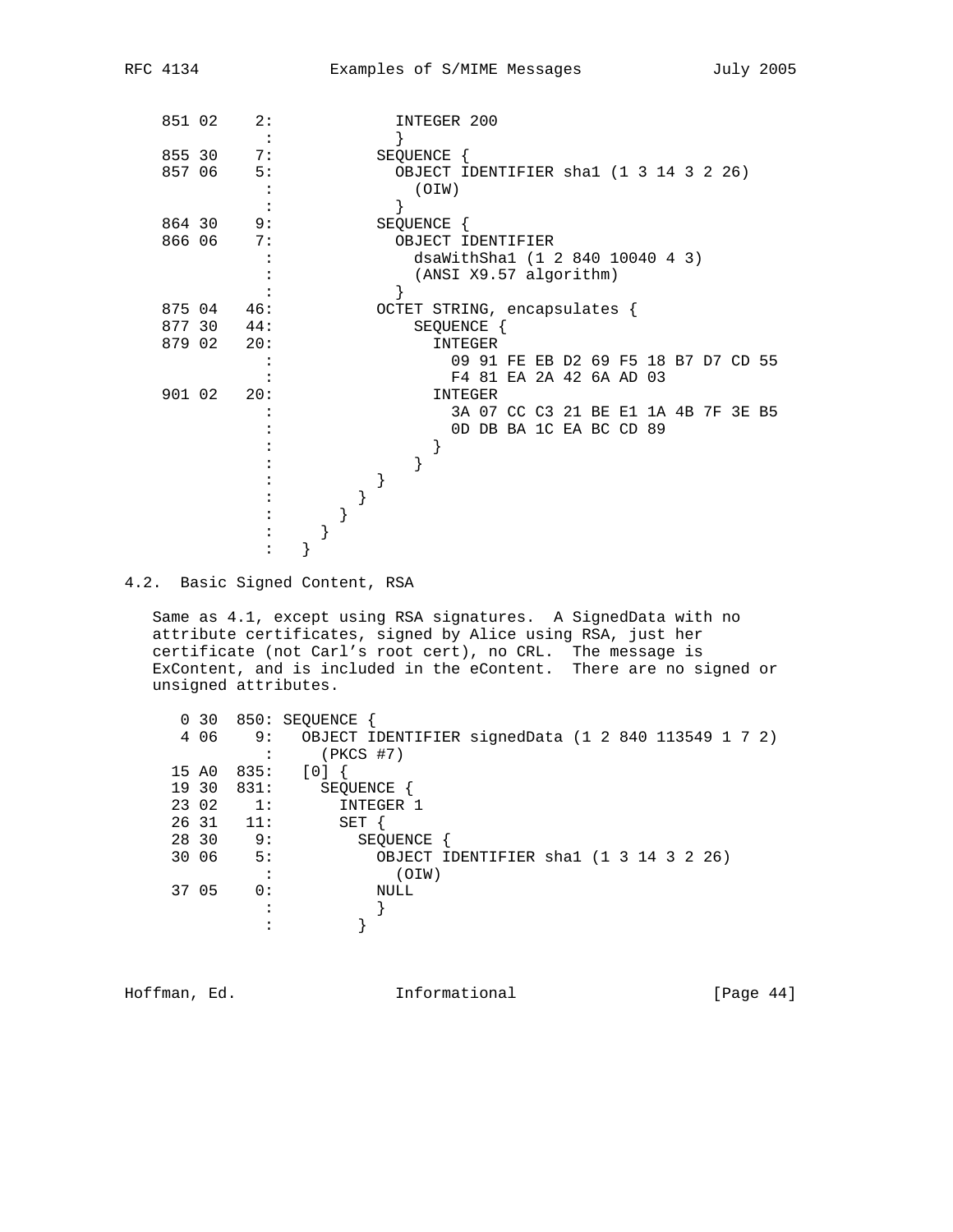```
 851 02    2:             INTEGER 200
            :             }
 855 30    7:           SEQUENCE {
 857 06    5:             OBJECT IDENTIFIER sha1 (1 3 14 3 2 26)
            :               (OIW)
            :             }
 864 30    9:           SEQUENCE {
 866 06    7:             OBJECT IDENTIFIER
            :               dsaWithSha1 (1 2 840 10040 4 3)
            :               (ANSI X9.57 algorithm)
            :             }
 875 04   46:           OCTET STRING, encapsulates {
 877 30   44:               SEQUENCE {
 879 02   20:                 INTEGER
            :                   09 91 FE EB D2 69 F5 18 B7 D7 CD 55
            :                   F4 81 EA 2A 42 6A AD 03
 901 02   20:                 INTEGER
            :                   3A 07 CC C3 21 BE E1 1A 4B 7F 3E B5
            :                   0D DB BA 1C EA BC CD 89
            :                 }
            :               }
            :           }
            :         }
            :       }
            :     }
            :   }
```

## 4.2. Basic Signed Content, RSA

Same as 4.1, except using RSA signatures. A SignedData with no attribute certificates, signed by Alice using RSA, just her certificate (not Carl's root cert), no CRL. The message is ExContent, and is included in the eContent. There are no signed or unsigned attributes.

```
   0 30  850: SEQUENCE {
   4 06    9:   OBJECT IDENTIFIER signedData (1 2 840 113549 1 7 2)
            :     (PKCS #7)
  15 A0  835:   [0] {
  19 30  831:     SEQUENCE {
  23 02    1:       INTEGER 1
  26 31   11:       SET {
  28 30    9:         SEQUENCE {
  30 06    5:           OBJECT IDENTIFIER sha1 (1 3 14 3 2 26)
            :             (OIW)
  37 05    0:           NULL
            :           }
            :         }
```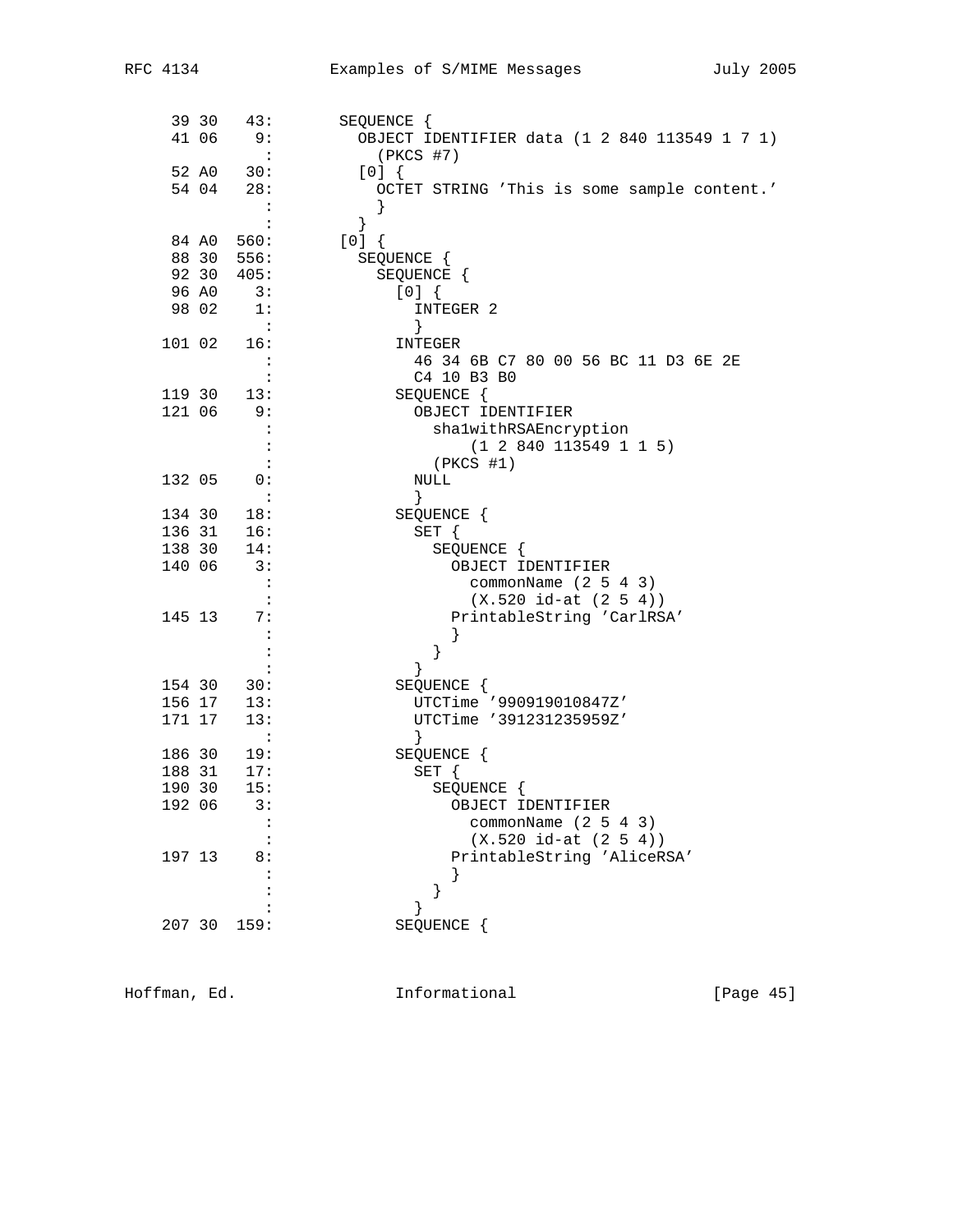```
 39 30   43:       SEQUENCE {
 41 06    9:         OBJECT IDENTIFIER data (1 2 840 113549 1 7 1)
           :           (PKCS #7)
 52 A0   30:         [0] {
 54 04   28:           OCTET STRING 'This is some sample content.'
           :           }
           :         }
 84 A0  560:       [0] {
 88 30  556:         SEQUENCE {
 92 30  405:           SEQUENCE {
 96 A0    3:             [0] {
 98 02    1:               INTEGER 2
           :               }
101 02   16:             INTEGER
           :               46 34 6B C7 80 00 56 BC 11 D3 6E 2E
           :               C4 10 B3 B0
119 30   13:             SEQUENCE {
121 06    9:               OBJECT IDENTIFIER
           :                 sha1withRSAEncryption
           :                     (1 2 840 113549 1 1 5)
           :                 (PKCS #1)
132 05    0:               NULL
           :               }
134 30   18:             SEQUENCE {
136 31   16:               SET {
138 30   14:                 SEQUENCE {
140 06    3:                   OBJECT IDENTIFIER
           :                     commonName (2 5 4 3)
           :                     (X.520 id-at (2 5 4))
145 13    7:                   PrintableString 'CarlRSA'
           :                   }
           :                 }
           :               }
154 30   30:             SEQUENCE {
156 17   13:               UTCTime '990919010847Z'
171 17   13:               UTCTime '391231235959Z'
           :               }
186 30   19:             SEQUENCE {
188 31   17:               SET {
190 30   15:                 SEQUENCE {
192 06    3:                   OBJECT IDENTIFIER
           :                     commonName (2 5 4 3)
           :                     (X.520 id-at (2 5 4))
197 13    8:                   PrintableString 'AliceRSA'
           :                   }
           :                 }
           :               }
207 30  159:             SEQUENCE {
```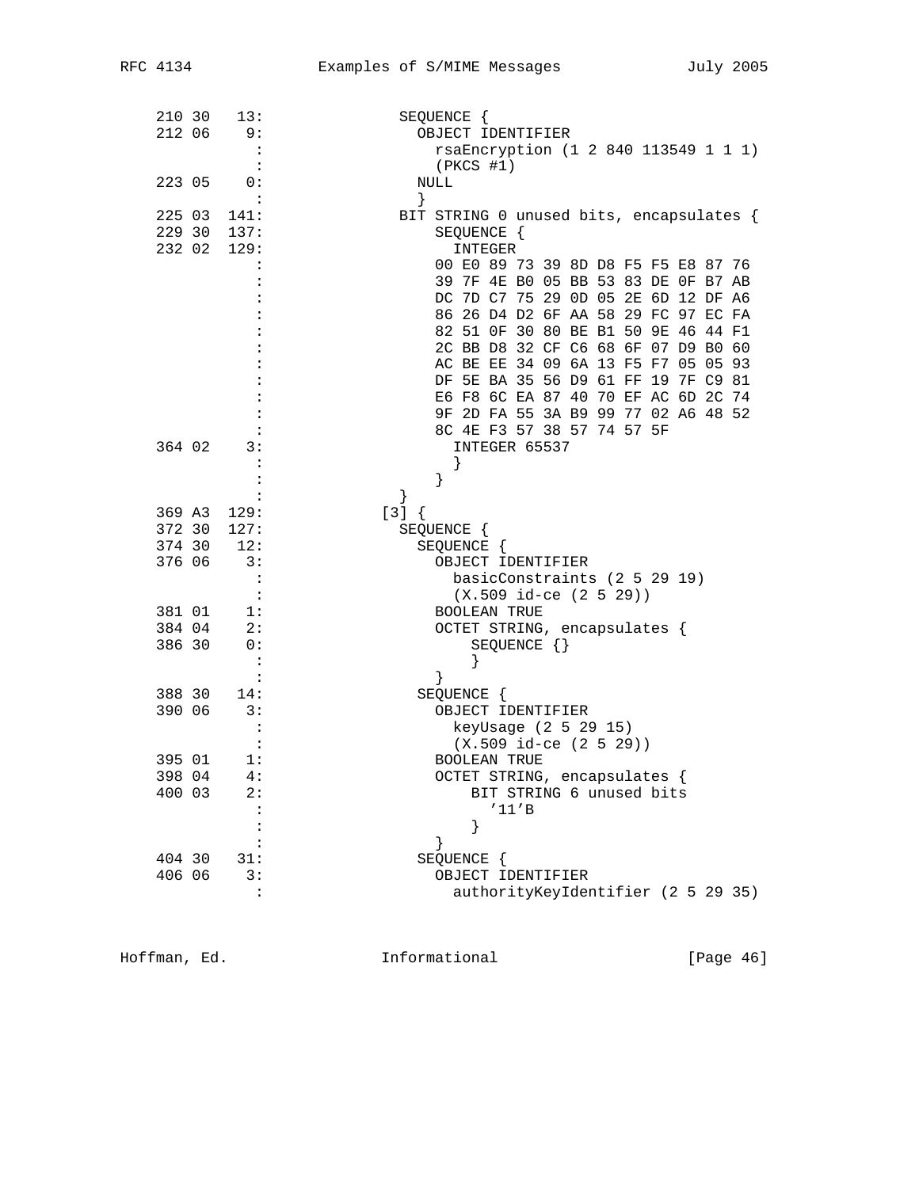```
 210 30   13:             SEQUENCE {
 212 06    9:               OBJECT IDENTIFIER
            :                 rsaEncryption (1 2 840 113549 1 1 1)
            :                 (PKCS #1)
 223 05    0:               NULL
            :               }
 225 03  141:             BIT STRING 0 unused bits, encapsulates {
 229 30  137:                 SEQUENCE {
 232 02  129:                   INTEGER
            :                 00 E0 89 73 39 8D D8 F5 F5 E8 87 76
            :                 39 7F 4E B0 05 BB 53 83 DE 0F B7 AB
            :                 DC 7D C7 75 29 0D 05 2E 6D 12 DF A6
            :                 86 26 D4 D2 6F AA 58 29 FC 97 EC FA
            :                 82 51 0F 30 80 BE B1 50 9E 46 44 F1
            :                 2C BB D8 32 CF C6 68 6F 07 D9 B0 60
            :                 AC BE EE 34 09 6A 13 F5 F7 05 05 93
            :                 DF 5E BA 35 56 D9 61 FF 19 7F C9 81
            :                 E6 F8 6C EA 87 40 70 EF AC 6D 2C 74
            :                 9F 2D FA 55 3A B9 99 77 02 A6 48 52
            :                 8C 4E F3 57 38 57 74 57 5F
 364 02    3:                   INTEGER 65537
            :                   }
            :                 }
            :             }
 369 A3  129:           [3] {
 372 30  127:             SEQUENCE {
 374 30   12:               SEQUENCE {
 376 06    3:                 OBJECT IDENTIFIER
            :                   basicConstraints (2 5 29 19)
            :                   (X.509 id-ce (2 5 29))
 381 01    1:                 BOOLEAN TRUE
 384 04    2:                 OCTET STRING, encapsulates {
 386 30    0:                     SEQUENCE {}
            :                     }
            :                 }
 388 30   14:               SEQUENCE {
 390 06    3:                 OBJECT IDENTIFIER
            :                   keyUsage (2 5 29 15)
            :                   (X.509 id-ce (2 5 29))
 395 01    1:                 BOOLEAN TRUE
 398 04    4:                 OCTET STRING, encapsulates {
 400 03    2:                     BIT STRING 6 unused bits
            :                       '11'B
            :                     }
            :                 }
 404 30   31:               SEQUENCE {
 406 06    3:                 OBJECT IDENTIFIER
            :                   authorityKeyIdentifier (2 5 29 35)
```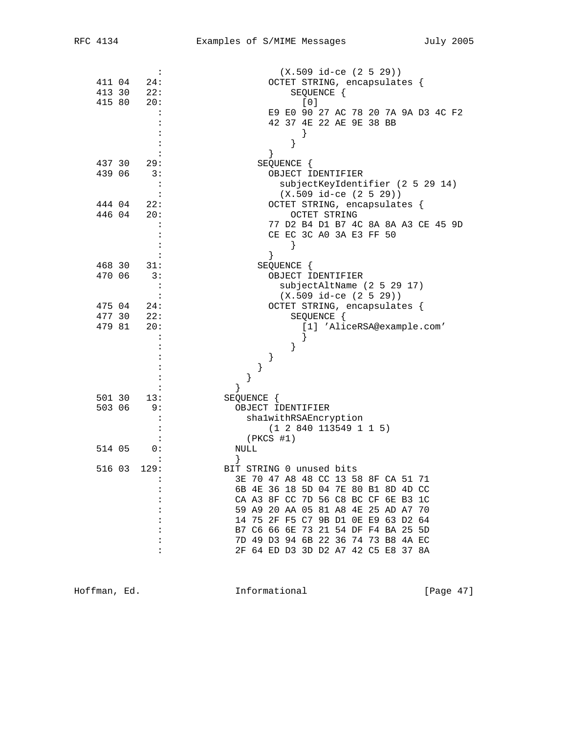```
            :                   (X.509 id-ce (2 5 29))
   411 04   24:                 OCTET STRING, encapsulates {
   413 30   22:                     SEQUENCE {
   415 80   20:                       [0]
            :                 E9 E0 90 27 AC 78 20 7A 9A D3 4C F2
            :                 42 37 4E 22 AE 9E 38 BB
            :                       }
            :                     }
            :                 }
   437 30   29:               SEQUENCE {
   439 06    3:                 OBJECT IDENTIFIER
            :                   subjectKeyIdentifier (2 5 29 14)
            :                   (X.509 id-ce (2 5 29))
   444 04   22:                 OCTET STRING, encapsulates {
   446 04   20:                     OCTET STRING
            :                 77 D2 B4 D1 B7 4C 8A 8A A3 CE 45 9D
            :                 CE EC 3C A0 3A E3 FF 50
            :                     }
            :                 }
   468 30   31:               SEQUENCE {
   470 06    3:                 OBJECT IDENTIFIER
            :                   subjectAltName (2 5 29 17)
            :                   (X.509 id-ce (2 5 29))
   475 04   24:                 OCTET STRING, encapsulates {
   477 30   22:                     SEQUENCE {
   479 81   20:                       [1] 'AliceRSA@example.com'
            :                       }
            :                     }
            :                 }
            :               }
            :             }
            :           }
   501 30   13:         SEQUENCE {
   503 06    9:           OBJECT IDENTIFIER
            :             sha1withRSAEncryption
            :                 (1 2 840 113549 1 1 5)
            :             (PKCS #1)
   514 05    0:           NULL
            :           }
   516 03  129:         BIT STRING 0 unused bits
            :           3E 70 47 A8 48 CC 13 58 8F CA 51 71
            :           6B 4E 36 18 5D 04 7E 80 B1 8D 4D CC
            :           CA A3 8F CC 7D 56 C8 BC CF 6E B3 1C
            :           59 A9 20 AA 05 81 A8 4E 25 AD A7 70
            :           14 75 2F F5 C7 9B D1 0E E9 63 D2 64
            :           B7 C6 66 6E 73 21 54 DF F4 BA 25 5D
            :           7D 49 D3 94 6B 22 36 74 73 B8 4A EC
            :           2F 64 ED D3 3D D2 A7 42 C5 E8 37 8A
```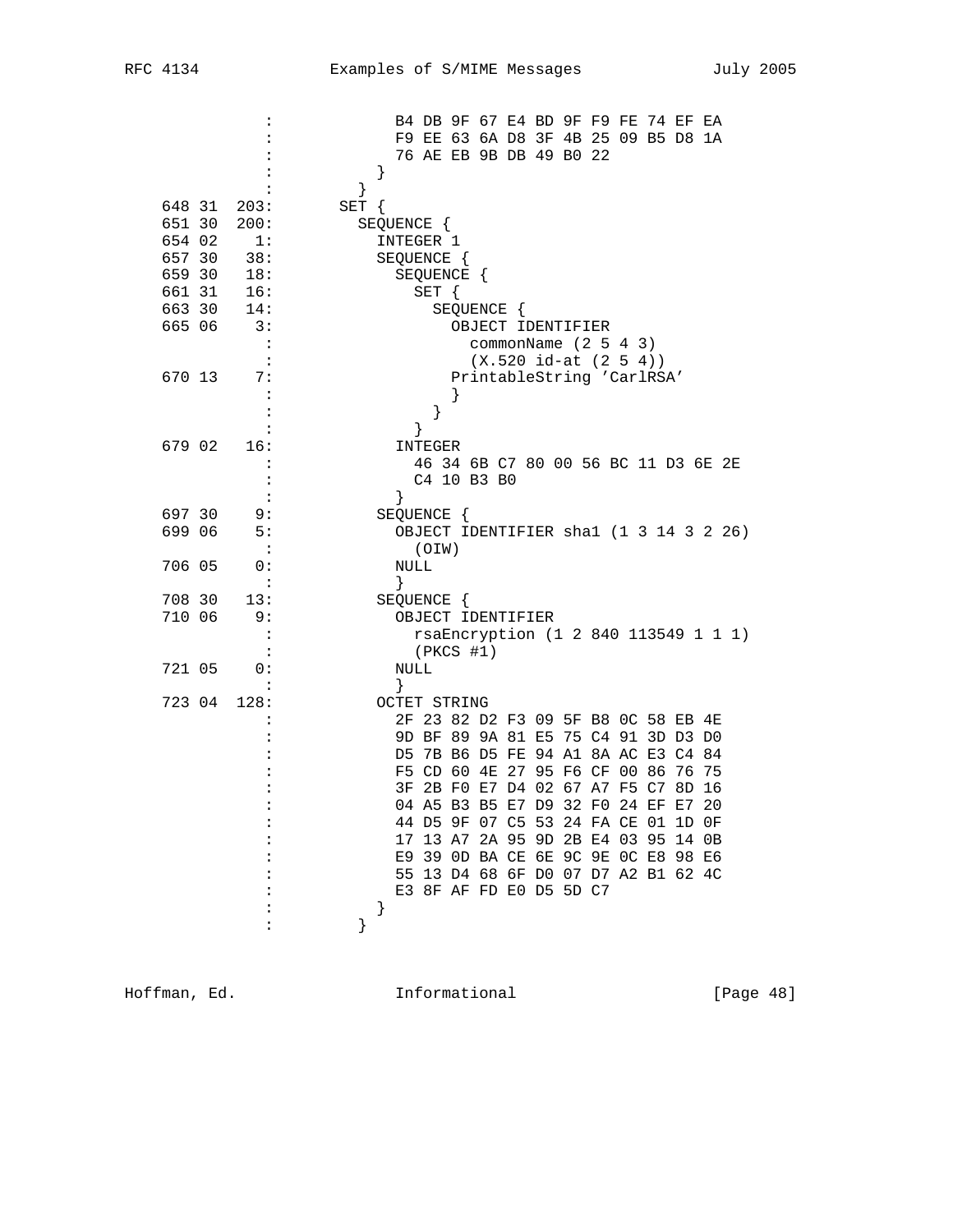```
                :             B4 DB 9F 67 E4 BD 9F F9 FE 74 EF EA
                :             F9 EE 63 6A D8 3F 4B 25 09 B5 D8 1A
                :             76 AE EB 9B DB 49 B0 22
                :           }
                :         }
    648 31  203:        SET {
    651 30  200:          SEQUENCE {
    654 02    1:            INTEGER 1
    657 30   38:            SEQUENCE {
    659 30   18:              SEQUENCE {
    661 31   16:                SET {
    663 30   14:                  SEQUENCE {
    665 06    3:                    OBJECT IDENTIFIER
                :                      commonName (2 5 4 3)
                :                      (X.520 id-at (2 5 4))
    670 13    7:                    PrintableString 'CarlRSA'
                :                    }
                :                  }
                :                }
    679 02   16:              INTEGER
                :                46 34 6B C7 80 00 56 BC 11 D3 6E 2E
                :                C4 10 B3 B0
                :              }
    697 30    9:            SEQUENCE {
    699 06    5:              OBJECT IDENTIFIER sha1 (1 3 14 3 2 26)
                :                (OIW)
    706 05    0:              NULL
                :              }
    708 30   13:            SEQUENCE {
    710 06    9:              OBJECT IDENTIFIER
                :                rsaEncryption (1 2 840 113549 1 1 1)
                :                (PKCS #1)
    721 05    0:              NULL
                :              }
    723 04  128:            OCTET STRING
                :              2F 23 82 D2 F3 09 5F B8 0C 58 EB 4E
                :              9D BF 89 9A 81 E5 75 C4 91 3D D3 D0
                :              D5 7B B6 D5 FE 94 A1 8A AC E3 C4 84
                :              F5 CD 60 4E 27 95 F6 CF 00 86 76 75
                :              3F 2B F0 E7 D4 02 67 A7 F5 C7 8D 16
                :              04 A5 B3 B5 E7 D9 32 F0 24 EF E7 20
                :              44 D5 9F 07 C5 53 24 FA CE 01 1D 0F
                :              17 13 A7 2A 95 9D 2B E4 03 95 14 0B
                :              E9 39 0D BA CE 6E 9C 9E 0C E8 98 E6
                :              55 13 D4 68 6F D0 07 D7 A2 B1 62 4C
                :              E3 8F AF FD E0 D5 5D C7
                :            }
                :          }
```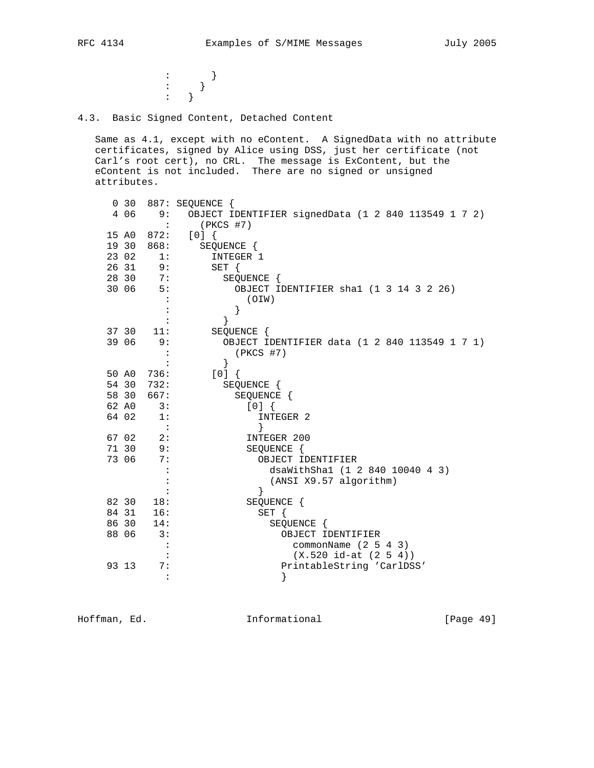```
              :       }
              :     }
              :   }
```

### 4.3. Basic Signed Content, Detached Content

Same as 4.1, except with no eContent. A SignedData with no attribute certificates, signed by Alice using DSS, just her certificate (not Carl's root cert), no CRL. The message is ExContent, but the eContent is not included. There are no signed or unsigned attributes.

```
   0 30  887: SEQUENCE {
   4 06    9:   OBJECT IDENTIFIER signedData (1 2 840 113549 1 7 2)
            :     (PKCS #7)
  15 A0  872:   [0] {
  19 30  868:     SEQUENCE {
  23 02    1:       INTEGER 1
  26 31    9:       SET {
  28 30    7:         SEQUENCE {
  30 06    5:           OBJECT IDENTIFIER sha1 (1 3 14 3 2 26)
            :             (OIW)
            :           }
            :         }
  37 30   11:       SEQUENCE {
  39 06    9:         OBJECT IDENTIFIER data (1 2 840 113549 1 7 1)
            :           (PKCS #7)
            :         }
  50 A0  736:       [0] {
  54 30  732:         SEQUENCE {
  58 30  667:           SEQUENCE {
  62 A0    3:             [0] {
  64 02    1:               INTEGER 2
            :               }
  67 02    2:             INTEGER 200
  71 30    9:             SEQUENCE {
  73 06    7:               OBJECT IDENTIFIER
            :                 dsaWithSha1 (1 2 840 10040 4 3)
            :                 (ANSI X9.57 algorithm)
            :               }
  82 30   18:             SEQUENCE {
  84 31   16:               SET {
  86 30   14:                 SEQUENCE {
  88 06    3:                   OBJECT IDENTIFIER
            :                     commonName (2 5 4 3)
            :                     (X.520 id-at (2 5 4))
  93 13    7:                   PrintableString 'CarlDSS'
            :                   }
```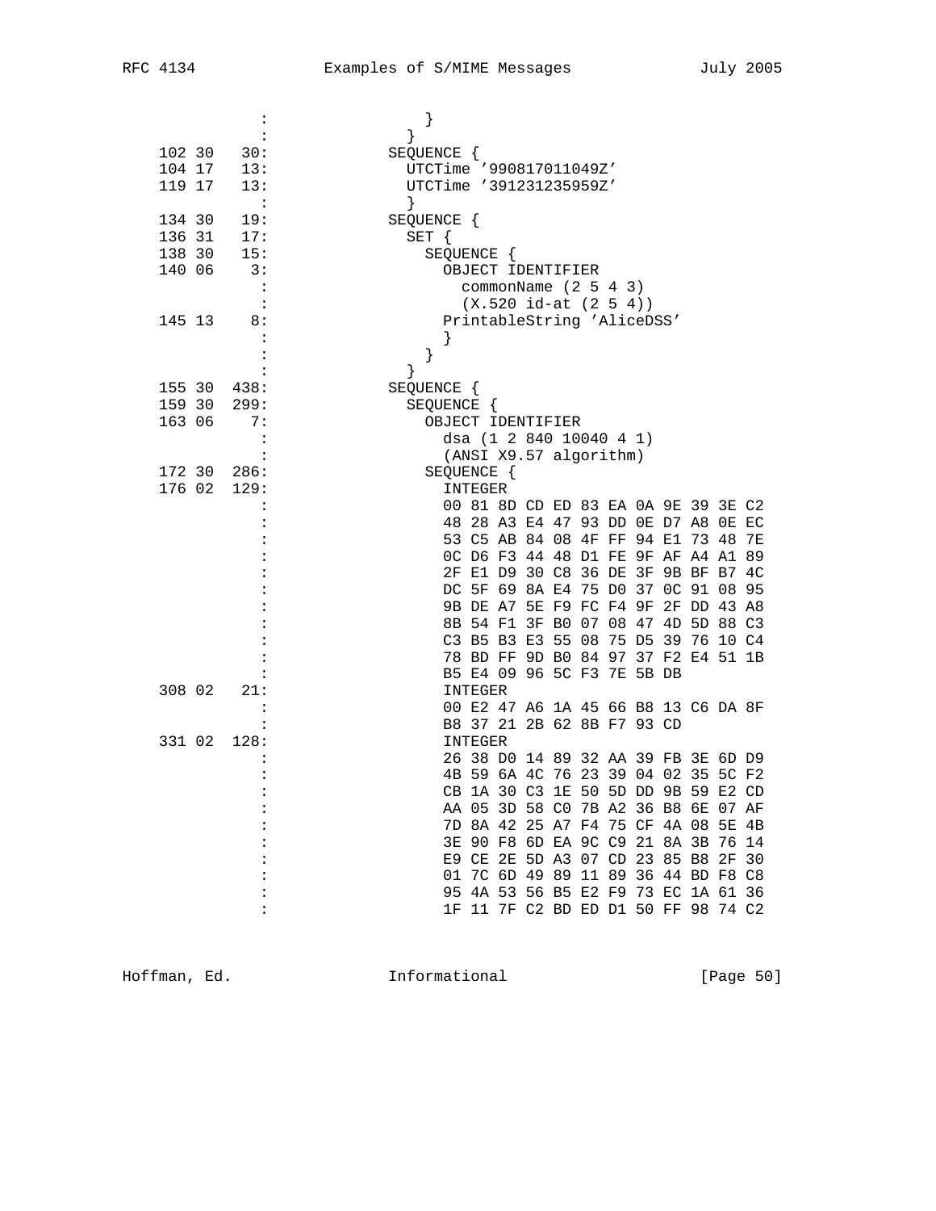```
              :                }
              :              }
    102 30   30:             SEQUENCE {
    104 17   13:               UTCTime '990817011049Z'
    119 17   13:               UTCTime '391231235959Z'
              :              }
    134 30   19:             SEQUENCE {
    136 31   17:               SET {
    138 30   15:                 SEQUENCE {
    140 06    3:                   OBJECT IDENTIFIER
              :                     commonName (2 5 4 3)
              :                     (X.520 id-at (2 5 4))
    145 13    8:                   PrintableString 'AliceDSS'
              :                   }
              :                 }
              :              }
    155 30  438:             SEQUENCE {
    159 30  299:               SEQUENCE {
    163 06    7:                 OBJECT IDENTIFIER
              :                   dsa (1 2 840 10040 4 1)
              :                   (ANSI X9.57 algorithm)
    172 30  286:                 SEQUENCE {
    176 02  129:                   INTEGER
              :                   00 81 8D CD ED 83 EA 0A 9E 39 3E C2
              :                   48 28 A3 E4 47 93 DD 0E D7 A8 0E EC
              :                   53 C5 AB 84 08 4F FF 94 E1 73 48 7E
              :                   0C D6 F3 44 48 D1 FE 9F AF A4 A1 89
              :                   2F E1 D9 30 C8 36 DE 3F 9B BF B7 4C
              :                   DC 5F 69 8A E4 75 D0 37 0C 91 08 95
              :                   9B DE A7 5E F9 FC F4 9F 2F DD 43 A8
              :                   8B 54 F1 3F B0 07 08 47 4D 5D 88 C3
              :                   C3 B5 B3 E3 55 08 75 D5 39 76 10 C4
              :                   78 BD FF 9D B0 84 97 37 F2 E4 51 1B
              :                   B5 E4 09 96 5C F3 7E 5B DB
    308 02   21:                   INTEGER
              :                   00 E2 47 A6 1A 45 66 B8 13 C6 DA 8F
              :                   B8 37 21 2B 62 8B F7 93 CD
    331 02  128:                   INTEGER
              :                   26 38 D0 14 89 32 AA 39 FB 3E 6D D9
              :                   4B 59 6A 4C 76 23 39 04 02 35 5C F2
              :                   CB 1A 30 C3 1E 50 5D DD 9B 59 E2 CD
              :                   AA 05 3D 58 C0 7B A2 36 B8 6E 07 AF
              :                   7D 8A 42 25 A7 F4 75 CF 4A 08 5E 4B
              :                   3E 90 F8 6D EA 9C C9 21 8A 3B 76 14
              :                   E9 CE 2E 5D A3 07 CD 23 85 B8 2F 30
              :                   01 7C 6D 49 89 11 89 36 44 BD F8 C8
              :                   95 4A 53 56 B5 E2 F9 73 EC 1A 61 36
              :                   1F 11 7F C2 BD ED D1 50 FF 98 74 C2
```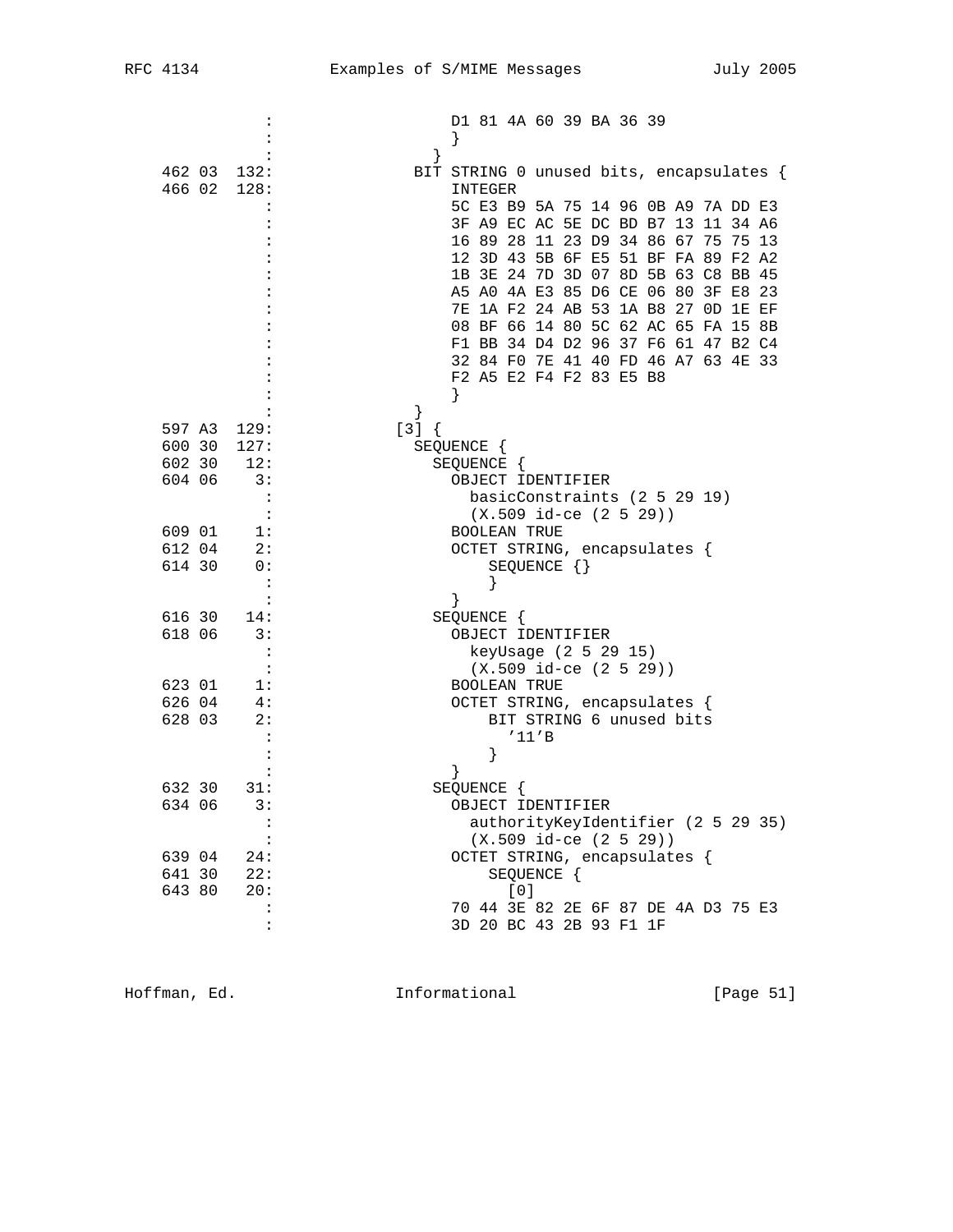```
             :                 D1 81 4A 60 39 BA 36 39
             :                 }
             :               }
 462 03  132:             BIT STRING 0 unused bits, encapsulates {
 466 02  128:                 INTEGER
             :                 5C E3 B9 5A 75 14 96 0B A9 7A DD E3
             :                 3F A9 EC AC 5E DC BD B7 13 11 34 A6
             :                 16 89 28 11 23 D9 34 86 67 75 75 13
             :                 12 3D 43 5B 6F E5 51 BF FA 89 F2 A2
             :                 1B 3E 24 7D 3D 07 8D 5B 63 C8 BB 45
             :                 A5 A0 4A E3 85 D6 CE 06 80 3F E8 23
             :                 7E 1A F2 24 AB 53 1A B8 27 0D 1E EF
             :                 08 BF 66 14 80 5C 62 AC 65 FA 15 8B
             :                 F1 BB 34 D4 D2 96 37 F6 61 47 B2 C4
             :                 32 84 F0 7E 41 40 FD 46 A7 63 4E 33
             :                 F2 A5 E2 F4 F2 83 E5 B8
             :                 }
             :             }
 597 A3  129:           [3] {
 600 30  127:             SEQUENCE {
 602 30   12:               SEQUENCE {
 604 06    3:                 OBJECT IDENTIFIER
             :                   basicConstraints (2 5 29 19)
             :                   (X.509 id-ce (2 5 29))
 609 01    1:                 BOOLEAN TRUE
 612 04    2:                 OCTET STRING, encapsulates {
 614 30    0:                     SEQUENCE {}
             :                     }
             :                 }
 616 30   14:               SEQUENCE {
 618 06    3:                 OBJECT IDENTIFIER
             :                   keyUsage (2 5 29 15)
             :                   (X.509 id-ce (2 5 29))
 623 01    1:                 BOOLEAN TRUE
 626 04    4:                 OCTET STRING, encapsulates {
 628 03    2:                     BIT STRING 6 unused bits
             :                       '11'B
             :                     }
             :                 }
 632 30   31:               SEQUENCE {
 634 06    3:                 OBJECT IDENTIFIER
             :                   authorityKeyIdentifier (2 5 29 35)
             :                   (X.509 id-ce (2 5 29))
 639 04   24:                 OCTET STRING, encapsulates {
 641 30   22:                     SEQUENCE {
 643 80   20:                       [0]
             :                 70 44 3E 82 2E 6F 87 DE 4A D3 75 E3
             :                 3D 20 BC 43 2B 93 F1 1F
```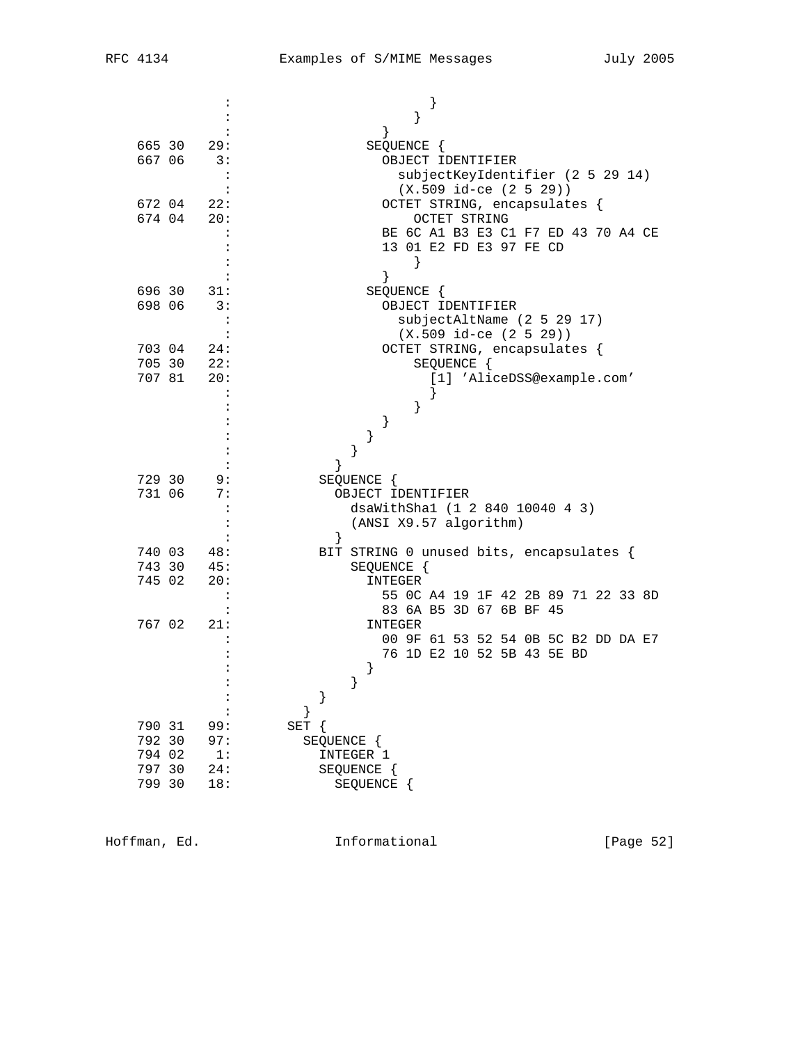```
                :                     }
                :                   }
                :                 }
 665 30   29:                 SEQUENCE {
 667 06    3:                   OBJECT IDENTIFIER
                :                     subjectKeyIdentifier (2 5 29 14)
                :                     (X.509 id-ce (2 5 29))
 672 04   22:                   OCTET STRING, encapsulates {
 674 04   20:                       OCTET STRING
                :                   BE 6C A1 B3 E3 C1 F7 ED 43 70 A4 CE
                :                   13 01 E2 FD E3 97 FE CD
                :                       }
                :                   }
 696 30   31:                 SEQUENCE {
 698 06    3:                   OBJECT IDENTIFIER
                :                     subjectAltName (2 5 29 17)
                :                     (X.509 id-ce (2 5 29))
 703 04   24:                   OCTET STRING, encapsulates {
 705 30   22:                       SEQUENCE {
 707 81   20:                         [1] 'AliceDSS@example.com'
                :                         }
                :                       }
                :                   }
                :                 }
                :               }
                :             }
 729 30    9:             SEQUENCE {
 731 06    7:               OBJECT IDENTIFIER
                :                 dsaWithSha1 (1 2 840 10040 4 3)
                :                 (ANSI X9.57 algorithm)
                :               }
 740 03   48:             BIT STRING 0 unused bits, encapsulates {
 743 30   45:                 SEQUENCE {
 745 02   20:                   INTEGER
                :                     55 0C A4 19 1F 42 2B 89 71 22 33 8D
                :                     83 6A B5 3D 67 6B BF 45
 767 02   21:                   INTEGER
                :                     00 9F 61 53 52 54 0B 5C B2 DD DA E7
                :                     76 1D E2 10 52 5B 43 5E BD
                :                   }
                :                 }
                :             }
                :           }
 790 31   99:         SET {
 792 30   97:           SEQUENCE {
 794 02    1:             INTEGER 1
 797 30   24:             SEQUENCE {
 799 30   18:               SEQUENCE {
```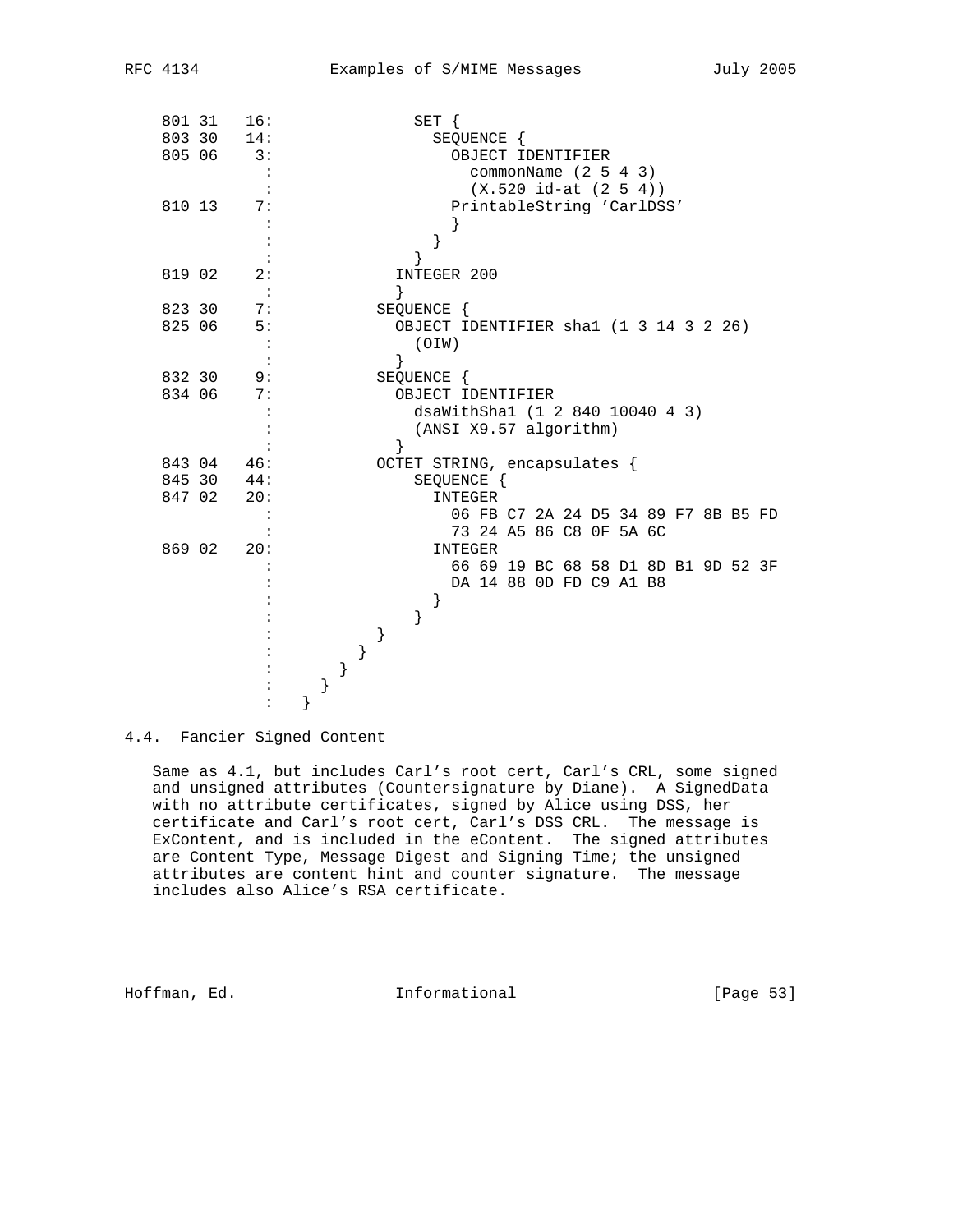```
 801 31   16:               SET {
 803 30   14:                 SEQUENCE {
 805 06    3:                   OBJECT IDENTIFIER
            :                     commonName (2 5 4 3)
            :                     (X.520 id-at (2 5 4))
 810 13    7:                   PrintableString 'CarlDSS'
            :                   }
            :                 }
            :               }
 819 02    2:             INTEGER 200
            :             }
 823 30    7:           SEQUENCE {
 825 06    5:             OBJECT IDENTIFIER sha1 (1 3 14 3 2 26)
            :               (OIW)
            :             }
 832 30    9:           SEQUENCE {
 834 06    7:             OBJECT IDENTIFIER
            :               dsaWithSha1 (1 2 840 10040 4 3)
            :               (ANSI X9.57 algorithm)
            :             }
 843 04   46:           OCTET STRING, encapsulates {
 845 30   44:               SEQUENCE {
 847 02   20:                 INTEGER
            :                   06 FB C7 2A 24 D5 34 89 F7 8B B5 FD
            :                   73 24 A5 86 C8 0F 5A 6C
 869 02   20:                 INTEGER
            :                   66 69 19 BC 68 58 D1 8D B1 9D 52 3F
            :                   DA 14 88 0D FD C9 A1 B8
            :                 }
            :               }
            :           }
            :         }
            :       }
            :     }
            :   }
```

## 4.4. Fancier Signed Content

Same as 4.1, but includes Carl's root cert, Carl's CRL, some signed and unsigned attributes (Countersignature by Diane). A SignedData with no attribute certificates, signed by Alice using DSS, her certificate and Carl's root cert, Carl's DSS CRL. The message is ExContent, and is included in the eContent. The signed attributes are Content Type, Message Digest and Signing Time; the unsigned attributes are content hint and counter signature. The message includes also Alice's RSA certificate.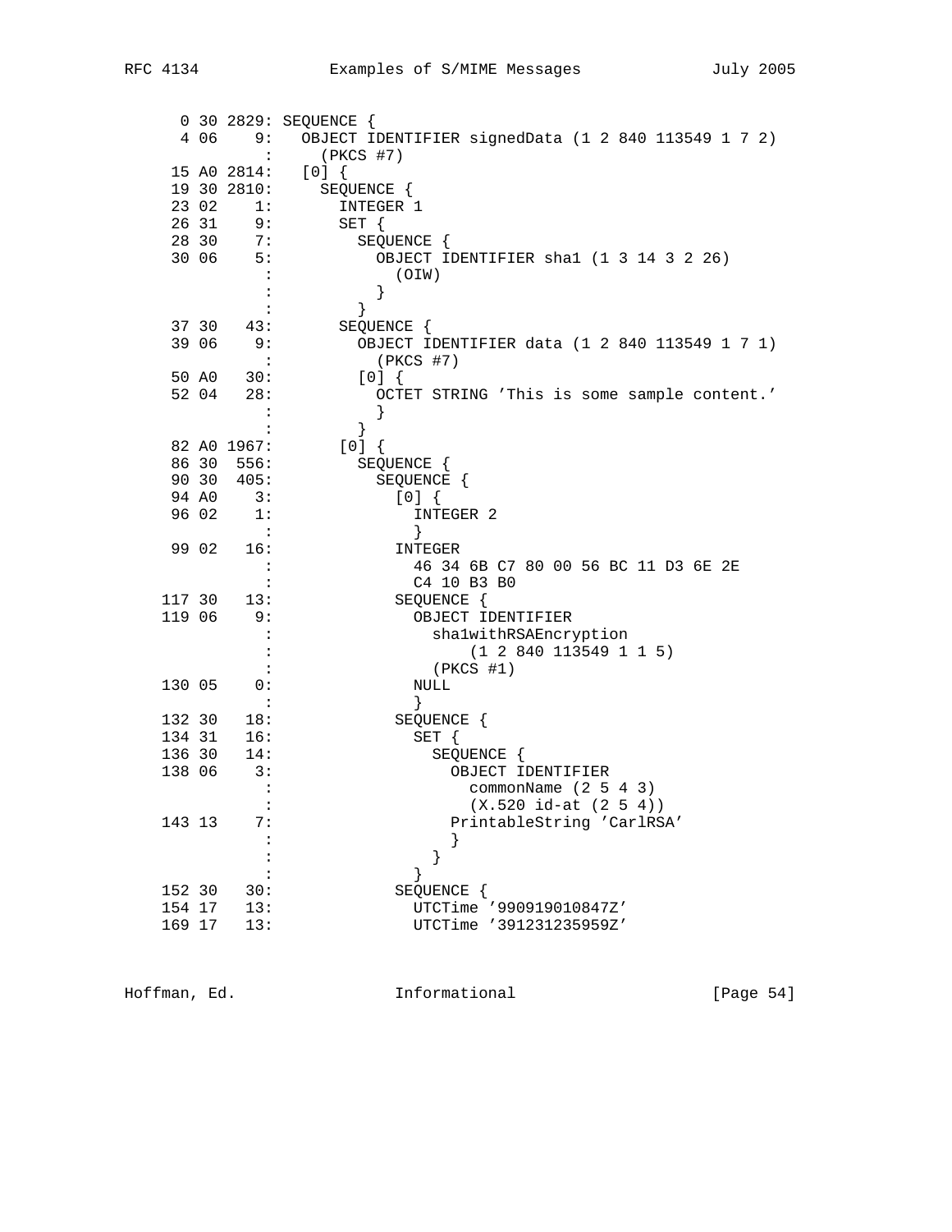```
   0 30 2829: SEQUENCE {
   4 06    9:   OBJECT IDENTIFIER signedData (1 2 840 113549 1 7 2)
            :     (PKCS #7)
  15 A0 2814:   [0] {
  19 30 2810:     SEQUENCE {
  23 02    1:       INTEGER 1
  26 31    9:       SET {
  28 30    7:         SEQUENCE {
  30 06    5:           OBJECT IDENTIFIER sha1 (1 3 14 3 2 26)
            :             (OIW)
            :           }
            :         }
  37 30   43:       SEQUENCE {
  39 06    9:         OBJECT IDENTIFIER data (1 2 840 113549 1 7 1)
            :           (PKCS #7)
  50 A0   30:         [0] {
  52 04   28:           OCTET STRING 'This is some sample content.'
            :           }
            :         }
  82 A0 1967:       [0] {
  86 30  556:         SEQUENCE {
  90 30  405:           SEQUENCE {
  94 A0    3:             [0] {
  96 02    1:               INTEGER 2
            :               }
  99 02   16:             INTEGER
            :               46 34 6B C7 80 00 56 BC 11 D3 6E 2E
            :               C4 10 B3 B0
 117 30   13:             SEQUENCE {
 119 06    9:               OBJECT IDENTIFIER
            :                 sha1withRSAEncryption
            :                     (1 2 840 113549 1 1 5)
            :                 (PKCS #1)
 130 05    0:               NULL
            :               }
 132 30   18:             SEQUENCE {
 134 31   16:               SET {
 136 30   14:                 SEQUENCE {
 138 06    3:                   OBJECT IDENTIFIER
            :                     commonName (2 5 4 3)
            :                     (X.520 id-at (2 5 4))
 143 13    7:                   PrintableString 'CarlRSA'
            :                   }
            :                 }
            :               }
 152 30   30:             SEQUENCE {
 154 17   13:               UTCTime '990919010847Z'
 169 17   13:               UTCTime '391231235959Z'
```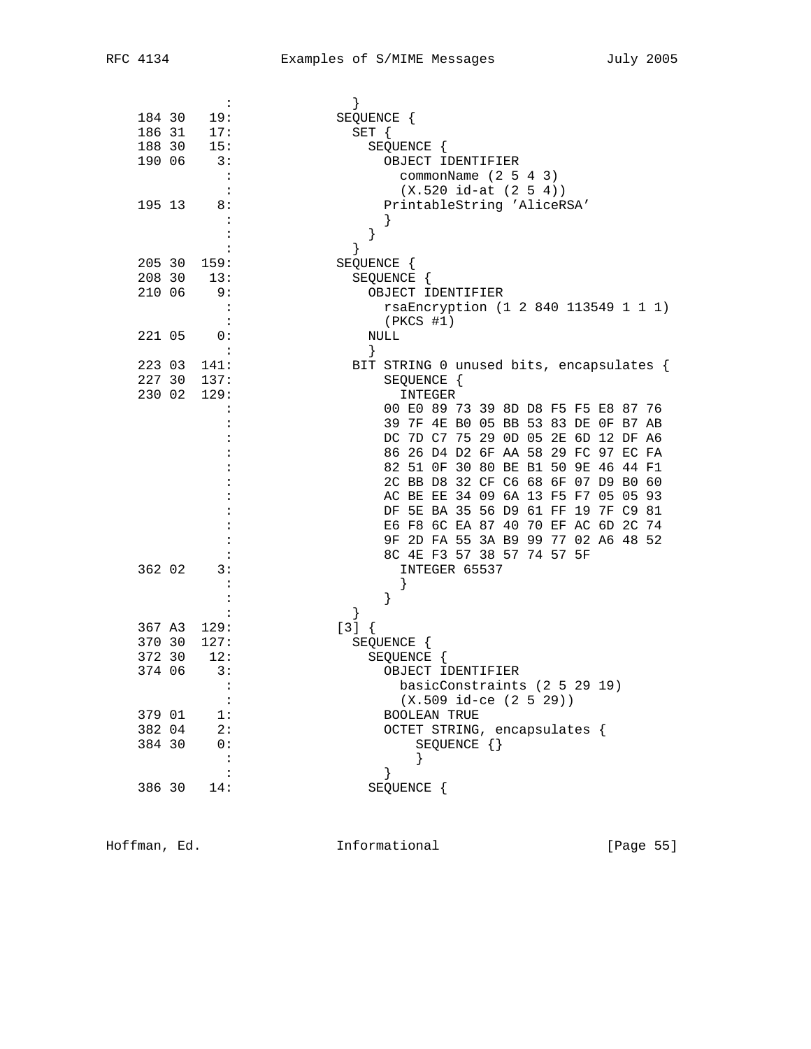```
          :               }
 184 30   19:             SEQUENCE {
 186 31   17:               SET {
 188 30   15:                 SEQUENCE {
 190 06    3:                   OBJECT IDENTIFIER
            :                     commonName (2 5 4 3)
            :                     (X.520 id-at (2 5 4))
 195 13    8:                   PrintableString 'AliceRSA'
            :                   }
            :                 }
            :               }
 205 30  159:             SEQUENCE {
 208 30   13:               SEQUENCE {
 210 06    9:                 OBJECT IDENTIFIER
            :                   rsaEncryption (1 2 840 113549 1 1 1)
            :                   (PKCS #1)
 221 05    0:                 NULL
            :                 }
 223 03  141:               BIT STRING 0 unused bits, encapsulates {
 227 30  137:                   SEQUENCE {
 230 02  129:                     INTEGER
            :                   00 E0 89 73 39 8D D8 F5 F5 E8 87 76
            :                   39 7F 4E B0 05 BB 53 83 DE 0F B7 AB
            :                   DC 7D C7 75 29 0D 05 2E 6D 12 DF A6
            :                   86 26 D4 D2 6F AA 58 29 FC 97 EC FA
            :                   82 51 0F 30 80 BE B1 50 9E 46 44 F1
            :                   2C BB D8 32 CF C6 68 6F 07 D9 B0 60
            :                   AC BE EE 34 09 6A 13 F5 F7 05 05 93
            :                   DF 5E BA 35 56 D9 61 FF 19 7F C9 81
            :                   E6 F8 6C EA 87 40 70 EF AC 6D 2C 74
            :                   9F 2D FA 55 3A B9 99 77 02 A6 48 52
            :                   8C 4E F3 57 38 57 74 57 5F
 362 02    3:                     INTEGER 65537
            :                     }
            :                   }
            :               }
 367 A3  129:             [3] {
 370 30  127:               SEQUENCE {
 372 30   12:                 SEQUENCE {
 374 06    3:                   OBJECT IDENTIFIER
            :                     basicConstraints (2 5 29 19)
            :                     (X.509 id-ce (2 5 29))
 379 01    1:                   BOOLEAN TRUE
 382 04    2:                   OCTET STRING, encapsulates {
 384 30    0:                       SEQUENCE {}
            :                       }
            :                   }
 386 30   14:                 SEQUENCE {
```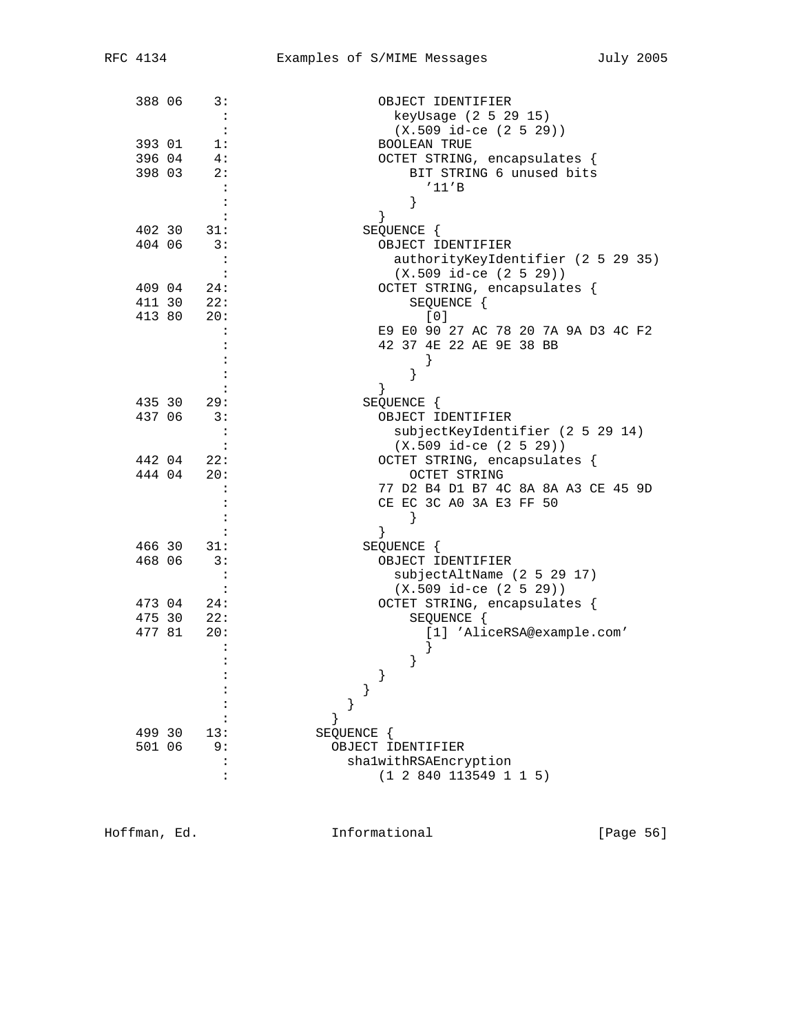```
 388 06    3:                 OBJECT IDENTIFIER
            :                   keyUsage (2 5 29 15)
            :                   (X.509 id-ce (2 5 29))
 393 01    1:                 BOOLEAN TRUE
 396 04    4:                 OCTET STRING, encapsulates {
 398 03    2:                     BIT STRING 6 unused bits
            :                       '11'B
            :                     }
            :                 }
 402 30   31:               SEQUENCE {
 404 06    3:                 OBJECT IDENTIFIER
            :                   authorityKeyIdentifier (2 5 29 35)
            :                   (X.509 id-ce (2 5 29))
 409 04   24:                 OCTET STRING, encapsulates {
 411 30   22:                     SEQUENCE {
 413 80   20:                       [0]
            :                 E9 E0 90 27 AC 78 20 7A 9A D3 4C F2
            :                 42 37 4E 22 AE 9E 38 BB
            :                       }
            :                     }
            :                 }
 435 30   29:               SEQUENCE {
 437 06    3:                 OBJECT IDENTIFIER
            :                   subjectKeyIdentifier (2 5 29 14)
            :                   (X.509 id-ce (2 5 29))
 442 04   22:                 OCTET STRING, encapsulates {
 444 04   20:                     OCTET STRING
            :                 77 D2 B4 D1 B7 4C 8A 8A A3 CE 45 9D
            :                 CE EC 3C A0 3A E3 FF 50
            :                     }
            :                 }
 466 30   31:               SEQUENCE {
 468 06    3:                 OBJECT IDENTIFIER
            :                   subjectAltName (2 5 29 17)
            :                   (X.509 id-ce (2 5 29))
 473 04   24:                 OCTET STRING, encapsulates {
 475 30   22:                     SEQUENCE {
 477 81   20:                       [1] 'AliceRSA@example.com'
            :                       }
            :                     }
            :                 }
            :               }
            :             }
            :           }
 499 30   13:         SEQUENCE {
 501 06    9:           OBJECT IDENTIFIER
            :             sha1withRSAEncryption
            :                 (1 2 840 113549 1 1 5)
```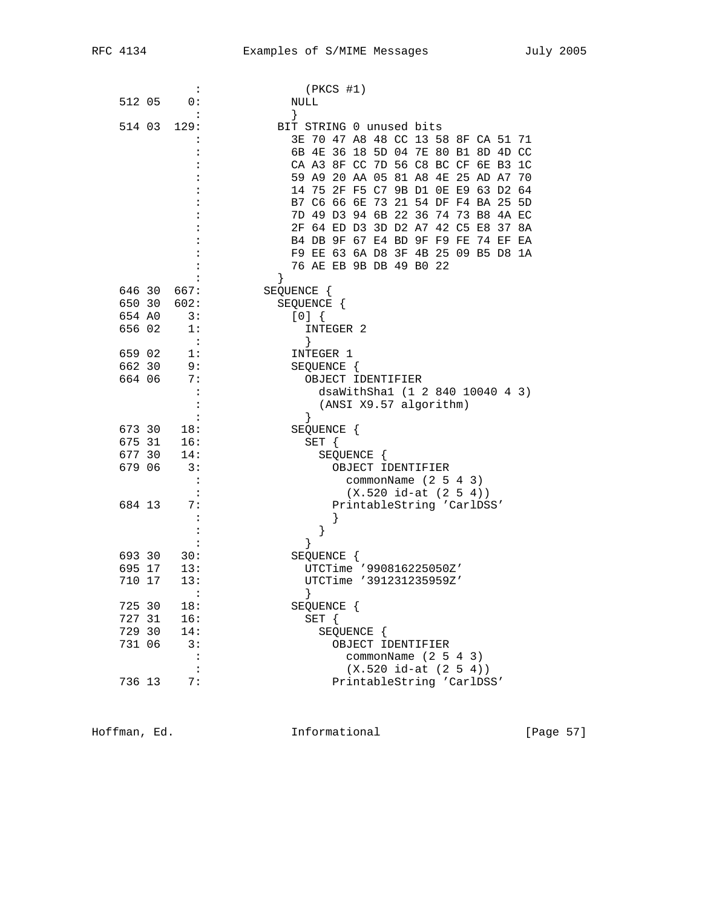```
              :             (PKCS #1)
    512 05    0:           NULL
              :           }
    514 03  129:         BIT STRING 0 unused bits
              :           3E 70 47 A8 48 CC 13 58 8F CA 51 71
              :           6B 4E 36 18 5D 04 7E 80 B1 8D 4D CC
              :           CA A3 8F CC 7D 56 C8 BC CF 6E B3 1C
              :           59 A9 20 AA 05 81 A8 4E 25 AD A7 70
              :           14 75 2F F5 C7 9B D1 0E E9 63 D2 64
              :           B7 C6 66 6E 73 21 54 DF F4 BA 25 5D
              :           7D 49 D3 94 6B 22 36 74 73 B8 4A EC
              :           2F 64 ED D3 3D D2 A7 42 C5 E8 37 8A
              :           B4 DB 9F 67 E4 BD 9F F9 FE 74 EF EA
              :           F9 EE 63 6A D8 3F 4B 25 09 B5 D8 1A
              :           76 AE EB 9B DB 49 B0 22
              :         }
    646 30  667:       SEQUENCE {
    650 30  602:         SEQUENCE {
    654 A0    3:           [0] {
    656 02    1:             INTEGER 2
              :             }
    659 02    1:           INTEGER 1
    662 30    9:           SEQUENCE {
    664 06    7:             OBJECT IDENTIFIER
              :               dsaWithSha1 (1 2 840 10040 4 3)
              :               (ANSI X9.57 algorithm)
              :             }
    673 30   18:           SEQUENCE {
    675 31   16:             SET {
    677 30   14:               SEQUENCE {
    679 06    3:                 OBJECT IDENTIFIER
              :                   commonName (2 5 4 3)
              :                   (X.520 id-at (2 5 4))
    684 13    7:                 PrintableString 'CarlDSS'
              :                 }
              :               }
              :             }
    693 30   30:           SEQUENCE {
    695 17   13:             UTCTime '990816225050Z'
    710 17   13:             UTCTime '391231235959Z'
              :             }
    725 30   18:           SEQUENCE {
    727 31   16:             SET {
    729 30   14:               SEQUENCE {
    731 06    3:                 OBJECT IDENTIFIER
              :                   commonName (2 5 4 3)
              :                   (X.520 id-at (2 5 4))
    736 13    7:                 PrintableString 'CarlDSS'
```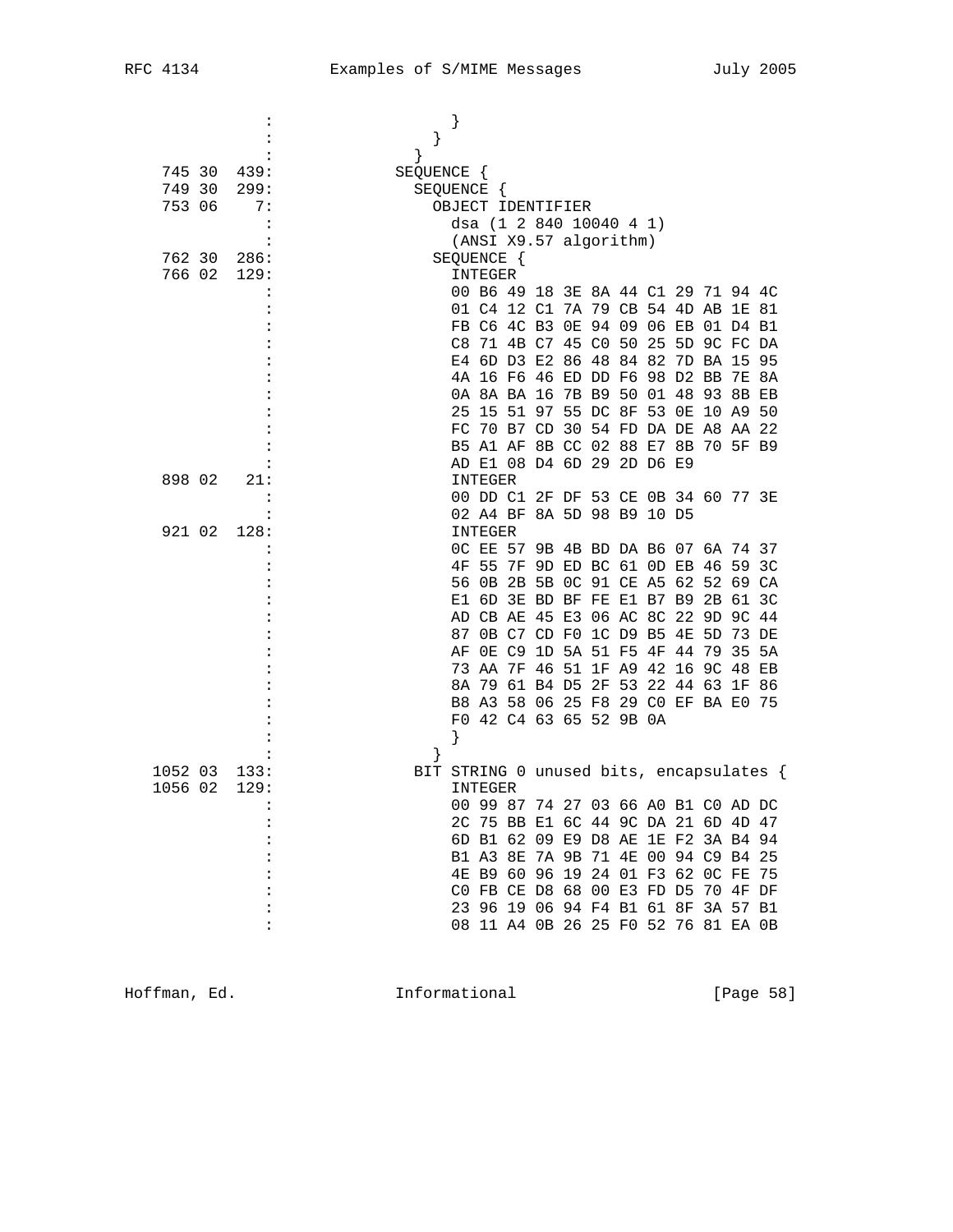```
                  :                 }
                  :               }
                  :             }
 745 30  439:             SEQUENCE {
 749 30  299:               SEQUENCE {
 753 06    7:                 OBJECT IDENTIFIER
                  :                   dsa (1 2 840 10040 4 1)
                  :                   (ANSI X9.57 algorithm)
 762 30  286:                 SEQUENCE {
 766 02  129:                   INTEGER
                  :                   00 B6 49 18 3E 8A 44 C1 29 71 94 4C
                  :                   01 C4 12 C1 7A 79 CB 54 4D AB 1E 81
                  :                   FB C6 4C B3 0E 94 09 06 EB 01 D4 B1
                  :                   C8 71 4B C7 45 C0 50 25 5D 9C FC DA
                  :                   E4 6D D3 E2 86 48 84 82 7D BA 15 95
                  :                   4A 16 F6 46 ED DD F6 98 D2 BB 7E 8A
                  :                   0A 8A BA 16 7B B9 50 01 48 93 8B EB
                  :                   25 15 51 97 55 DC 8F 53 0E 10 A9 50
                  :                   FC 70 B7 CD 30 54 FD DA DE A8 AA 22
                  :                   B5 A1 AF 8B CC 02 88 E7 8B 70 5F B9
                  :                   AD E1 08 D4 6D 29 2D D6 E9
 898 02   21:                   INTEGER
                  :                   00 DD C1 2F DF 53 CE 0B 34 60 77 3E
                  :                   02 A4 BF 8A 5D 98 B9 10 D5
 921 02  128:                   INTEGER
                  :                   0C EE 57 9B 4B BD DA B6 07 6A 74 37
                  :                   4F 55 7F 9D ED BC 61 0D EB 46 59 3C
                  :                   56 0B 2B 5B 0C 91 CE A5 62 52 69 CA
                  :                   E1 6D 3E BD BF FE E1 B7 B9 2B 61 3C
                  :                   AD CB AE 45 E3 06 AC 8C 22 9D 9C 44
                  :                   87 0B C7 CD F0 1C D9 B5 4E 5D 73 DE
                  :                   AF 0E C9 1D 5A 51 F5 4F 44 79 35 5A
                  :                   73 AA 7F 46 51 1F A9 42 16 9C 48 EB
                  :                   8A 79 61 B4 D5 2F 53 22 44 63 1F 86
                  :                   B8 A3 58 06 25 F8 29 C0 EF BA E0 75
                  :                   F0 42 C4 63 65 52 9B 0A
                  :                   }
                  :                 }
1052 03  133:               BIT STRING 0 unused bits, encapsulates {
1056 02  129:                   INTEGER
                  :                   00 99 87 74 27 03 66 A0 B1 C0 AD DC
                  :                   2C 75 BB E1 6C 44 9C DA 21 6D 4D 47
                  :                   6D B1 62 09 E9 D8 AE 1E F2 3A B4 94
                  :                   B1 A3 8E 7A 9B 71 4E 00 94 C9 B4 25
                  :                   4E B9 60 96 19 24 01 F3 62 0C FE 75
                  :                   C0 FB CE D8 68 00 E3 FD D5 70 4F DF
                  :                   23 96 19 06 94 F4 B1 61 8F 3A 57 B1
                  :                   08 11 A4 0B 26 25 F0 52 76 81 EA 0B
```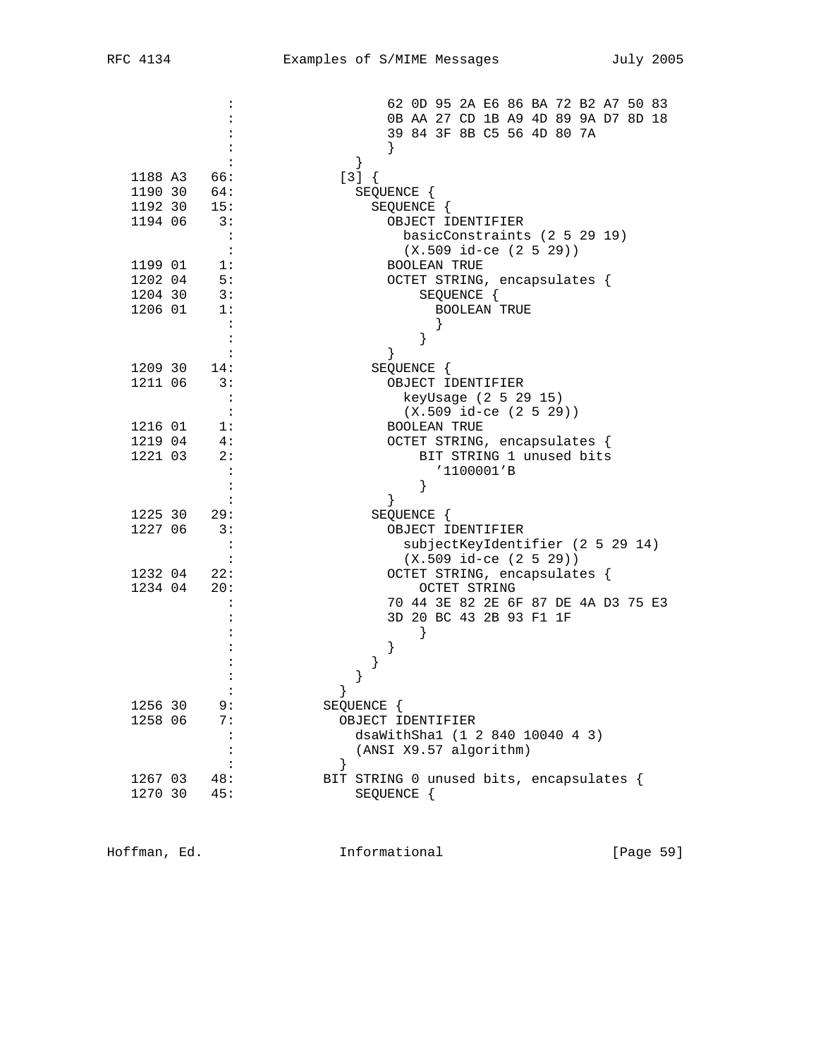```
                :                   62 0D 95 2A E6 86 BA 72 B2 A7 50 83
                :                   0B AA 27 CD 1B A9 4D 89 9A D7 8D 18
                :                   39 84 3F 8B C5 56 4D 80 7A
                :                   }
                :               }
   1188 A3   66:              [3] {
   1190 30   64:                SEQUENCE {
   1192 30   15:                  SEQUENCE {
   1194 06    3:                    OBJECT IDENTIFIER
                :                      basicConstraints (2 5 29 19)
                :                      (X.509 id-ce (2 5 29))
   1199 01    1:                    BOOLEAN TRUE
   1202 04    5:                    OCTET STRING, encapsulates {
   1204 30    3:                        SEQUENCE {
   1206 01    1:                          BOOLEAN TRUE
                :                          }
                :                        }
                :                    }
   1209 30   14:                  SEQUENCE {
   1211 06    3:                    OBJECT IDENTIFIER
                :                      keyUsage (2 5 29 15)
                :                      (X.509 id-ce (2 5 29))
   1216 01    1:                    BOOLEAN TRUE
   1219 04    4:                    OCTET STRING, encapsulates {
   1221 03    2:                        BIT STRING 1 unused bits
                :                          '1100001'B
                :                        }
                :                    }
   1225 30   29:                  SEQUENCE {
   1227 06    3:                    OBJECT IDENTIFIER
                :                      subjectKeyIdentifier (2 5 29 14)
                :                      (X.509 id-ce (2 5 29))
   1232 04   22:                    OCTET STRING, encapsulates {
   1234 04   20:                        OCTET STRING
                :                    70 44 3E 82 2E 6F 87 DE 4A D3 75 E3
                :                    3D 20 BC 43 2B 93 F1 1F
                :                        }
                :                    }
                :                  }
                :                }
                :              }
   1256 30    9:            SEQUENCE {
   1258 06    7:              OBJECT IDENTIFIER
                :                dsaWithSha1 (1 2 840 10040 4 3)
                :                (ANSI X9.57 algorithm)
                :              }
   1267 03   48:            BIT STRING 0 unused bits, encapsulates {
   1270 30   45:                SEQUENCE {
```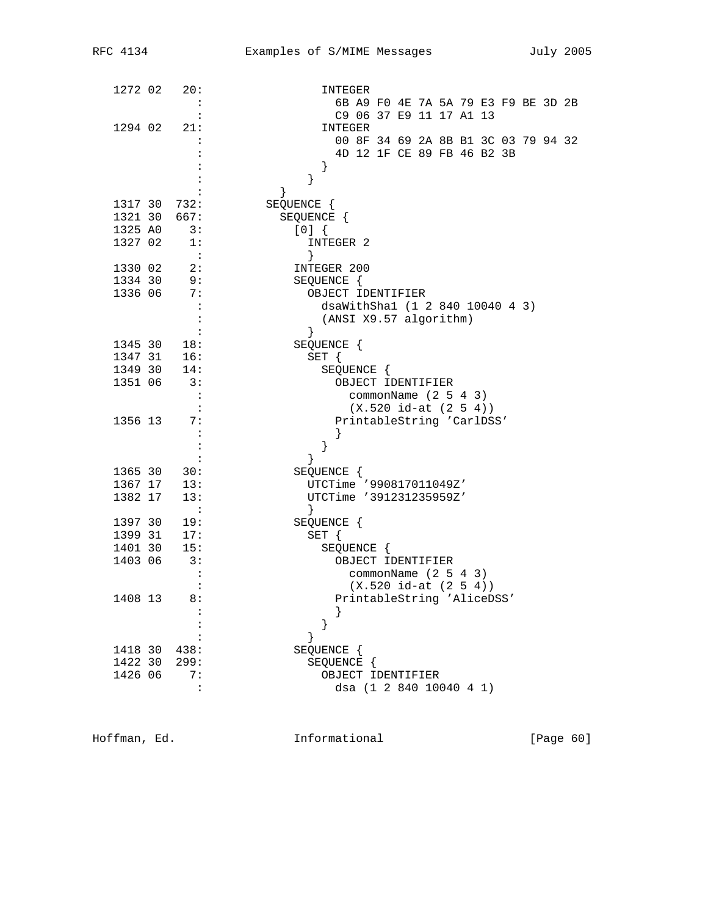```
   1272 02   20:                 INTEGER
             :                     6B A9 F0 4E 7A 5A 79 E3 F9 BE 3D 2B
             :                     C9 06 37 E9 11 17 A1 13
   1294 02   21:                 INTEGER
             :                     00 8F 34 69 2A 8B B1 3C 03 79 94 32
             :                     4D 12 1F CE 89 FB 46 B2 3B
             :                   }
             :                 }
             :             }
   1317 30  732:         SEQUENCE {
   1321 30  667:           SEQUENCE {
   1325 A0    3:             [0] {
   1327 02    1:               INTEGER 2
             :               }
   1330 02    2:             INTEGER 200
   1334 30    9:             SEQUENCE {
   1336 06    7:               OBJECT IDENTIFIER
             :                   dsaWithSha1 (1 2 840 10040 4 3)
             :                   (ANSI X9.57 algorithm)
             :               }
   1345 30   18:             SEQUENCE {
   1347 31   16:               SET {
   1349 30   14:                 SEQUENCE {
   1351 06    3:                   OBJECT IDENTIFIER
             :                       commonName (2 5 4 3)
             :                       (X.520 id-at (2 5 4))
   1356 13    7:                   PrintableString 'CarlDSS'
             :                   }
             :                 }
             :               }
   1365 30   30:             SEQUENCE {
   1367 17   13:               UTCTime '990817011049Z'
   1382 17   13:               UTCTime '391231235959Z'
             :               }
   1397 30   19:             SEQUENCE {
   1399 31   17:               SET {
   1401 30   15:                 SEQUENCE {
   1403 06    3:                   OBJECT IDENTIFIER
             :                       commonName (2 5 4 3)
             :                       (X.520 id-at (2 5 4))
   1408 13    8:                   PrintableString 'AliceDSS'
             :                   }
             :                 }
             :               }
   1418 30  438:             SEQUENCE {
   1422 30  299:               SEQUENCE {
   1426 06    7:                 OBJECT IDENTIFIER
             :                     dsa (1 2 840 10040 4 1)
```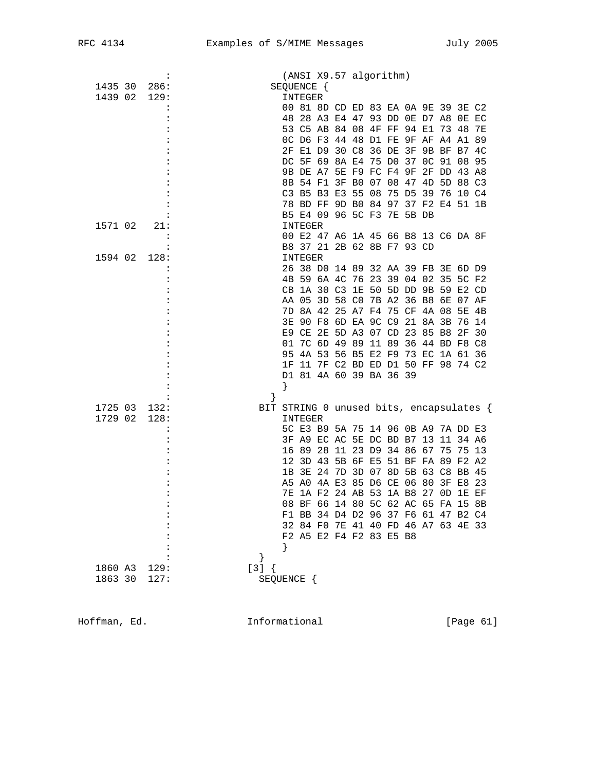```
             :               (ANSI X9.57 algorithm)
 1435 30  286:              SEQUENCE {
 1439 02  129:                INTEGER
             :                00 81 8D CD ED 83 EA 0A 9E 39 3E C2
             :                48 28 A3 E4 47 93 DD 0E D7 A8 0E EC
             :                53 C5 AB 84 08 4F FF 94 E1 73 48 7E
             :                0C D6 F3 44 48 D1 FE 9F AF A4 A1 89
             :                2F E1 D9 30 C8 36 DE 3F 9B BF B7 4C
             :                DC 5F 69 8A E4 75 D0 37 0C 91 08 95
             :                9B DE A7 5E F9 FC F4 9F 2F DD 43 A8
             :                8B 54 F1 3F B0 07 08 47 4D 5D 88 C3
             :                C3 B5 B3 E3 55 08 75 D5 39 76 10 C4
             :                78 BD FF 9D B0 84 97 37 F2 E4 51 1B
             :                B5 E4 09 96 5C F3 7E 5B DB
 1571 02   21:                INTEGER
             :                00 E2 47 A6 1A 45 66 B8 13 C6 DA 8F
             :                B8 37 21 2B 62 8B F7 93 CD
 1594 02  128:                INTEGER
             :                26 38 D0 14 89 32 AA 39 FB 3E 6D D9
             :                4B 59 6A 4C 76 23 39 04 02 35 5C F2
             :                CB 1A 30 C3 1E 50 5D DD 9B 59 E2 CD
             :                AA 05 3D 58 C0 7B A2 36 B8 6E 07 AF
             :                7D 8A 42 25 A7 F4 75 CF 4A 08 5E 4B
             :                3E 90 F8 6D EA 9C C9 21 8A 3B 76 14
             :                E9 CE 2E 5D A3 07 CD 23 85 B8 2F 30
             :                01 7C 6D 49 89 11 89 36 44 BD F8 C8
             :                95 4A 53 56 B5 E2 F9 73 EC 1A 61 36
             :                1F 11 7F C2 BD ED D1 50 FF 98 74 C2
             :                D1 81 4A 60 39 BA 36 39
             :                }
             :              }
 1725 03  132:            BIT STRING 0 unused bits, encapsulates {
 1729 02  128:                INTEGER
             :                5C E3 B9 5A 75 14 96 0B A9 7A DD E3
             :                3F A9 EC AC 5E DC BD B7 13 11 34 A6
             :                16 89 28 11 23 D9 34 86 67 75 75 13
             :                12 3D 43 5B 6F E5 51 BF FA 89 F2 A2
             :                1B 3E 24 7D 3D 07 8D 5B 63 C8 BB 45
             :                A5 A0 4A E3 85 D6 CE 06 80 3F E8 23
             :                7E 1A F2 24 AB 53 1A B8 27 0D 1E EF
             :                08 BF 66 14 80 5C 62 AC 65 FA 15 8B
             :                F1 BB 34 D4 D2 96 37 F6 61 47 B2 C4
             :                32 84 F0 7E 41 40 FD 46 A7 63 4E 33
             :                F2 A5 E2 F4 F2 83 E5 B8
             :                }
             :            }
 1860 A3  129:          [3] {
 1863 30  127:            SEQUENCE {
```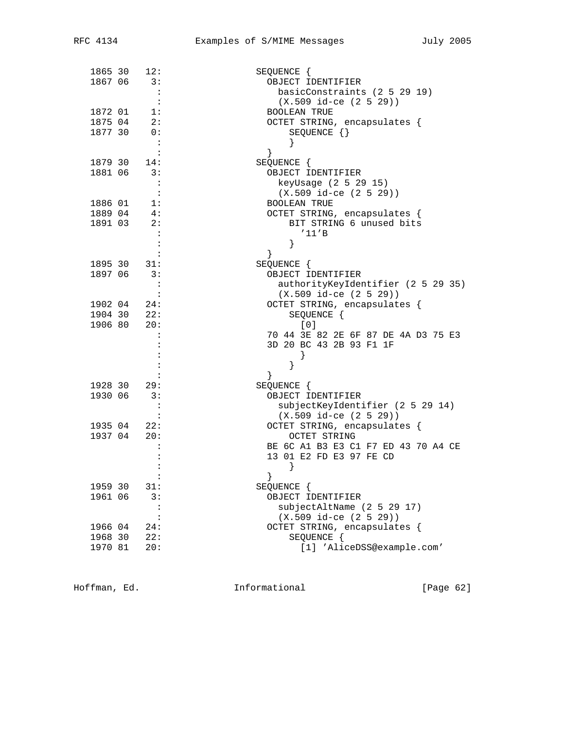```
 1865 30   12:               SEQUENCE {
 1867 06    3:                 OBJECT IDENTIFIER
             :                   basicConstraints (2 5 29 19)
             :                   (X.509 id-ce (2 5 29))
 1872 01    1:                 BOOLEAN TRUE
 1875 04    2:                 OCTET STRING, encapsulates {
 1877 30    0:                     SEQUENCE {}
             :                     }
             :                 }
 1879 30   14:               SEQUENCE {
 1881 06    3:                 OBJECT IDENTIFIER
             :                   keyUsage (2 5 29 15)
             :                   (X.509 id-ce (2 5 29))
 1886 01    1:                 BOOLEAN TRUE
 1889 04    4:                 OCTET STRING, encapsulates {
 1891 03    2:                     BIT STRING 6 unused bits
             :                       '11'B
             :                     }
             :                 }
 1895 30   31:               SEQUENCE {
 1897 06    3:                 OBJECT IDENTIFIER
             :                   authorityKeyIdentifier (2 5 29 35)
             :                   (X.509 id-ce (2 5 29))
 1902 04   24:                 OCTET STRING, encapsulates {
 1904 30   22:                     SEQUENCE {
 1906 80   20:                       [0]
             :                 70 44 3E 82 2E 6F 87 DE 4A D3 75 E3
             :                 3D 20 BC 43 2B 93 F1 1F
             :                       }
             :                     }
             :                 }
 1928 30   29:               SEQUENCE {
 1930 06    3:                 OBJECT IDENTIFIER
             :                   subjectKeyIdentifier (2 5 29 14)
             :                   (X.509 id-ce (2 5 29))
 1935 04   22:                 OCTET STRING, encapsulates {
 1937 04   20:                     OCTET STRING
             :                 BE 6C A1 B3 E3 C1 F7 ED 43 70 A4 CE
             :                 13 01 E2 FD E3 97 FE CD
             :                     }
             :                 }
 1959 30   31:               SEQUENCE {
 1961 06    3:                 OBJECT IDENTIFIER
             :                   subjectAltName (2 5 29 17)
             :                   (X.509 id-ce (2 5 29))
 1966 04   24:                 OCTET STRING, encapsulates {
 1968 30   22:                     SEQUENCE {
 1970 81   20:                       [1] 'AliceDSS@example.com'
```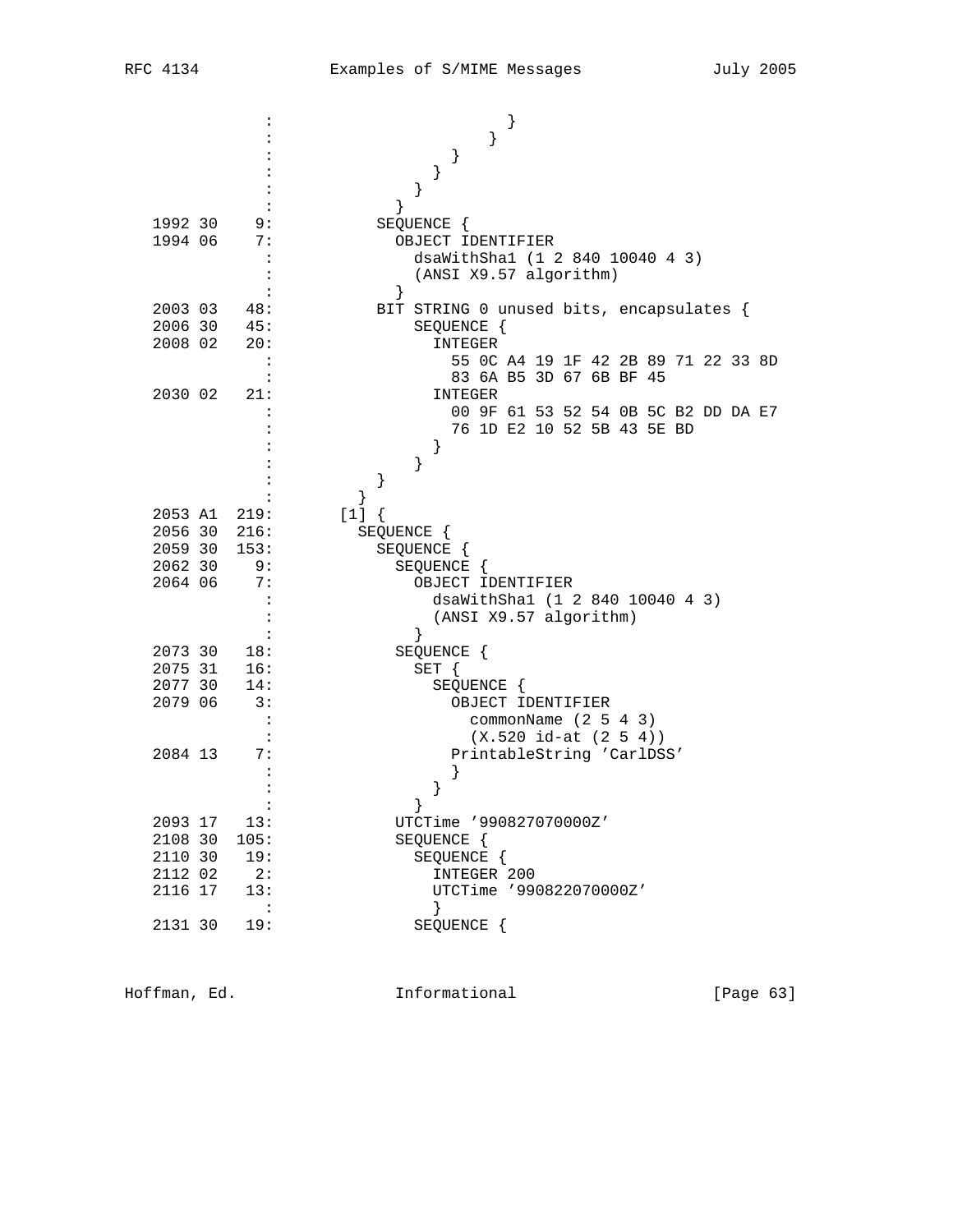```
             :                         }
             :                       }
             :                     }
             :                   }
             :                 }
             :               }
 1992 30    9:             SEQUENCE {
 1994 06    7:               OBJECT IDENTIFIER
             :                 dsaWithSha1 (1 2 840 10040 4 3)
             :                 (ANSI X9.57 algorithm)
             :               }
 2003 03   48:             BIT STRING 0 unused bits, encapsulates {
 2006 30   45:                 SEQUENCE {
 2008 02   20:                   INTEGER
             :                     55 0C A4 19 1F 42 2B 89 71 22 33 8D
             :                     83 6A B5 3D 67 6B BF 45
 2030 02   21:                   INTEGER
             :                     00 9F 61 53 52 54 0B 5C B2 DD DA E7
             :                     76 1D E2 10 52 5B 43 5E BD
             :                   }
             :                 }
             :             }
             :           }
 2053 A1  219:         [1] {
 2056 30  216:           SEQUENCE {
 2059 30  153:             SEQUENCE {
 2062 30    9:               SEQUENCE {
 2064 06    7:                 OBJECT IDENTIFIER
             :                   dsaWithSha1 (1 2 840 10040 4 3)
             :                   (ANSI X9.57 algorithm)
             :                 }
 2073 30   18:               SEQUENCE {
 2075 31   16:                 SET {
 2077 30   14:                   SEQUENCE {
 2079 06    3:                     OBJECT IDENTIFIER
             :                       commonName (2 5 4 3)
             :                       (X.520 id-at (2 5 4))
 2084 13    7:                     PrintableString 'CarlDSS'
             :                     }
             :                   }
             :                 }
 2093 17   13:               UTCTime '990827070000Z'
 2108 30  105:               SEQUENCE {
 2110 30   19:                 SEQUENCE {
 2112 02    2:                   INTEGER 200
 2116 17   13:                   UTCTime '990822070000Z'
             :                   }
 2131 30   19:                 SEQUENCE {
```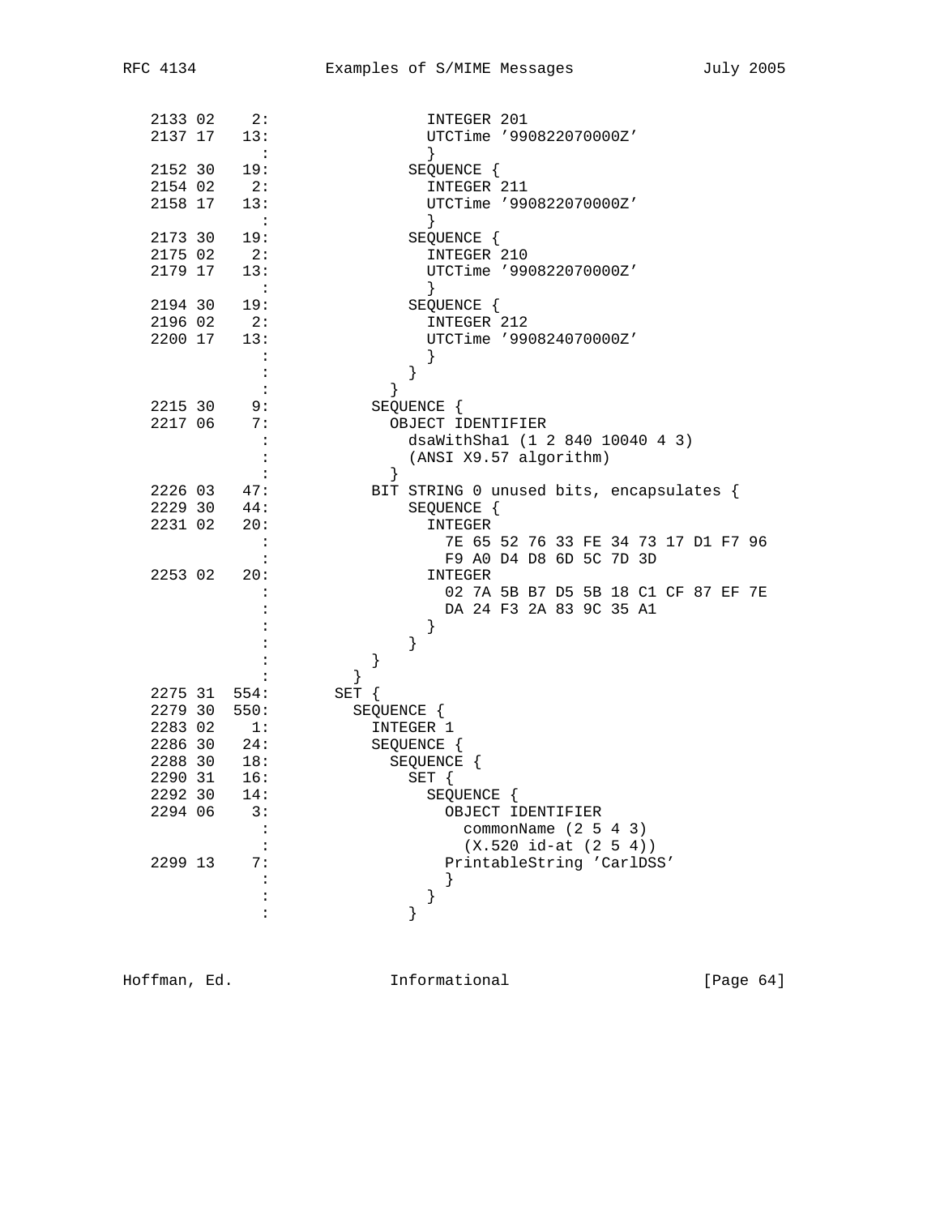```
   2133 02    2:                 INTEGER 201
   2137 17   13:                 UTCTime '990822070000Z'
              :                  }
   2152 30   19:               SEQUENCE {
   2154 02    2:                 INTEGER 211
   2158 17   13:                 UTCTime '990822070000Z'
              :                  }
   2173 30   19:               SEQUENCE {
   2175 02    2:                 INTEGER 210
   2179 17   13:                 UTCTime '990822070000Z'
              :                  }
   2194 30   19:               SEQUENCE {
   2196 02    2:                 INTEGER 212
   2200 17   13:                 UTCTime '990824070000Z'
              :                  }
              :                }
              :              }
   2215 30    9:           SEQUENCE {
   2217 06    7:             OBJECT IDENTIFIER
              :                dsaWithSha1 (1 2 840 10040 4 3)
              :                (ANSI X9.57 algorithm)
              :              }
   2226 03   47:           BIT STRING 0 unused bits, encapsulates {
   2229 30   44:               SEQUENCE {
   2231 02   20:                 INTEGER
              :                    7E 65 52 76 33 FE 34 73 17 D1 F7 96
              :                    F9 A0 D4 D8 6D 5C 7D 3D
   2253 02   20:                 INTEGER
              :                    02 7A 5B B7 D5 5B 18 C1 CF 87 EF 7E
              :                    DA 24 F3 2A 83 9C 35 A1
              :                  }
              :                }
              :            }
              :          }
   2275 31  554:       SET {
   2279 30  550:         SEQUENCE {
   2283 02    1:           INTEGER 1
   2286 30   24:           SEQUENCE {
   2288 30   18:             SEQUENCE {
   2290 31   16:               SET {
   2292 30   14:                 SEQUENCE {
   2294 06    3:                   OBJECT IDENTIFIER
              :                      commonName (2 5 4 3)
              :                      (X.520 id-at (2 5 4))
   2299 13    7:                   PrintableString 'CarlDSS'
              :                    }
              :                  }
              :                }
```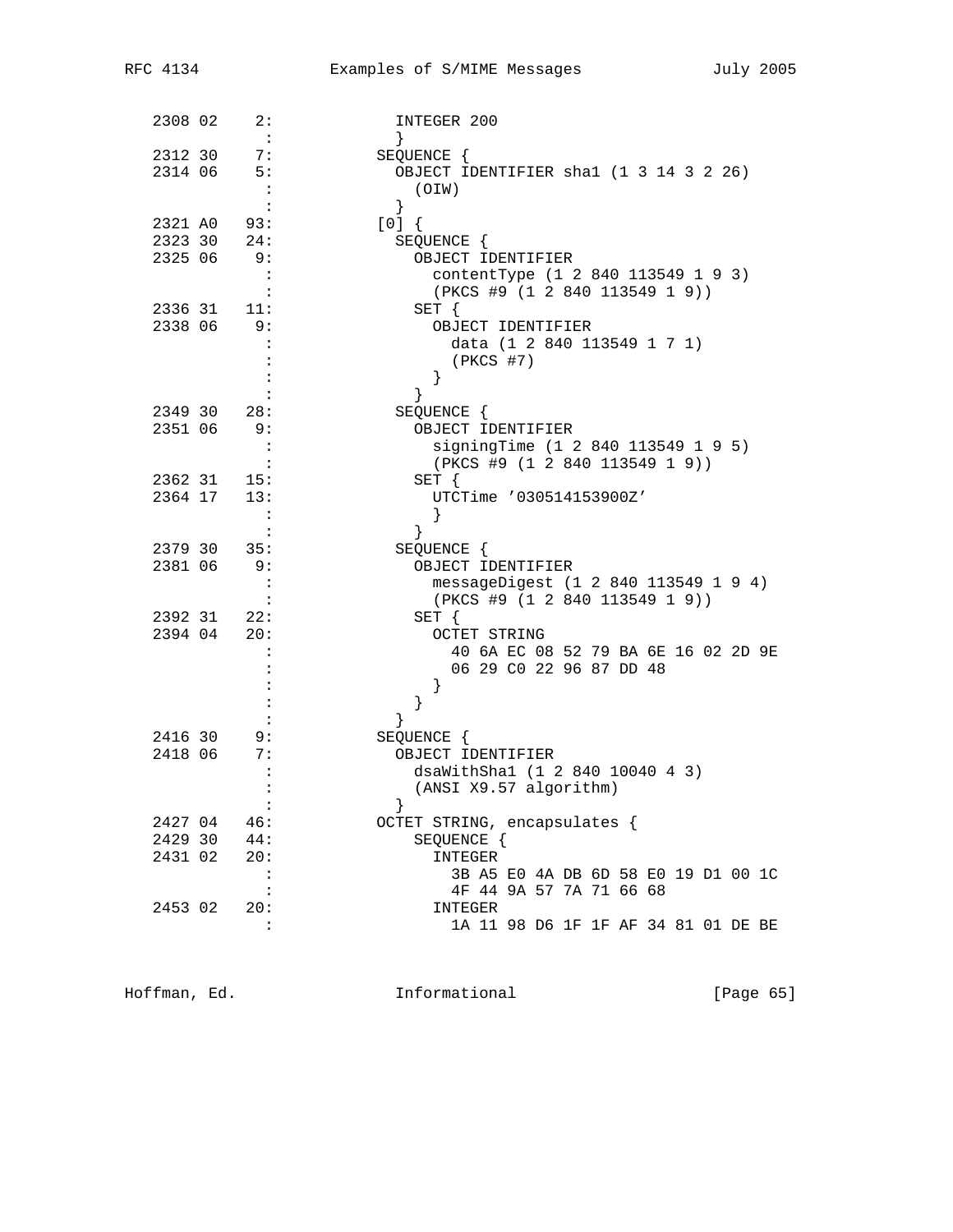```
   2308 02    2:             INTEGER 200
              :              }
   2312 30    7:           SEQUENCE {
   2314 06    5:             OBJECT IDENTIFIER sha1 (1 3 14 3 2 26)
              :               (OIW)
              :              }
   2321 A0   93:           [0] {
   2323 30   24:             SEQUENCE {
   2325 06    9:               OBJECT IDENTIFIER
              :                 contentType (1 2 840 113549 1 9 3)
              :                 (PKCS #9 (1 2 840 113549 1 9))
   2336 31   11:               SET {
   2338 06    9:                 OBJECT IDENTIFIER
              :                   data (1 2 840 113549 1 7 1)
              :                   (PKCS #7)
              :                 }
              :               }
   2349 30   28:             SEQUENCE {
   2351 06    9:               OBJECT IDENTIFIER
              :                 signingTime (1 2 840 113549 1 9 5)
              :                 (PKCS #9 (1 2 840 113549 1 9))
   2362 31   15:               SET {
   2364 17   13:                 UTCTime '030514153900Z'
              :                 }
              :               }
   2379 30   35:             SEQUENCE {
   2381 06    9:               OBJECT IDENTIFIER
              :                 messageDigest (1 2 840 113549 1 9 4)
              :                 (PKCS #9 (1 2 840 113549 1 9))
   2392 31   22:               SET {
   2394 04   20:                 OCTET STRING
              :                   40 6A EC 08 52 79 BA 6E 16 02 2D 9E
              :                   06 29 C0 22 96 87 DD 48
              :                 }
              :               }
              :             }
   2416 30    9:           SEQUENCE {
   2418 06    7:             OBJECT IDENTIFIER
              :               dsaWithSha1 (1 2 840 10040 4 3)
              :               (ANSI X9.57 algorithm)
              :             }
   2427 04   46:           OCTET STRING, encapsulates {
   2429 30   44:               SEQUENCE {
   2431 02   20:                 INTEGER
              :                   3B A5 E0 4A DB 6D 58 E0 19 D1 00 1C
              :                   4F 44 9A 57 7A 71 66 68
   2453 02   20:                 INTEGER
              :                   1A 11 98 D6 1F 1F AF 34 81 01 DE BE
```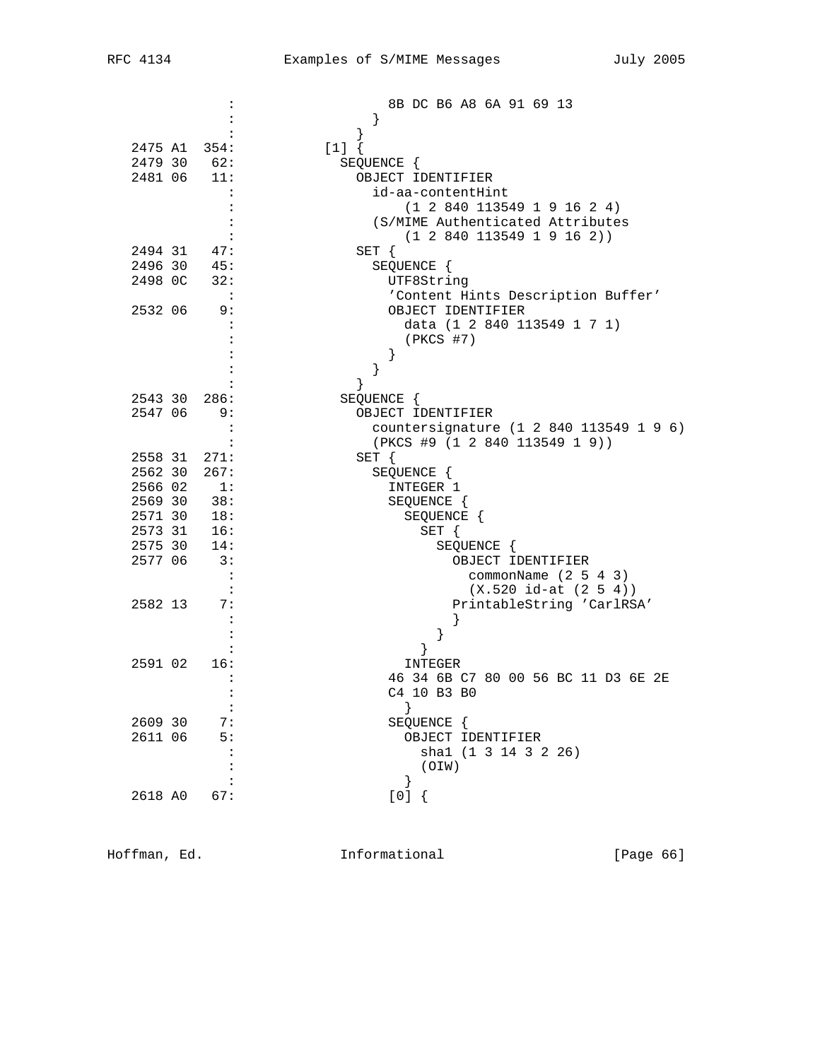```
               :                  8B DC B6 A8 6A 91 69 13
               :                }
               :              }
 2475 A1  354:            [1] {
 2479 30   62:              SEQUENCE {
 2481 06   11:                OBJECT IDENTIFIER
               :                  id-aa-contentHint
               :                      (1 2 840 113549 1 9 16 2 4)
               :                  (S/MIME Authenticated Attributes
               :                      (1 2 840 113549 1 9 16 2))
 2494 31   47:                SET {
 2496 30   45:                  SEQUENCE {
 2498 0C   32:                    UTF8String
               :                    'Content Hints Description Buffer'
 2532 06    9:                    OBJECT IDENTIFIER
               :                      data (1 2 840 113549 1 7 1)
               :                      (PKCS #7)
               :                    }
               :                  }
               :                }
 2543 30  286:              SEQUENCE {
 2547 06    9:                OBJECT IDENTIFIER
               :                  countersignature (1 2 840 113549 1 9 6)
               :                  (PKCS #9 (1 2 840 113549 1 9))
 2558 31  271:                SET {
 2562 30  267:                  SEQUENCE {
 2566 02    1:                    INTEGER 1
 2569 30   38:                    SEQUENCE {
 2571 30   18:                      SEQUENCE {
 2573 31   16:                        SET {
 2575 30   14:                          SEQUENCE {
 2577 06    3:                            OBJECT IDENTIFIER
               :                              commonName (2 5 4 3)
               :                              (X.520 id-at (2 5 4))
 2582 13    7:                            PrintableString 'CarlRSA'
               :                            }
               :                          }
               :                        }
 2591 02   16:                      INTEGER
               :                    46 34 6B C7 80 00 56 BC 11 D3 6E 2E
               :                    C4 10 B3 B0
               :                      }
 2609 30    7:                    SEQUENCE {
 2611 06    5:                      OBJECT IDENTIFIER
               :                        sha1 (1 3 14 3 2 26)
               :                        (OIW)
               :                      }
 2618 A0   67:                    [0] {
```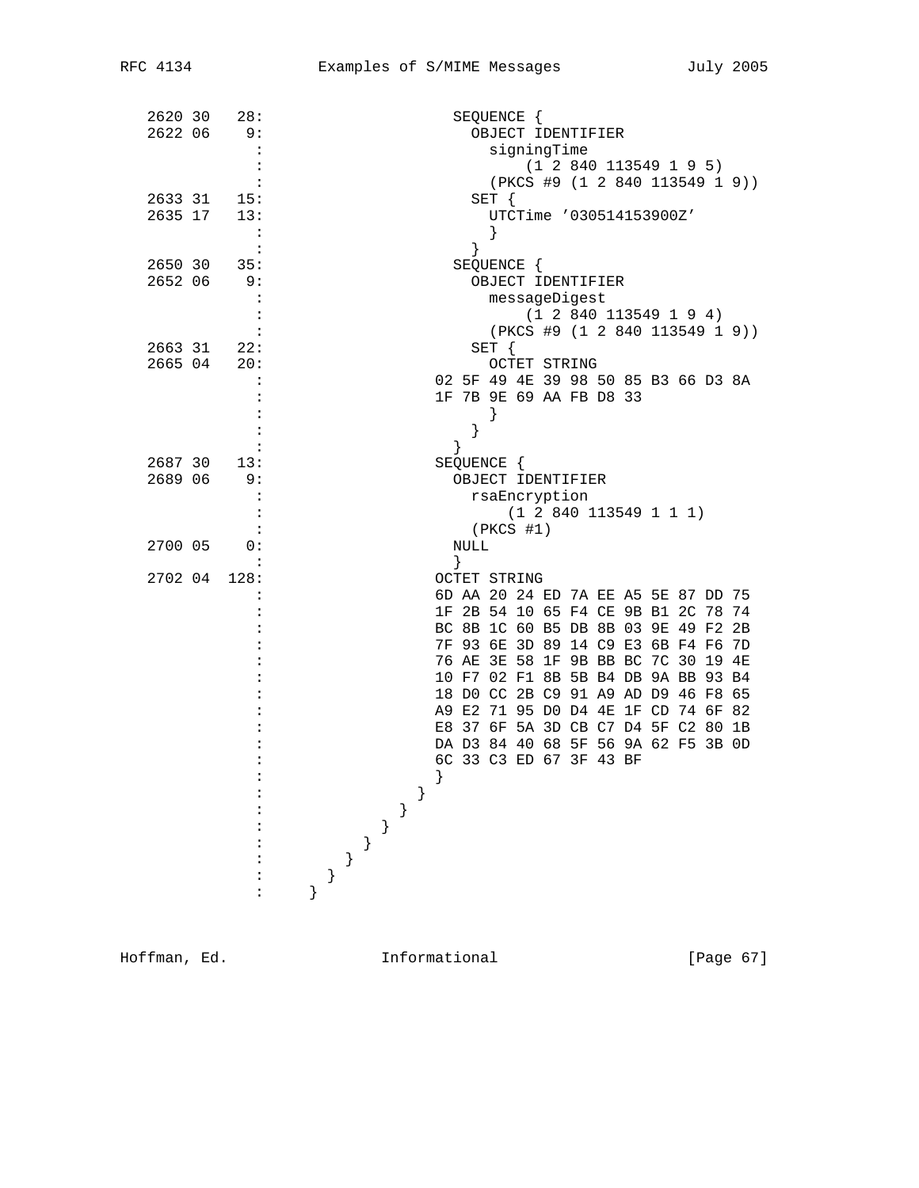```
  2620 30   28:                   SEQUENCE {
  2622 06    9:                     OBJECT IDENTIFIER
              :                       signingTime
              :                           (1 2 840 113549 1 9 5)
              :                       (PKCS #9 (1 2 840 113549 1 9))
  2633 31   15:                     SET {
  2635 17   13:                       UTCTime '030514153900Z'
              :                       }
              :                     }
  2650 30   35:                   SEQUENCE {
  2652 06    9:                     OBJECT IDENTIFIER
              :                       messageDigest
              :                           (1 2 840 113549 1 9 4)
              :                       (PKCS #9 (1 2 840 113549 1 9))
  2663 31   22:                     SET {
  2665 04   20:                       OCTET STRING
              :                 02 5F 49 4E 39 98 50 85 B3 66 D3 8A
              :                 1F 7B 9E 69 AA FB D8 33
              :                       }
              :                     }
              :                   }
  2687 30   13:                 SEQUENCE {
  2689 06    9:                   OBJECT IDENTIFIER
              :                     rsaEncryption
              :                         (1 2 840 113549 1 1 1)
              :                     (PKCS #1)
  2700 05    0:                   NULL
              :                   }
  2702 04  128:                 OCTET STRING
              :                 6D AA 20 24 ED 7A EE A5 5E 87 DD 75
              :                 1F 2B 54 10 65 F4 CE 9B B1 2C 78 74
              :                 BC 8B 1C 60 B5 DB 8B 03 9E 49 F2 2B
              :                 7F 93 6E 3D 89 14 C9 E3 6B F4 F6 7D
              :                 76 AE 3E 58 1F 9B BB BC 7C 30 19 4E
              :                 10 F7 02 F1 8B 5B B4 DB 9A BB 93 B4
              :                 18 D0 CC 2B C9 91 A9 AD D9 46 F8 65
              :                 A9 E2 71 95 D0 D4 4E 1F CD 74 6F 82
              :                 E8 37 6F 5A 3D CB C7 D4 5F C2 80 1B
              :                 DA D3 84 40 68 5F 56 9A 62 F5 3B 0D
              :                 6C 33 C3 ED 67 3F 43 BF
              :                 }
              :               }
              :             }
              :           }
              :         }
              :       }
              :     }
              :   }
```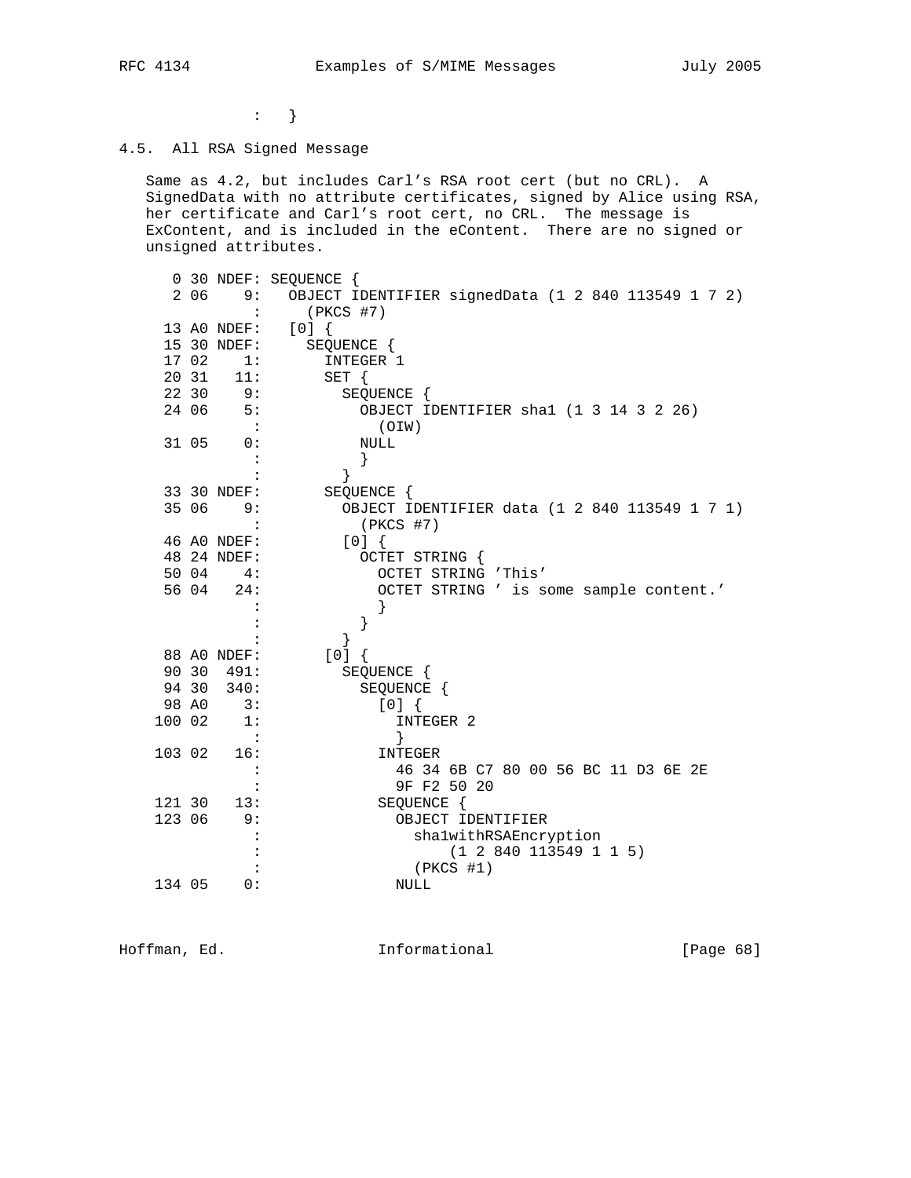```
              :   }
```

### 4.5. All RSA Signed Message

Same as 4.2, but includes Carl's RSA root cert (but no CRL). A SignedData with no attribute certificates, signed by Alice using RSA, her certificate and Carl's root cert, no CRL. The message is ExContent, and is included in the eContent. There are no signed or unsigned attributes.

```
   0 30 NDEF: SEQUENCE {
   2 06    9:   OBJECT IDENTIFIER signedData (1 2 840 113549 1 7 2)
            :     (PKCS #7)
  13 A0 NDEF:   [0] {
  15 30 NDEF:     SEQUENCE {
  17 02    1:       INTEGER 1
  20 31   11:       SET {
  22 30    9:         SEQUENCE {
  24 06    5:           OBJECT IDENTIFIER sha1 (1 3 14 3 2 26)
            :             (OIW)
  31 05    0:           NULL
            :           }
            :         }
  33 30 NDEF:       SEQUENCE {
  35 06    9:         OBJECT IDENTIFIER data (1 2 840 113549 1 7 1)
            :           (PKCS #7)
  46 A0 NDEF:         [0] {
  48 24 NDEF:           OCTET STRING {
  50 04    4:             OCTET STRING 'This'
  56 04   24:             OCTET STRING ' is some sample content.'
            :             }
            :           }
            :         }
  88 A0 NDEF:       [0] {
  90 30  491:         SEQUENCE {
  94 30  340:           SEQUENCE {
  98 A0    3:             [0] {
 100 02    1:               INTEGER 2
            :               }
 103 02   16:             INTEGER
            :               46 34 6B C7 80 00 56 BC 11 D3 6E 2E
            :               9F F2 50 20
 121 30   13:             SEQUENCE {
 123 06    9:               OBJECT IDENTIFIER
            :                 sha1withRSAEncryption
            :                     (1 2 840 113549 1 1 5)
            :                 (PKCS #1)
 134 05    0:               NULL
```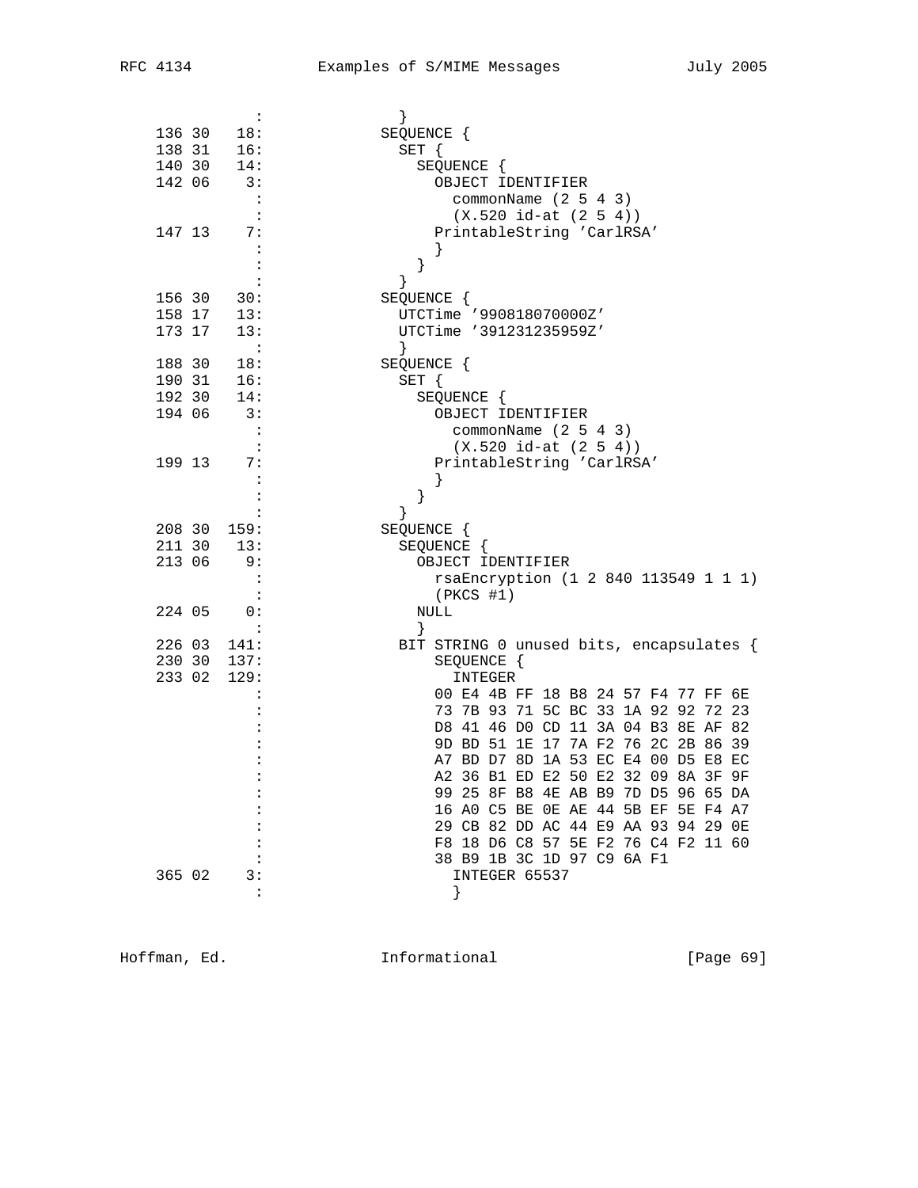```
              :              }
 136 30   18:             SEQUENCE {
 138 31   16:               SET {
 140 30   14:                 SEQUENCE {
 142 06    3:                   OBJECT IDENTIFIER
            :                     commonName (2 5 4 3)
            :                     (X.520 id-at (2 5 4))
 147 13    7:                   PrintableString 'CarlRSA'
            :                   }
            :                 }
            :               }
 156 30   30:             SEQUENCE {
 158 17   13:               UTCTime '990818070000Z'
 173 17   13:               UTCTime '391231235959Z'
            :               }
 188 30   18:             SEQUENCE {
 190 31   16:               SET {
 192 30   14:                 SEQUENCE {
 194 06    3:                   OBJECT IDENTIFIER
            :                     commonName (2 5 4 3)
            :                     (X.520 id-at (2 5 4))
 199 13    7:                   PrintableString 'CarlRSA'
            :                   }
            :                 }
            :               }
 208 30  159:             SEQUENCE {
 211 30   13:               SEQUENCE {
 213 06    9:                 OBJECT IDENTIFIER
            :                   rsaEncryption (1 2 840 113549 1 1 1)
            :                   (PKCS #1)
 224 05    0:                 NULL
            :                 }
 226 03  141:               BIT STRING 0 unused bits, encapsulates {
 230 30  137:                   SEQUENCE {
 233 02  129:                     INTEGER
            :                   00 E4 4B FF 18 B8 24 57 F4 77 FF 6E
            :                   73 7B 93 71 5C BC 33 1A 92 92 72 23
            :                   D8 41 46 D0 CD 11 3A 04 B3 8E AF 82
            :                   9D BD 51 1E 17 7A F2 76 2C 2B 86 39
            :                   A7 BD D7 8D 1A 53 EC E4 00 D5 E8 EC
            :                   A2 36 B1 ED E2 50 E2 32 09 8A 3F 9F
            :                   99 25 8F B8 4E AB B9 7D D5 96 65 DA
            :                   16 A0 C5 BE 0E AE 44 5B EF 5E F4 A7
            :                   29 CB 82 DD AC 44 E9 AA 93 94 29 0E
            :                   F8 18 D6 C8 57 5E F2 76 C4 F2 11 60
            :                   38 B9 1B 3C 1D 97 C9 6A F1
 365 02    3:                     INTEGER 65537
            :                     }
```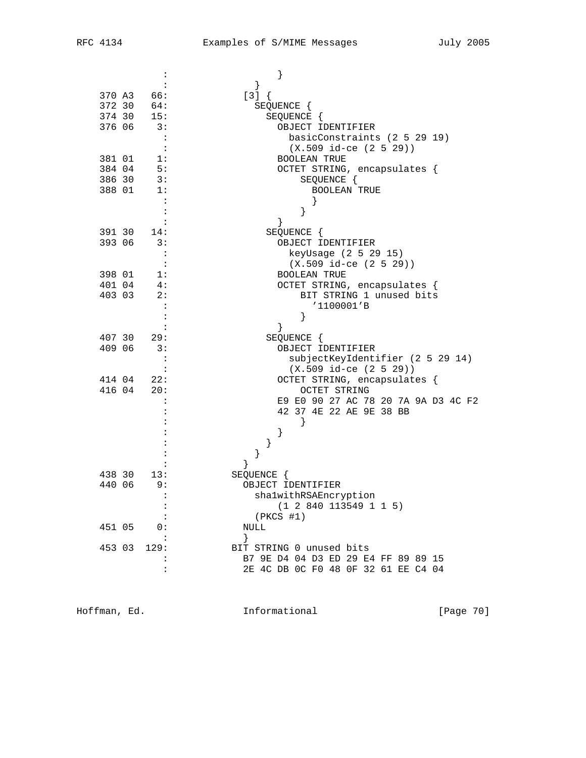```
                :                  }
                :                }
    370 A3   66:               [3] {
    372 30   64:                 SEQUENCE {
    374 30   15:                   SEQUENCE {
    376 06    3:                     OBJECT IDENTIFIER
                :                       basicConstraints (2 5 29 19)
                :                       (X.509 id-ce (2 5 29))
    381 01    1:                     BOOLEAN TRUE
    384 04    5:                     OCTET STRING, encapsulates {
    386 30    3:                         SEQUENCE {
    388 01    1:                           BOOLEAN TRUE
                :                           }
                :                         }
                :                     }
    391 30   14:                   SEQUENCE {
    393 06    3:                     OBJECT IDENTIFIER
                :                       keyUsage (2 5 29 15)
                :                       (X.509 id-ce (2 5 29))
    398 01    1:                     BOOLEAN TRUE
    401 04    4:                     OCTET STRING, encapsulates {
    403 03    2:                         BIT STRING 1 unused bits
                :                           '1100001'B
                :                         }
                :                     }
    407 30   29:                   SEQUENCE {
    409 06    3:                     OBJECT IDENTIFIER
                :                       subjectKeyIdentifier (2 5 29 14)
                :                       (X.509 id-ce (2 5 29))
    414 04   22:                     OCTET STRING, encapsulates {
    416 04   20:                         OCTET STRING
                :                     E9 E0 90 27 AC 78 20 7A 9A D3 4C F2
                :                     42 37 4E 22 AE 9E 38 BB
                :                         }
                :                     }
                :                   }
                :                 }
                :               }
    438 30   13:             SEQUENCE {
    440 06    9:               OBJECT IDENTIFIER
                :                 sha1withRSAEncryption
                :                     (1 2 840 113549 1 1 5)
                :                 (PKCS #1)
    451 05    0:               NULL
                :               }
    453 03  129:             BIT STRING 0 unused bits
                :               B7 9E D4 04 D3 ED 29 E4 FF 89 89 15
                :               2E 4C DB 0C F0 48 0F 32 61 EE C4 04
```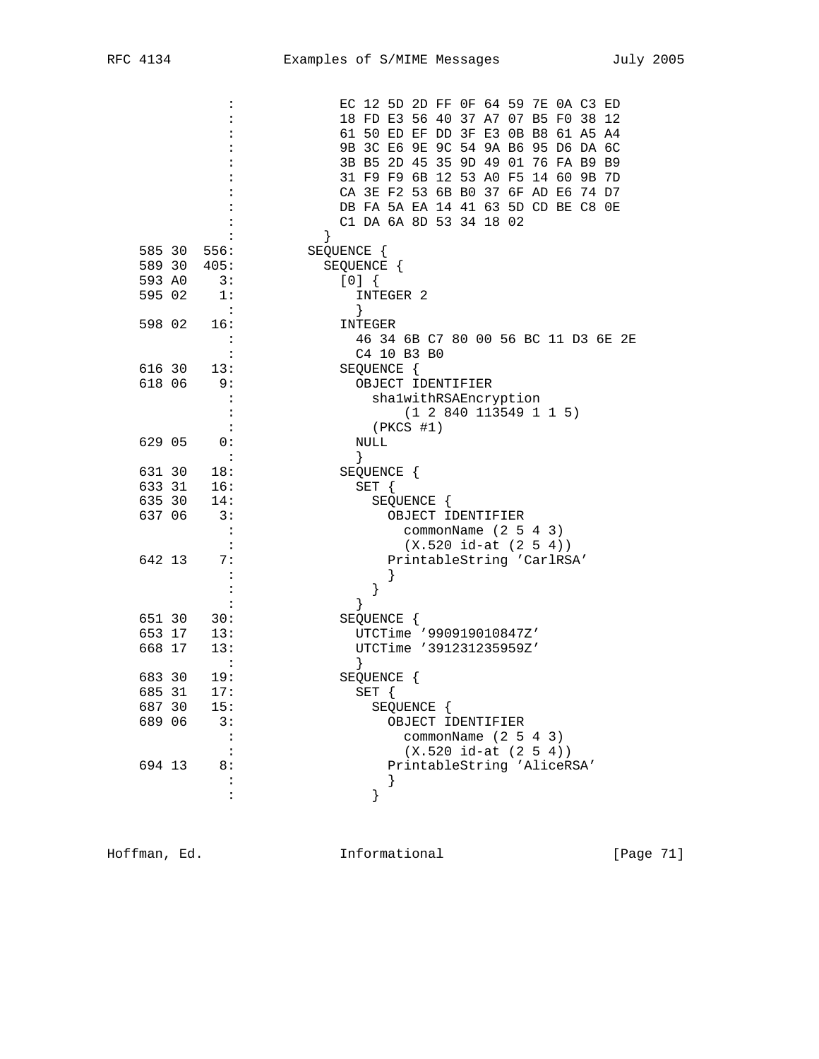```
                :             EC 12 5D 2D FF 0F 64 59 7E 0A C3 ED
                :             18 FD E3 56 40 37 A7 07 B5 F0 38 12
                :             61 50 ED EF DD 3F E3 0B B8 61 A5 A4
                :             9B 3C E6 9E 9C 54 9A B6 95 D6 DA 6C
                :             3B B5 2D 45 35 9D 49 01 76 FA B9 B9
                :             31 F9 F9 6B 12 53 A0 F5 14 60 9B 7D
                :             CA 3E F2 53 6B B0 37 6F AD E6 74 D7
                :             DB FA 5A EA 14 41 63 5D CD BE C8 0E
                :             C1 DA 6A 8D 53 34 18 02
                :           }
    585 30  556:         SEQUENCE {
    589 30  405:           SEQUENCE {
    593 A0    3:             [0] {
    595 02    1:               INTEGER 2
                :               }
    598 02   16:             INTEGER
                :               46 34 6B C7 80 00 56 BC 11 D3 6E 2E
                :               C4 10 B3 B0
    616 30   13:             SEQUENCE {
    618 06    9:               OBJECT IDENTIFIER
                :                 sha1withRSAEncryption
                :                     (1 2 840 113549 1 1 5)
                :                 (PKCS #1)
    629 05    0:               NULL
                :               }
    631 30   18:             SEQUENCE {
    633 31   16:               SET {
    635 30   14:                 SEQUENCE {
    637 06    3:                   OBJECT IDENTIFIER
                :                     commonName (2 5 4 3)
                :                     (X.520 id-at (2 5 4))
    642 13    7:                   PrintableString 'CarlRSA'
                :                   }
                :                 }
                :               }
    651 30   30:             SEQUENCE {
    653 17   13:               UTCTime '990919010847Z'
    668 17   13:               UTCTime '391231235959Z'
                :               }
    683 30   19:             SEQUENCE {
    685 31   17:               SET {
    687 30   15:                 SEQUENCE {
    689 06    3:                   OBJECT IDENTIFIER
                :                     commonName (2 5 4 3)
                :                     (X.520 id-at (2 5 4))
    694 13    8:                   PrintableString 'AliceRSA'
                :                   }
                :                 }
```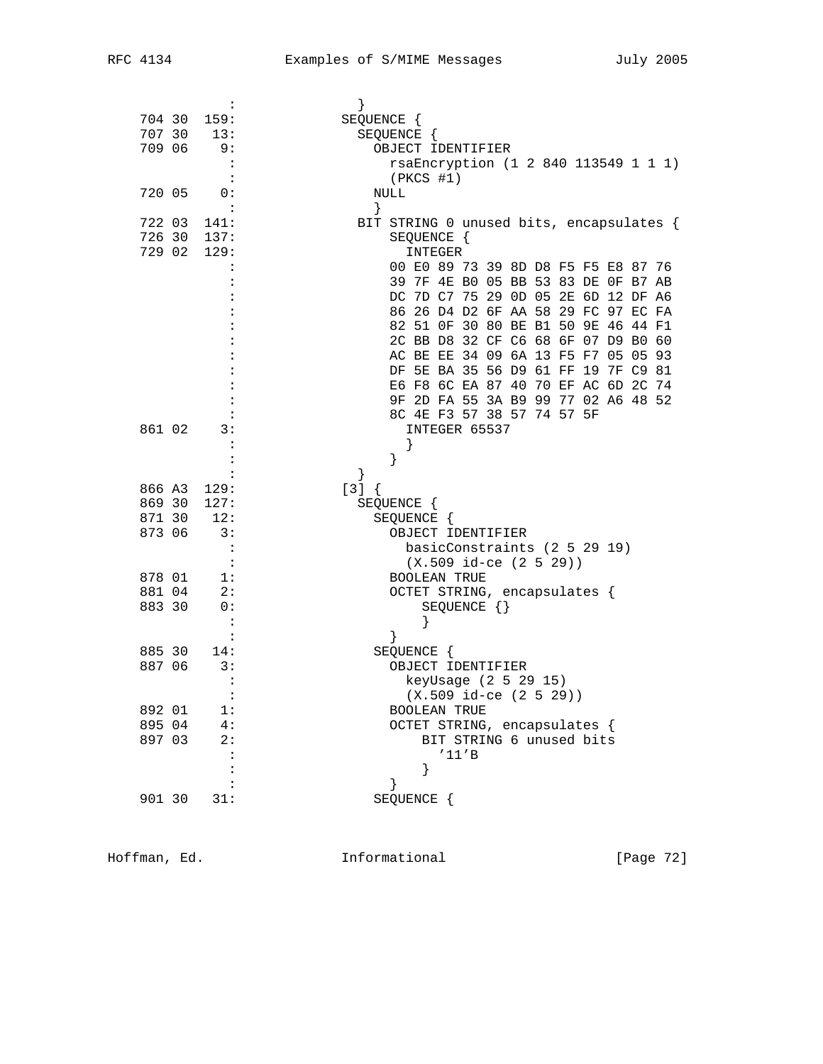```
           :             }
  704 30  159:           SEQUENCE {
  707 30   13:             SEQUENCE {
  709 06    9:               OBJECT IDENTIFIER
           :                 rsaEncryption (1 2 840 113549 1 1 1)
           :                 (PKCS #1)
  720 05    0:               NULL
           :               }
  722 03  141:             BIT STRING 0 unused bits, encapsulates {
  726 30  137:                 SEQUENCE {
  729 02  129:                   INTEGER
           :                 00 E0 89 73 39 8D D8 F5 F5 E8 87 76
           :                 39 7F 4E B0 05 BB 53 83 DE 0F B7 AB
           :                 DC 7D C7 75 29 0D 05 2E 6D 12 DF A6
           :                 86 26 D4 D2 6F AA 58 29 FC 97 EC FA
           :                 82 51 0F 30 80 BE B1 50 9E 46 44 F1
           :                 2C BB D8 32 CF C6 68 6F 07 D9 B0 60
           :                 AC BE EE 34 09 6A 13 F5 F7 05 05 93
           :                 DF 5E BA 35 56 D9 61 FF 19 7F C9 81
           :                 E6 F8 6C EA 87 40 70 EF AC 6D 2C 74
           :                 9F 2D FA 55 3A B9 99 77 02 A6 48 52
           :                 8C 4E F3 57 38 57 74 57 5F
  861 02    3:                   INTEGER 65537
           :                   }
           :                 }
           :             }
  866 A3  129:           [3] {
  869 30  127:             SEQUENCE {
  871 30   12:               SEQUENCE {
  873 06    3:                 OBJECT IDENTIFIER
           :                   basicConstraints (2 5 29 19)
           :                   (X.509 id-ce (2 5 29))
  878 01    1:                 BOOLEAN TRUE
  881 04    2:                 OCTET STRING, encapsulates {
  883 30    0:                     SEQUENCE {}
           :                     }
           :                 }
  885 30   14:               SEQUENCE {
  887 06    3:                 OBJECT IDENTIFIER
           :                   keyUsage (2 5 29 15)
           :                   (X.509 id-ce (2 5 29))
  892 01    1:                 BOOLEAN TRUE
  895 04    4:                 OCTET STRING, encapsulates {
  897 03    2:                     BIT STRING 6 unused bits
           :                       '11'B
           :                     }
           :                 }
  901 30   31:               SEQUENCE {
```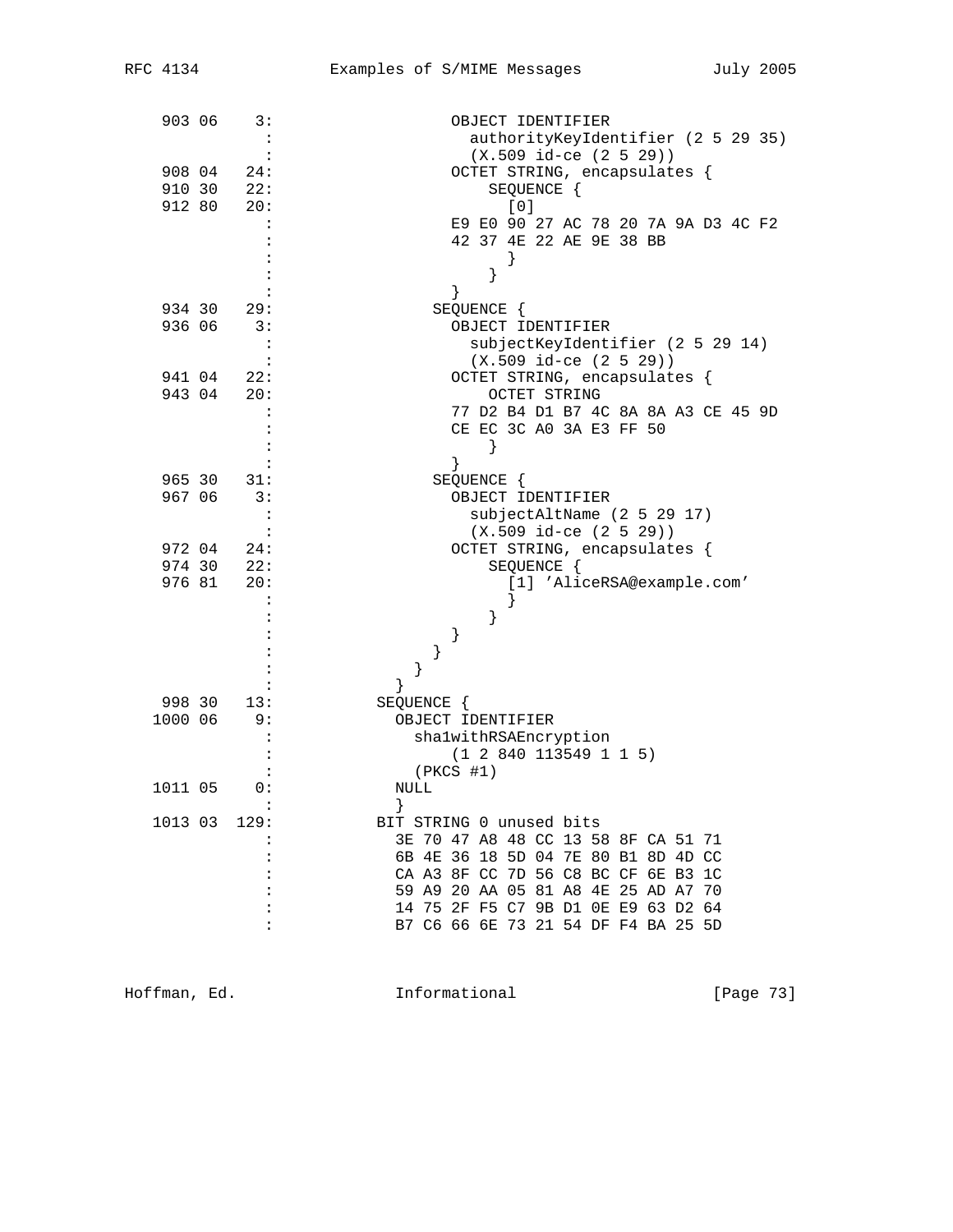```
 903 06    3:                 OBJECT IDENTIFIER
           :                    authorityKeyIdentifier (2 5 29 35)
           :                    (X.509 id-ce (2 5 29))
 908 04   24:                 OCTET STRING, encapsulates {
 910 30   22:                     SEQUENCE {
 912 80   20:                       [0]
           :                 E9 E0 90 27 AC 78 20 7A 9A D3 4C F2
           :                 42 37 4E 22 AE 9E 38 BB
           :                       }
           :                     }
           :                 }
 934 30   29:               SEQUENCE {
 936 06    3:                 OBJECT IDENTIFIER
           :                    subjectKeyIdentifier (2 5 29 14)
           :                    (X.509 id-ce (2 5 29))
 941 04   22:                 OCTET STRING, encapsulates {
 943 04   20:                     OCTET STRING
           :                 77 D2 B4 D1 B7 4C 8A 8A A3 CE 45 9D
           :                 CE EC 3C A0 3A E3 FF 50
           :                     }
           :                 }
 965 30   31:               SEQUENCE {
 967 06    3:                 OBJECT IDENTIFIER
           :                    subjectAltName (2 5 29 17)
           :                    (X.509 id-ce (2 5 29))
 972 04   24:                 OCTET STRING, encapsulates {
 974 30   22:                     SEQUENCE {
 976 81   20:                       [1] 'AliceRSA@example.com'
           :                       }
           :                     }
           :                 }
           :               }
           :             }
           :           }
 998 30   13:         SEQUENCE {
1000 06    9:           OBJECT IDENTIFIER
           :              sha1withRSAEncryption
           :                 (1 2 840 113549 1 1 5)
           :              (PKCS #1)
1011 05    0:           NULL
           :           }
1013 03  129:         BIT STRING 0 unused bits
           :           3E 70 47 A8 48 CC 13 58 8F CA 51 71
           :           6B 4E 36 18 5D 04 7E 80 B1 8D 4D CC
           :           CA A3 8F CC 7D 56 C8 BC CF 6E B3 1C
           :           59 A9 20 AA 05 81 A8 4E 25 AD A7 70
           :           14 75 2F F5 C7 9B D1 0E E9 63 D2 64
           :           B7 C6 66 6E 73 21 54 DF F4 BA 25 5D
```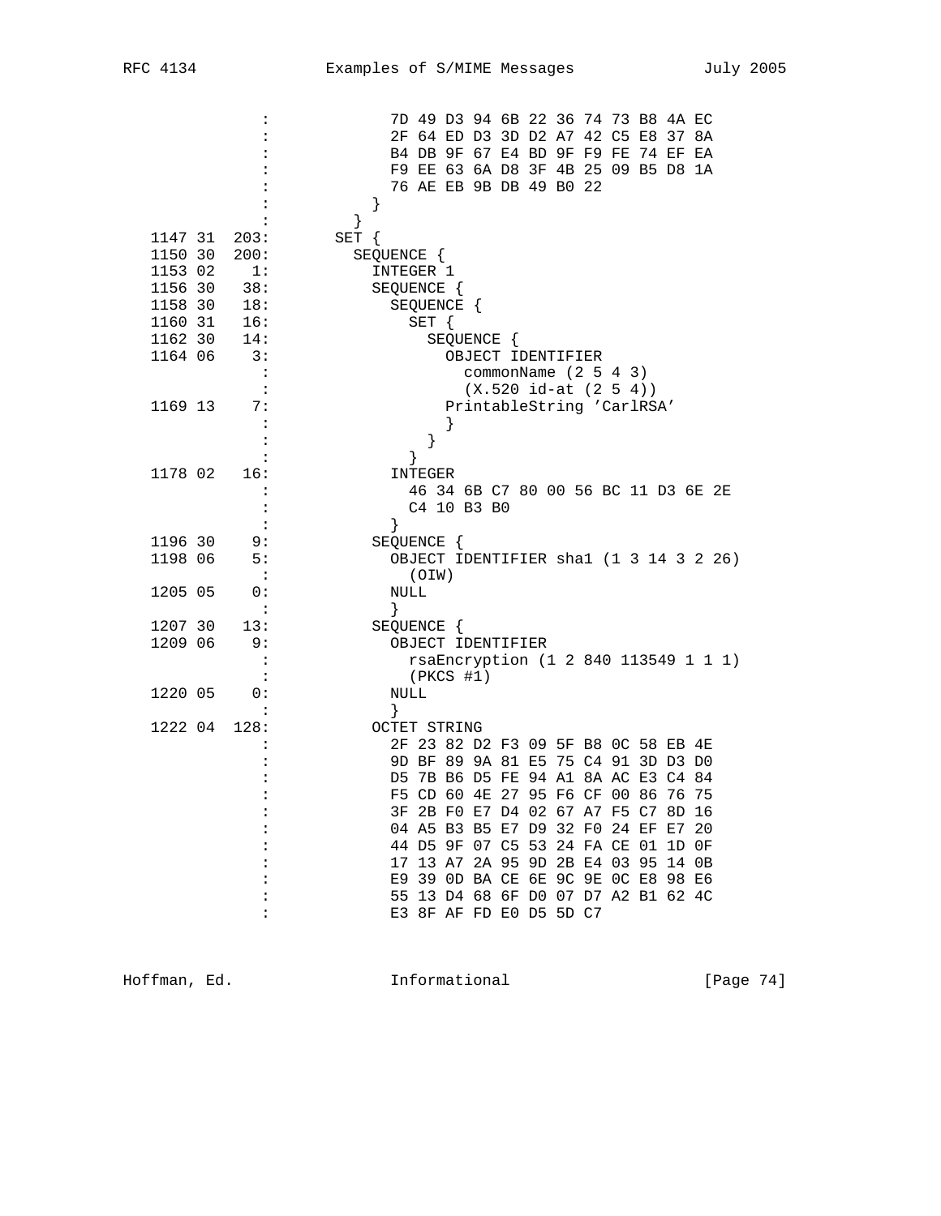```
              :             7D 49 D3 94 6B 22 36 74 73 B8 4A EC
              :             2F 64 ED D3 3D D2 A7 42 C5 E8 37 8A
              :             B4 DB 9F 67 E4 BD 9F F9 FE 74 EF EA
              :             F9 EE 63 6A D8 3F 4B 25 09 B5 D8 1A
              :             76 AE EB 9B DB 49 B0 22
              :           }
              :         }
  1147 31  203:       SET {
  1150 30  200:         SEQUENCE {
  1153 02    1:           INTEGER 1
  1156 30   38:           SEQUENCE {
  1158 30   18:             SEQUENCE {
  1160 31   16:               SET {
  1162 30   14:                 SEQUENCE {
  1164 06    3:                   OBJECT IDENTIFIER
              :                     commonName (2 5 4 3)
              :                     (X.520 id-at (2 5 4))
  1169 13    7:                   PrintableString 'CarlRSA'
              :                   }
              :                 }
              :               }
  1178 02   16:             INTEGER
              :               46 34 6B C7 80 00 56 BC 11 D3 6E 2E
              :               C4 10 B3 B0
              :             }
  1196 30    9:           SEQUENCE {
  1198 06    5:             OBJECT IDENTIFIER sha1 (1 3 14 3 2 26)
              :               (OIW)
  1205 05    0:             NULL
              :             }
  1207 30   13:           SEQUENCE {
  1209 06    9:             OBJECT IDENTIFIER
              :               rsaEncryption (1 2 840 113549 1 1 1)
              :               (PKCS #1)
  1220 05    0:             NULL
              :             }
  1222 04  128:           OCTET STRING
              :             2F 23 82 D2 F3 09 5F B8 0C 58 EB 4E
              :             9D BF 89 9A 81 E5 75 C4 91 3D D3 D0
              :             D5 7B B6 D5 FE 94 A1 8A AC E3 C4 84
              :             F5 CD 60 4E 27 95 F6 CF 00 86 76 75
              :             3F 2B F0 E7 D4 02 67 A7 F5 C7 8D 16
              :             04 A5 B3 B5 E7 D9 32 F0 24 EF E7 20
              :             44 D5 9F 07 C5 53 24 FA CE 01 1D 0F
              :             17 13 A7 2A 95 9D 2B E4 03 95 14 0B
              :             E9 39 0D BA CE 6E 9C 9E 0C E8 98 E6
              :             55 13 D4 68 6F D0 07 D7 A2 B1 62 4C
              :             E3 8F AF FD E0 D5 5D C7
```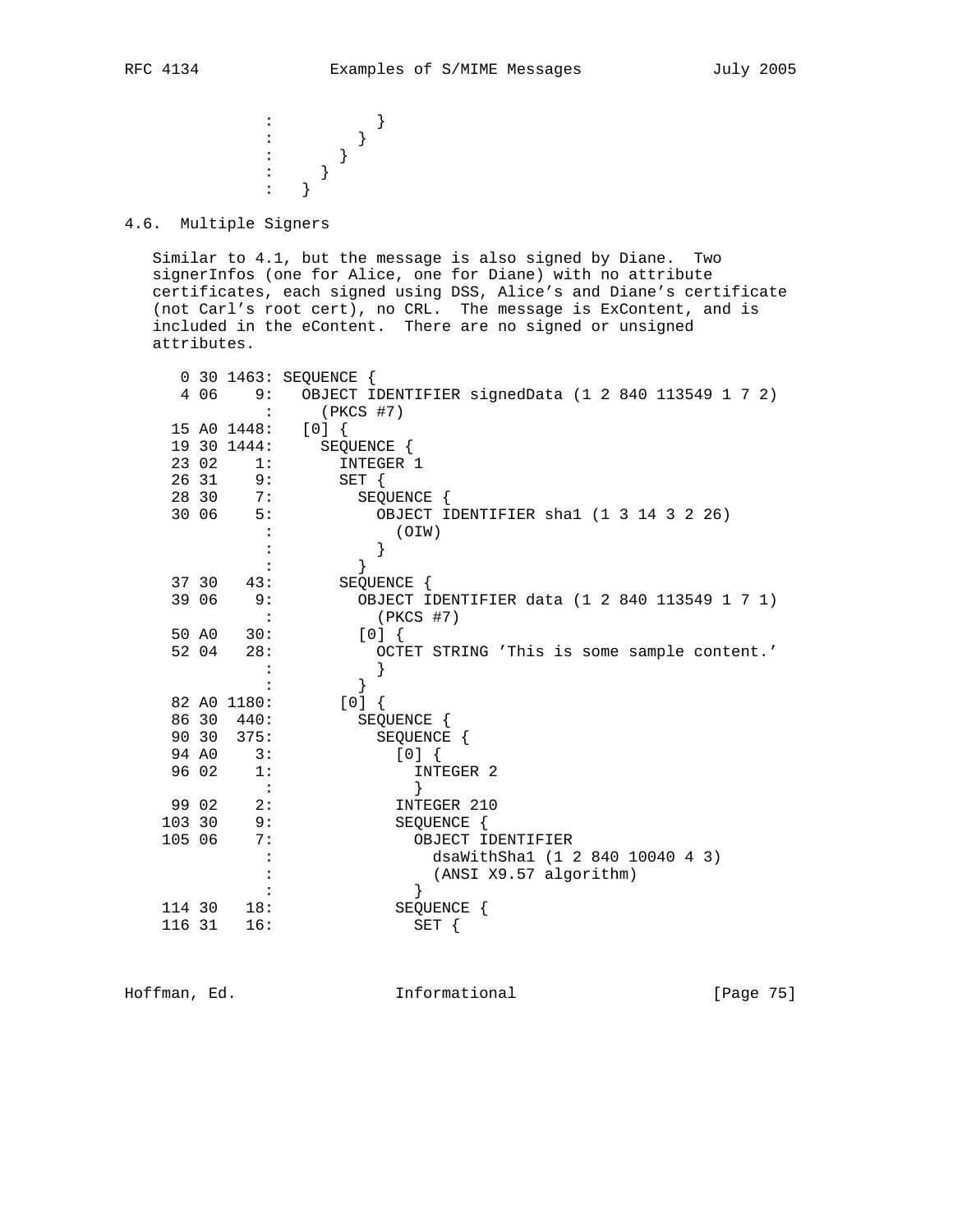```
              :           }
              :         }
              :       }
              :     }
              :   }
```

## 4.6. Multiple Signers

Similar to 4.1, but the message is also signed by Diane. Two signerInfos (one for Alice, one for Diane) with no attribute certificates, each signed using DSS, Alice's and Diane's certificate (not Carl's root cert), no CRL. The message is ExContent, and is included in the eContent. There are no signed or unsigned attributes.

```
   0 30 1463: SEQUENCE {
   4 06    9:   OBJECT IDENTIFIER signedData (1 2 840 113549 1 7 2)
            :     (PKCS #7)
  15 A0 1448:   [0] {
  19 30 1444:     SEQUENCE {
  23 02    1:       INTEGER 1
  26 31    9:       SET {
  28 30    7:         SEQUENCE {
  30 06    5:           OBJECT IDENTIFIER sha1 (1 3 14 3 2 26)
            :             (OIW)
            :           }
            :         }
  37 30   43:       SEQUENCE {
  39 06    9:         OBJECT IDENTIFIER data (1 2 840 113549 1 7 1)
            :           (PKCS #7)
  50 A0   30:         [0] {
  52 04   28:           OCTET STRING 'This is some sample content.'
            :           }
            :         }
  82 A0 1180:       [0] {
  86 30  440:         SEQUENCE {
  90 30  375:           SEQUENCE {
  94 A0    3:             [0] {
  96 02    1:               INTEGER 2
            :               }
  99 02    2:             INTEGER 210
 103 30    9:             SEQUENCE {
 105 06    7:               OBJECT IDENTIFIER
            :                 dsaWithSha1 (1 2 840 10040 4 3)
            :                 (ANSI X9.57 algorithm)
            :               }
 114 30   18:             SEQUENCE {
 116 31   16:               SET {
```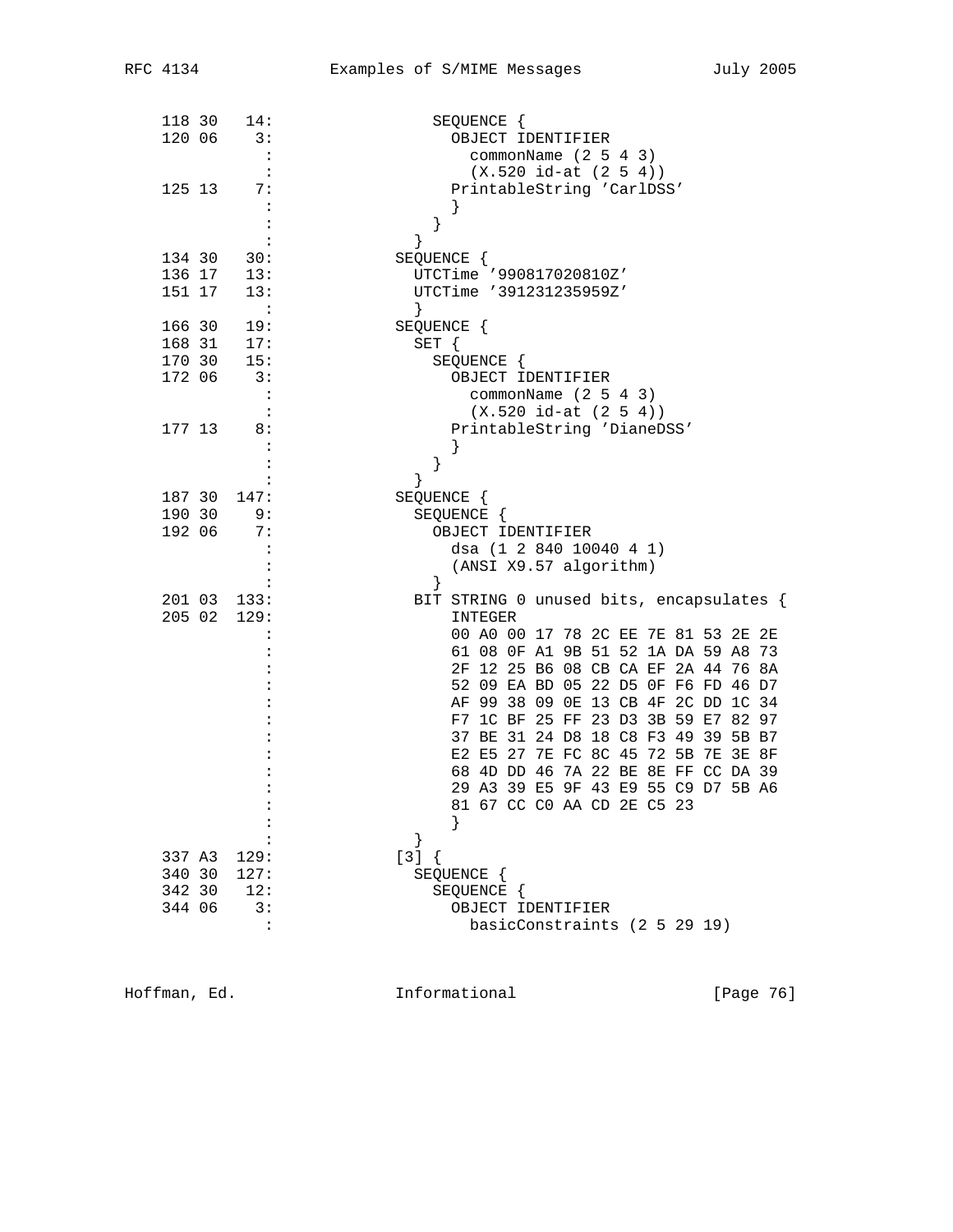```
 118 30   14:                SEQUENCE {
 120 06    3:                  OBJECT IDENTIFIER
            :                    commonName (2 5 4 3)
            :                    (X.520 id-at (2 5 4))
 125 13    7:                  PrintableString 'CarlDSS'
            :                  }
            :                }
            :              }
 134 30   30:            SEQUENCE {
 136 17   13:              UTCTime '990817020810Z'
 151 17   13:              UTCTime '391231235959Z'
            :              }
 166 30   19:            SEQUENCE {
 168 31   17:              SET {
 170 30   15:                SEQUENCE {
 172 06    3:                  OBJECT IDENTIFIER
            :                    commonName (2 5 4 3)
            :                    (X.520 id-at (2 5 4))
 177 13    8:                  PrintableString 'DianeDSS'
            :                  }
            :                }
            :              }
 187 30  147:            SEQUENCE {
 190 30    9:              SEQUENCE {
 192 06    7:                OBJECT IDENTIFIER
            :                  dsa (1 2 840 10040 4 1)
            :                  (ANSI X9.57 algorithm)
            :                }
 201 03  133:              BIT STRING 0 unused bits, encapsulates {
 205 02  129:                  INTEGER
            :                  00 A0 00 17 78 2C EE 7E 81 53 2E 2E
            :                  61 08 0F A1 9B 51 52 1A DA 59 A8 73
            :                  2F 12 25 B6 08 CB CA EF 2A 44 76 8A
            :                  52 09 EA BD 05 22 D5 0F F6 FD 46 D7
            :                  AF 99 38 09 0E 13 CB 4F 2C DD 1C 34
            :                  F7 1C BF 25 FF 23 D3 3B 59 E7 82 97
            :                  37 BE 31 24 D8 18 C8 F3 49 39 5B B7
            :                  E2 E5 27 7E FC 8C 45 72 5B 7E 3E 8F
            :                  68 4D DD 46 7A 22 BE 8E FF CC DA 39
            :                  29 A3 39 E5 9F 43 E9 55 C9 D7 5B A6
            :                  81 67 CC C0 AA CD 2E C5 23
            :                  }
            :              }
 337 A3  129:            [3] {
 340 30  127:              SEQUENCE {
 342 30   12:                SEQUENCE {
 344 06    3:                  OBJECT IDENTIFIER
            :                    basicConstraints (2 5 29 19)
```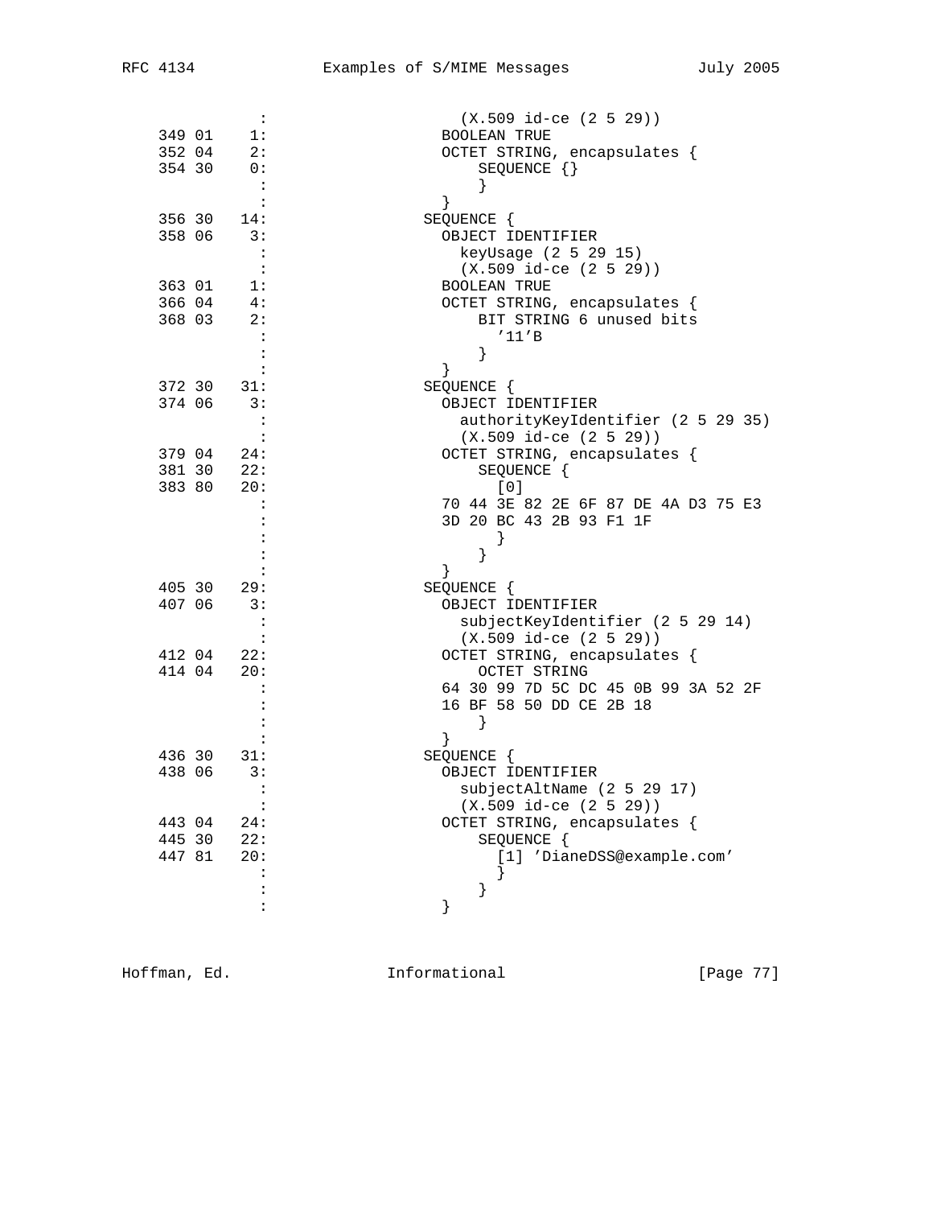```
           :                  (X.509 id-ce (2 5 29))
  349 01    1:                BOOLEAN TRUE
  352 04    2:                OCTET STRING, encapsulates {
  354 30    0:                    SEQUENCE {}
           :                    }
           :                }
  356 30   14:              SEQUENCE {
  358 06    3:                OBJECT IDENTIFIER
           :                  keyUsage (2 5 29 15)
           :                  (X.509 id-ce (2 5 29))
  363 01    1:                BOOLEAN TRUE
  366 04    4:                OCTET STRING, encapsulates {
  368 03    2:                    BIT STRING 6 unused bits
           :                      '11'B
           :                    }
           :                }
  372 30   31:              SEQUENCE {
  374 06    3:                OBJECT IDENTIFIER
           :                  authorityKeyIdentifier (2 5 29 35)
           :                  (X.509 id-ce (2 5 29))
  379 04   24:                OCTET STRING, encapsulates {
  381 30   22:                    SEQUENCE {
  383 80   20:                      [0]
           :                70 44 3E 82 2E 6F 87 DE 4A D3 75 E3
           :                3D 20 BC 43 2B 93 F1 1F
           :                      }
           :                    }
           :                }
  405 30   29:              SEQUENCE {
  407 06    3:                OBJECT IDENTIFIER
           :                  subjectKeyIdentifier (2 5 29 14)
           :                  (X.509 id-ce (2 5 29))
  412 04   22:                OCTET STRING, encapsulates {
  414 04   20:                    OCTET STRING
           :                64 30 99 7D 5C DC 45 0B 99 3A 52 2F
           :                16 BF 58 50 DD CE 2B 18
           :                    }
           :                }
  436 30   31:              SEQUENCE {
  438 06    3:                OBJECT IDENTIFIER
           :                  subjectAltName (2 5 29 17)
           :                  (X.509 id-ce (2 5 29))
  443 04   24:                OCTET STRING, encapsulates {
  445 30   22:                    SEQUENCE {
  447 81   20:                      [1] 'DianeDSS@example.com'
           :                      }
           :                    }
           :                }
```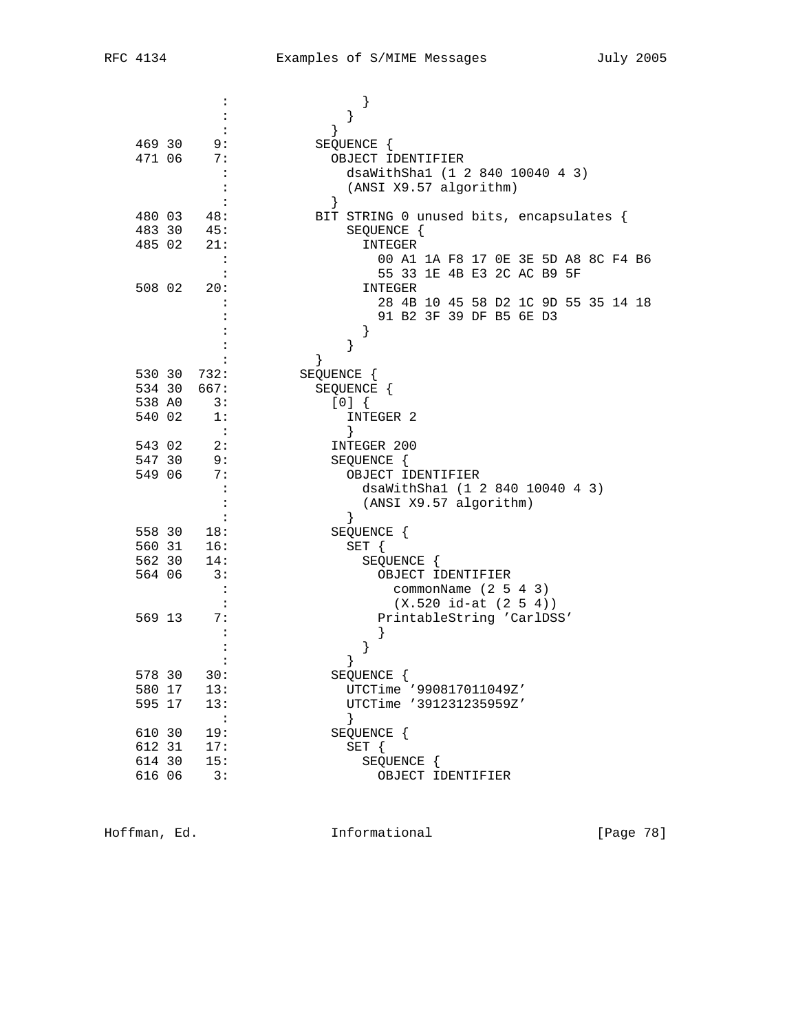```
                :                 }
                :               }
                :             }
    469 30     9:           SEQUENCE {
    471 06     7:             OBJECT IDENTIFIER
                :               dsaWithSha1 (1 2 840 10040 4 3)
                :               (ANSI X9.57 algorithm)
                :             }
    480 03    48:           BIT STRING 0 unused bits, encapsulates {
    483 30    45:               SEQUENCE {
    485 02    21:                 INTEGER
                :                   00 A1 1A F8 17 0E 3E 5D A8 8C F4 B6
                :                   55 33 1E 4B E3 2C AC B9 5F
    508 02    20:                 INTEGER
                :                   28 4B 10 45 58 D2 1C 9D 55 35 14 18
                :                   91 B2 3F 39 DF B5 6E D3
                :                 }
                :               }
                :           }
    530 30   732:         SEQUENCE {
    534 30   667:           SEQUENCE {
    538 A0     3:             [0] {
    540 02     1:               INTEGER 2
                :               }
    543 02     2:             INTEGER 200
    547 30     9:             SEQUENCE {
    549 06     7:               OBJECT IDENTIFIER
                :                 dsaWithSha1 (1 2 840 10040 4 3)
                :                 (ANSI X9.57 algorithm)
                :               }
    558 30    18:             SEQUENCE {
    560 31    16:               SET {
    562 30    14:                 SEQUENCE {
    564 06     3:                   OBJECT IDENTIFIER
                :                     commonName (2 5 4 3)
                :                     (X.520 id-at (2 5 4))
    569 13     7:                   PrintableString 'CarlDSS'
                :                   }
                :                 }
                :               }
    578 30    30:             SEQUENCE {
    580 17    13:               UTCTime '990817011049Z'
    595 17    13:               UTCTime '391231235959Z'
                :               }
    610 30    19:             SEQUENCE {
    612 31    17:               SET {
    614 30    15:                 SEQUENCE {
    616 06     3:                   OBJECT IDENTIFIER
```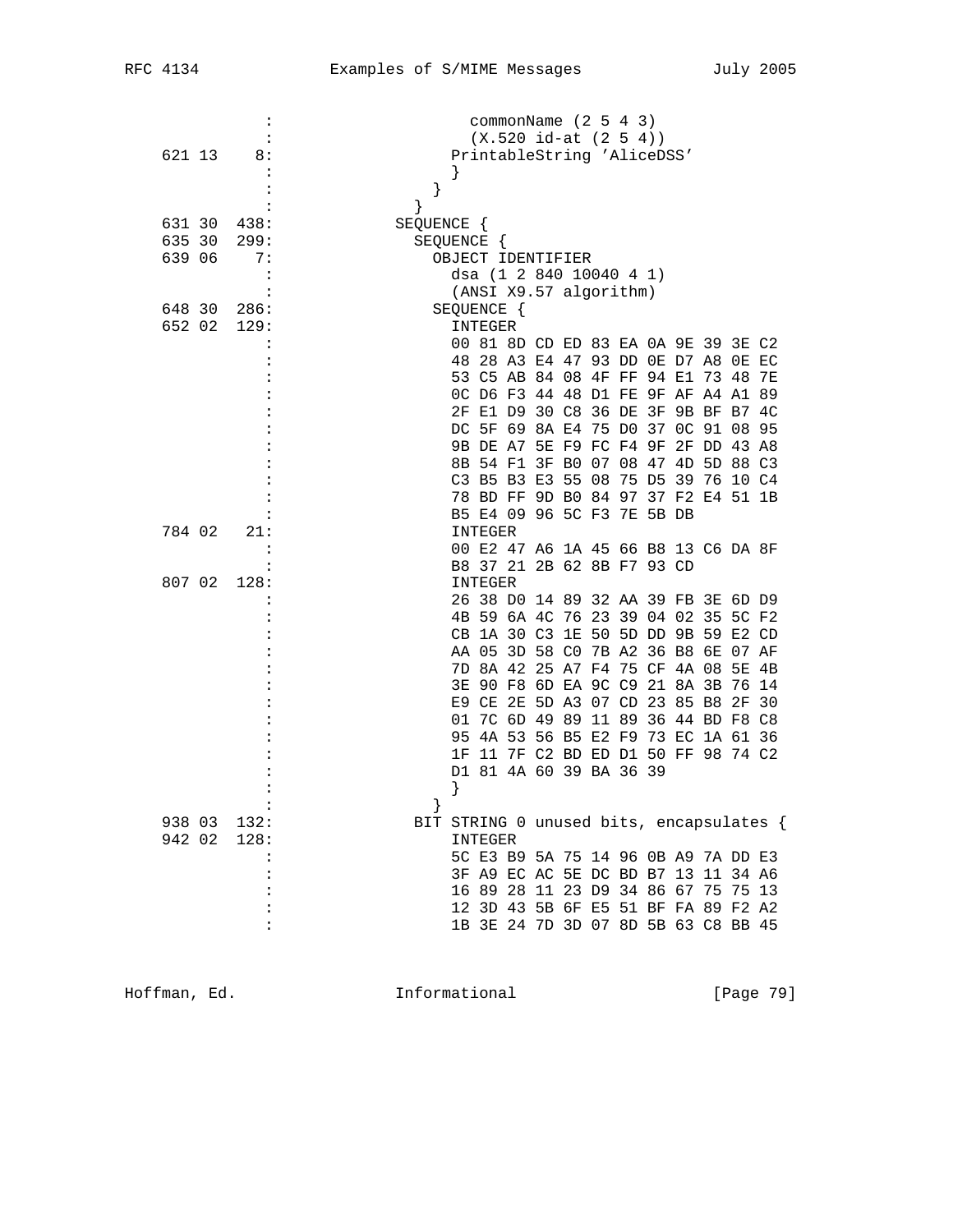```
           :                  commonName (2 5 4 3)
           :                  (X.520 id-at (2 5 4))
 621 13    8:                 PrintableString 'AliceDSS'
           :                  }
           :                }
           :              }
 631 30  438:           SEQUENCE {
 635 30  299:             SEQUENCE {
 639 06    7:               OBJECT IDENTIFIER
           :                 dsa (1 2 840 10040 4 1)
           :                 (ANSI X9.57 algorithm)
 648 30  286:               SEQUENCE {
 652 02  129:                 INTEGER
           :                  00 81 8D CD ED 83 EA 0A 9E 39 3E C2
           :                  48 28 A3 E4 47 93 DD 0E D7 A8 0E EC
           :                  53 C5 AB 84 08 4F FF 94 E1 73 48 7E
           :                  0C D6 F3 44 48 D1 FE 9F AF A4 A1 89
           :                  2F E1 D9 30 C8 36 DE 3F 9B BF B7 4C
           :                  DC 5F 69 8A E4 75 D0 37 0C 91 08 95
           :                  9B DE A7 5E F9 FC F4 9F 2F DD 43 A8
           :                  8B 54 F1 3F B0 07 08 47 4D 5D 88 C3
           :                  C3 B5 B3 E3 55 08 75 D5 39 76 10 C4
           :                  78 BD FF 9D B0 84 97 37 F2 E4 51 1B
           :                  B5 E4 09 96 5C F3 7E 5B DB
 784 02   21:                 INTEGER
           :                  00 E2 47 A6 1A 45 66 B8 13 C6 DA 8F
           :                  B8 37 21 2B 62 8B F7 93 CD
 807 02  128:                 INTEGER
           :                  26 38 D0 14 89 32 AA 39 FB 3E 6D D9
           :                  4B 59 6A 4C 76 23 39 04 02 35 5C F2
           :                  CB 1A 30 C3 1E 50 5D DD 9B 59 E2 CD
           :                  AA 05 3D 58 C0 7B A2 36 B8 6E 07 AF
           :                  7D 8A 42 25 A7 F4 75 CF 4A 08 5E 4B
           :                  3E 90 F8 6D EA 9C C9 21 8A 3B 76 14
           :                  E9 CE 2E 5D A3 07 CD 23 85 B8 2F 30
           :                  01 7C 6D 49 89 11 89 36 44 BD F8 C8
           :                  95 4A 53 56 B5 E2 F9 73 EC 1A 61 36
           :                  1F 11 7F C2 BD ED D1 50 FF 98 74 C2
           :                  D1 81 4A 60 39 BA 36 39
           :                 }
           :               }
 938 03  132:             BIT STRING 0 unused bits, encapsulates {
 942 02  128:                 INTEGER
           :                  5C E3 B9 5A 75 14 96 0B A9 7A DD E3
           :                  3F A9 EC AC 5E DC BD B7 13 11 34 A6
           :                  16 89 28 11 23 D9 34 86 67 75 75 13
           :                  12 3D 43 5B 6F E5 51 BF FA 89 F2 A2
           :                  1B 3E 24 7D 3D 07 8D 5B 63 C8 BB 45
```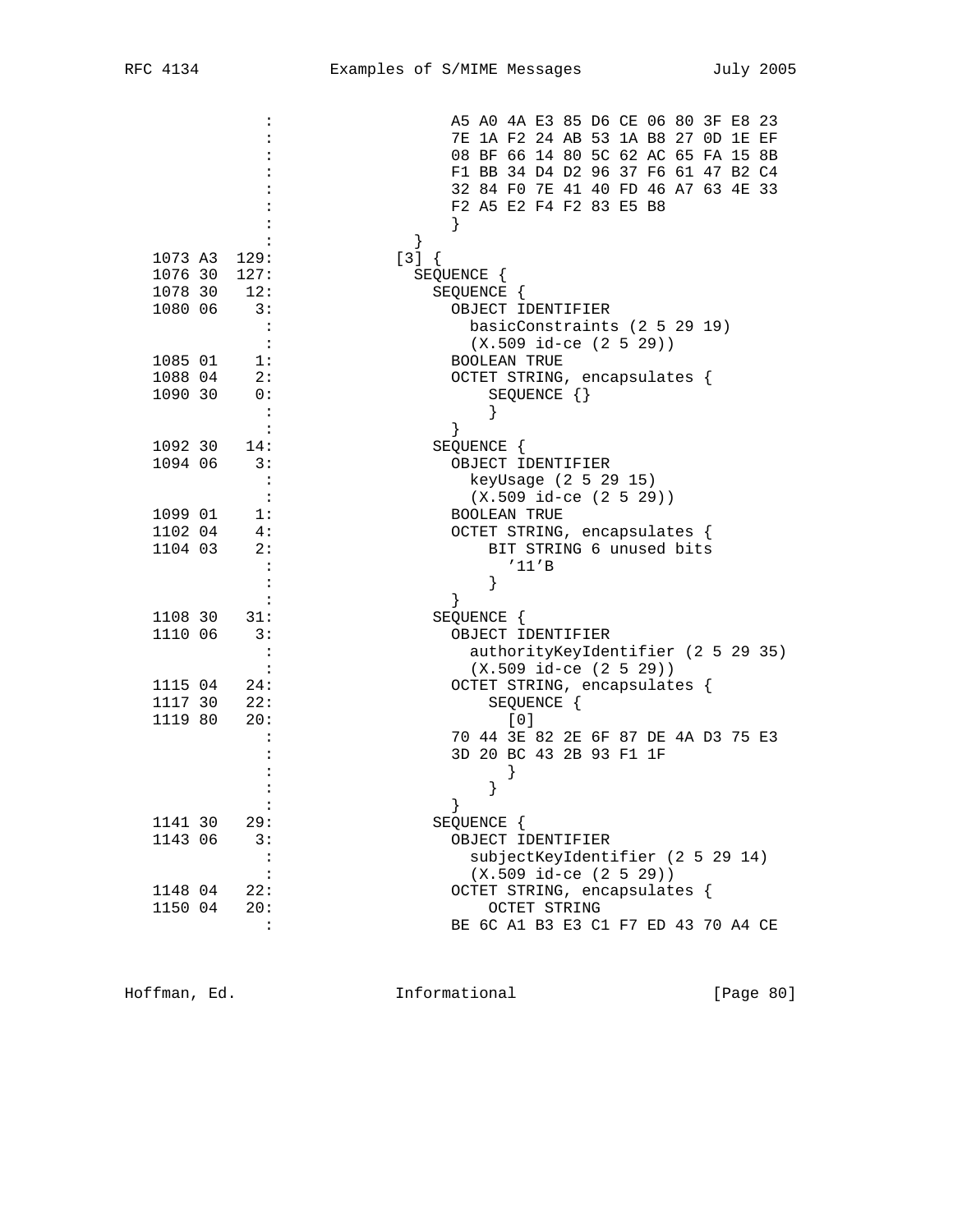```
               :                   A5 A0 4A E3 85 D6 CE 06 80 3F E8 23
               :                   7E 1A F2 24 AB 53 1A B8 27 0D 1E EF
               :                   08 BF 66 14 80 5C 62 AC 65 FA 15 8B
               :                   F1 BB 34 D4 D2 96 37 F6 61 47 B2 C4
               :                   32 84 F0 7E 41 40 FD 46 A7 63 4E 33
               :                   F2 A5 E2 F4 F2 83 E5 B8
               :                   }
               :               }
  1073 A3  129:             [3] {
  1076 30  127:               SEQUENCE {
  1078 30   12:                 SEQUENCE {
  1080 06    3:                   OBJECT IDENTIFIER
               :                     basicConstraints (2 5 29 19)
               :                     (X.509 id-ce (2 5 29))
  1085 01    1:                   BOOLEAN TRUE
  1088 04    2:                   OCTET STRING, encapsulates {
  1090 30    0:                       SEQUENCE {}
               :                       }
               :                   }
  1092 30   14:                 SEQUENCE {
  1094 06    3:                   OBJECT IDENTIFIER
               :                     keyUsage (2 5 29 15)
               :                     (X.509 id-ce (2 5 29))
  1099 01    1:                   BOOLEAN TRUE
  1102 04    4:                   OCTET STRING, encapsulates {
  1104 03    2:                       BIT STRING 6 unused bits
               :                         '11'B
               :                       }
               :                   }
  1108 30   31:                 SEQUENCE {
  1110 06    3:                   OBJECT IDENTIFIER
               :                     authorityKeyIdentifier (2 5 29 35)
               :                     (X.509 id-ce (2 5 29))
  1115 04   24:                   OCTET STRING, encapsulates {
  1117 30   22:                       SEQUENCE {
  1119 80   20:                         [0]
               :                   70 44 3E 82 2E 6F 87 DE 4A D3 75 E3
               :                   3D 20 BC 43 2B 93 F1 1F
               :                         }
               :                       }
               :                   }
  1141 30   29:                 SEQUENCE {
  1143 06    3:                   OBJECT IDENTIFIER
               :                     subjectKeyIdentifier (2 5 29 14)
               :                     (X.509 id-ce (2 5 29))
  1148 04   22:                   OCTET STRING, encapsulates {
  1150 04   20:                       OCTET STRING
               :                   BE 6C A1 B3 E3 C1 F7 ED 43 70 A4 CE
```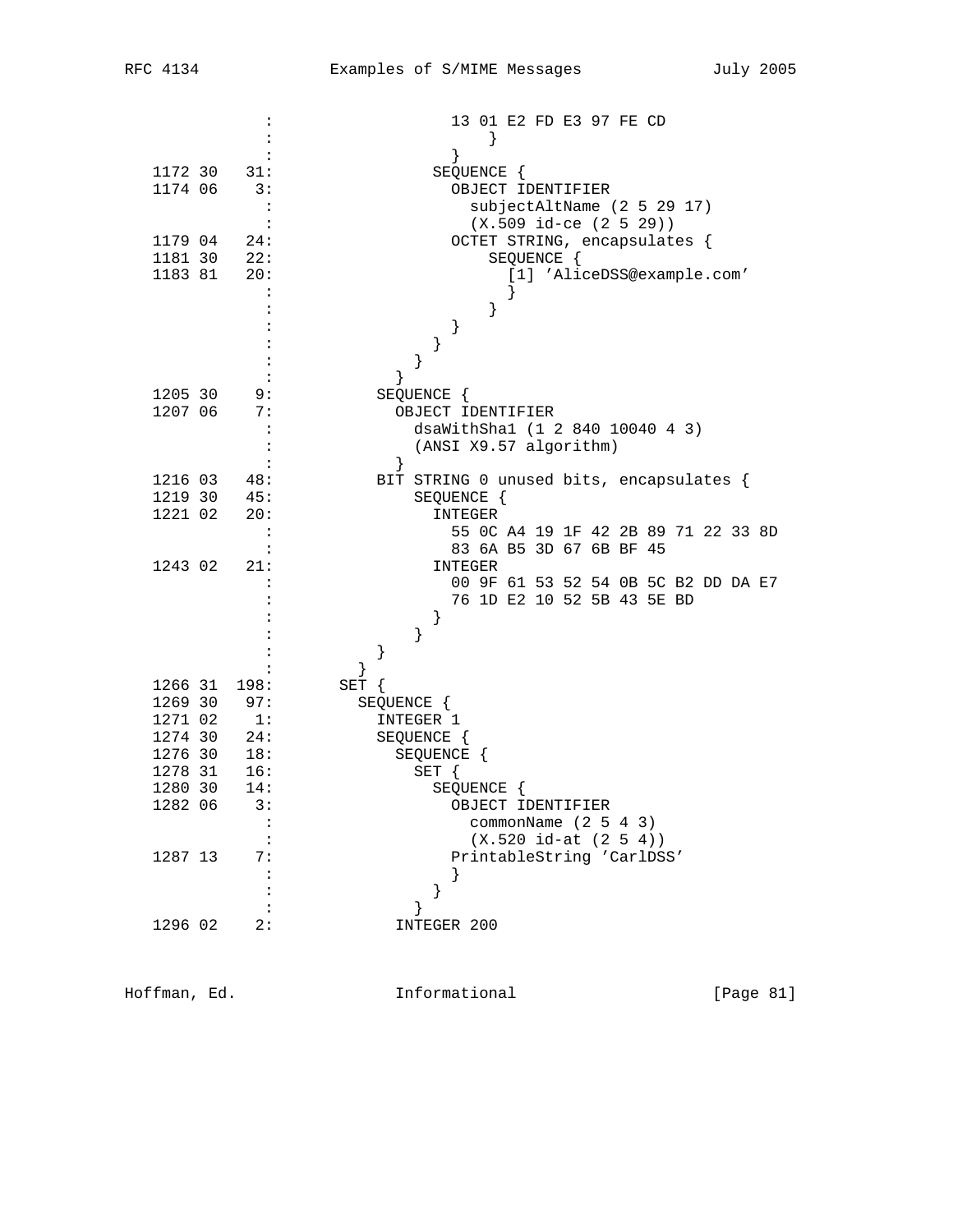```
              :                   13 01 E2 FD E3 97 FE CD
              :                       }
              :                   }
   1172 30   31:                 SEQUENCE {
   1174 06    3:                   OBJECT IDENTIFIER
              :                     subjectAltName (2 5 29 17)
              :                     (X.509 id-ce (2 5 29))
   1179 04   24:                   OCTET STRING, encapsulates {
   1181 30   22:                       SEQUENCE {
   1183 81   20:                         [1] 'AliceDSS@example.com'
              :                         }
              :                       }
              :                   }
              :                 }
              :               }
              :             }
   1205 30    9:           SEQUENCE {
   1207 06    7:             OBJECT IDENTIFIER
              :               dsaWithSha1 (1 2 840 10040 4 3)
              :               (ANSI X9.57 algorithm)
              :             }
   1216 03   48:           BIT STRING 0 unused bits, encapsulates {
   1219 30   45:               SEQUENCE {
   1221 02   20:                 INTEGER
              :                   55 0C A4 19 1F 42 2B 89 71 22 33 8D
              :                   83 6A B5 3D 67 6B BF 45
   1243 02   21:                 INTEGER
              :                   00 9F 61 53 52 54 0B 5C B2 DD DA E7
              :                   76 1D E2 10 52 5B 43 5E BD
              :                 }
              :               }
              :           }
              :         }
   1266 31  198:       SET {
   1269 30   97:         SEQUENCE {
   1271 02    1:           INTEGER 1
   1274 30   24:           SEQUENCE {
   1276 30   18:             SEQUENCE {
   1278 31   16:               SET {
   1280 30   14:                 SEQUENCE {
   1282 06    3:                   OBJECT IDENTIFIER
              :                     commonName (2 5 4 3)
              :                     (X.520 id-at (2 5 4))
   1287 13    7:                   PrintableString 'CarlDSS'
              :                   }
              :                 }
              :               }
   1296 02    2:             INTEGER 200
```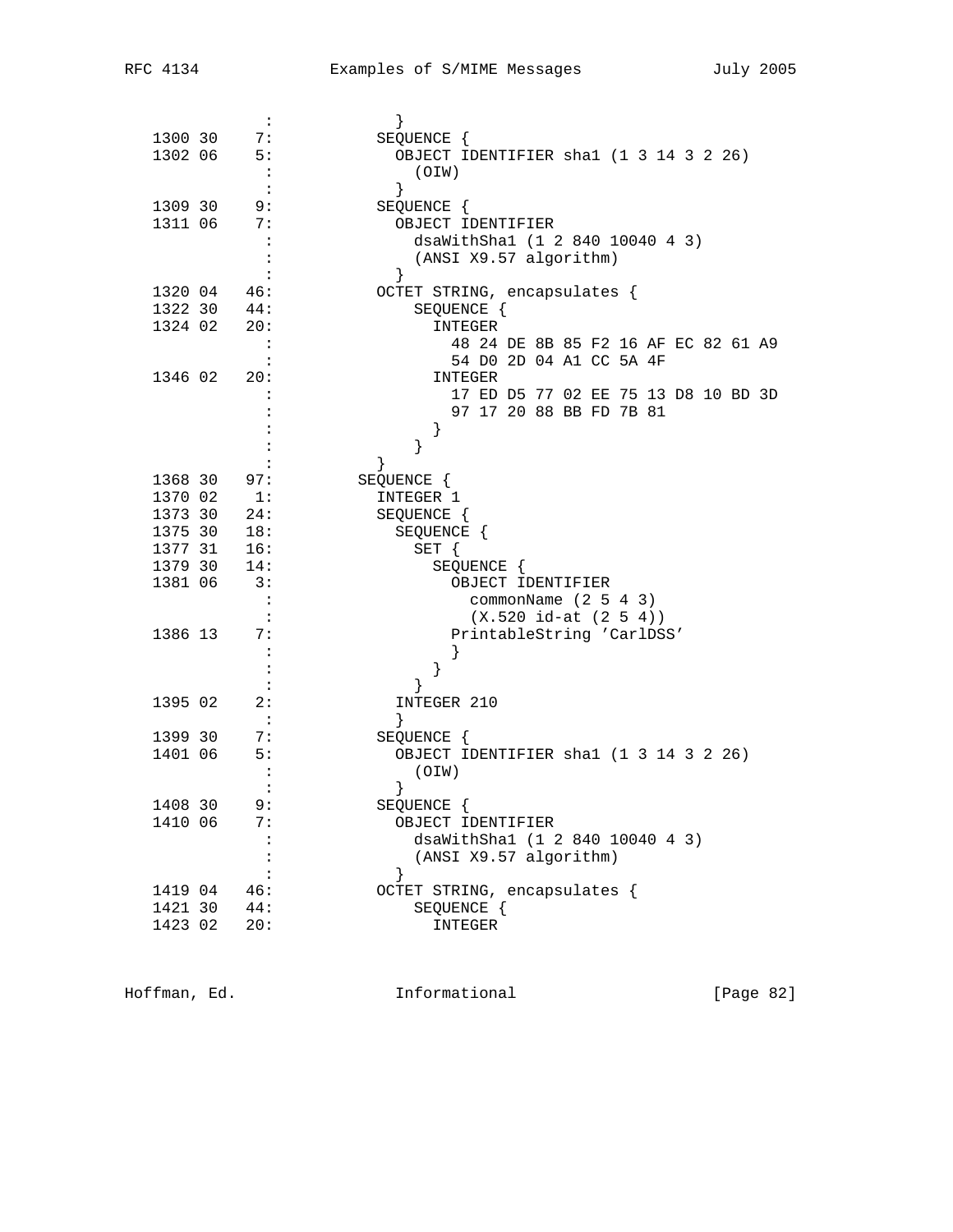```
              :             }
   1300 30    7:           SEQUENCE {
   1302 06    5:             OBJECT IDENTIFIER sha1 (1 3 14 3 2 26)
              :               (OIW)
              :             }
   1309 30    9:           SEQUENCE {
   1311 06    7:             OBJECT IDENTIFIER
              :               dsaWithSha1 (1 2 840 10040 4 3)
              :               (ANSI X9.57 algorithm)
              :             }
   1320 04   46:           OCTET STRING, encapsulates {
   1322 30   44:               SEQUENCE {
   1324 02   20:                 INTEGER
              :                   48 24 DE 8B 85 F2 16 AF EC 82 61 A9
              :                   54 D0 2D 04 A1 CC 5A 4F
   1346 02   20:                 INTEGER
              :                   17 ED D5 77 02 EE 75 13 D8 10 BD 3D
              :                   97 17 20 88 BB FD 7B 81
              :                 }
              :               }
              :           }
   1368 30   97:         SEQUENCE {
   1370 02    1:           INTEGER 1
   1373 30   24:           SEQUENCE {
   1375 30   18:             SEQUENCE {
   1377 31   16:               SET {
   1379 30   14:                 SEQUENCE {
   1381 06    3:                   OBJECT IDENTIFIER
              :                     commonName (2 5 4 3)
              :                     (X.520 id-at (2 5 4))
   1386 13    7:                   PrintableString 'CarlDSS'
              :                   }
              :                 }
              :               }
   1395 02    2:             INTEGER 210
              :             }
   1399 30    7:           SEQUENCE {
   1401 06    5:             OBJECT IDENTIFIER sha1 (1 3 14 3 2 26)
              :               (OIW)
              :             }
   1408 30    9:           SEQUENCE {
   1410 06    7:             OBJECT IDENTIFIER
              :               dsaWithSha1 (1 2 840 10040 4 3)
              :               (ANSI X9.57 algorithm)
              :             }
   1419 04   46:           OCTET STRING, encapsulates {
   1421 30   44:               SEQUENCE {
   1423 02   20:                 INTEGER
```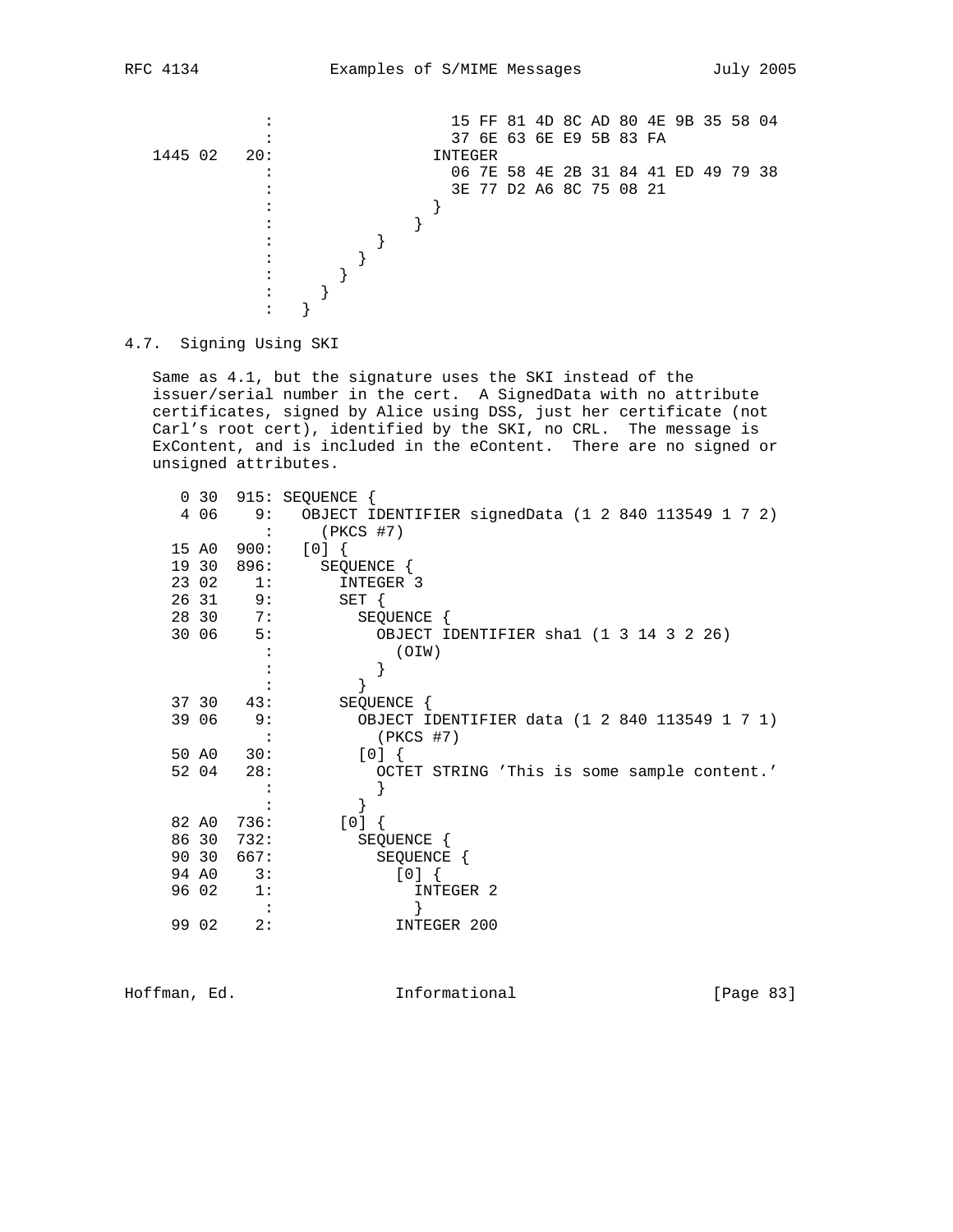```
              :                    15 FF 81 4D 8C AD 80 4E 9B 35 58 04
              :                    37 6E 63 6E E9 5B 83 FA
   1445 02   20:                 INTEGER
              :                    06 7E 58 4E 2B 31 84 41 ED 49 79 38
              :                    3E 77 D2 A6 8C 75 08 21
              :                  }
              :                }
              :              }
              :            }
              :          }
              :        }
              :      }
```

### 4.7. Signing Using SKI

Same as 4.1, but the signature uses the SKI instead of the issuer/serial number in the cert. A SignedData with no attribute certificates, signed by Alice using DSS, just her certificate (not Carl's root cert), identified by the SKI, no CRL. The message is ExContent, and is included in the eContent. There are no signed or unsigned attributes.

```
     0 30  915: SEQUENCE {
     4 06    9:   OBJECT IDENTIFIER signedData (1 2 840 113549 1 7 2)
              :     (PKCS #7)
    15 A0  900:   [0] {
    19 30  896:     SEQUENCE {
    23 02    1:       INTEGER 3
    26 31    9:       SET {
    28 30    7:         SEQUENCE {
    30 06    5:           OBJECT IDENTIFIER sha1 (1 3 14 3 2 26)
              :             (OIW)
              :           }
              :         }
    37 30   43:       SEQUENCE {
    39 06    9:         OBJECT IDENTIFIER data (1 2 840 113549 1 7 1)
              :           (PKCS #7)
    50 A0   30:         [0] {
    52 04   28:           OCTET STRING 'This is some sample content.'
              :           }
              :         }
    82 A0  736:       [0] {
    86 30  732:         SEQUENCE {
    90 30  667:           SEQUENCE {
    94 A0    3:             [0] {
    96 02    1:               INTEGER 2
              :               }
    99 02    2:             INTEGER 200
```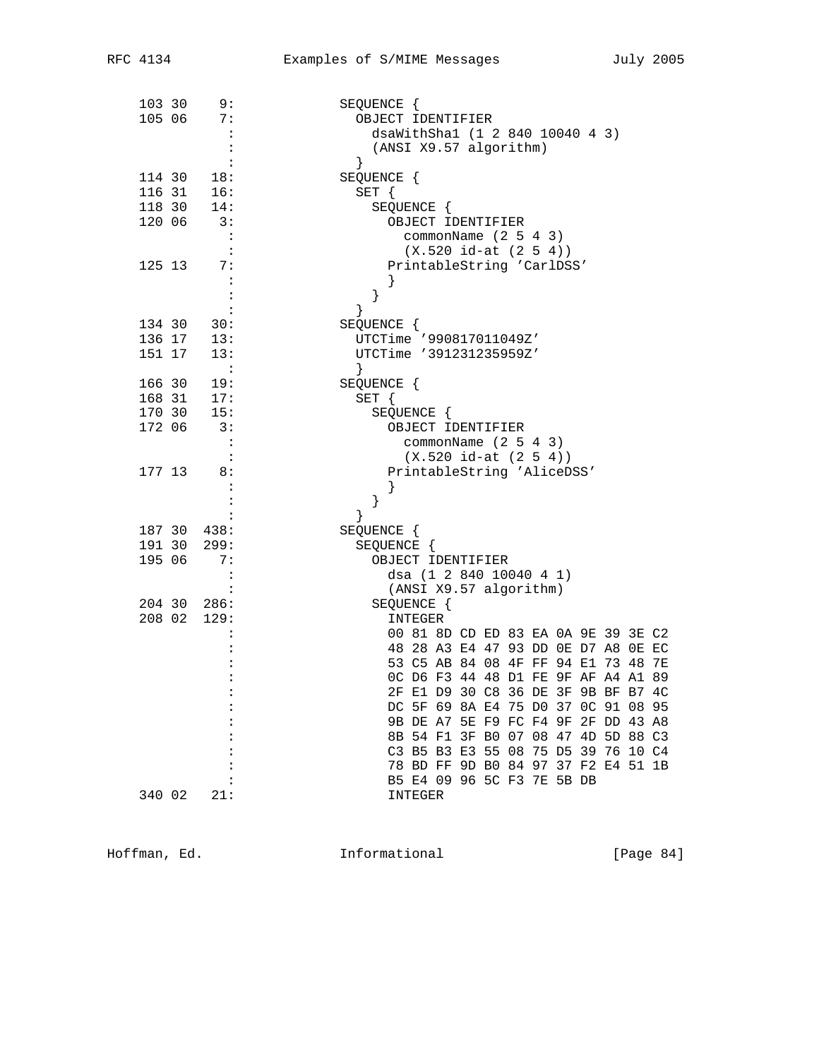```
 103 30    9:             SEQUENCE {
 105 06    7:               OBJECT IDENTIFIER
           :                 dsaWithSha1 (1 2 840 10040 4 3)
           :                 (ANSI X9.57 algorithm)
           :               }
 114 30   18:             SEQUENCE {
 116 31   16:               SET {
 118 30   14:                 SEQUENCE {
 120 06    3:                   OBJECT IDENTIFIER
           :                     commonName (2 5 4 3)
           :                     (X.520 id-at (2 5 4))
 125 13    7:                   PrintableString 'CarlDSS'
           :                   }
           :                 }
           :               }
 134 30   30:             SEQUENCE {
 136 17   13:               UTCTime '990817011049Z'
 151 17   13:               UTCTime '391231235959Z'
           :               }
 166 30   19:             SEQUENCE {
 168 31   17:               SET {
 170 30   15:                 SEQUENCE {
 172 06    3:                   OBJECT IDENTIFIER
           :                     commonName (2 5 4 3)
           :                     (X.520 id-at (2 5 4))
 177 13    8:                   PrintableString 'AliceDSS'
           :                   }
           :                 }
           :               }
 187 30  438:             SEQUENCE {
 191 30  299:               SEQUENCE {
 195 06    7:                 OBJECT IDENTIFIER
           :                   dsa (1 2 840 10040 4 1)
           :                   (ANSI X9.57 algorithm)
 204 30  286:                 SEQUENCE {
 208 02  129:                   INTEGER
           :                   00 81 8D CD ED 83 EA 0A 9E 39 3E C2
           :                   48 28 A3 E4 47 93 DD 0E D7 A8 0E EC
           :                   53 C5 AB 84 08 4F FF 94 E1 73 48 7E
           :                   0C D6 F3 44 48 D1 FE 9F AF A4 A1 89
           :                   2F E1 D9 30 C8 36 DE 3F 9B BF B7 4C
           :                   DC 5F 69 8A E4 75 D0 37 0C 91 08 95
           :                   9B DE A7 5E F9 FC F4 9F 2F DD 43 A8
           :                   8B 54 F1 3F B0 07 08 47 4D 5D 88 C3
           :                   C3 B5 B3 E3 55 08 75 D5 39 76 10 C4
           :                   78 BD FF 9D B0 84 97 37 F2 E4 51 1B
           :                   B5 E4 09 96 5C F3 7E 5B DB
 340 02   21:                   INTEGER
```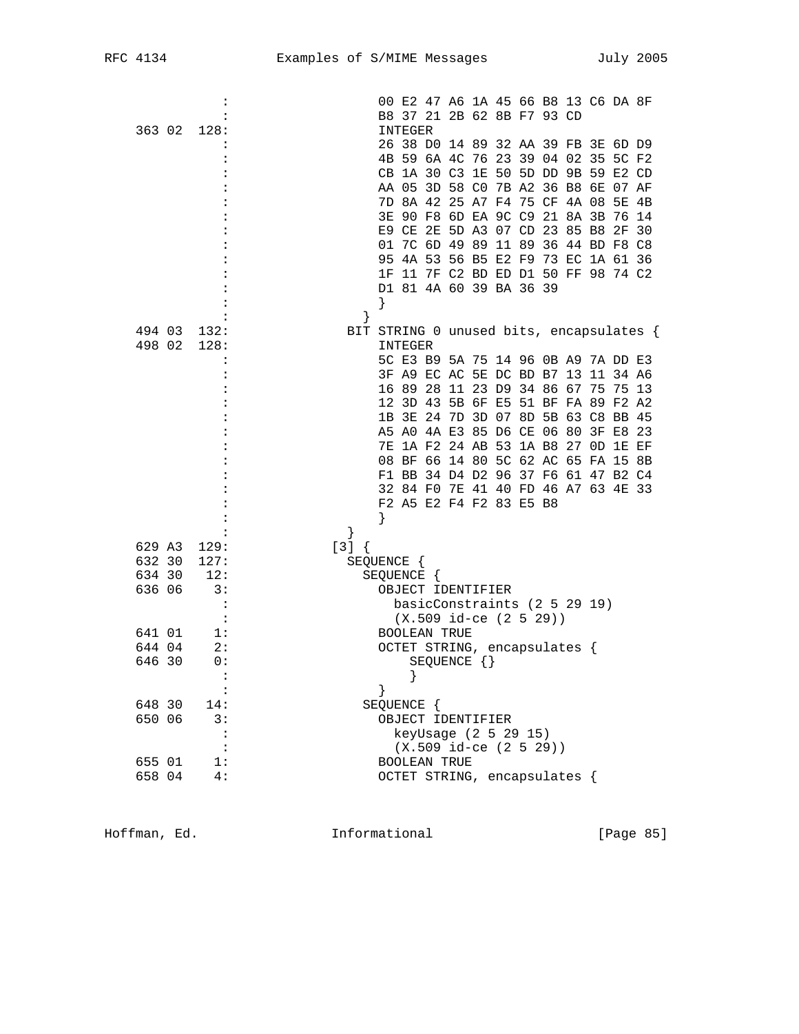```
              :                 00 E2 47 A6 1A 45 66 B8 13 C6 DA 8F
              :                 B8 37 21 2B 62 8B F7 93 CD
  363 02  128:                  INTEGER
              :                 26 38 D0 14 89 32 AA 39 FB 3E 6D D9
              :                 4B 59 6A 4C 76 23 39 04 02 35 5C F2
              :                 CB 1A 30 C3 1E 50 5D DD 9B 59 E2 CD
              :                 AA 05 3D 58 C0 7B A2 36 B8 6E 07 AF
              :                 7D 8A 42 25 A7 F4 75 CF 4A 08 5E 4B
              :                 3E 90 F8 6D EA 9C C9 21 8A 3B 76 14
              :                 E9 CE 2E 5D A3 07 CD 23 85 B8 2F 30
              :                 01 7C 6D 49 89 11 89 36 44 BD F8 C8
              :                 95 4A 53 56 B5 E2 F9 73 EC 1A 61 36
              :                 1F 11 7F C2 BD ED D1 50 FF 98 74 C2
              :                 D1 81 4A 60 39 BA 36 39
              :                 }
              :               }
  494 03  132:              BIT STRING 0 unused bits, encapsulates {
  498 02  128:                  INTEGER
              :                 5C E3 B9 5A 75 14 96 0B A9 7A DD E3
              :                 3F A9 EC AC 5E DC BD B7 13 11 34 A6
              :                 16 89 28 11 23 D9 34 86 67 75 75 13
              :                 12 3D 43 5B 6F E5 51 BF FA 89 F2 A2
              :                 1B 3E 24 7D 3D 07 8D 5B 63 C8 BB 45
              :                 A5 A0 4A E3 85 D6 CE 06 80 3F E8 23
              :                 7E 1A F2 24 AB 53 1A B8 27 0D 1E EF
              :                 08 BF 66 14 80 5C 62 AC 65 FA 15 8B
              :                 F1 BB 34 D4 D2 96 37 F6 61 47 B2 C4
              :                 32 84 F0 7E 41 40 FD 46 A7 63 4E 33
              :                 F2 A5 E2 F4 F2 83 E5 B8
              :                 }
              :             }
  629 A3  129:            [3] {
  632 30  127:              SEQUENCE {
  634 30   12:                SEQUENCE {
  636 06    3:                  OBJECT IDENTIFIER
              :                    basicConstraints (2 5 29 19)
              :                    (X.509 id-ce (2 5 29))
  641 01    1:                  BOOLEAN TRUE
  644 04    2:                  OCTET STRING, encapsulates {
  646 30    0:                      SEQUENCE {}
              :                      }
              :                  }
  648 30   14:                SEQUENCE {
  650 06    3:                  OBJECT IDENTIFIER
              :                    keyUsage (2 5 29 15)
              :                    (X.509 id-ce (2 5 29))
  655 01    1:                  BOOLEAN TRUE
  658 04    4:                  OCTET STRING, encapsulates {
```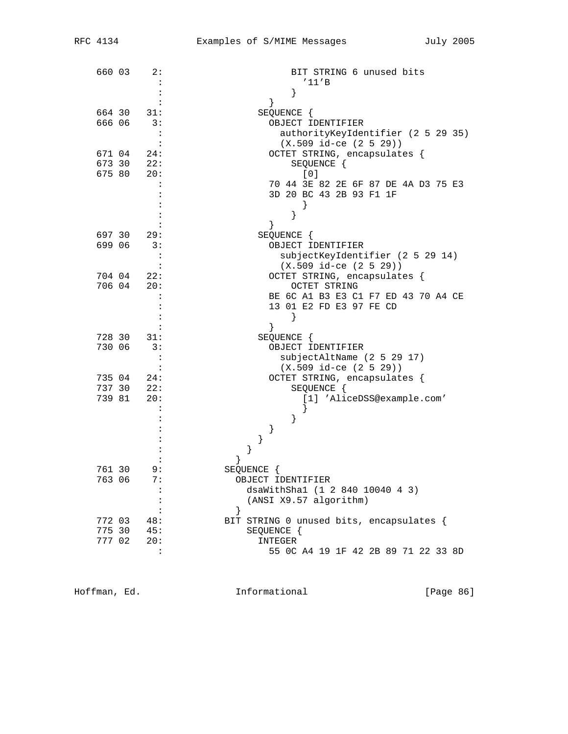```
 660 03    2:                     BIT STRING 6 unused bits
           :                       '11'B
           :                     }
           :                 }
 664 30   31:               SEQUENCE {
 666 06    3:                 OBJECT IDENTIFIER
           :                   authorityKeyIdentifier (2 5 29 35)
           :                   (X.509 id-ce (2 5 29))
 671 04   24:                 OCTET STRING, encapsulates {
 673 30   22:                     SEQUENCE {
 675 80   20:                       [0]
           :                 70 44 3E 82 2E 6F 87 DE 4A D3 75 E3
           :                 3D 20 BC 43 2B 93 F1 1F
           :                       }
           :                     }
           :                 }
 697 30   29:               SEQUENCE {
 699 06    3:                 OBJECT IDENTIFIER
           :                   subjectKeyIdentifier (2 5 29 14)
           :                   (X.509 id-ce (2 5 29))
 704 04   22:                 OCTET STRING, encapsulates {
 706 04   20:                     OCTET STRING
           :                 BE 6C A1 B3 E3 C1 F7 ED 43 70 A4 CE
           :                 13 01 E2 FD E3 97 FE CD
           :                     }
           :                 }
 728 30   31:               SEQUENCE {
 730 06    3:                 OBJECT IDENTIFIER
           :                   subjectAltName (2 5 29 17)
           :                   (X.509 id-ce (2 5 29))
 735 04   24:                 OCTET STRING, encapsulates {
 737 30   22:                     SEQUENCE {
 739 81   20:                       [1] 'AliceDSS@example.com'
           :                       }
           :                     }
           :                 }
           :               }
           :             }
           :           }
 761 30    9:         SEQUENCE {
 763 06    7:           OBJECT IDENTIFIER
           :             dsaWithSha1 (1 2 840 10040 4 3)
           :             (ANSI X9.57 algorithm)
           :           }
 772 03   48:         BIT STRING 0 unused bits, encapsulates {
 775 30   45:             SEQUENCE {
 777 02   20:               INTEGER
           :                 55 0C A4 19 1F 42 2B 89 71 22 33 8D
```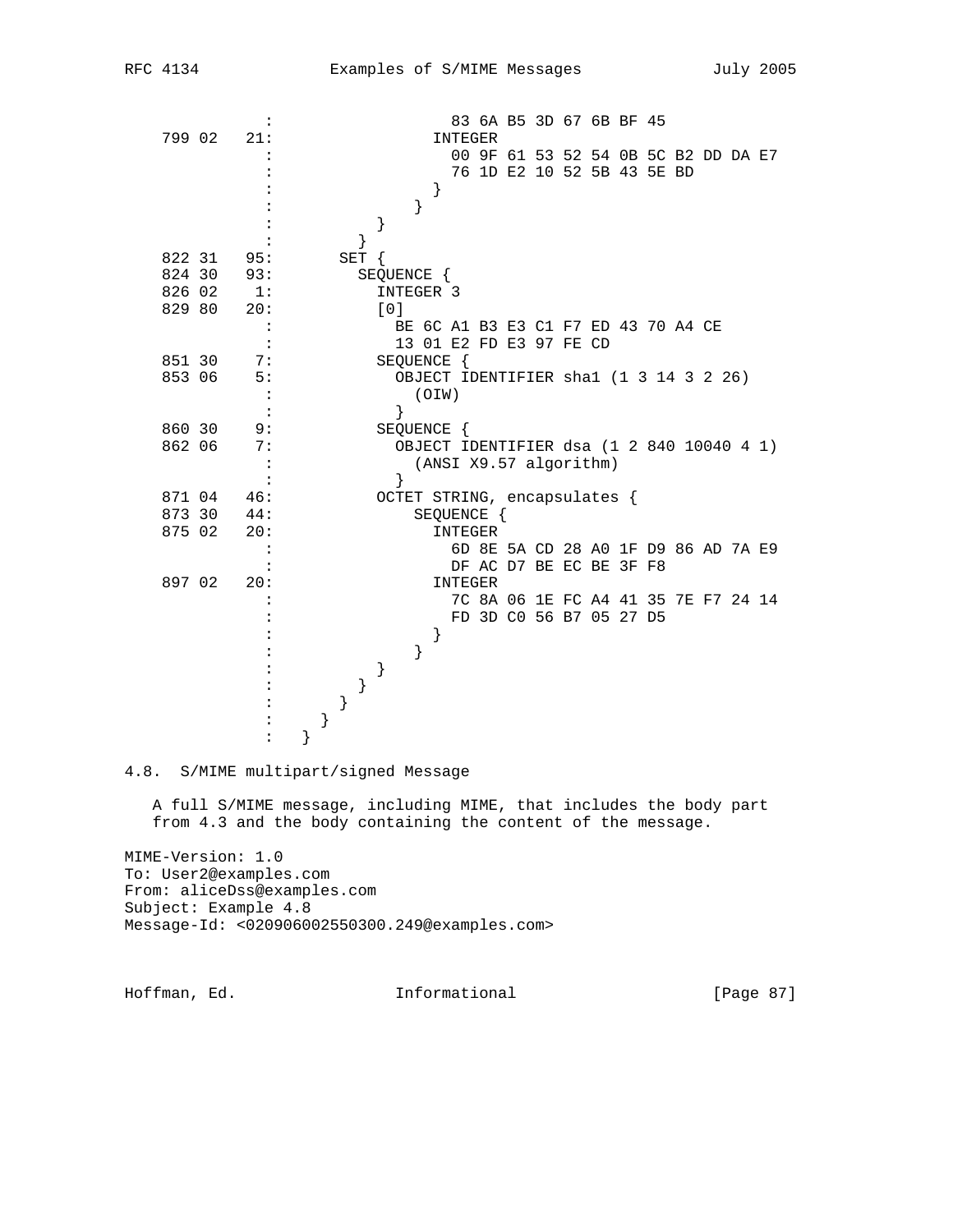```
          :                   83 6A B5 3D 67 6B BF 45
 799 02   21:                 INTEGER
          :                   00 9F 61 53 52 54 0B 5C B2 DD DA E7
          :                   76 1D E2 10 52 5B 43 5E BD
          :                 }
          :               }
          :           }
          :         }
 822 31   95:       SET {
 824 30   93:         SEQUENCE {
 826 02    1:           INTEGER 3
 829 80   20:           [0]
          :             BE 6C A1 B3 E3 C1 F7 ED 43 70 A4 CE
          :             13 01 E2 FD E3 97 FE CD
 851 30    7:           SEQUENCE {
 853 06    5:             OBJECT IDENTIFIER sha1 (1 3 14 3 2 26)
          :               (OIW)
          :             }
 860 30    9:           SEQUENCE {
 862 06    7:             OBJECT IDENTIFIER dsa (1 2 840 10040 4 1)
          :               (ANSI X9.57 algorithm)
          :             }
 871 04   46:           OCTET STRING, encapsulates {
 873 30   44:               SEQUENCE {
 875 02   20:                 INTEGER
          :                   6D 8E 5A CD 28 A0 1F D9 86 AD 7A E9
          :                   DF AC D7 BE EC BE 3F F8
 897 02   20:                 INTEGER
          :                   7C 8A 06 1E FC A4 41 35 7E F7 24 14
          :                   FD 3D C0 56 B7 05 27 D5
          :                 }
          :               }
          :           }
          :         }
          :       }
          :     }
          :   }
```

### 4.8. S/MIME multipart/signed Message

A full S/MIME message, including MIME, that includes the body part from 4.3 and the body containing the content of the message.

```
MIME-Version: 1.0
To: User2@examples.com
From: aliceDss@examples.com
Subject: Example 4.8
Message-Id: <020906002550300.249@examples.com>
```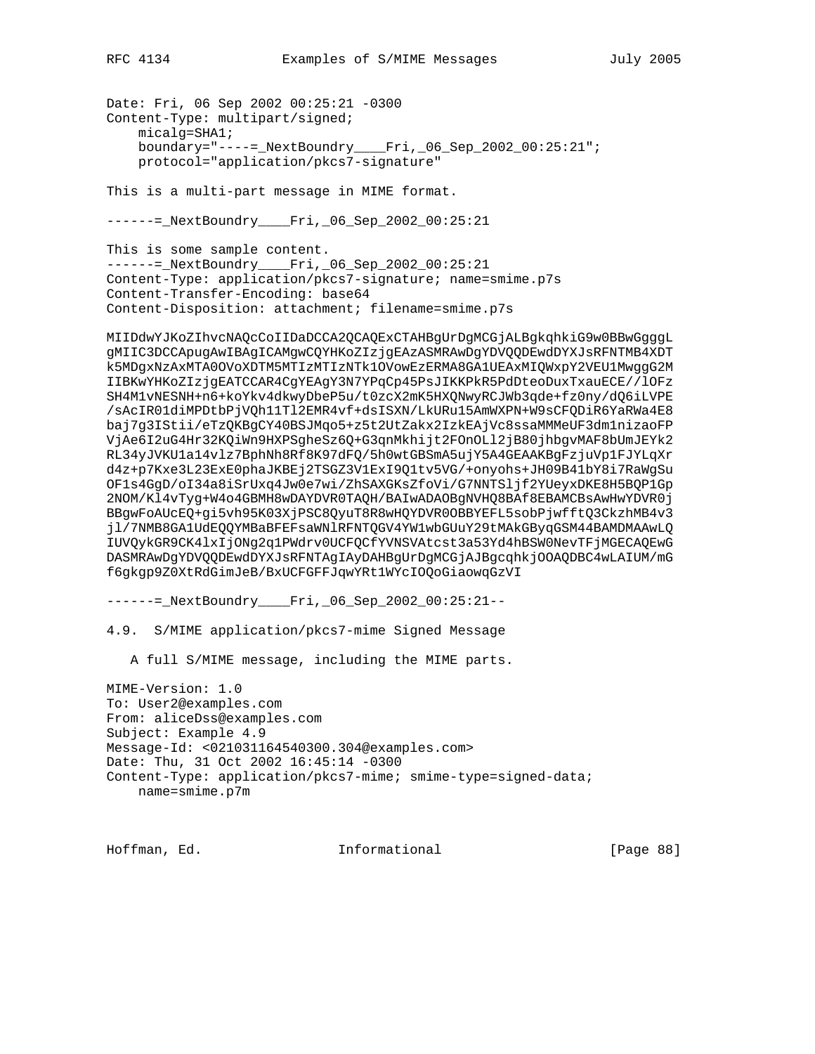```
Date: Fri, 06 Sep 2002 00:25:21 -0300
Content-Type: multipart/signed;
    micalg=SHA1;
    boundary="----=_NextBoundry____Fri,_06_Sep_2002_00:25:21";
    protocol="application/pkcs7-signature"

This is a multi-part message in MIME format.

------=_NextBoundry____Fri,_06_Sep_2002_00:25:21

This is some sample content.
------=_NextBoundry____Fri,_06_Sep_2002_00:25:21
Content-Type: application/pkcs7-signature; name=smime.p7s
Content-Transfer-Encoding: base64
Content-Disposition: attachment; filename=smime.p7s

MIIDdwYJKoZIhvcNAQcCoIIDaDCCA2QCAQExCTAHBgUrDgMCGjALBgkqhkiG9w0BBwGgggL
gMIIC3DCCApugAwIBAgICAMgwCQYHKoZIzjgEAzASMRAwDgYDVQQDEwdDYXJsRFNTMB4XDT
k5MDgxNzAxMTA0OVoXDTM5MTIzMTIzNTk1OVowEzERMA8GA1UEAxMIQWxpY2VEU1MwggG2M
IIBKwYHKoZIzjgEATCCAR4CgYEAgY3N7YPqCp45PsJIKKPkR5PdDteoDuxTxauECE//lOFz
SH4M1vNESNH+n6+koYkv4dkwyDbeP5u/t0zcX2mK5HXQNwyRCJWb3qde+fz0ny/dQ6iLVPE
/sAcIR01diMPDtbPjVQh11Tl2EMR4vf+dsISXN/LkURu15AmWXPN+W9sCFQDiR6YaRWa4E8
baj7g3IStii/eTzQKBgCY40BSJMqo5+z5t2UtZakx2IzkEAjVc8ssaMMMeUF3dm1nizaoFP
VjAe6I2uG4Hr32KQiWn9HXPSgheSz6Q+G3qnMkhijt2FOnOLl2jB80jhbgvMAF8bUmJEYk2
RL34yJVKU1a14vlz7BphNh8Rf8K97dFQ/5h0wtGBSmA5ujY5A4GEAAKBgFzjuVp1FJYLqXr
d4z+p7Kxe3L23ExE0phaJKBEj2TSGZ3V1ExI9Q1tv5VG/+onyohs+JH09B41bY8i7RaWgSu
OF1s4GgD/oI34a8iSrUxq4Jw0e7wi/ZhSAXGKsZfoVi/G7NNTSljf2YUeyxDKE8H5BQP1Gp
2NOM/Kl4vTyg+W4o4GBMH8wDAYDVR0TAQH/BAIwADAOBgNVHQ8BAf8EBAMCBsAwHwYDVR0j
BBgwFoAUcEQ+gi5vh95K03XjPSC8QyuT8R8wHQYDVR0OBBYEFL5sobPjwfftQ3CkzhMB4v3
jl/7NMB8GA1UdEQQYMBaBFEFsaWNlRFNTQGV4YW1wbGUuY29tMAkGByqGSM44BAMDMAAwLQ
IUVQykGR9CK4lxIjONg2q1PWdrv0UCFQCfYVNSVAtcst3a53Yd4hBSW0NevTFjMGECAQEwG
DASMRAwDgYDVQQDEwdDYXJsRFNTAgIAyDAHBgUrDgMCGjAJBgcqhkjOOAQDBC4wLAIUM/mG
f6gkgp9Z0XtRdGimJeB/BxUCFGFFJqwYRt1WYcIOQoGiaowqGzVI

------=_NextBoundry____Fri,_06_Sep_2002_00:25:21--
```

### 4.9. S/MIME application/pkcs7-mime Signed Message

A full S/MIME message, including the MIME parts.

```
MIME-Version: 1.0
To: User2@examples.com
From: aliceDss@examples.com
Subject: Example 4.9
Message-Id: <021031164540300.304@examples.com>
Date: Thu, 31 Oct 2002 16:45:14 -0300
Content-Type: application/pkcs7-mime; smime-type=signed-data;
    name=smime.p7m
```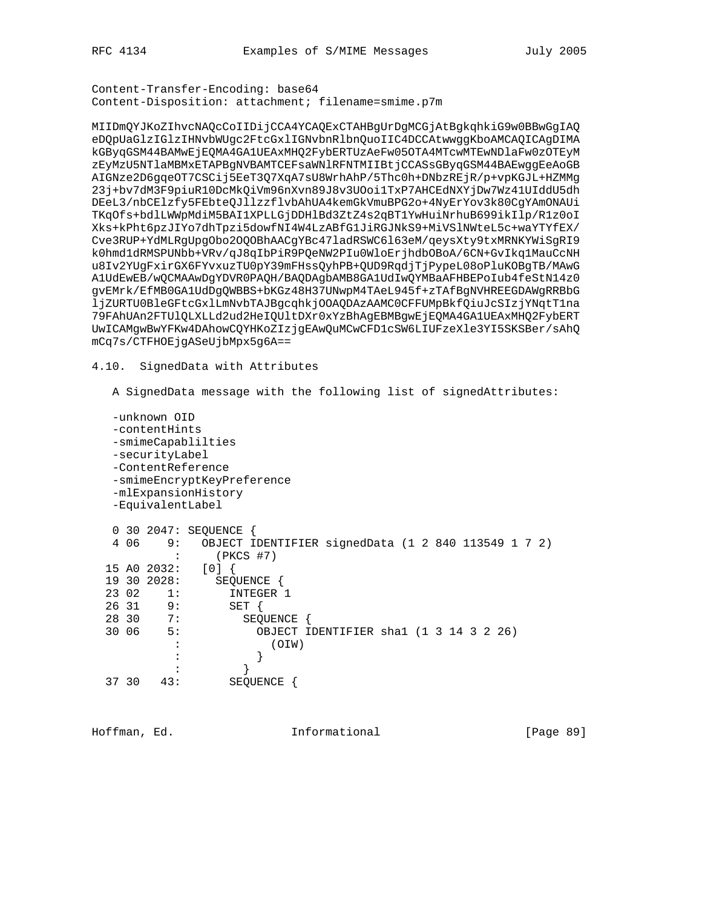Content-Transfer-Encoding: base64
Content-Disposition: attachment; filename=smime.p7m

```
MIIDmQYJKoZIhvcNAQcCoIIDijCCA4YCAQExCTAHBgUrDgMCGjAtBgkqhkiG9w0BBwGgIAQ
eDQpUaGlzIGlzIHNvbWUgc2FtcGxlIGNvbnRlbnQuoIIC4DCCAtwwggKboAMCAQICAgDIMA
kGByqGSM44BAMwEjEQMA4GA1UEAxMHQ2FybERTUzAeFw05OTA4MTcwMTEwNDlaFw0zOTEyM
zEyMzU5NTlaMBMxETAPBgNVBAMTCEFsaWNlRFNTMIIBtjCCASsGByqGSM44BAEwggEeAoGB
AIGNze2D6gqeOT7CSCij5EeT3Q7XqA7sU8WrhAhP/5Thc0h+DNbzREjR/p+vpKGJL+HZMMg
23j+bv7dM3F9piuR10DcMkQiVm96nXvn89J8v3UOoi1TxP7AHCEdNXYjDw7Wz41UIddU5dh
DEeL3/nbCElzfy5FEbteQJllzzflvbAhUA4kemGkVmuBPG2o+4NyErYov3k80CgYAmONAUi
TKqOfs+bdlLWWpMdiM5BAI1XPLLGjDDHlBd3ZtZ4s2qBT1YwHuiNrhuB699ikIlp/R1z0oI
Xks+kPht6pzJIYo7dhTpzi5dowfNI4W4LzABfG1JiRGJNkS9+MiVSlNWteL5c+waYTYfEX/
Cve3RUP+YdMLRgUpgObo2OQOBhAACgYBc47ladRSWC6l63eM/qeysXty9txMRNKYWiSgRI9
k0hmd1dRMSPUNbb+VRv/qJ8qIbPiR9PQeNW2PIu0WloErjhdbOBoA/6CN+GvIkq1MauCcNH
u8Iv2YUgFxirGX6FYvxuzTU0pY39mFHssQyhPB+QUD9RqdjTjPypeL08oPluKOBgTB/MAwG
A1UdEwEB/wQCMAAwDgYDVR0PAQH/BAQDAgbAMB8GA1UdIwQYMBaAFHBEPoIub4feStN14z0
gvEMrk/EfMB0GA1UdDgQWBBS+bKGz48H37UNwpM4TAeL945f+zTAfBgNVHREEGDAWgRRBbG
ljZURTU0BleGFtcGxlLmNvbTAJBgcqhkjOOAQDAzAAMC0CFFUMpBkfQiuJcSIzjYNqtT1na
79FAhUAn2FTUlQLXLLd2ud2HeIQUltDXr0xYzBhAgEBMBgwEjEQMA4GA1UEAxMHQ2FybERT
UwICAMgwBwYFKw4DAhowCQYHKoZIzjgEAwQuMCwCFD1cSW6LIUFzeXle3YI5SKSBer/sAhQ
mCq7s/CTFHOEjgASeUjbMpx5g6A==
```

## 4.10. SignedData with Attributes

A SignedData message with the following list of signedAttributes:

- -unknown OID
- -contentHints
- -smimeCapablilties
- -securityLabel
- -ContentReference
- -smimeEncryptKeyPreference
- -mlExpansionHistory
- -EquivalentLabel

```
 0 30 2047: SEQUENCE {
 4 06    9:   OBJECT IDENTIFIER signedData (1 2 840 113549 1 7 2)
          :     (PKCS #7)
15 A0 2032:   [0] {
19 30 2028:     SEQUENCE {
23 02    1:       INTEGER 1
26 31    9:       SET {
28 30    7:         SEQUENCE {
30 06    5:           OBJECT IDENTIFIER sha1 (1 3 14 3 2 26)
          :             (OIW)
          :           }
          :         }
37 30   43:       SEQUENCE {
```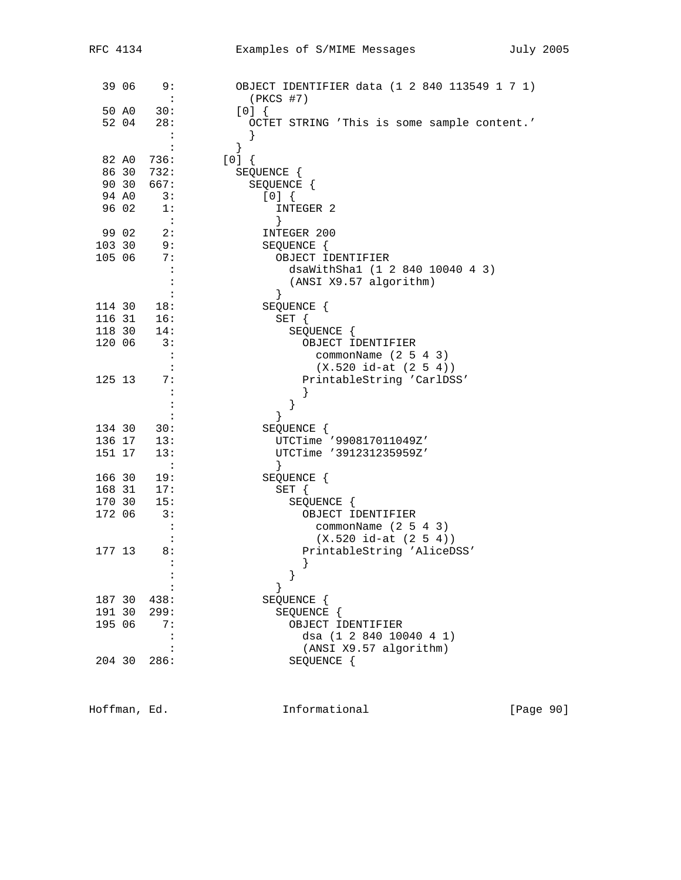```
  39 06    9:         OBJECT IDENTIFIER data (1 2 840 113549 1 7 1)
             :           (PKCS #7)
  50 A0   30:         [0] {
  52 04   28:           OCTET STRING 'This is some sample content.'
             :           }
             :         }
  82 A0  736:       [0] {
  86 30  732:         SEQUENCE {
  90 30  667:           SEQUENCE {
  94 A0    3:             [0] {
  96 02    1:               INTEGER 2
             :               }
  99 02    2:             INTEGER 200
 103 30    9:             SEQUENCE {
 105 06    7:               OBJECT IDENTIFIER
             :                 dsaWithSha1 (1 2 840 10040 4 3)
             :                 (ANSI X9.57 algorithm)
             :               }
 114 30   18:             SEQUENCE {
 116 31   16:               SET {
 118 30   14:                 SEQUENCE {
 120 06    3:                   OBJECT IDENTIFIER
             :                     commonName (2 5 4 3)
             :                     (X.520 id-at (2 5 4))
 125 13    7:                   PrintableString 'CarlDSS'
             :                   }
             :                 }
             :               }
 134 30   30:             SEQUENCE {
 136 17   13:               UTCTime '990817011049Z'
 151 17   13:               UTCTime '391231235959Z'
             :               }
 166 30   19:             SEQUENCE {
 168 31   17:               SET {
 170 30   15:                 SEQUENCE {
 172 06    3:                   OBJECT IDENTIFIER
             :                     commonName (2 5 4 3)
             :                     (X.520 id-at (2 5 4))
 177 13    8:                   PrintableString 'AliceDSS'
             :                   }
             :                 }
             :               }
 187 30  438:             SEQUENCE {
 191 30  299:               SEQUENCE {
 195 06    7:                 OBJECT IDENTIFIER
             :                   dsa (1 2 840 10040 4 1)
             :                   (ANSI X9.57 algorithm)
 204 30  286:                 SEQUENCE {
```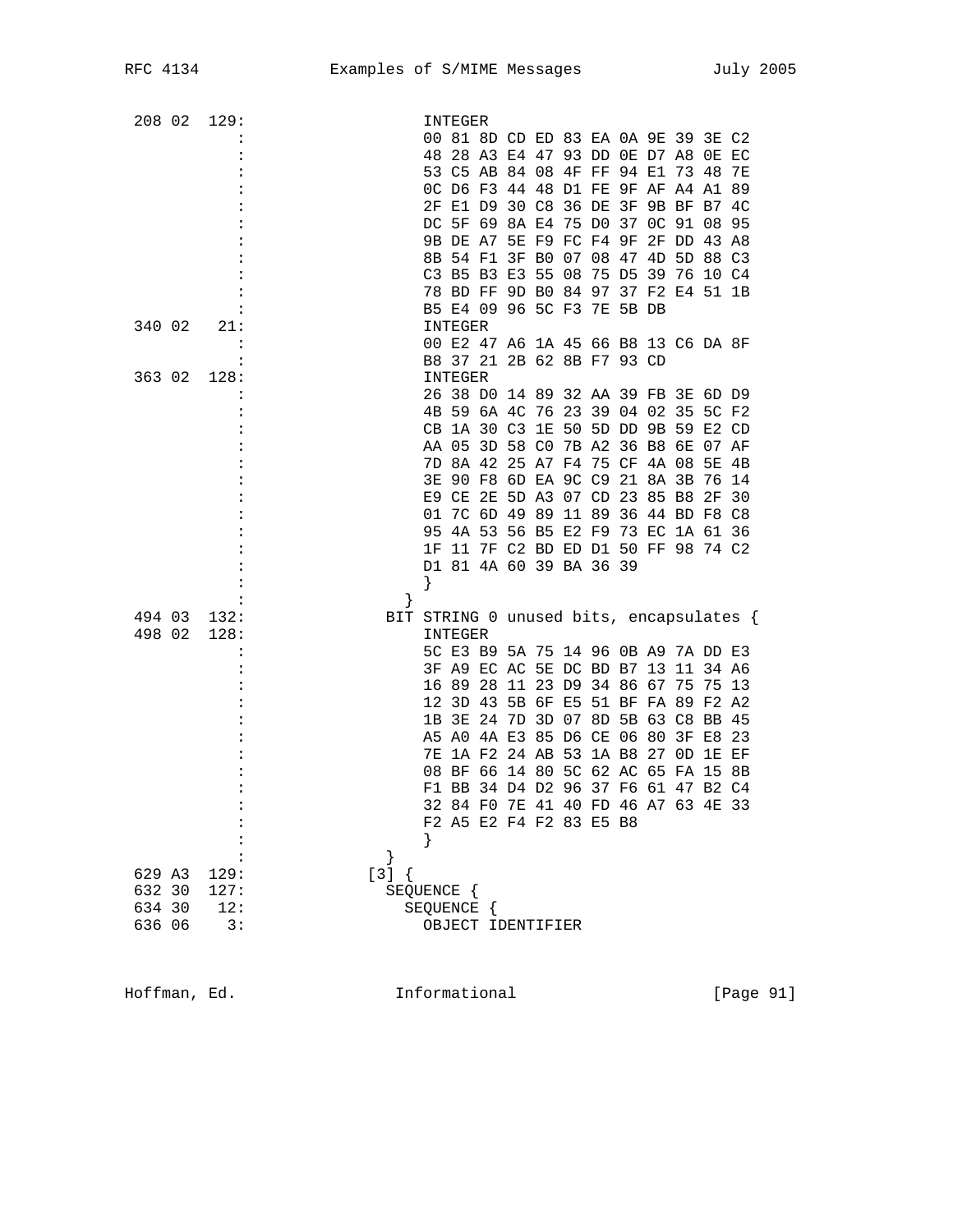```
 208 02  129:                 INTEGER
            :                   00 81 8D CD ED 83 EA 0A 9E 39 3E C2
            :                   48 28 A3 E4 47 93 DD 0E D7 A8 0E EC
            :                   53 C5 AB 84 08 4F FF 94 E1 73 48 7E
            :                   0C D6 F3 44 48 D1 FE 9F AF A4 A1 89
            :                   2F E1 D9 30 C8 36 DE 3F 9B BF B7 4C
            :                   DC 5F 69 8A E4 75 D0 37 0C 91 08 95
            :                   9B DE A7 5E F9 FC F4 9F 2F DD 43 A8
            :                   8B 54 F1 3F B0 07 08 47 4D 5D 88 C3
            :                   C3 B5 B3 E3 55 08 75 D5 39 76 10 C4
            :                   78 BD FF 9D B0 84 97 37 F2 E4 51 1B
            :                   B5 E4 09 96 5C F3 7E 5B DB
 340 02   21:                 INTEGER
            :                   00 E2 47 A6 1A 45 66 B8 13 C6 DA 8F
            :                   B8 37 21 2B 62 8B F7 93 CD
 363 02  128:                 INTEGER
            :                   26 38 D0 14 89 32 AA 39 FB 3E 6D D9
            :                   4B 59 6A 4C 76 23 39 04 02 35 5C F2
            :                   CB 1A 30 C3 1E 50 5D DD 9B 59 E2 CD
            :                   AA 05 3D 58 C0 7B A2 36 B8 6E 07 AF
            :                   7D 8A 42 25 A7 F4 75 CF 4A 08 5E 4B
            :                   3E 90 F8 6D EA 9C C9 21 8A 3B 76 14
            :                   E9 CE 2E 5D A3 07 CD 23 85 B8 2F 30
            :                   01 7C 6D 49 89 11 89 36 44 BD F8 C8
            :                   95 4A 53 56 B5 E2 F9 73 EC 1A 61 36
            :                   1F 11 7F C2 BD ED D1 50 FF 98 74 C2
            :                   D1 81 4A 60 39 BA 36 39
            :                 }
            :               }
 494 03  132:             BIT STRING 0 unused bits, encapsulates {
 498 02  128:                 INTEGER
            :                   5C E3 B9 5A 75 14 96 0B A9 7A DD E3
            :                   3F A9 EC AC 5E DC BD B7 13 11 34 A6
            :                   16 89 28 11 23 D9 34 86 67 75 75 13
            :                   12 3D 43 5B 6F E5 51 BF FA 89 F2 A2
            :                   1B 3E 24 7D 3D 07 8D 5B 63 C8 BB 45
            :                   A5 A0 4A E3 85 D6 CE 06 80 3F E8 23
            :                   7E 1A F2 24 AB 53 1A B8 27 0D 1E EF
            :                   08 BF 66 14 80 5C 62 AC 65 FA 15 8B
            :                   F1 BB 34 D4 D2 96 37 F6 61 47 B2 C4
            :                   32 84 F0 7E 41 40 FD 46 A7 63 4E 33
            :                   F2 A5 E2 F4 F2 83 E5 B8
            :                 }
            :               }
 629 A3  129:           [3] {
 632 30  127:             SEQUENCE {
 634 30   12:               SEQUENCE {
 636 06    3:                 OBJECT IDENTIFIER
```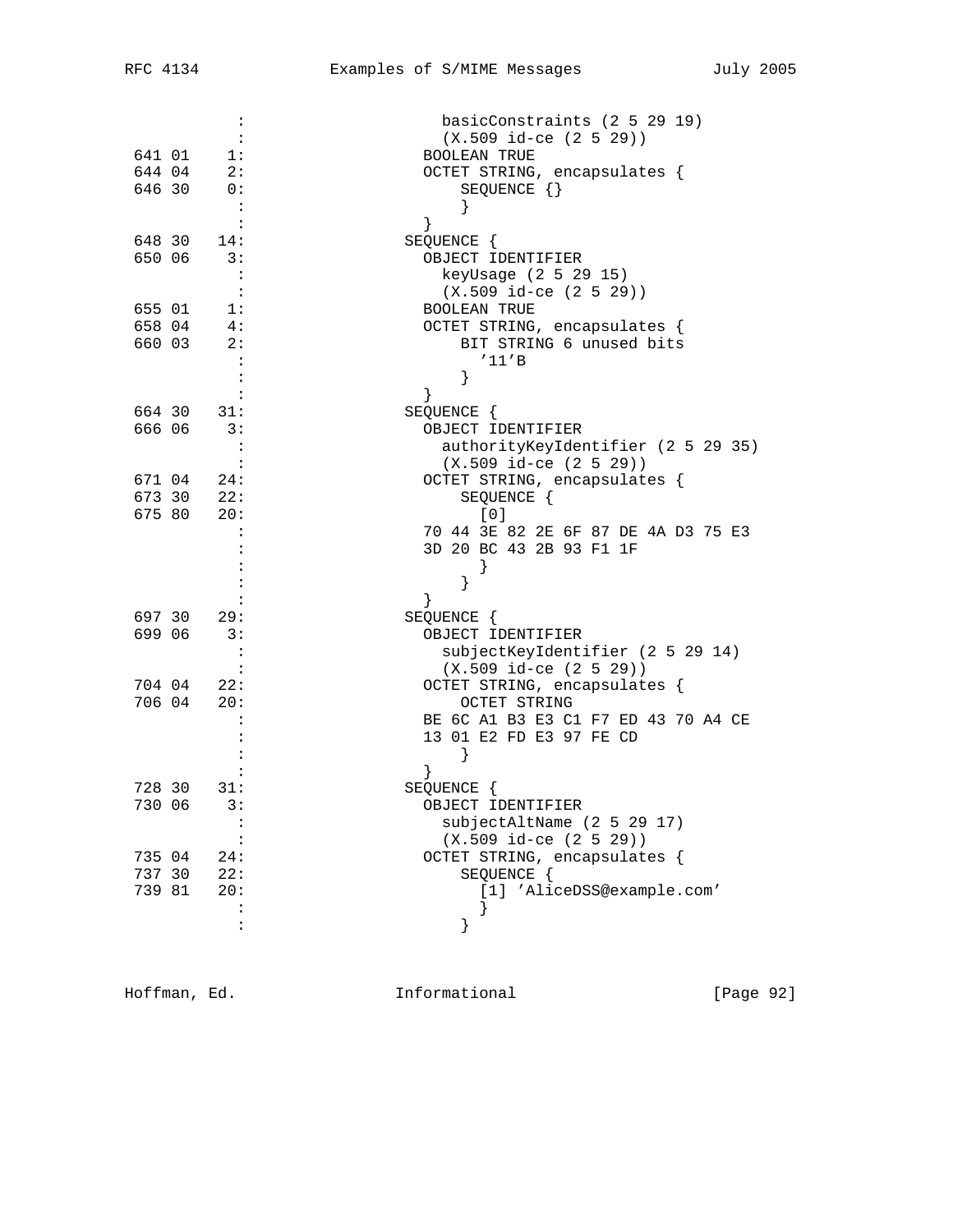```
            :                   basicConstraints (2 5 29 19)
            :                   (X.509 id-ce (2 5 29))
 641 01    1:                 BOOLEAN TRUE
 644 04    2:                 OCTET STRING, encapsulates {
 646 30    0:                     SEQUENCE {}
            :                     }
            :                 }
 648 30   14:               SEQUENCE {
 650 06    3:                 OBJECT IDENTIFIER
            :                   keyUsage (2 5 29 15)
            :                   (X.509 id-ce (2 5 29))
 655 01    1:                 BOOLEAN TRUE
 658 04    4:                 OCTET STRING, encapsulates {
 660 03    2:                     BIT STRING 6 unused bits
            :                       '11'B
            :                     }
            :                 }
 664 30   31:               SEQUENCE {
 666 06    3:                 OBJECT IDENTIFIER
            :                   authorityKeyIdentifier (2 5 29 35)
            :                   (X.509 id-ce (2 5 29))
 671 04   24:                 OCTET STRING, encapsulates {
 673 30   22:                     SEQUENCE {
 675 80   20:                       [0]
            :                 70 44 3E 82 2E 6F 87 DE 4A D3 75 E3
            :                 3D 20 BC 43 2B 93 F1 1F
            :                       }
            :                     }
            :                 }
 697 30   29:               SEQUENCE {
 699 06    3:                 OBJECT IDENTIFIER
            :                   subjectKeyIdentifier (2 5 29 14)
            :                   (X.509 id-ce (2 5 29))
 704 04   22:                 OCTET STRING, encapsulates {
 706 04   20:                     OCTET STRING
            :                 BE 6C A1 B3 E3 C1 F7 ED 43 70 A4 CE
            :                 13 01 E2 FD E3 97 FE CD
            :                     }
            :                 }
 728 30   31:               SEQUENCE {
 730 06    3:                 OBJECT IDENTIFIER
            :                   subjectAltName (2 5 29 17)
            :                   (X.509 id-ce (2 5 29))
 735 04   24:                 OCTET STRING, encapsulates {
 737 30   22:                     SEQUENCE {
 739 81   20:                       [1] 'AliceDSS@example.com'
            :                       }
            :                     }
```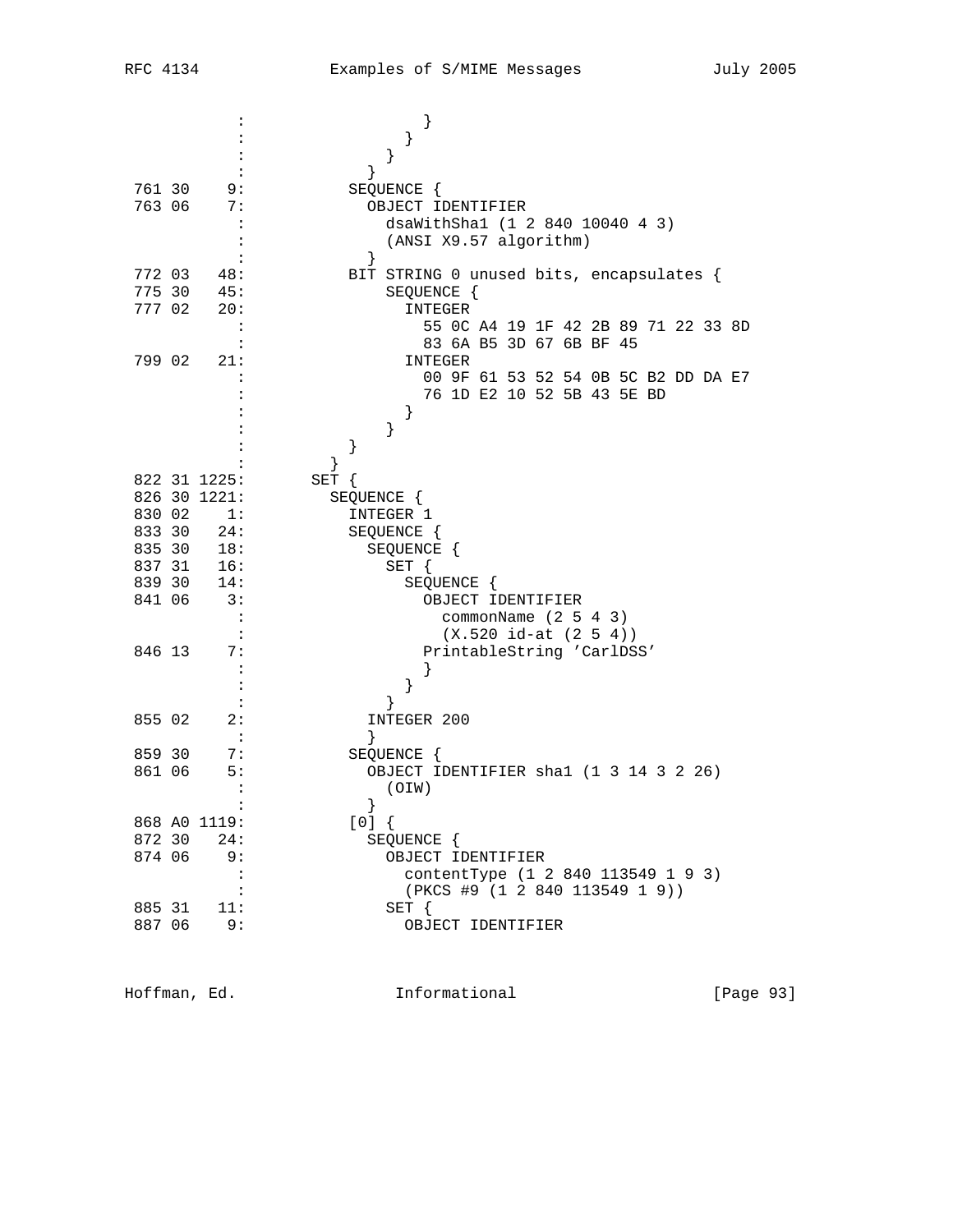```
            :                   }
            :                 }
            :               }
            :             }
 761 30    9:           SEQUENCE {
 763 06    7:             OBJECT IDENTIFIER
            :               dsaWithSha1 (1 2 840 10040 4 3)
            :               (ANSI X9.57 algorithm)
            :             }
 772 03   48:           BIT STRING 0 unused bits, encapsulates {
 775 30   45:               SEQUENCE {
 777 02   20:                 INTEGER
            :                   55 0C A4 19 1F 42 2B 89 71 22 33 8D
            :                   83 6A B5 3D 67 6B BF 45
 799 02   21:                 INTEGER
            :                   00 9F 61 53 52 54 0B 5C B2 DD DA E7
            :                   76 1D E2 10 52 5B 43 5E BD
            :                 }
            :               }
            :           }
            :         }
 822 31 1225:       SET {
 826 30 1221:         SEQUENCE {
 830 02    1:           INTEGER 1
 833 30   24:           SEQUENCE {
 835 30   18:             SEQUENCE {
 837 31   16:               SET {
 839 30   14:                 SEQUENCE {
 841 06    3:                   OBJECT IDENTIFIER
            :                     commonName (2 5 4 3)
            :                     (X.520 id-at (2 5 4))
 846 13    7:                   PrintableString 'CarlDSS'
            :                   }
            :                 }
            :               }
 855 02    2:             INTEGER 200
            :             }
 859 30    7:           SEQUENCE {
 861 06    5:             OBJECT IDENTIFIER sha1 (1 3 14 3 2 26)
            :               (OIW)
            :             }
 868 A0 1119:           [0] {
 872 30   24:             SEQUENCE {
 874 06    9:               OBJECT IDENTIFIER
            :                 contentType (1 2 840 113549 1 9 3)
            :                 (PKCS #9 (1 2 840 113549 1 9))
 885 31   11:               SET {
 887 06    9:                 OBJECT IDENTIFIER
```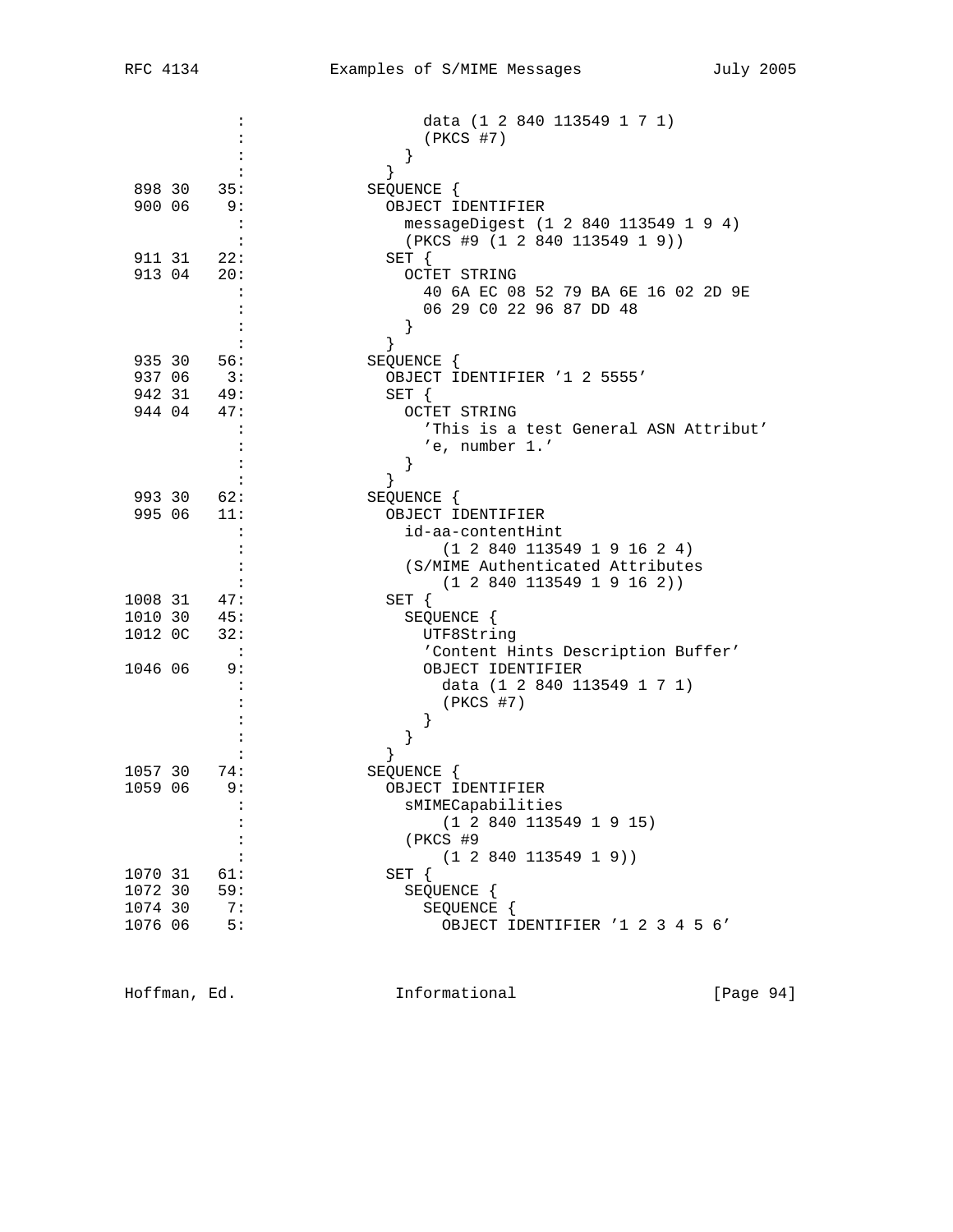```
          :                 data (1 2 840 113549 1 7 1)
          :                 (PKCS #7)
          :               }
          :             }
 898 30   35:           SEQUENCE {
 900 06    9:             OBJECT IDENTIFIER
          :               messageDigest (1 2 840 113549 1 9 4)
          :               (PKCS #9 (1 2 840 113549 1 9))
 911 31   22:             SET {
 913 04   20:               OCTET STRING
          :                 40 6A EC 08 52 79 BA 6E 16 02 2D 9E
          :                 06 29 C0 22 96 87 DD 48
          :               }
          :             }
 935 30   56:           SEQUENCE {
 937 06    3:             OBJECT IDENTIFIER '1 2 5555'
 942 31   49:             SET {
 944 04   47:               OCTET STRING
          :                 'This is a test General ASN Attribut'
          :                 'e, number 1.'
          :               }
          :             }
 993 30   62:           SEQUENCE {
 995 06   11:             OBJECT IDENTIFIER
          :               id-aa-contentHint
          :                   (1 2 840 113549 1 9 16 2 4)
          :               (S/MIME Authenticated Attributes
          :                   (1 2 840 113549 1 9 16 2))
1008 31   47:             SET {
1010 30   45:               SEQUENCE {
1012 0C   32:                 UTF8String
          :                 'Content Hints Description Buffer'
1046 06    9:                 OBJECT IDENTIFIER
          :                   data (1 2 840 113549 1 7 1)
          :                   (PKCS #7)
          :                 }
          :               }
          :             }
1057 30   74:           SEQUENCE {
1059 06    9:             OBJECT IDENTIFIER
          :               sMIMECapabilities
          :                   (1 2 840 113549 1 9 15)
          :               (PKCS #9
          :                   (1 2 840 113549 1 9))
1070 31   61:             SET {
1072 30   59:               SEQUENCE {
1074 30    7:                 SEQUENCE {
1076 06    5:                   OBJECT IDENTIFIER '1 2 3 4 5 6'
```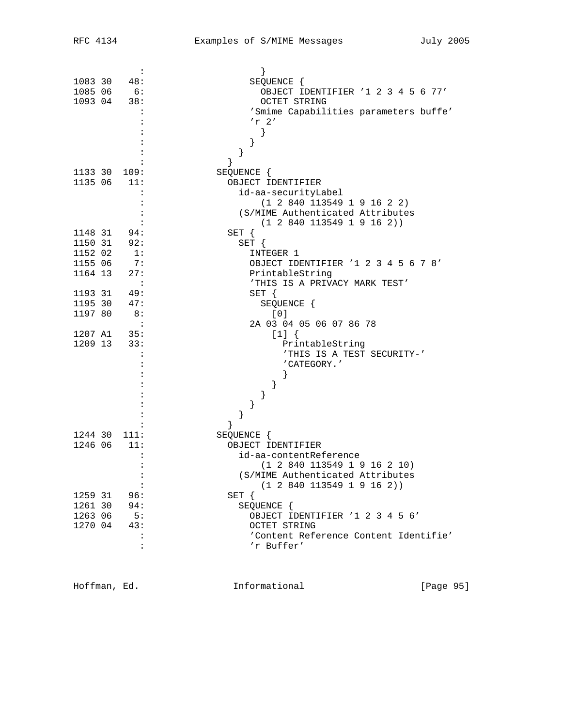```
              :                   }
1083 30   48:                   SEQUENCE {
1085 06    6:                     OBJECT IDENTIFIER '1 2 3 4 5 6 77'
1093 04   38:                     OCTET STRING
              :                   'Smime Capabilities parameters buffe'
              :                   'r 2'
              :                     }
              :                   }
              :                 }
              :               }
1133 30  109:             SEQUENCE {
1135 06   11:               OBJECT IDENTIFIER
              :                 id-aa-securityLabel
              :                     (1 2 840 113549 1 9 16 2 2)
              :                 (S/MIME Authenticated Attributes
              :                     (1 2 840 113549 1 9 16 2))
1148 31   94:               SET {
1150 31   92:                 SET {
1152 02    1:                   INTEGER 1
1155 06    7:                   OBJECT IDENTIFIER '1 2 3 4 5 6 7 8'
1164 13   27:                   PrintableString
              :                   'THIS IS A PRIVACY MARK TEST'
1193 31   49:                   SET {
1195 30   47:                     SEQUENCE {
1197 80    8:                       [0]
              :                   2A 03 04 05 06 07 86 78
1207 A1   35:                       [1] {
1209 13   33:                         PrintableString
              :                         'THIS IS A TEST SECURITY-'
              :                         'CATEGORY.'
              :                         }
              :                       }
              :                     }
              :                   }
              :                 }
              :               }
1244 30  111:             SEQUENCE {
1246 06   11:               OBJECT IDENTIFIER
              :                 id-aa-contentReference
              :                     (1 2 840 113549 1 9 16 2 10)
              :                 (S/MIME Authenticated Attributes
              :                     (1 2 840 113549 1 9 16 2))
1259 31   96:               SET {
1261 30   94:                 SEQUENCE {
1263 06    5:                   OBJECT IDENTIFIER '1 2 3 4 5 6'
1270 04   43:                   OCTET STRING
              :                   'Content Reference Content Identifie'
              :                   'r Buffer'
```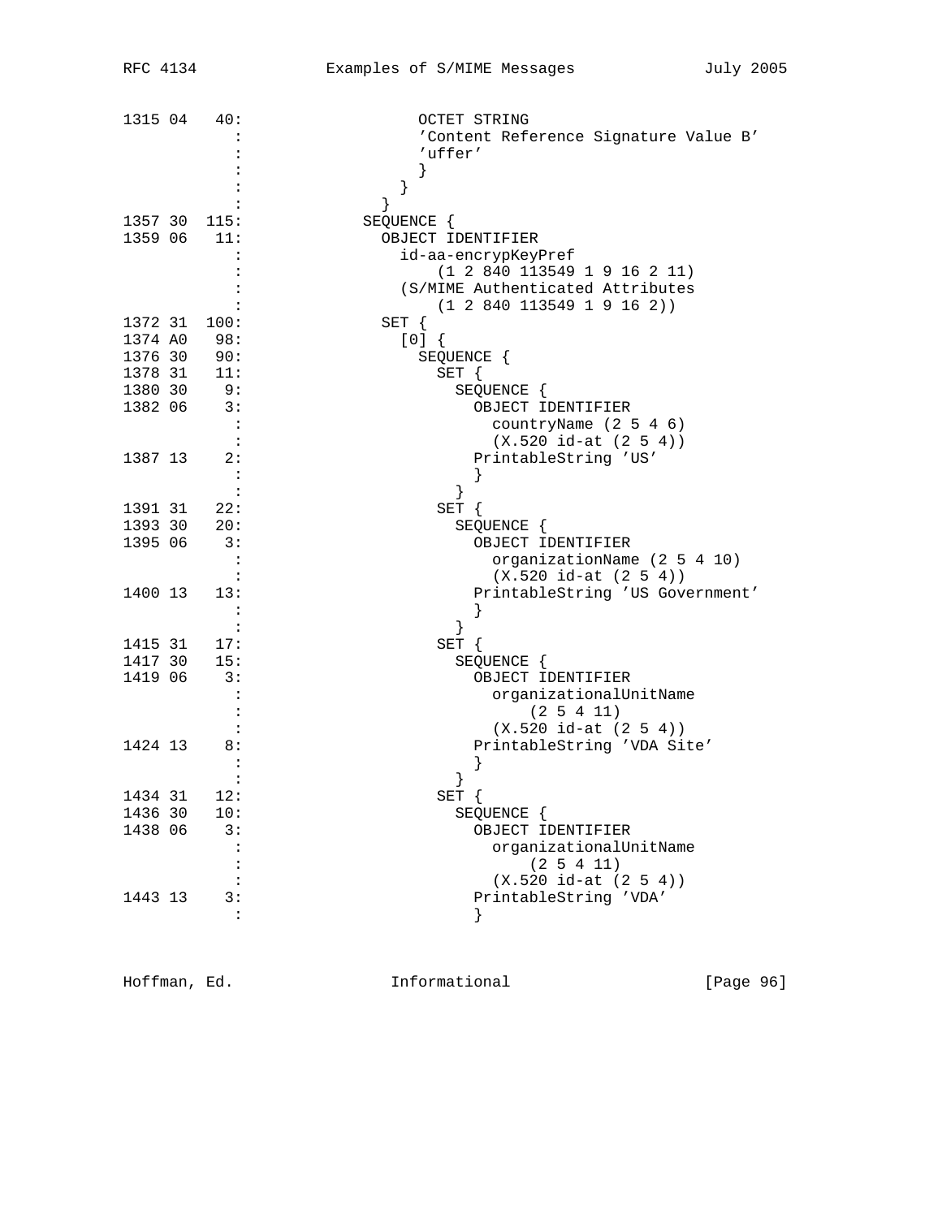```
1315 04   40:                 OCTET STRING
            :                 'Content Reference Signature Value B'
            :                 'uffer'
            :                 }
            :               }
            :             }
1357 30  115:           SEQUENCE {
1359 06   11:             OBJECT IDENTIFIER
            :               id-aa-encrypKeyPref
            :                   (1 2 840 113549 1 9 16 2 11)
            :               (S/MIME Authenticated Attributes
            :                   (1 2 840 113549 1 9 16 2))
1372 31  100:             SET {
1374 A0   98:               [0] {
1376 30   90:                 SEQUENCE {
1378 31   11:                   SET {
1380 30    9:                     SEQUENCE {
1382 06    3:                       OBJECT IDENTIFIER
            :                         countryName (2 5 4 6)
            :                         (X.520 id-at (2 5 4))
1387 13    2:                       PrintableString 'US'
            :                       }
            :                     }
1391 31   22:                   SET {
1393 30   20:                     SEQUENCE {
1395 06    3:                       OBJECT IDENTIFIER
            :                         organizationName (2 5 4 10)
            :                         (X.520 id-at (2 5 4))
1400 13   13:                       PrintableString 'US Government'
            :                       }
            :                     }
1415 31   17:                   SET {
1417 30   15:                     SEQUENCE {
1419 06    3:                       OBJECT IDENTIFIER
            :                         organizationalUnitName
            :                             (2 5 4 11)
            :                         (X.520 id-at (2 5 4))
1424 13    8:                       PrintableString 'VDA Site'
            :                       }
            :                     }
1434 31   12:                   SET {
1436 30   10:                     SEQUENCE {
1438 06    3:                       OBJECT IDENTIFIER
            :                         organizationalUnitName
            :                             (2 5 4 11)
            :                         (X.520 id-at (2 5 4))
1443 13    3:                       PrintableString 'VDA'
            :                       }
```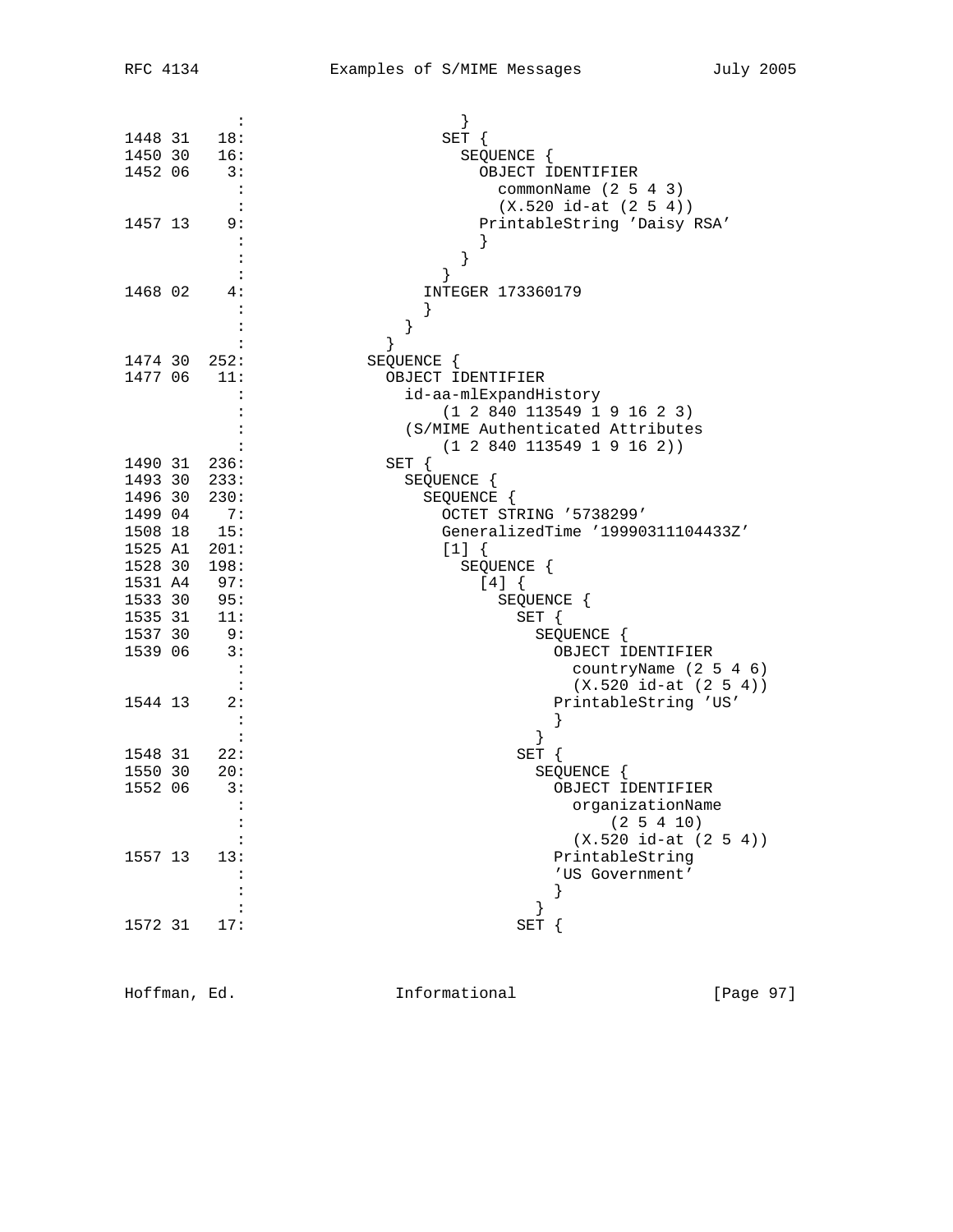```
             :                    }
1448 31   18:                   SET {
1450 30   16:                     SEQUENCE {
1452 06    3:                       OBJECT IDENTIFIER
             :                         commonName (2 5 4 3)
             :                         (X.520 id-at (2 5 4))
1457 13    9:                       PrintableString 'Daisy RSA'
             :                       }
             :                     }
             :                   }
1468 02    4:                 INTEGER 173360179
             :                 }
             :               }
             :             }
1474 30  252:           SEQUENCE {
1477 06   11:             OBJECT IDENTIFIER
             :               id-aa-mlExpandHistory
             :                   (1 2 840 113549 1 9 16 2 3)
             :               (S/MIME Authenticated Attributes
             :                   (1 2 840 113549 1 9 16 2))
1490 31  236:             SET {
1493 30  233:               SEQUENCE {
1496 30  230:                 SEQUENCE {
1499 04    7:                   OCTET STRING '5738299'
1508 18   15:                   GeneralizedTime '19990311104433Z'
1525 A1  201:                   [1] {
1528 30  198:                     SEQUENCE {
1531 A4   97:                       [4] {
1533 30   95:                         SEQUENCE {
1535 31   11:                           SET {
1537 30    9:                             SEQUENCE {
1539 06    3:                               OBJECT IDENTIFIER
             :                                 countryName (2 5 4 6)
             :                                 (X.520 id-at (2 5 4))
1544 13    2:                               PrintableString 'US'
             :                               }
             :                             }
1548 31   22:                           SET {
1550 30   20:                             SEQUENCE {
1552 06    3:                               OBJECT IDENTIFIER
             :                                 organizationName
             :                                     (2 5 4 10)
             :                                 (X.520 id-at (2 5 4))
1557 13   13:                               PrintableString
             :                               'US Government'
             :                               }
             :                             }
1572 31   17:                           SET {
```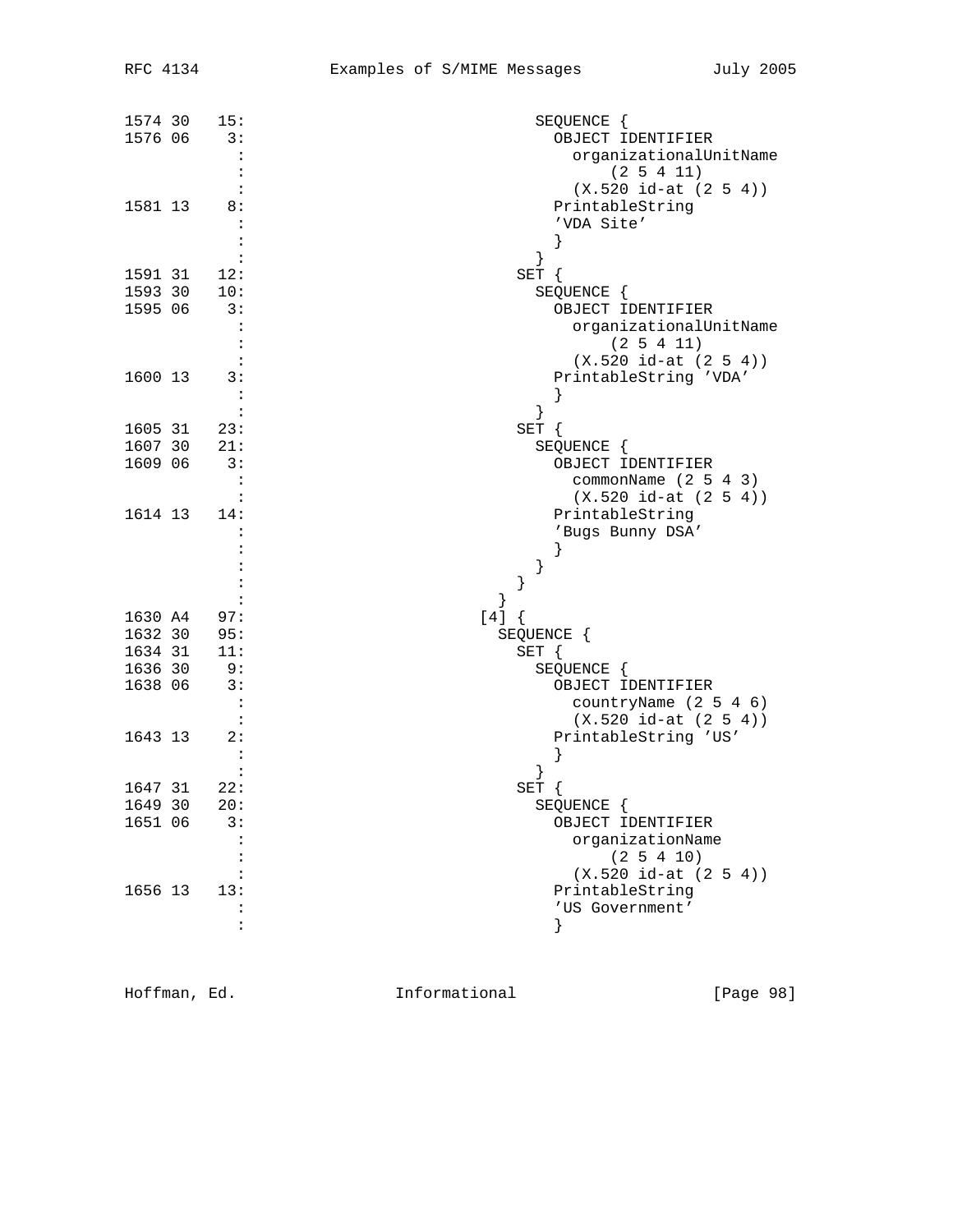```
1574 30   15:                           SEQUENCE {
1576 06    3:                             OBJECT IDENTIFIER
             :                               organizationalUnitName
             :                                   (2 5 4 11)
             :                               (X.520 id-at (2 5 4))
1581 13    8:                             PrintableString
             :                               'VDA Site'
             :                             }
             :                           }
1591 31   12:                         SET {
1593 30   10:                           SEQUENCE {
1595 06    3:                             OBJECT IDENTIFIER
             :                               organizationalUnitName
             :                                   (2 5 4 11)
             :                               (X.520 id-at (2 5 4))
1600 13    3:                             PrintableString 'VDA'
             :                             }
             :                           }
1605 31   23:                         SET {
1607 30   21:                           SEQUENCE {
1609 06    3:                             OBJECT IDENTIFIER
             :                               commonName (2 5 4 3)
             :                               (X.520 id-at (2 5 4))
1614 13   14:                             PrintableString
             :                               'Bugs Bunny DSA'
             :                             }
             :                           }
             :                         }
             :                       }
1630 A4   97:                     [4] {
1632 30   95:                       SEQUENCE {
1634 31   11:                         SET {
1636 30    9:                           SEQUENCE {
1638 06    3:                             OBJECT IDENTIFIER
             :                               countryName (2 5 4 6)
             :                               (X.520 id-at (2 5 4))
1643 13    2:                             PrintableString 'US'
             :                             }
             :                           }
1647 31   22:                         SET {
1649 30   20:                           SEQUENCE {
1651 06    3:                             OBJECT IDENTIFIER
             :                               organizationName
             :                                   (2 5 4 10)
             :                               (X.520 id-at (2 5 4))
1656 13   13:                             PrintableString
             :                               'US Government'
             :                             }
```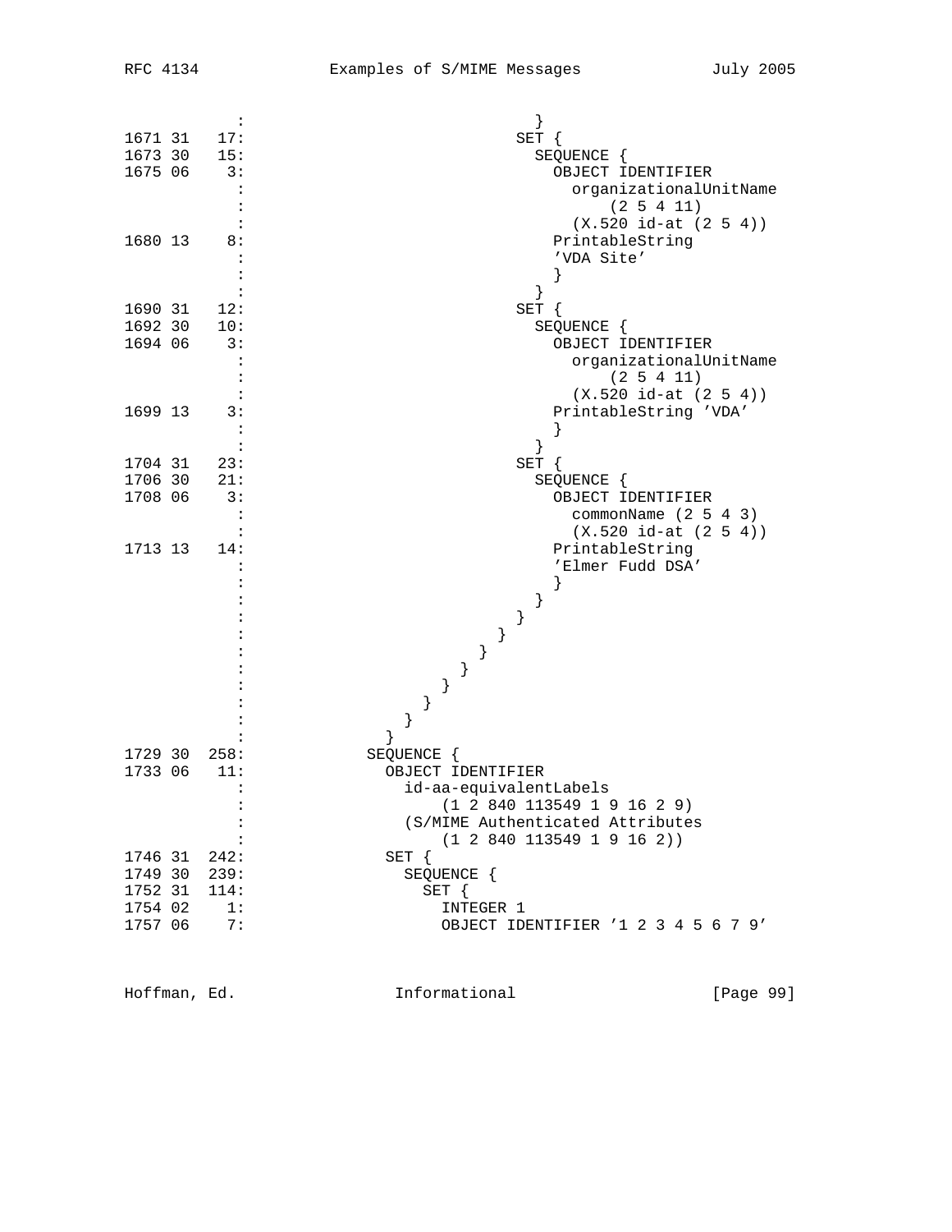```
             :                           }
1671 31   17:                          SET {
1673 30   15:                            SEQUENCE {
1675 06    3:                              OBJECT IDENTIFIER
             :                                organizationalUnitName
             :                                    (2 5 4 11)
             :                                (X.520 id-at (2 5 4))
1680 13    8:                              PrintableString
             :                                'VDA Site'
             :                              }
             :                            }
1690 31   12:                          SET {
1692 30   10:                            SEQUENCE {
1694 06    3:                              OBJECT IDENTIFIER
             :                                organizationalUnitName
             :                                    (2 5 4 11)
             :                                (X.520 id-at (2 5 4))
1699 13    3:                              PrintableString 'VDA'
             :                              }
             :                            }
1704 31   23:                          SET {
1706 30   21:                            SEQUENCE {
1708 06    3:                              OBJECT IDENTIFIER
             :                                commonName (2 5 4 3)
             :                                (X.520 id-at (2 5 4))
1713 13   14:                              PrintableString
             :                                'Elmer Fudd DSA'
             :                              }
             :                            }
             :                          }
             :                        }
             :                      }
             :                    }
             :                  }
             :                }
             :              }
             :            }
1729 30  258:          SEQUENCE {
1733 06   11:            OBJECT IDENTIFIER
             :              id-aa-equivalentLabels
             :                  (1 2 840 113549 1 9 16 2 9)
             :              (S/MIME Authenticated Attributes
             :                  (1 2 840 113549 1 9 16 2))
1746 31  242:            SET {
1749 30  239:              SEQUENCE {
1752 31  114:                SET {
1754 02    1:                  INTEGER 1
1757 06    7:                  OBJECT IDENTIFIER '1 2 3 4 5 6 7 9'
```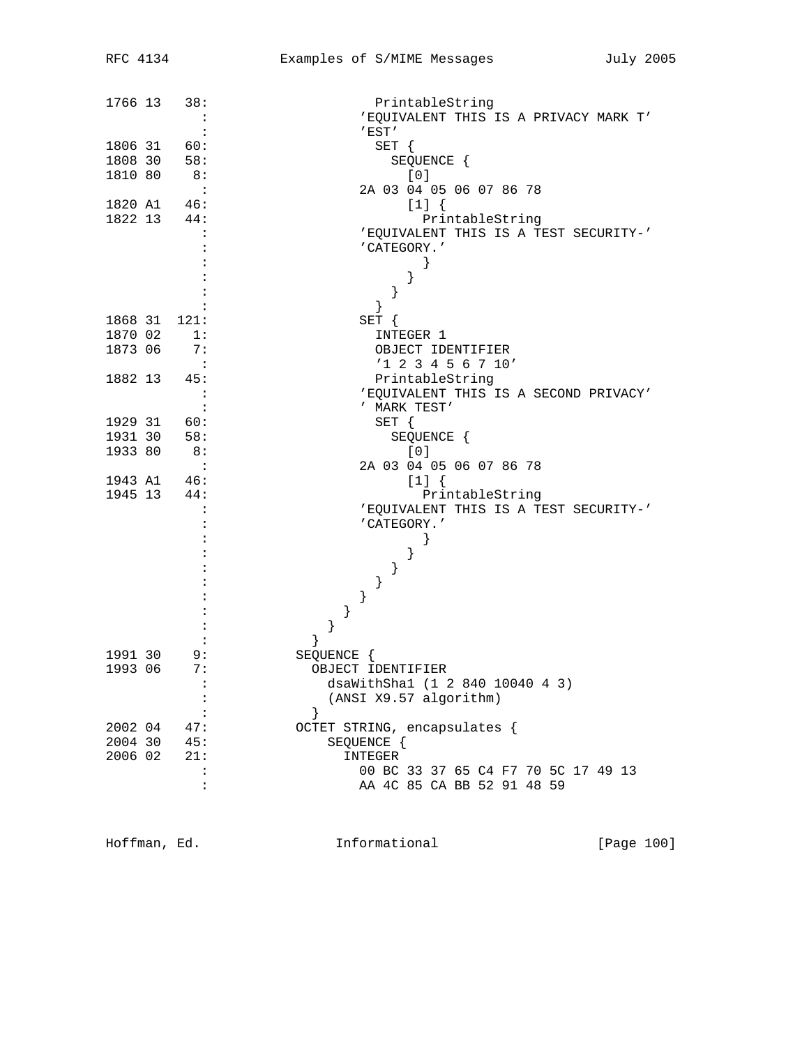```
1766 13   38:                  PrintableString
            :                 'EQUIVALENT THIS IS A PRIVACY MARK T'
            :                 'EST'
1806 31   60:                  SET {
1808 30   58:                    SEQUENCE {
1810 80    8:                      [0]
            :                 2A 03 04 05 06 07 86 78
1820 A1   46:                      [1] {
1822 13   44:                        PrintableString
            :                 'EQUIVALENT THIS IS A TEST SECURITY-'
            :                 'CATEGORY.'
            :                        }
            :                      }
            :                    }
            :                  }
1868 31  121:                SET {
1870 02    1:                  INTEGER 1
1873 06    7:                  OBJECT IDENTIFIER
            :                  '1 2 3 4 5 6 7 10'
1882 13   45:                  PrintableString
            :                 'EQUIVALENT THIS IS A SECOND PRIVACY'
            :                 ' MARK TEST'
1929 31   60:                  SET {
1931 30   58:                    SEQUENCE {
1933 80    8:                      [0]
            :                 2A 03 04 05 06 07 86 78
1943 A1   46:                      [1] {
1945 13   44:                        PrintableString
            :                 'EQUIVALENT THIS IS A TEST SECURITY-'
            :                 'CATEGORY.'
            :                        }
            :                      }
            :                    }
            :                  }
            :                }
            :              }
            :            }
            :          }
1991 30    9:          SEQUENCE {
1993 06    7:            OBJECT IDENTIFIER
            :              dsaWithSha1 (1 2 840 10040 4 3)
            :              (ANSI X9.57 algorithm)
            :            }
2002 04   47:          OCTET STRING, encapsulates {
2004 30   45:              SEQUENCE {
2006 02   21:                INTEGER
            :                  00 BC 33 37 65 C4 F7 70 5C 17 49 13
            :                  AA 4C 85 CA BB 52 91 48 59
```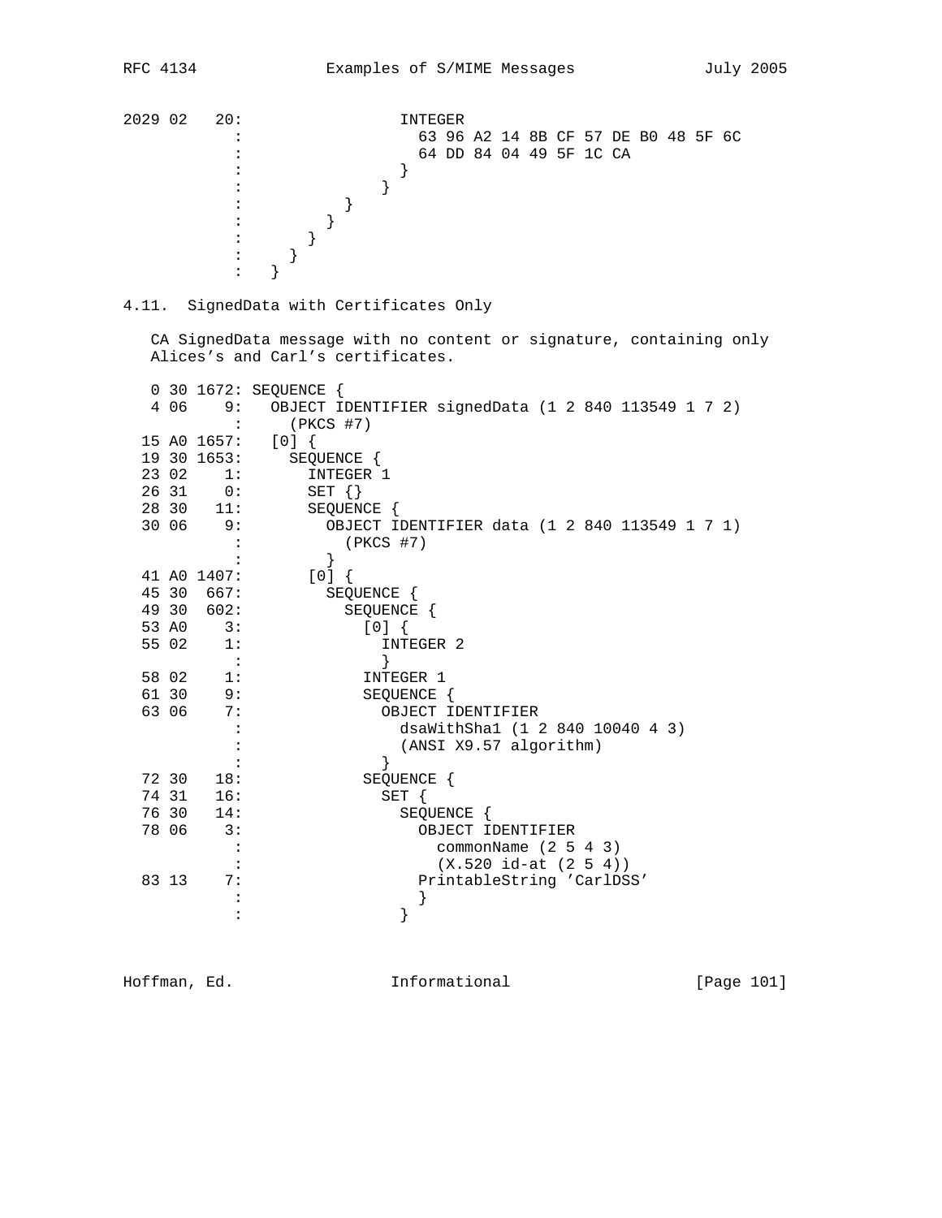```
2029 02   20:                 INTEGER
            :                   63 96 A2 14 8B CF 57 DE B0 48 5F 6C
            :                   64 DD 84 04 49 5F 1C CA
            :                 }
            :               }
            :           }
            :         }
            :       }
            :     }
            :   }
```

### 4.11. SignedData with Certificates Only

CA SignedData message with no content or signature, containing only Alices's and Carl's certificates.

```
   0 30 1672: SEQUENCE {
   4 06    9:   OBJECT IDENTIFIER signedData (1 2 840 113549 1 7 2)
            :     (PKCS #7)
  15 A0 1657:   [0] {
  19 30 1653:     SEQUENCE {
  23 02    1:       INTEGER 1
  26 31    0:       SET {}
  28 30   11:       SEQUENCE {
  30 06    9:         OBJECT IDENTIFIER data (1 2 840 113549 1 7 1)
            :           (PKCS #7)
            :         }
  41 A0 1407:       [0] {
  45 30  667:         SEQUENCE {
  49 30  602:           SEQUENCE {
  53 A0    3:             [0] {
  55 02    1:               INTEGER 2
            :               }
  58 02    1:             INTEGER 1
  61 30    9:             SEQUENCE {
  63 06    7:               OBJECT IDENTIFIER
            :                 dsaWithSha1 (1 2 840 10040 4 3)
            :                 (ANSI X9.57 algorithm)
            :               }
  72 30   18:             SEQUENCE {
  74 31   16:               SET {
  76 30   14:                 SEQUENCE {
  78 06    3:                   OBJECT IDENTIFIER
            :                     commonName (2 5 4 3)
            :                     (X.520 id-at (2 5 4))
  83 13    7:                   PrintableString 'CarlDSS'
            :                   }
            :                 }
```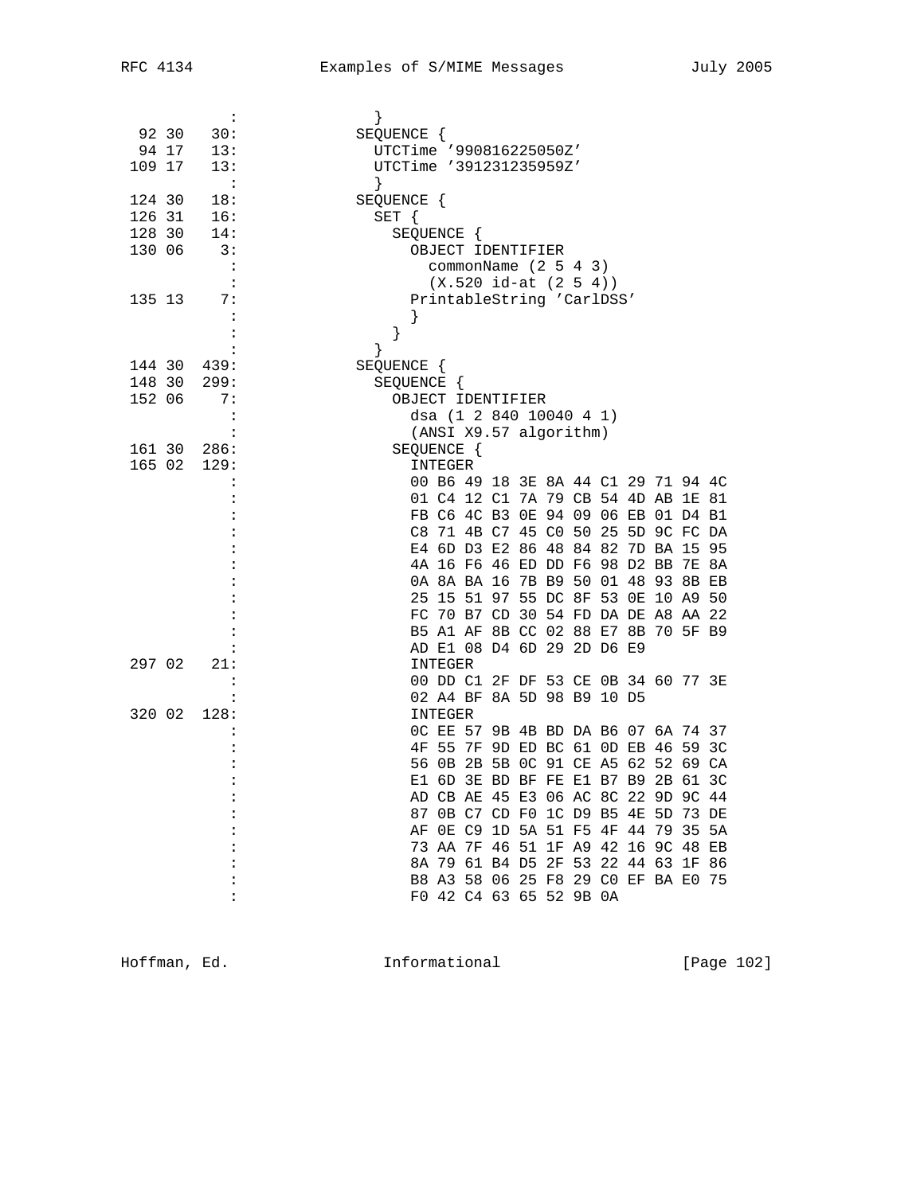```
          :             }
 92 30   30:          SEQUENCE {
 94 17   13:            UTCTime '990816225050Z'
109 17   13:            UTCTime '391231235959Z'
          :             }
124 30   18:          SEQUENCE {
126 31   16:            SET {
128 30   14:              SEQUENCE {
130 06    3:                OBJECT IDENTIFIER
          :                   commonName (2 5 4 3)
          :                   (X.520 id-at (2 5 4))
135 13    7:                PrintableString 'CarlDSS'
          :                 }
          :               }
          :             }
144 30  439:          SEQUENCE {
148 30  299:            SEQUENCE {
152 06    7:              OBJECT IDENTIFIER
          :                 dsa (1 2 840 10040 4 1)
          :                 (ANSI X9.57 algorithm)
161 30  286:              SEQUENCE {
165 02  129:                INTEGER
          :                 00 B6 49 18 3E 8A 44 C1 29 71 94 4C
          :                 01 C4 12 C1 7A 79 CB 54 4D AB 1E 81
          :                 FB C6 4C B3 0E 94 09 06 EB 01 D4 B1
          :                 C8 71 4B C7 45 C0 50 25 5D 9C FC DA
          :                 E4 6D D3 E2 86 48 84 82 7D BA 15 95
          :                 4A 16 F6 46 ED DD F6 98 D2 BB 7E 8A
          :                 0A 8A BA 16 7B B9 50 01 48 93 8B EB
          :                 25 15 51 97 55 DC 8F 53 0E 10 A9 50
          :                 FC 70 B7 CD 30 54 FD DA DE A8 AA 22
          :                 B5 A1 AF 8B CC 02 88 E7 8B 70 5F B9
          :                 AD E1 08 D4 6D 29 2D D6 E9
297 02   21:                INTEGER
          :                 00 DD C1 2F DF 53 CE 0B 34 60 77 3E
          :                 02 A4 BF 8A 5D 98 B9 10 D5
320 02  128:                INTEGER
          :                 0C EE 57 9B 4B BD DA B6 07 6A 74 37
          :                 4F 55 7F 9D ED BC 61 0D EB 46 59 3C
          :                 56 0B 2B 5B 0C 91 CE A5 62 52 69 CA
          :                 E1 6D 3E BD BF FE E1 B7 B9 2B 61 3C
          :                 AD CB AE 45 E3 06 AC 8C 22 9D 9C 44
          :                 87 0B C7 CD F0 1C D9 B5 4E 5D 73 DE
          :                 AF 0E C9 1D 5A 51 F5 4F 44 79 35 5A
          :                 73 AA 7F 46 51 1F A9 42 16 9C 48 EB
          :                 8A 79 61 B4 D5 2F 53 22 44 63 1F 86
          :                 B8 A3 58 06 25 F8 29 C0 EF BA E0 75
          :                 F0 42 C4 63 65 52 9B 0A
```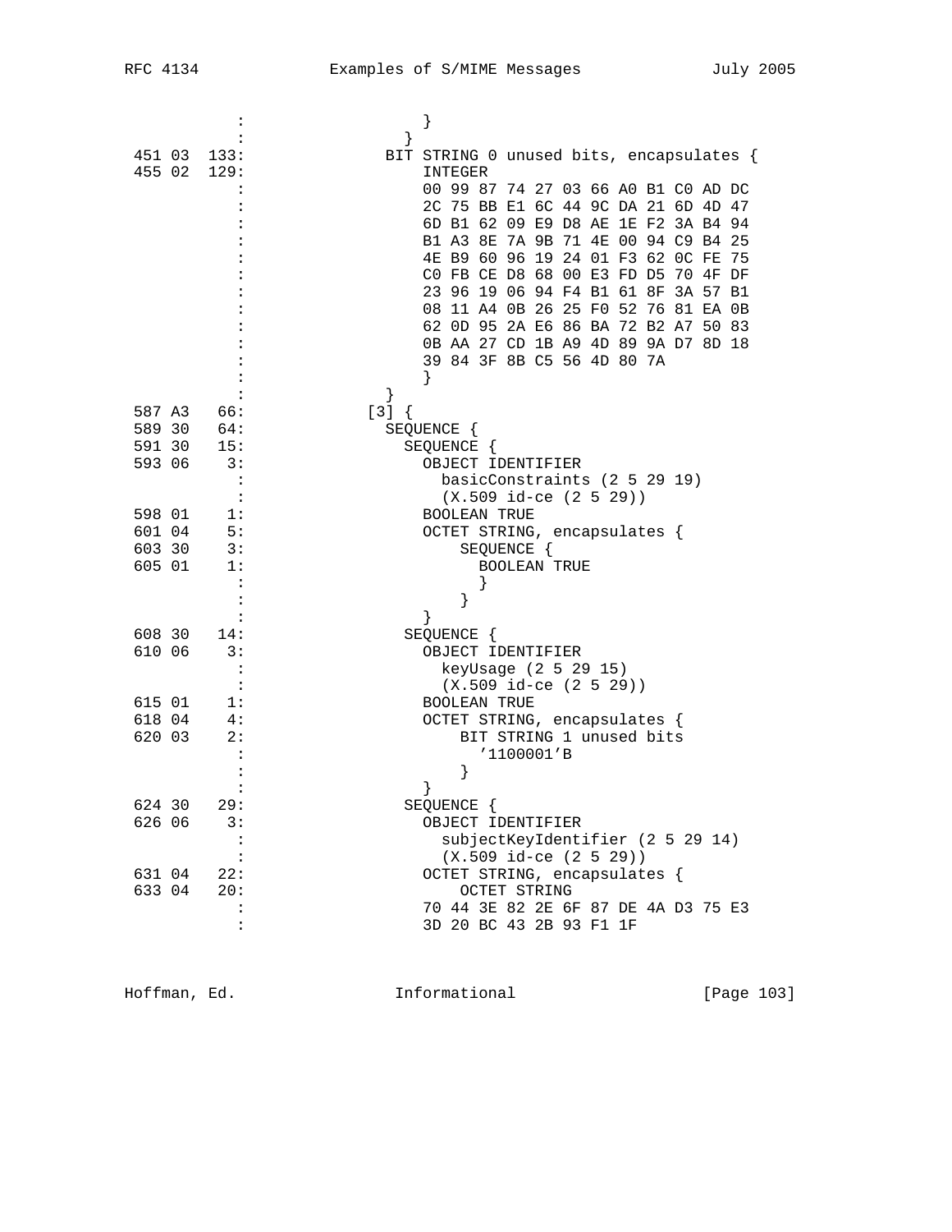```
          :               }
          :             }
 451 03  133:           BIT STRING 0 unused bits, encapsulates {
 455 02  129:             INTEGER
          :               00 99 87 74 27 03 66 A0 B1 C0 AD DC
          :               2C 75 BB E1 6C 44 9C DA 21 6D 4D 47
          :               6D B1 62 09 E9 D8 AE 1E F2 3A B4 94
          :               B1 A3 8E 7A 9B 71 4E 00 94 C9 B4 25
          :               4E B9 60 96 19 24 01 F3 62 0C FE 75
          :               C0 FB CE D8 68 00 E3 FD D5 70 4F DF
          :               23 96 19 06 94 F4 B1 61 8F 3A 57 B1
          :               08 11 A4 0B 26 25 F0 52 76 81 EA 0B
          :               62 0D 95 2A E6 86 BA 72 B2 A7 50 83
          :               0B AA 27 CD 1B A9 4D 89 9A D7 8D 18
          :               39 84 3F 8B C5 56 4D 80 7A
          :               }
          :             }
 587 A3   66:         [3] {
 589 30   64:           SEQUENCE {
 591 30   15:             SEQUENCE {
 593 06    3:               OBJECT IDENTIFIER
          :                 basicConstraints (2 5 29 19)
          :                 (X.509 id-ce (2 5 29))
 598 01    1:               BOOLEAN TRUE
 601 04    5:               OCTET STRING, encapsulates {
 603 30    3:                   SEQUENCE {
 605 01    1:                     BOOLEAN TRUE
          :                     }
          :                   }
          :               }
 608 30   14:             SEQUENCE {
 610 06    3:               OBJECT IDENTIFIER
          :                 keyUsage (2 5 29 15)
          :                 (X.509 id-ce (2 5 29))
 615 01    1:               BOOLEAN TRUE
 618 04    4:               OCTET STRING, encapsulates {
 620 03    2:                   BIT STRING 1 unused bits
          :                     '1100001'B
          :                   }
          :               }
 624 30   29:             SEQUENCE {
 626 06    3:               OBJECT IDENTIFIER
          :                 subjectKeyIdentifier (2 5 29 14)
          :                 (X.509 id-ce (2 5 29))
 631 04   22:               OCTET STRING, encapsulates {
 633 04   20:                   OCTET STRING
          :                 70 44 3E 82 2E 6F 87 DE 4A D3 75 E3
          :                 3D 20 BC 43 2B 93 F1 1F
```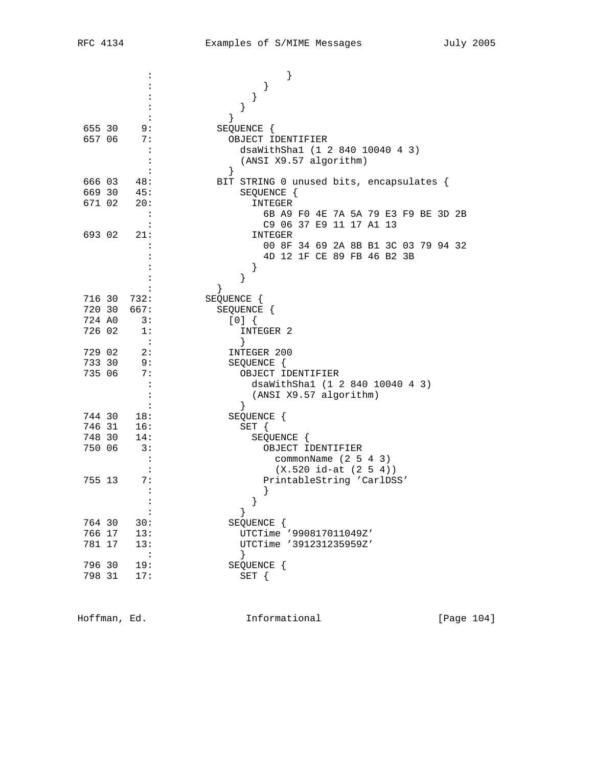```
                :                    }
                :                  }
                :                }
                :              }
                :            }
 655 30    9:            SEQUENCE {
 657 06    7:              OBJECT IDENTIFIER
                :                dsaWithSha1 (1 2 840 10040 4 3)
                :                (ANSI X9.57 algorithm)
                :              }
 666 03   48:            BIT STRING 0 unused bits, encapsulates {
 669 30   45:                SEQUENCE {
 671 02   20:                  INTEGER
                :                    6B A9 F0 4E 7A 5A 79 E3 F9 BE 3D 2B
                :                    C9 06 37 E9 11 17 A1 13
 693 02   21:                  INTEGER
                :                    00 8F 34 69 2A 8B B1 3C 03 79 94 32
                :                    4D 12 1F CE 89 FB 46 B2 3B
                :                  }
                :                }
                :            }
 716 30  732:          SEQUENCE {
 720 30  667:            SEQUENCE {
 724 A0    3:              [0] {
 726 02    1:                INTEGER 2
                :                }
 729 02    2:              INTEGER 200
 733 30    9:              SEQUENCE {
 735 06    7:                OBJECT IDENTIFIER
                :                  dsaWithSha1 (1 2 840 10040 4 3)
                :                  (ANSI X9.57 algorithm)
                :                }
 744 30   18:              SEQUENCE {
 746 31   16:                SET {
 748 30   14:                  SEQUENCE {
 750 06    3:                    OBJECT IDENTIFIER
                :                      commonName (2 5 4 3)
                :                      (X.520 id-at (2 5 4))
 755 13    7:                    PrintableString 'CarlDSS'
                :                    }
                :                  }
                :                }
 764 30   30:              SEQUENCE {
 766 17   13:                UTCTime '990817011049Z'
 781 17   13:                UTCTime '391231235959Z'
                :                }
 796 30   19:              SEQUENCE {
 798 31   17:                SET {
```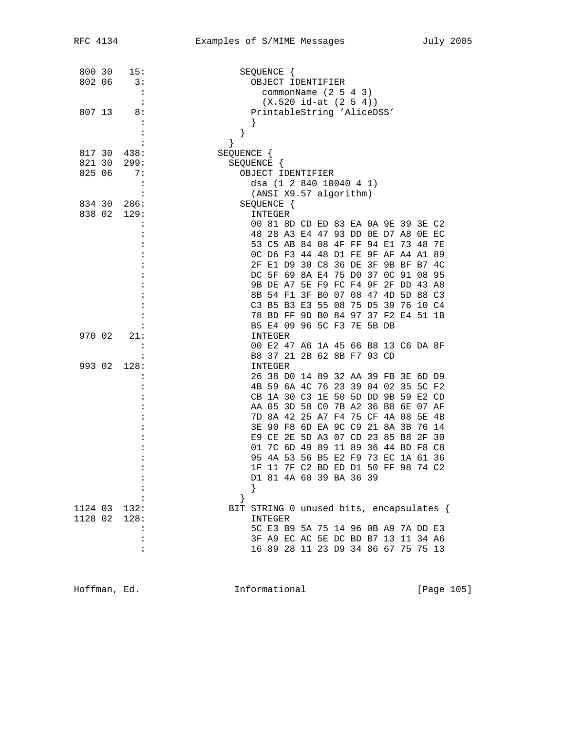```
 800 30   15:               SEQUENCE {
 802 06    3:                 OBJECT IDENTIFIER
            :                   commonName (2 5 4 3)
            :                   (X.520 id-at (2 5 4))
 807 13    8:                 PrintableString 'AliceDSS'
            :                 }
            :               }
            :             }
 817 30  438:           SEQUENCE {
 821 30  299:             SEQUENCE {
 825 06    7:               OBJECT IDENTIFIER
            :                 dsa (1 2 840 10040 4 1)
            :                 (ANSI X9.57 algorithm)
 834 30  286:               SEQUENCE {
 838 02  129:                 INTEGER
            :                 00 81 8D CD ED 83 EA 0A 9E 39 3E C2
            :                 48 28 A3 E4 47 93 DD 0E D7 A8 0E EC
            :                 53 C5 AB 84 08 4F FF 94 E1 73 48 7E
            :                 0C D6 F3 44 48 D1 FE 9F AF A4 A1 89
            :                 2F E1 D9 30 C8 36 DE 3F 9B BF B7 4C
            :                 DC 5F 69 8A E4 75 D0 37 0C 91 08 95
            :                 9B DE A7 5E F9 FC F4 9F 2F DD 43 A8
            :                 8B 54 F1 3F B0 07 08 47 4D 5D 88 C3
            :                 C3 B5 B3 E3 55 08 75 D5 39 76 10 C4
            :                 78 BD FF 9D B0 84 97 37 F2 E4 51 1B
            :                 B5 E4 09 96 5C F3 7E 5B DB
 970 02   21:                 INTEGER
            :                 00 E2 47 A6 1A 45 66 B8 13 C6 DA 8F
            :                 B8 37 21 2B 62 8B F7 93 CD
 993 02  128:                 INTEGER
            :                 26 38 D0 14 89 32 AA 39 FB 3E 6D D9
            :                 4B 59 6A 4C 76 23 39 04 02 35 5C F2
            :                 CB 1A 30 C3 1E 50 5D DD 9B 59 E2 CD
            :                 AA 05 3D 58 C0 7B A2 36 B8 6E 07 AF
            :                 7D 8A 42 25 A7 F4 75 CF 4A 08 5E 4B
            :                 3E 90 F8 6D EA 9C C9 21 8A 3B 76 14
            :                 E9 CE 2E 5D A3 07 CD 23 85 B8 2F 30
            :                 01 7C 6D 49 89 11 89 36 44 BD F8 C8
            :                 95 4A 53 56 B5 E2 F9 73 EC 1A 61 36
            :                 1F 11 7F C2 BD ED D1 50 FF 98 74 C2
            :                 D1 81 4A 60 39 BA 36 39
            :                 }
            :               }
1124 03  132:             BIT STRING 0 unused bits, encapsulates {
1128 02  128:                 INTEGER
            :                 5C E3 B9 5A 75 14 96 0B A9 7A DD E3
            :                 3F A9 EC AC 5E DC BD B7 13 11 34 A6
            :                 16 89 28 11 23 D9 34 86 67 75 75 13
```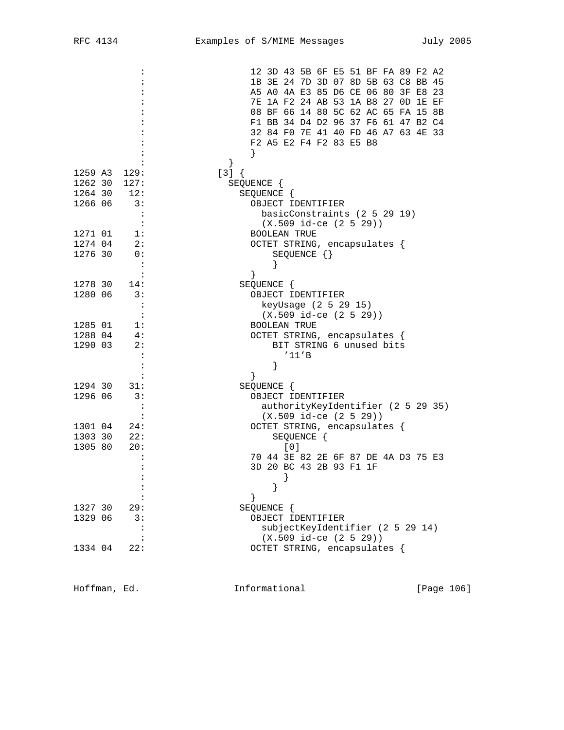```
            :                 12 3D 43 5B 6F E5 51 BF FA 89 F2 A2
            :                 1B 3E 24 7D 3D 07 8D 5B 63 C8 BB 45
            :                 A5 A0 4A E3 85 D6 CE 06 80 3F E8 23
            :                 7E 1A F2 24 AB 53 1A B8 27 0D 1E EF
            :                 08 BF 66 14 80 5C 62 AC 65 FA 15 8B
            :                 F1 BB 34 D4 D2 96 37 F6 61 47 B2 C4
            :                 32 84 F0 7E 41 40 FD 46 A7 63 4E 33
            :                 F2 A5 E2 F4 F2 83 E5 B8
            :                 }
            :             }
1259 A3  129:           [3] {
1262 30  127:             SEQUENCE {
1264 30   12:               SEQUENCE {
1266 06    3:                 OBJECT IDENTIFIER
            :                   basicConstraints (2 5 29 19)
            :                   (X.509 id-ce (2 5 29))
1271 01    1:                 BOOLEAN TRUE
1274 04    2:                 OCTET STRING, encapsulates {
1276 30    0:                     SEQUENCE {}
            :                     }
            :                 }
1278 30   14:               SEQUENCE {
1280 06    3:                 OBJECT IDENTIFIER
            :                   keyUsage (2 5 29 15)
            :                   (X.509 id-ce (2 5 29))
1285 01    1:                 BOOLEAN TRUE
1288 04    4:                 OCTET STRING, encapsulates {
1290 03    2:                     BIT STRING 6 unused bits
            :                       '11'B
            :                     }
            :                 }
1294 30   31:               SEQUENCE {
1296 06    3:                 OBJECT IDENTIFIER
            :                   authorityKeyIdentifier (2 5 29 35)
            :                   (X.509 id-ce (2 5 29))
1301 04   24:                 OCTET STRING, encapsulates {
1303 30   22:                     SEQUENCE {
1305 80   20:                       [0]
            :                 70 44 3E 82 2E 6F 87 DE 4A D3 75 E3
            :                 3D 20 BC 43 2B 93 F1 1F
            :                       }
            :                     }
            :                 }
1327 30   29:               SEQUENCE {
1329 06    3:                 OBJECT IDENTIFIER
            :                   subjectKeyIdentifier (2 5 29 14)
            :                   (X.509 id-ce (2 5 29))
1334 04   22:                 OCTET STRING, encapsulates {
```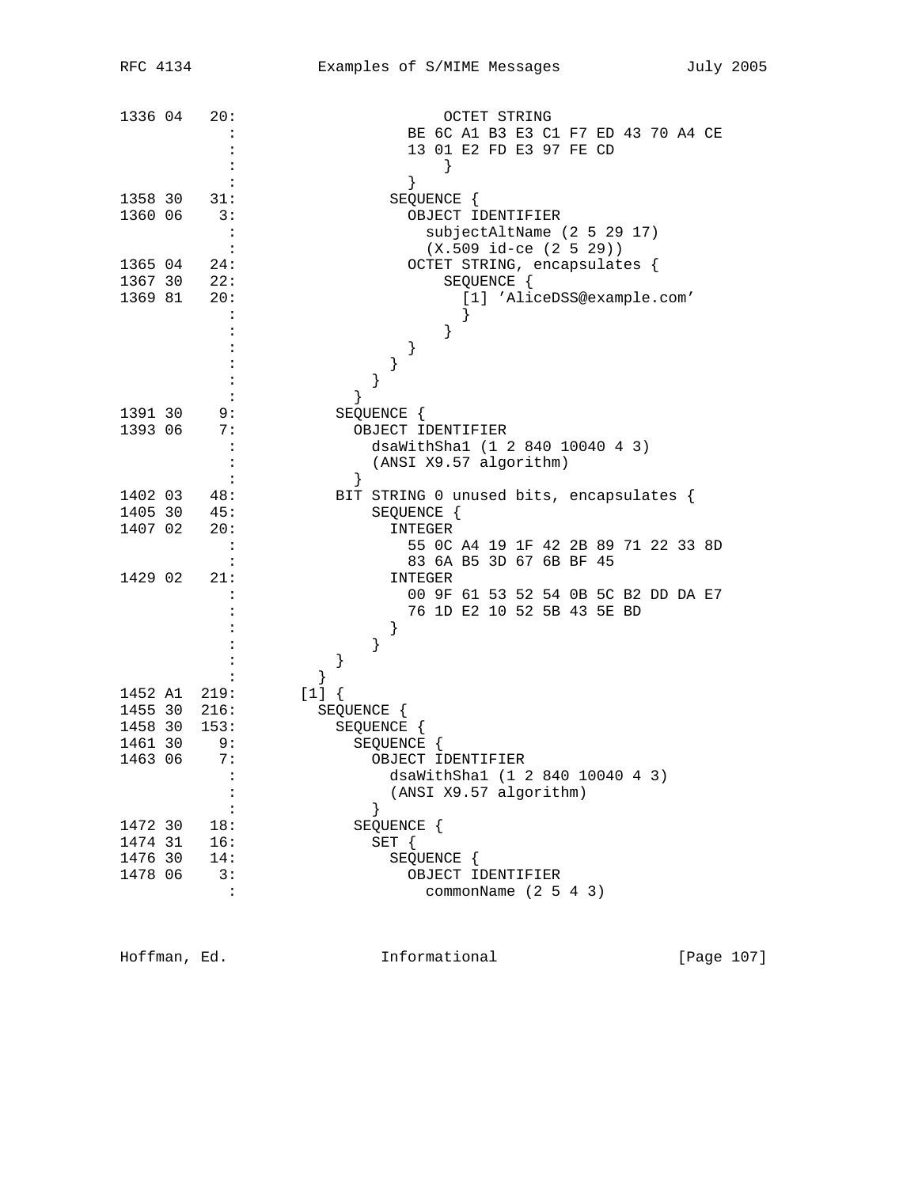```
1336 04   20:                     OCTET STRING
            :                   BE 6C A1 B3 E3 C1 F7 ED 43 70 A4 CE
            :                   13 01 E2 FD E3 97 FE CD
            :                       }
            :                   }
1358 30   31:                 SEQUENCE {
1360 06    3:                   OBJECT IDENTIFIER
            :                     subjectAltName (2 5 29 17)
            :                     (X.509 id-ce (2 5 29))
1365 04   24:                   OCTET STRING, encapsulates {
1367 30   22:                       SEQUENCE {
1369 81   20:                         [1] 'AliceDSS@example.com'
            :                         }
            :                       }
            :                   }
            :                 }
            :               }
            :             }
1391 30    9:           SEQUENCE {
1393 06    7:             OBJECT IDENTIFIER
            :               dsaWithSha1 (1 2 840 10040 4 3)
            :               (ANSI X9.57 algorithm)
            :             }
1402 03   48:           BIT STRING 0 unused bits, encapsulates {
1405 30   45:               SEQUENCE {
1407 02   20:                 INTEGER
            :                   55 0C A4 19 1F 42 2B 89 71 22 33 8D
            :                   83 6A B5 3D 67 6B BF 45
1429 02   21:                 INTEGER
            :                   00 9F 61 53 52 54 0B 5C B2 DD DA E7
            :                   76 1D E2 10 52 5B 43 5E BD
            :                 }
            :               }
            :           }
            :         }
1452 A1  219:       [1] {
1455 30  216:         SEQUENCE {
1458 30  153:           SEQUENCE {
1461 30    9:             SEQUENCE {
1463 06    7:               OBJECT IDENTIFIER
            :                 dsaWithSha1 (1 2 840 10040 4 3)
            :                 (ANSI X9.57 algorithm)
            :               }
1472 30   18:             SEQUENCE {
1474 31   16:               SET {
1476 30   14:                 SEQUENCE {
1478 06    3:                   OBJECT IDENTIFIER
            :                     commonName (2 5 4 3)
```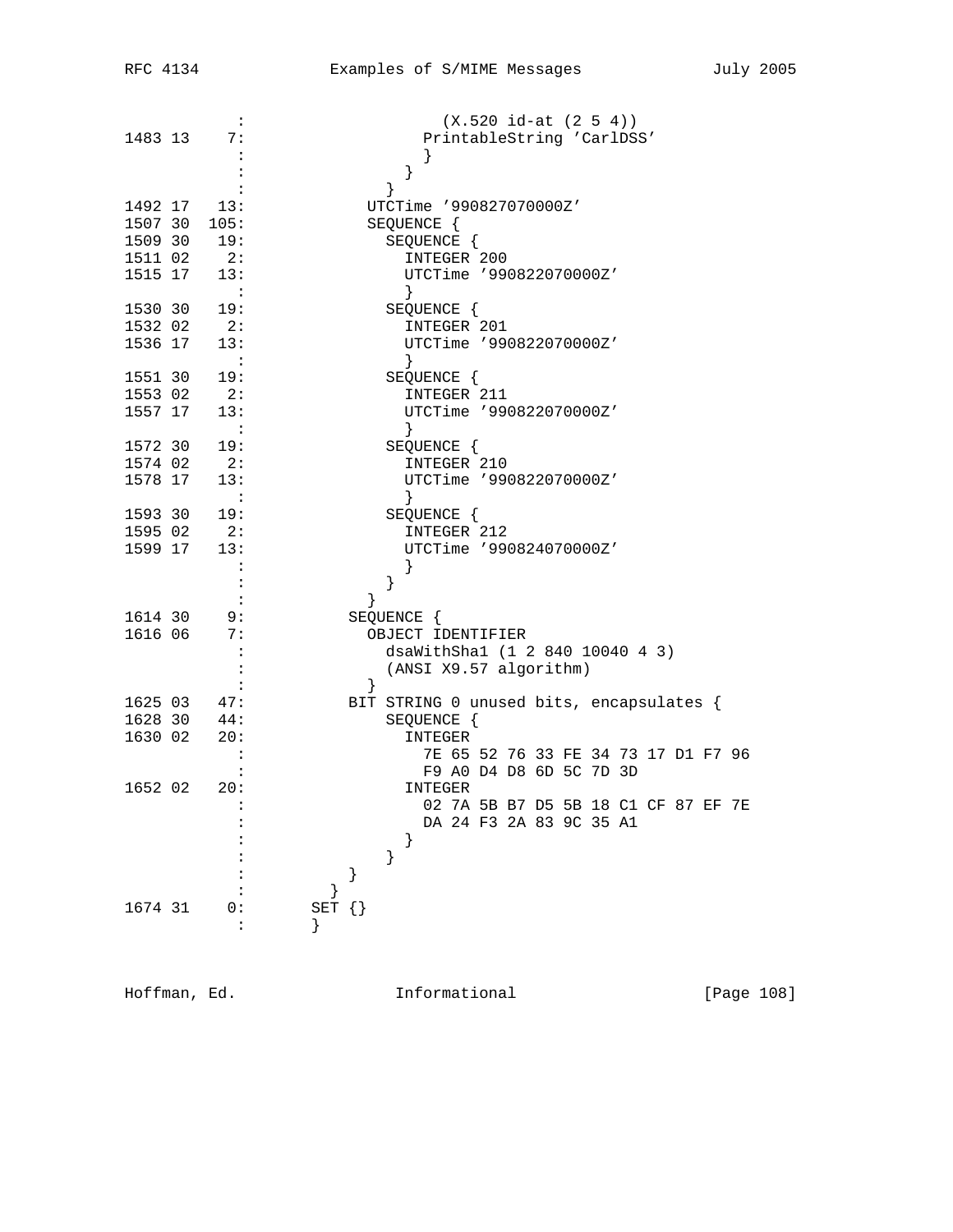```
          :                   (X.520 id-at (2 5 4))
1483 13    7:                 PrintableString 'CarlDSS'
          :                   }
          :                 }
          :               }
1492 17   13:             UTCTime '990827070000Z'
1507 30  105:             SEQUENCE {
1509 30   19:               SEQUENCE {
1511 02    2:                 INTEGER 200
1515 17   13:                 UTCTime '990822070000Z'
          :                 }
1530 30   19:               SEQUENCE {
1532 02    2:                 INTEGER 201
1536 17   13:                 UTCTime '990822070000Z'
          :                 }
1551 30   19:               SEQUENCE {
1553 02    2:                 INTEGER 211
1557 17   13:                 UTCTime '990822070000Z'
          :                 }
1572 30   19:               SEQUENCE {
1574 02    2:                 INTEGER 210
1578 17   13:                 UTCTime '990822070000Z'
          :                 }
1593 30   19:               SEQUENCE {
1595 02    2:                 INTEGER 212
1599 17   13:                 UTCTime '990824070000Z'
          :                 }
          :               }
          :             }
1614 30    9:           SEQUENCE {
1616 06    7:             OBJECT IDENTIFIER
          :               dsaWithSha1 (1 2 840 10040 4 3)
          :               (ANSI X9.57 algorithm)
          :             }
1625 03   47:           BIT STRING 0 unused bits, encapsulates {
1628 30   44:               SEQUENCE {
1630 02   20:                 INTEGER
          :                   7E 65 52 76 33 FE 34 73 17 D1 F7 96
          :                   F9 A0 D4 D8 6D 5C 7D 3D
1652 02   20:                 INTEGER
          :                   02 7A 5B B7 D5 5B 18 C1 CF 87 EF 7E
          :                   DA 24 F3 2A 83 9C 35 A1
          :                 }
          :               }
          :           }
          :         }
1674 31    0:       SET {}
          :       }
```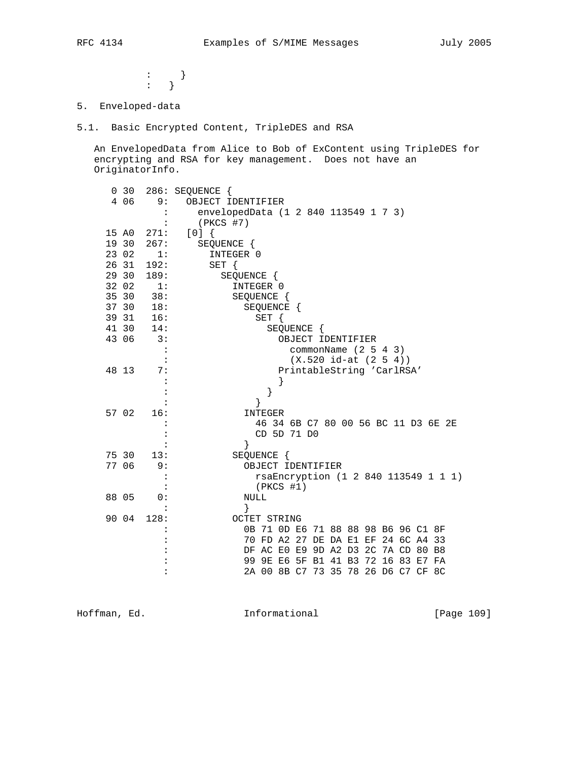```
            :     }
            :   }
```

## 5. Enveloped-data

### 5.1. Basic Encrypted Content, TripleDES and RSA

An EnvelopedData from Alice to Bob of ExContent using TripleDES for encrypting and RSA for key management. Does not have an OriginatorInfo.

```
   0 30  286: SEQUENCE {
   4 06    9:   OBJECT IDENTIFIER
            :     envelopedData (1 2 840 113549 1 7 3)
            :     (PKCS #7)
  15 A0  271:   [0] {
  19 30  267:     SEQUENCE {
  23 02    1:       INTEGER 0
  26 31  192:       SET {
  29 30  189:         SEQUENCE {
  32 02    1:           INTEGER 0
  35 30   38:           SEQUENCE {
  37 30   18:             SEQUENCE {
  39 31   16:               SET {
  41 30   14:                 SEQUENCE {
  43 06    3:                   OBJECT IDENTIFIER
            :                     commonName (2 5 4 3)
            :                     (X.520 id-at (2 5 4))
  48 13    7:                   PrintableString 'CarlRSA'
            :                   }
            :                 }
            :               }
  57 02   16:             INTEGER
            :               46 34 6B C7 80 00 56 BC 11 D3 6E 2E
            :               CD 5D 71 D0
            :             }
  75 30   13:           SEQUENCE {
  77 06    9:             OBJECT IDENTIFIER
            :               rsaEncryption (1 2 840 113549 1 1 1)
            :               (PKCS #1)
  88 05    0:             NULL
            :             }
  90 04  128:           OCTET STRING
            :             0B 71 0D E6 71 88 88 98 B6 96 C1 8F
            :             70 FD A2 27 DE DA E1 EF 24 6C A4 33
            :             DF AC E0 E9 9D A2 D3 2C 7A CD 80 B8
            :             99 9E E6 5F B1 41 B3 72 16 83 E7 FA
            :             2A 00 8B C7 73 35 78 26 D6 C7 CF 8C
```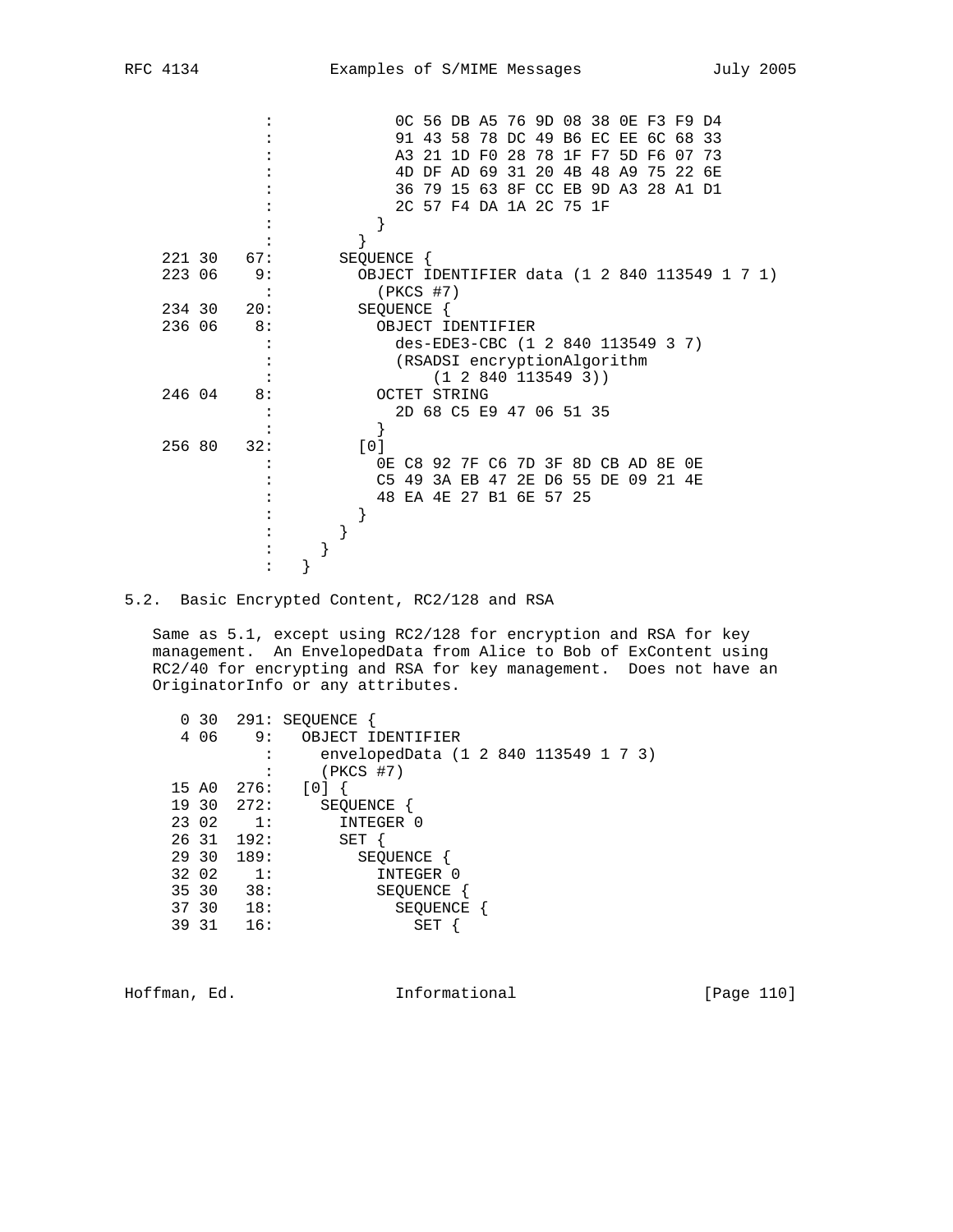```
             :             0C 56 DB A5 76 9D 08 38 0E F3 F9 D4
             :             91 43 58 78 DC 49 B6 EC EE 6C 68 33
             :             A3 21 1D F0 28 78 1F F7 5D F6 07 73
             :             4D DF AD 69 31 20 4B 48 A9 75 22 6E
             :             36 79 15 63 8F CC EB 9D A3 28 A1 D1
             :             2C 57 F4 DA 1A 2C 75 1F
             :           }
             :         }
 221 30   67:       SEQUENCE {
 223 06    9:         OBJECT IDENTIFIER data (1 2 840 113549 1 7 1)
             :           (PKCS #7)
 234 30   20:         SEQUENCE {
 236 06    8:           OBJECT IDENTIFIER
             :             des-EDE3-CBC (1 2 840 113549 3 7)
             :             (RSADSI encryptionAlgorithm
             :                 (1 2 840 113549 3))
 246 04    8:           OCTET STRING
             :             2D 68 C5 E9 47 06 51 35
             :           }
 256 80   32:         [0]
             :           0E C8 92 7F C6 7D 3F 8D CB AD 8E 0E
             :           C5 49 3A EB 47 2E D6 55 DE 09 21 4E
             :           48 EA 4E 27 B1 6E 57 25
             :         }
             :       }
             :     }
             :   }
```

## 5.2. Basic Encrypted Content, RC2/128 and RSA

Same as 5.1, except using RC2/128 for encryption and RSA for key management. An EnvelopedData from Alice to Bob of ExContent using RC2/40 for encrypting and RSA for key management. Does not have an OriginatorInfo or any attributes.

```
   0 30  291: SEQUENCE {
   4 06    9:   OBJECT IDENTIFIER
            :     envelopedData (1 2 840 113549 1 7 3)
            :     (PKCS #7)
  15 A0  276:   [0] {
  19 30  272:     SEQUENCE {
  23 02    1:       INTEGER 0
  26 31  192:       SET {
  29 30  189:         SEQUENCE {
  32 02    1:           INTEGER 0
  35 30   38:           SEQUENCE {
  37 30   18:             SEQUENCE {
  39 31   16:               SET {
```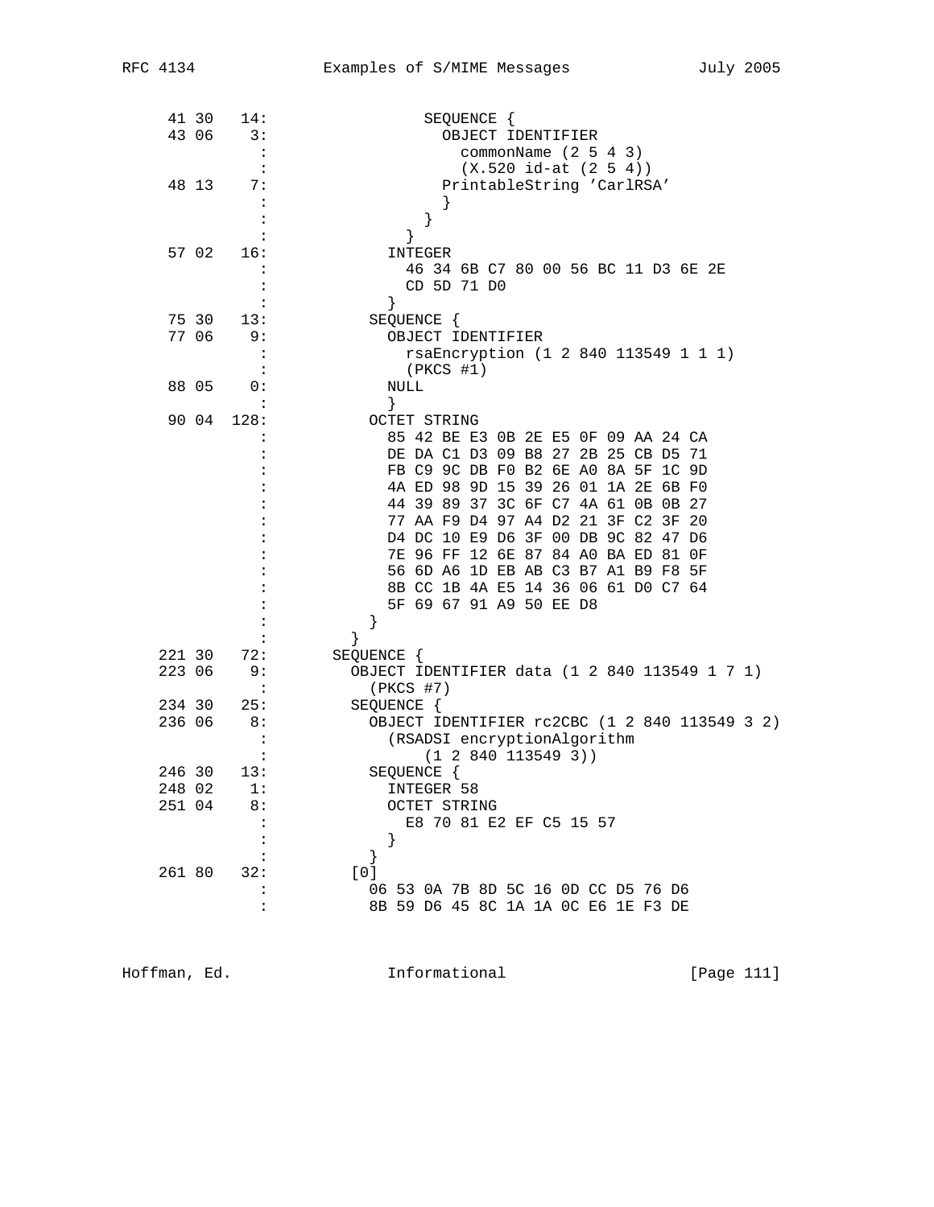```
 41 30   14:                SEQUENCE {
 43 06    3:                  OBJECT IDENTIFIER
           :                    commonName (2 5 4 3)
           :                    (X.520 id-at (2 5 4))
 48 13    7:                  PrintableString 'CarlRSA'
           :                  }
           :                }
           :              }
 57 02   16:            INTEGER
           :              46 34 6B C7 80 00 56 BC 11 D3 6E 2E
           :              CD 5D 71 D0
           :            }
 75 30   13:          SEQUENCE {
 77 06    9:            OBJECT IDENTIFIER
           :              rsaEncryption (1 2 840 113549 1 1 1)
           :              (PKCS #1)
 88 05    0:            NULL
           :            }
 90 04  128:          OCTET STRING
           :            85 42 BE E3 0B 2E E5 0F 09 AA 24 CA
           :            DE DA C1 D3 09 B8 27 2B 25 CB D5 71
           :            FB C9 9C DB F0 B2 6E A0 8A 5F 1C 9D
           :            4A ED 98 9D 15 39 26 01 1A 2E 6B F0
           :            44 39 89 37 3C 6F C7 4A 61 0B 0B 27
           :            77 AA F9 D4 97 A4 D2 21 3F C2 3F 20
           :            D4 DC 10 E9 D6 3F 00 DB 9C 82 47 D6
           :            7E 96 FF 12 6E 87 84 A0 BA ED 81 0F
           :            56 6D A6 1D EB AB C3 B7 A1 B9 F8 5F
           :            8B CC 1B 4A E5 14 36 06 61 D0 C7 64
           :            5F 69 67 91 A9 50 EE D8
           :          }
           :        }
221 30   72:      SEQUENCE {
223 06    9:        OBJECT IDENTIFIER data (1 2 840 113549 1 7 1)
           :          (PKCS #7)
234 30   25:        SEQUENCE {
236 06    8:          OBJECT IDENTIFIER rc2CBC (1 2 840 113549 3 2)
           :            (RSADSI encryptionAlgorithm
           :                (1 2 840 113549 3))
246 30   13:          SEQUENCE {
248 02    1:            INTEGER 58
251 04    8:            OCTET STRING
           :              E8 70 81 E2 EF C5 15 57
           :            }
           :          }
261 80   32:        [0]
           :          06 53 0A 7B 8D 5C 16 0D CC D5 76 D6
           :          8B 59 D6 45 8C 1A 1A 0C E6 1E F3 DE
```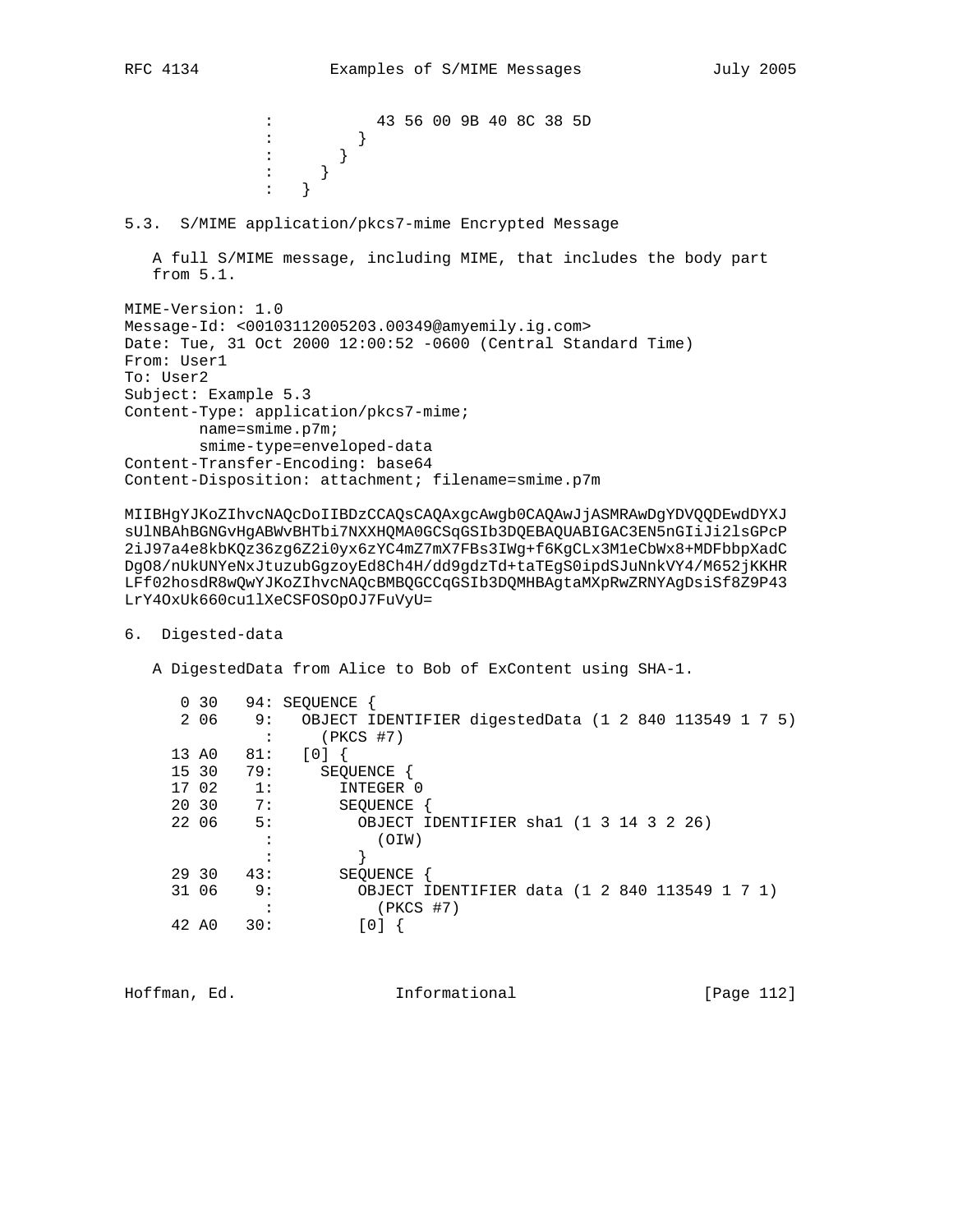```
              :           43 56 00 9B 40 8C 38 5D
              :         }
              :       }
              :     }
              :   }
```

## 5.3. S/MIME application/pkcs7-mime Encrypted Message

A full S/MIME message, including MIME, that includes the body part from 5.1.

```
MIME-Version: 1.0
Message-Id: <00103112005203.00349@amyemily.ig.com>
Date: Tue, 31 Oct 2000 12:00:52 -0600 (Central Standard Time)
From: User1
To: User2
Subject: Example 5.3
Content-Type: application/pkcs7-mime;
        name=smime.p7m;
        smime-type=enveloped-data
Content-Transfer-Encoding: base64
Content-Disposition: attachment; filename=smime.p7m

MIIBHgYJKoZIhvcNAQcDoIIBDzCCAQsCAQAxgcAwgb0CAQAwJjASMRAwDgYDVQQDEwdDYXJ
sUlNBAhBGNGvHgABWvBHTbi7NXXHQMA0GCSqGSIb3DQEBAQUABIGAC3EN5nGIiJi2lsGPcP
2iJ97a4e8kbKQz36zg6Z2i0yx6zYC4mZ7mX7FBs3IWg+f6KgCLx3M1eCbWx8+MDFbbpXadC
DgO8/nUkUNYeNxJtuzubGgzoyEd8Ch4H/dd9gdzTd+taTEgS0ipdSJuNnkVY4/M652jKKHR
LFf02hosdR8wQwYJKoZIhvcNAQcBMBQGCCqGSIb3DQMHBAgtaMXpRwZRNYAgDsiSf8Z9P43
LrY4OxUk660cu1lXeCSFOSOpOJ7FuVyU=
```

## 6. Digested-data

A DigestedData from Alice to Bob of ExContent using SHA-1.

```
   0 30   94: SEQUENCE {
   2 06    9:   OBJECT IDENTIFIER digestedData (1 2 840 113549 1 7 5)
            :     (PKCS #7)
  13 A0   81:   [0] {
  15 30   79:     SEQUENCE {
  17 02    1:       INTEGER 0
  20 30    7:       SEQUENCE {
  22 06    5:         OBJECT IDENTIFIER sha1 (1 3 14 3 2 26)
            :           (OIW)
            :         }
  29 30   43:       SEQUENCE {
  31 06    9:         OBJECT IDENTIFIER data (1 2 840 113549 1 7 1)
            :           (PKCS #7)
  42 A0   30:         [0] {
```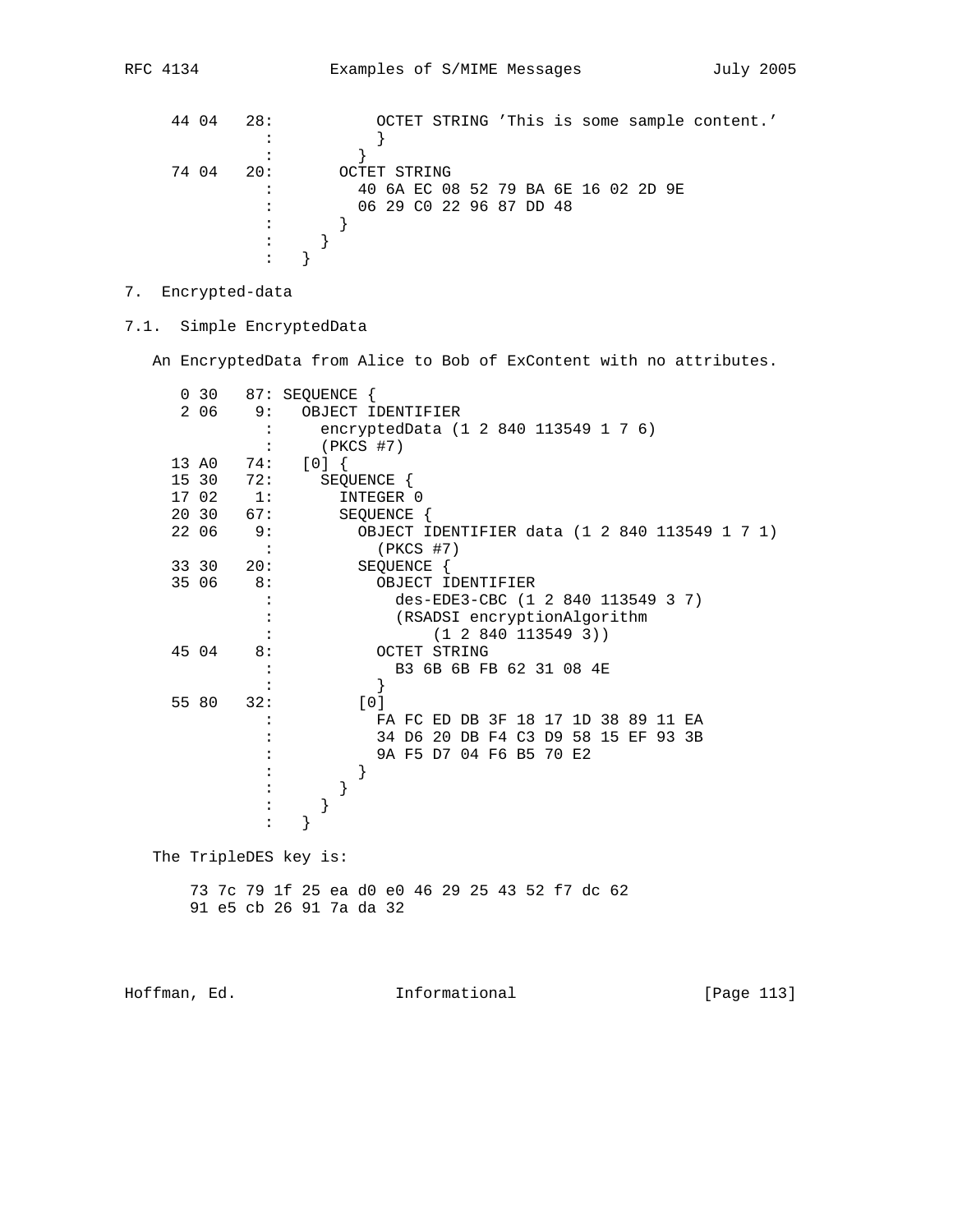```
 44 04   28:           OCTET STRING 'This is some sample content.'
           :           }
           :         }
 74 04   20:       OCTET STRING
           :         40 6A EC 08 52 79 BA 6E 16 02 2D 9E
           :         06 29 C0 22 96 87 DD 48
           :       }
           :     }
           :   }
```

## 7. Encrypted-data

### 7.1. Simple EncryptedData

An EncryptedData from Alice to Bob of ExContent with no attributes.

```
  0 30   87: SEQUENCE {
  2 06    9:   OBJECT IDENTIFIER
           :     encryptedData (1 2 840 113549 1 7 6)
           :     (PKCS #7)
 13 A0   74:   [0] {
 15 30   72:     SEQUENCE {
 17 02    1:       INTEGER 0
 20 30   67:       SEQUENCE {
 22 06    9:         OBJECT IDENTIFIER data (1 2 840 113549 1 7 1)
           :           (PKCS #7)
 33 30   20:         SEQUENCE {
 35 06    8:           OBJECT IDENTIFIER
           :             des-EDE3-CBC (1 2 840 113549 3 7)
           :             (RSADSI encryptionAlgorithm
           :                 (1 2 840 113549 3))
 45 04    8:           OCTET STRING
           :             B3 6B 6B FB 62 31 08 4E
           :           }
 55 80   32:         [0]
           :           FA FC ED DB 3F 18 17 1D 38 89 11 EA
           :           34 D6 20 DB F4 C3 D9 58 15 EF 93 3B
           :           9A F5 D7 04 F6 B5 70 E2
           :         }
           :       }
           :     }
           :   }
```

The TripleDES key is:

```
73 7c 79 1f 25 ea d0 e0 46 29 25 43 52 f7 dc 62
91 e5 cb 26 91 7a da 32
```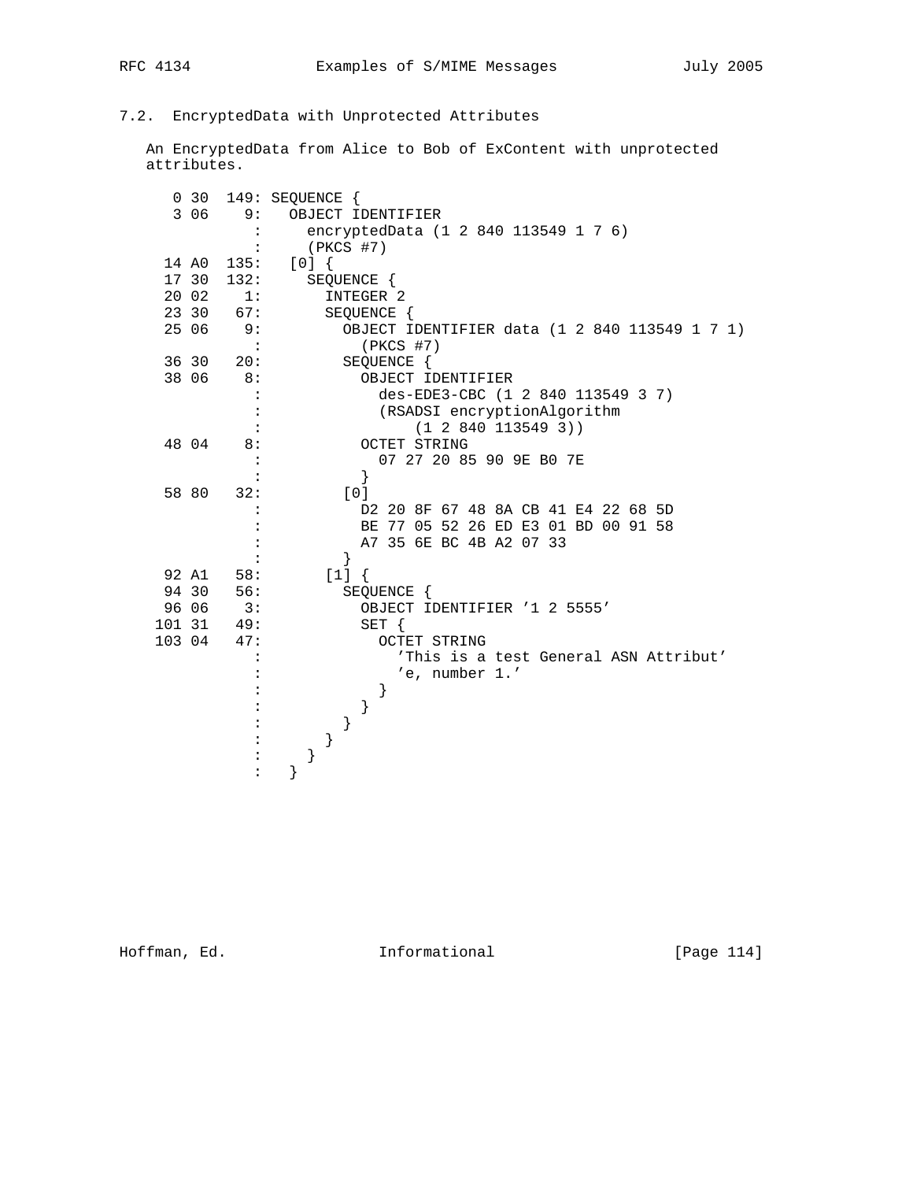## 7.2. EncryptedData with Unprotected Attributes

An EncryptedData from Alice to Bob of ExContent with unprotected attributes.

```
   0 30  149: SEQUENCE {
   3 06    9:   OBJECT IDENTIFIER
            :     encryptedData (1 2 840 113549 1 7 6)
            :     (PKCS #7)
  14 A0  135:   [0] {
  17 30  132:     SEQUENCE {
  20 02    1:       INTEGER 2
  23 30   67:       SEQUENCE {
  25 06    9:         OBJECT IDENTIFIER data (1 2 840 113549 1 7 1)
            :           (PKCS #7)
  36 30   20:         SEQUENCE {
  38 06    8:           OBJECT IDENTIFIER
            :             des-EDE3-CBC (1 2 840 113549 3 7)
            :             (RSADSI encryptionAlgorithm
            :                 (1 2 840 113549 3))
  48 04    8:           OCTET STRING
            :             07 27 20 85 90 9E B0 7E
            :           }
  58 80   32:         [0]
            :           D2 20 8F 67 48 8A CB 41 E4 22 68 5D
            :           BE 77 05 52 26 ED E3 01 BD 00 91 58
            :           A7 35 6E BC 4B A2 07 33
            :         }
  92 A1   58:       [1] {
  94 30   56:         SEQUENCE {
  96 06    3:           OBJECT IDENTIFIER '1 2 5555'
 101 31   49:           SET {
 103 04   47:             OCTET STRING
            :               'This is a test General ASN Attribut'
            :               'e, number 1.'
            :             }
            :           }
            :         }
            :       }
            :     }
            :   }
```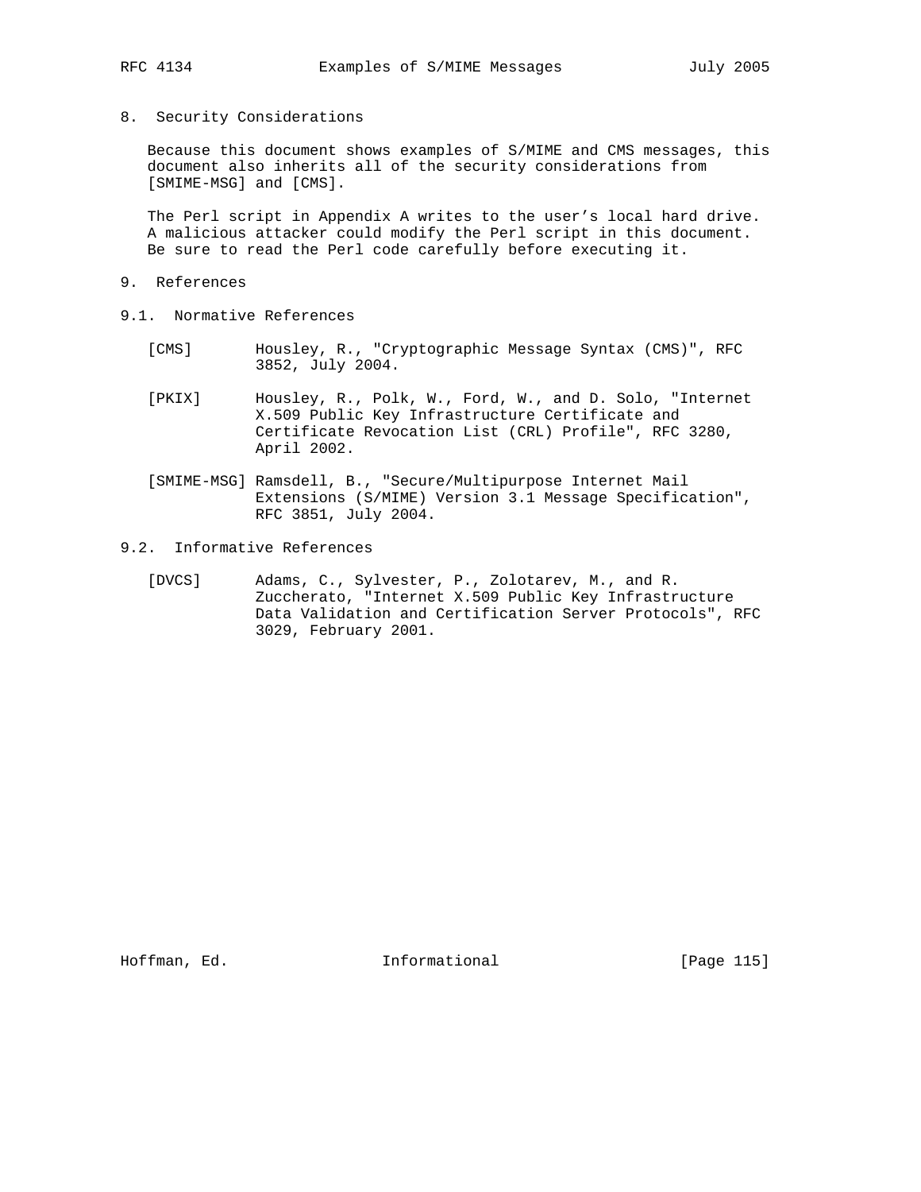## 8. Security Considerations

Because this document shows examples of S/MIME and CMS messages, this document also inherits all of the security considerations from [SMIME-MSG] and [CMS].

The Perl script in Appendix A writes to the user's local hard drive. A malicious attacker could modify the Perl script in this document. Be sure to read the Perl code carefully before executing it.

## 9. References

### 9.1. Normative References

[CMS] Housley, R., "Cryptographic Message Syntax (CMS)", RFC 3852, July 2004.

[PKIX] Housley, R., Polk, W., Ford, W., and D. Solo, "Internet X.509 Public Key Infrastructure Certificate and Certificate Revocation List (CRL) Profile", RFC 3280, April 2002.

[SMIME-MSG] Ramsdell, B., "Secure/Multipurpose Internet Mail Extensions (S/MIME) Version 3.1 Message Specification", RFC 3851, July 2004.

### 9.2. Informative References

[DVCS] Adams, C., Sylvester, P., Zolotarev, M., and R. Zuccherato, "Internet X.509 Public Key Infrastructure Data Validation and Certification Server Protocols", RFC 3029, February 2001.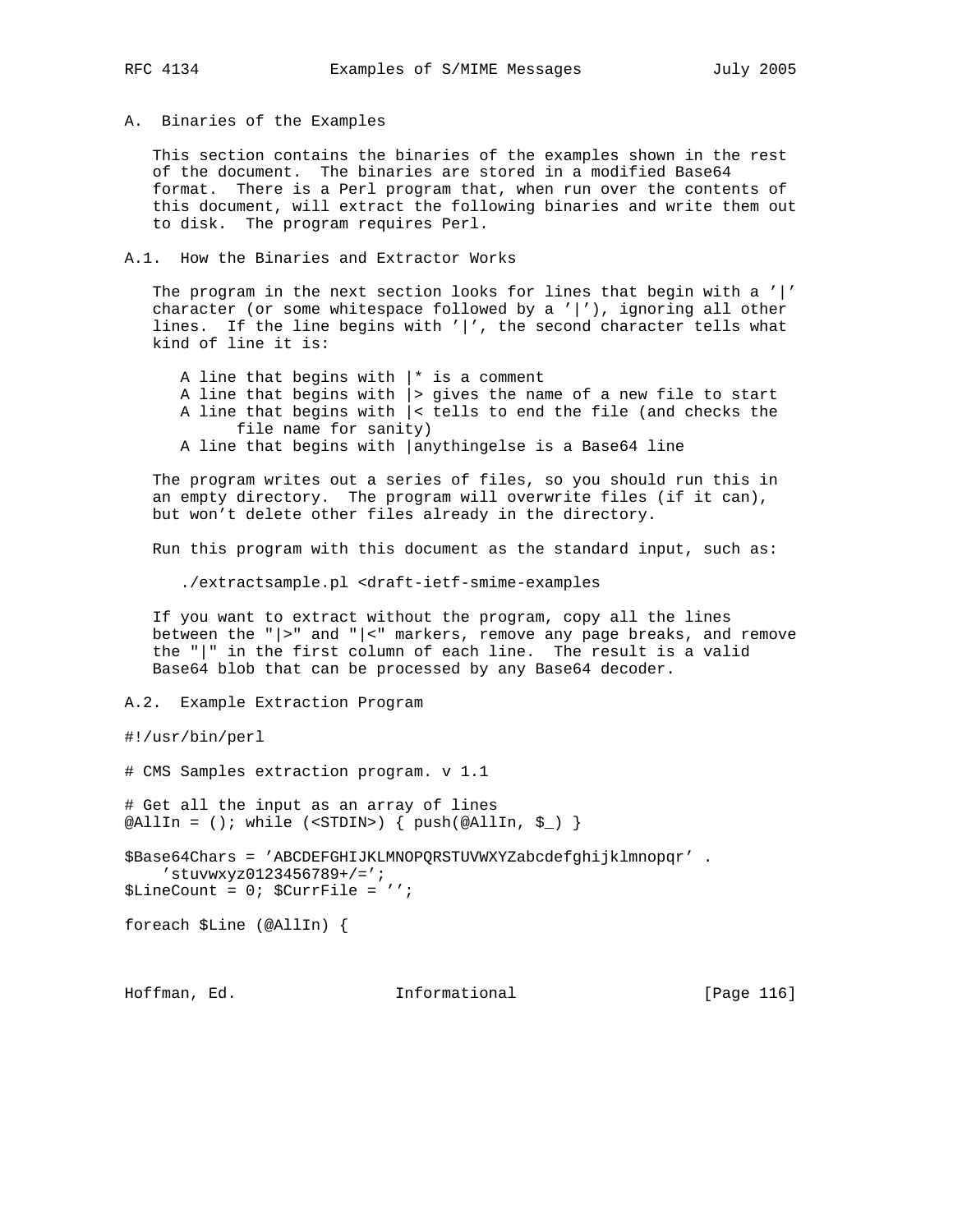## A. Binaries of the Examples

This section contains the binaries of the examples shown in the rest of the document. The binaries are stored in a modified Base64 format. There is a Perl program that, when run over the contents of this document, will extract the following binaries and write them out to disk. The program requires Perl.

### A.1. How the Binaries and Extractor Works

The program in the next section looks for lines that begin with a '|' character (or some whitespace followed by a '|'), ignoring all other lines. If the line begins with '|', the second character tells what kind of line it is:

```
A line that begins with |* is a comment
A line that begins with |> gives the name of a new file to start
A line that begins with |< tells to end the file (and checks the
      file name for sanity)
A line that begins with |anythingelse is a Base64 line
```

The program writes out a series of files, so you should run this in an empty directory. The program will overwrite files (if it can), but won't delete other files already in the directory.

Run this program with this document as the standard input, such as:

```
./extractsample.pl <draft-ietf-smime-examples
```

If you want to extract without the program, copy all the lines between the "|>" and "|<" markers, remove any page breaks, and remove the "|" in the first column of each line. The result is a valid Base64 blob that can be processed by any Base64 decoder.

### A.2. Example Extraction Program

```
#!/usr/bin/perl

# CMS Samples extraction program. v 1.1

# Get all the input as an array of lines
@AllIn = (); while (<STDIN>) { push(@AllIn, $_) }

$Base64Chars = 'ABCDEFGHIJKLMNOPQRSTUVWXYZabcdefghijklmnopqr' .
    'stuvwxyz0123456789+/=';
$LineCount = 0; $CurrFile = '';

foreach $Line (@AllIn) {
```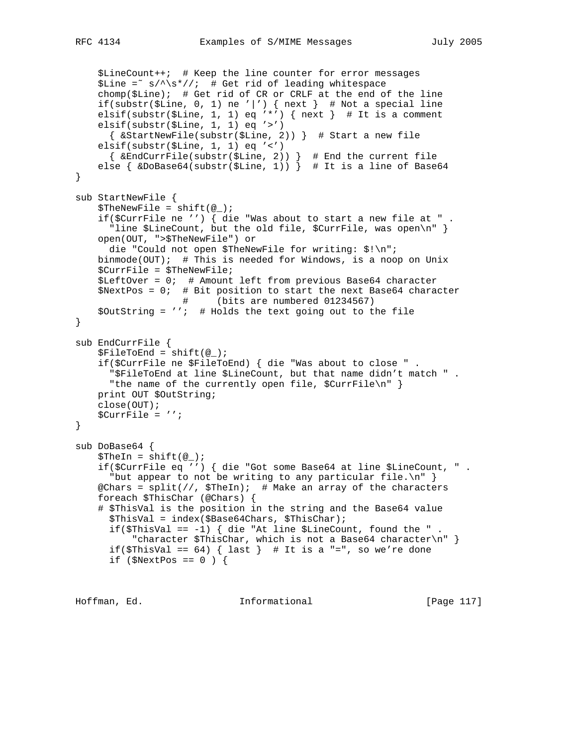```
    $LineCount++;  # Keep the line counter for error messages
    $Line =~ s/^\s*//;  # Get rid of leading whitespace
    chomp($Line);  # Get rid of CR or CRLF at the end of the line
    if(substr($Line, 0, 1) ne '|') { next }  # Not a special line
    elsif(substr($Line, 1, 1) eq '*') { next }  # It is a comment
    elsif(substr($Line, 1, 1) eq '>')
      { &StartNewFile(substr($Line, 2)) }  # Start a new file
    elsif(substr($Line, 1, 1) eq '<')
      { &EndCurrFile(substr($Line, 2)) }  # End the current file
    else { &DoBase64(substr($Line, 1)) }  # It is a line of Base64
}

sub StartNewFile {
    $TheNewFile = shift(@_);
    if($CurrFile ne '') { die "Was about to start a new file at " .
      "line $LineCount, but the old file, $CurrFile, was open\n" }
    open(OUT, ">$TheNewFile") or
      die "Could not open $TheNewFile for writing: $!\n";
    binmode(OUT);  # This is needed for Windows, is a noop on Unix
    $CurrFile = $TheNewFile;
    $LeftOver = 0;  # Amount left from previous Base64 character
    $NextPos = 0;  # Bit position to start the next Base64 character
                   #     (bits are numbered 01234567)
    $OutString = '';  # Holds the text going out to the file
}

sub EndCurrFile {
    $FileToEnd = shift(@_);
    if($CurrFile ne $FileToEnd) { die "Was about to close " .
      "$FileToEnd at line $LineCount, but that name didn't match " .
      "the name of the currently open file, $CurrFile\n" }
    print OUT $OutString;
    close(OUT);
    $CurrFile = '';
}

sub DoBase64 {
    $TheIn = shift(@_);
    if($CurrFile eq '') { die "Got some Base64 at line $LineCount, " .
      "but appear to not be writing to any particular file.\n" }
    @Chars = split(//, $TheIn);  # Make an array of the characters
    foreach $ThisChar (@Chars) {
    # $ThisVal is the position in the string and the Base64 value
      $ThisVal = index($Base64Chars, $ThisChar);
      if($ThisVal == -1) { die "At line $LineCount, found the " .
          "character $ThisChar, which is not a Base64 character\n" }
      if($ThisVal == 64) { last }  # It is a "=", so we're done
      if ($NextPos == 0 ) {
```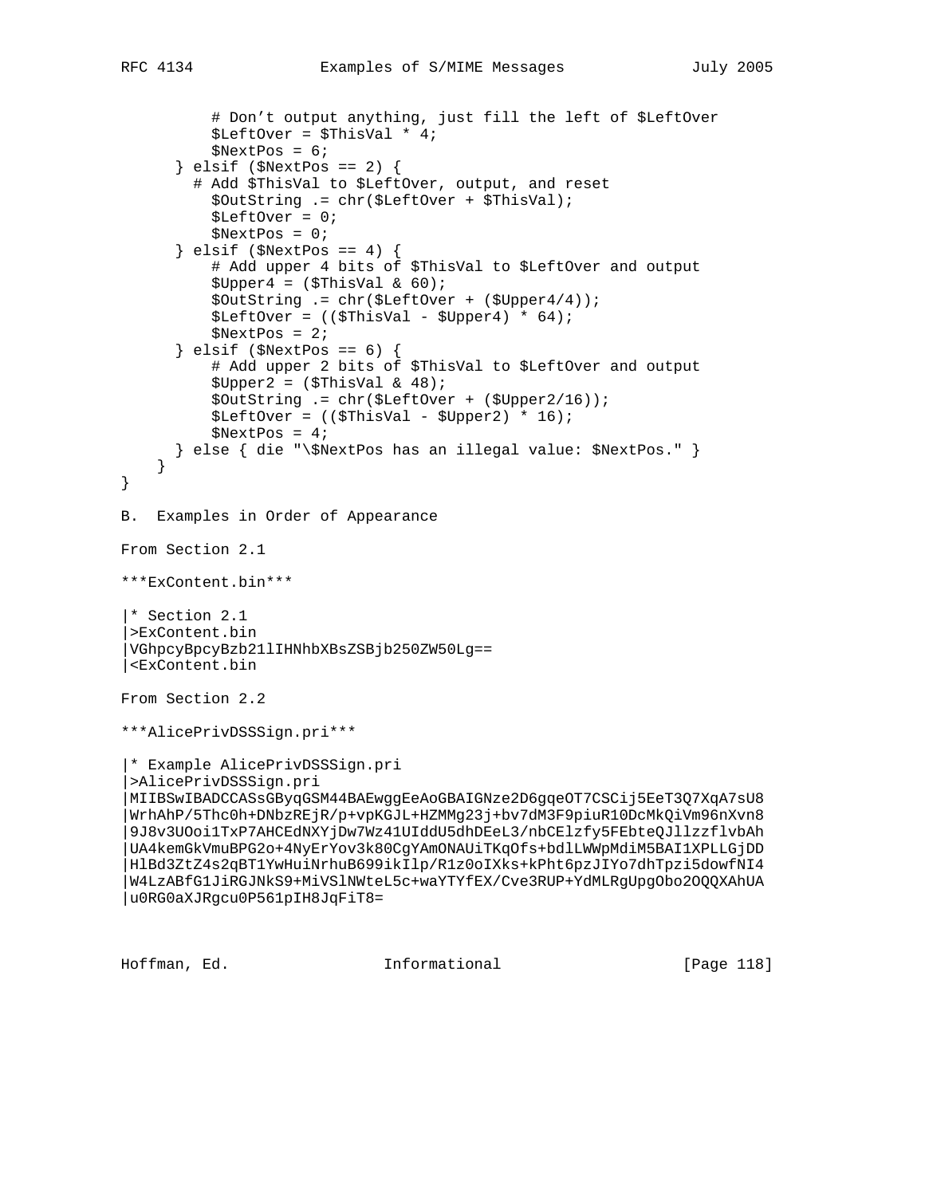```
        # Don't output anything, just fill the left of $LeftOver
        $LeftOver = $ThisVal * 4;
        $NextPos = 6;
    } elsif ($NextPos == 2) {
      # Add $ThisVal to $LeftOver, output, and reset
        $OutString .= chr($LeftOver + $ThisVal);
        $LeftOver = 0;
        $NextPos = 0;
    } elsif ($NextPos == 4) {
        # Add upper 4 bits of $ThisVal to $LeftOver and output
        $Upper4 = ($ThisVal & 60);
        $OutString .= chr($LeftOver + ($Upper4/4));
        $LeftOver = (($ThisVal - $Upper4) * 64);
        $NextPos = 2;
    } elsif ($NextPos == 6) {
        # Add upper 2 bits of $ThisVal to $LeftOver and output
        $Upper2 = ($ThisVal & 48);
        $OutString .= chr($LeftOver + ($Upper2/16));
        $LeftOver = (($ThisVal - $Upper2) * 16);
        $NextPos = 4;
    } else { die "\$NextPos has an illegal value: $NextPos." }
  }
}
```

B. Examples in Order of Appearance

From Section 2.1

***ExContent.bin***

```
|* Section 2.1
|>ExContent.bin
|VGhpcyBpcyBzb21lIHNhbXBsZSBjb250ZW50Lg==
|<ExContent.bin
```

From Section 2.2

***AlicePrivDSSSign.pri***

```
|* Example AlicePrivDSSSign.pri
|>AlicePrivDSSSign.pri
|MIIBSwIBADCCASsGByqGSM44BAEwggEeAoGBAIGNze2D6gqeOT7CSCij5EeT3Q7XqA7sU8
|WrhAhP/5Thc0h+DNbzREjR/p+vpKGJL+HZMMg23j+bv7dM3F9piuR10DcMkQiVm96nXvn8
|9J8v3UOoi1TxP7AHCEdNXYjDw7Wz41UIddU5dhDEeL3/nbCElzfy5FEbteQJllzzflvbAh
|UA4kemGkVmuBPG2o+4NyErYov3k80CgYAmONAUiTKqOfs+bdlLWWpMdiM5BAI1XPLLGjDD
|HlBd3ZtZ4s2qBT1YwHuiNrhuB699ikIlp/R1z0oIXks+kPht6pzJIYo7dhTpzi5dowfNI4
|W4LzABfG1JiRGJNkS9+MiVSlNWteL5c+waYTYfEX/Cve3RUP+YdMLRgUpgObo2OQQXAhUA
|u0RG0aXJRgcu0P561pIH8JqFiT8=
```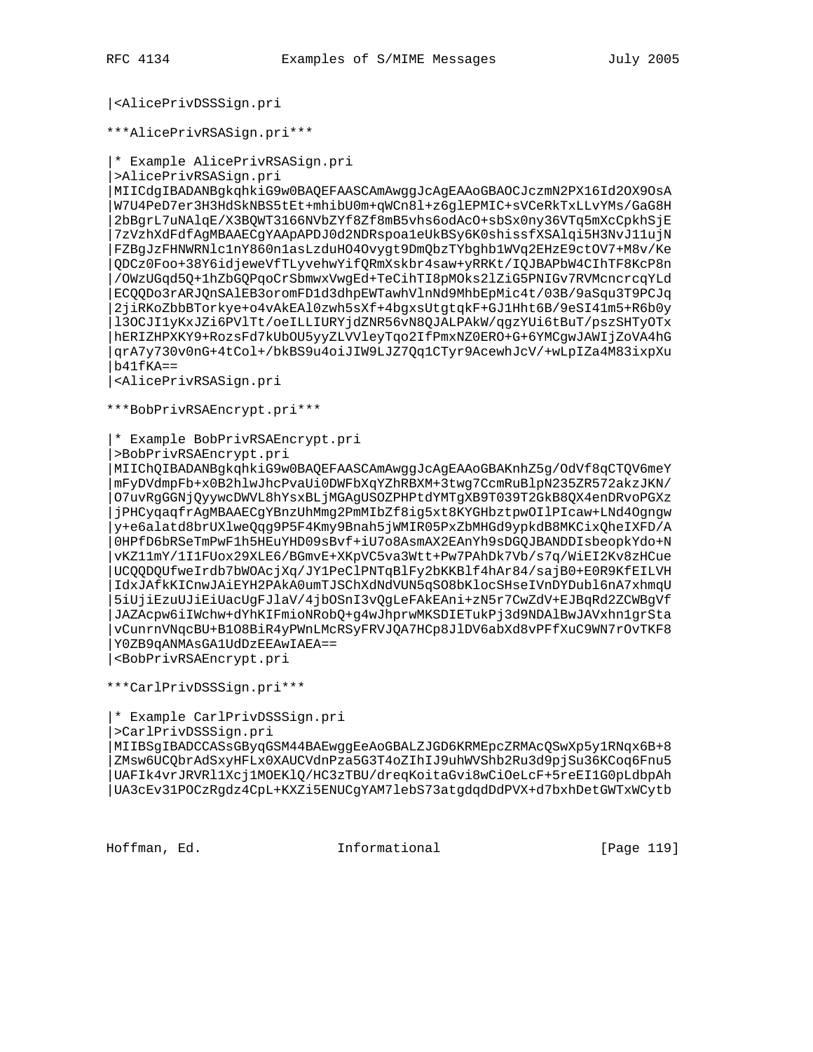```
|<AlicePrivDSSSign.pri
```

***AlicePrivRSASign.pri***

```
|* Example AlicePrivRSASign.pri
|>AlicePrivRSASign.pri
|MIICdgIBADANBgkqhkiG9w0BAQEFAASCAmAwggJcAgEAAoGBAOCJczmN2PX16Id2OX9OsA
|W7U4PeD7er3H3HdSkNBS5tEt+mhibU0m+qWCn8l+z6glEPMIC+sVCeRkTxLLvYMs/GaG8H
|2bBgrL7uNAlqE/X3BQWT3166NVbZYf8Zf8mB5vhs6odAcO+sbSx0ny36VTq5mXcCpkhSjE
|7zVzhXdFdfAgMBAAECgYAApAPDJ0d2NDRspoa1eUkBSy6K0shissfXSAlqi5H3NvJ11ujN
|FZBgJzFHNWRNlc1nY860n1asLzduHO4Ovygt9DmQbzTYbghb1WVq2EHzE9ctOV7+M8v/Ke
|QDCz0Foo+38Y6idjeweVfTLyvehwYifQRmXskbr4saw+yRRKt/IQJBAPbW4CIhTF8KcP8n
|/OWzUGqd5Q+1hZbGQPqoCrSbmwxVwgEd+TeCihTI8pMOks2lZiG5PNIGv7RVMcncrcqYLd
|ECQQDo3rARJQnSAlEB3oromFD1d3dhpEWTawhVlnNd9MhbEpMic4t/03B/9aSqu3T9PCJq
|2jiRKoZbbBTorkye+o4vAkEAl0zwh5sXf+4bgxsUtgtqkF+GJ1Hht6B/9eSI41m5+R6b0y
|l3OCJI1yKxJZi6PVlTt/oeILLIURYjdZNR56vN8QJALPAkW/qgzYUi6tBuT/pszSHTyOTx
|hERIZHPXKY9+RozsFd7kUbOU5yyZLVVleyTqo2IfPmxNZ0ERO+G+6YMCgwJAWIjZoVA4hG
|qrA7y730v0nG+4tCol+/bkBS9u4oiJIW9LJZ7Qq1CTyr9AcewhJcV/+wLpIZa4M83ixpXu
|b41fKA==
|<AlicePrivRSASign.pri
```

***BobPrivRSAEncrypt.pri***

```
|* Example BobPrivRSAEncrypt.pri
|>BobPrivRSAEncrypt.pri
|MIIChQIBADANBgkqhkiG9w0BAQEFAASCAmAwggJcAgEAAoGBAKnhZ5g/OdVf8qCTQV6meY
|mFyDVdmpFb+x0B2hlwJhcPvaUi0DWFbXqYZhRBXM+3twg7CcmRuBlpN235ZR572akzJKN/
|O7uvRgGGNjQyywcDWVL8hYsxBLjMGAgUSOZPHPtdYMTgXB9T039T2GkB8QX4enDRvoPGXz
|jPHCyqaqfrAgMBAAECgYBnzUhMmg2PmMIbZf8ig5xt8KYGHbztpwOIlPIcaw+LNd4Ongngw
|y+e6alatd8brUXlweQqg9P5F4Kmy9Bnah5jWMIR05PxZbMHGd9ypkdB8MKCixQheIXFD/A
|0HPfD6bRSeTmPwF1h5HEuYHD09sBvf+iU7o8AsmAX2EAnYh9sDGQJBANDDIsbeopkYdo+N
|vKZ11mY/1I1FUox29XLE6/BGmvE+XKpVC5va3Wtt+Pw7PAhDk7Vb/s7q/WiEI2Kv8zHCue
|UCQQDQUfweIrdb7bWOAcjXq/JY1PeClPNTqBlFy2bKKBlf4hAr84/sajB0+E0R9KfEILVH
|IdxJAfkKICnwJAiEYH2PAkA0umTJSChXdNdVUN5qSO8bKlocSHseIVnDYDubl6nA7xhmqU
|5iUjiEzuUJiEiUacUgFJlaV/4jbOSnI3vQgLeFAkEAni+zN5r7CwZdV+EJBqRd2ZCWBgVf
|JAZAcpw6iIWchw+dYhKIFmioNRobQ+g4wJhprwMKSDIETukPj3d9NDAlBwJAVxhn1grSta
|vCunrnVNqcBU+B1O8BiR4yPWnLMcRSyFRVJQA7HCp8JlDV6abXd8vPFfXuC9WN7rOvTKF8
|Y0ZB9qANMAsGA1UdDzEEAwIAEA==
|<BobPrivRSAEncrypt.pri
```

***CarlPrivDSSSign.pri***

```
|* Example CarlPrivDSSSign.pri
|>CarlPrivDSSSign.pri
|MIIBSgIBADCCASsGByqGSM44BAEwggEeAoGBALZJGD6KRMEpcZRMAcQSwXp5y1RNqx6B+8
|ZMsw6UCQbrAdSxyHFLx0XAUCVdnPza5G3T4oZIhIJ9uhWVShb2Ru3d9pjSu36KCoq6Fnu5
|UAFIk4vrJRVRl1Xcj1MOEKlQ/HC3zTBU/dreqKoitaGvi8wCiOeLcF+5reEI1G0pLdbpAh
|UA3cEv31POCzRgdz4CpL+KXZi5ENUCgYAM7lebS73atgdqdDdPVX+d7bxhDetGWTxWCytb
```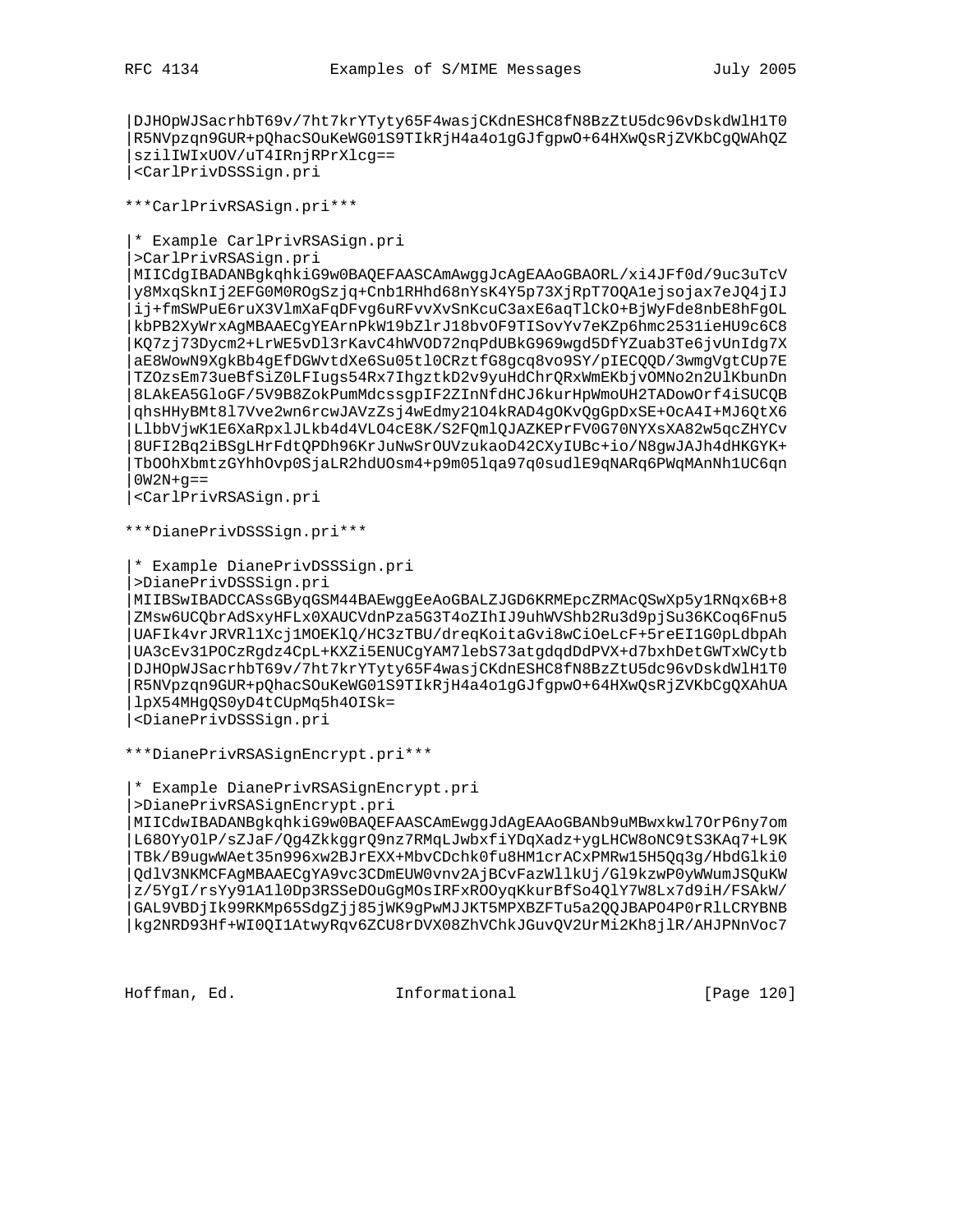```
|DJHOpWJSacrhbT69v/7ht7krYTyty65F4wasjCKdnESHC8fN8BzZtU5dc96vDskdWlH1T0
|R5NVpzqn9GUR+pQhacSOuKeWG01S9TIkRjH4a4o1gGJfgpwO+64HXwQsRjZVKbCgQWAhQZ
|szilIWIxUOV/uT4IRnjRPrXlcg==
|<CarlPrivDSSSign.pri
```

***CarlPrivRSASign.pri***

```
|* Example CarlPrivRSASign.pri
|>CarlPrivRSASign.pri
|MIICdgIBADANBgkqhkiG9w0BAQEFAASCAmAwggJcAgEAAoGBAORL/xi4JFf0d/9uc3uTcV
|y8MxqSknIj2EFG0M0ROgSzjq+Cnb1RHhd68nYsK4Y5p73XjRpT7OQA1ejsojax7eJQ4jIJ
|ij+fmSWPuE6ruX3VlmXaFqDFvg6uRFvvXvSnKcuC3axE6aqTlCkO+BjWyFde8nbE8hFgOL
|kbPB2XyWrxAgMBAAECgYEArnPkW19bZlrJ18bvOF9TISovYv7eKZp6hmc2531ieHU9c6C8
|KQ7zj73Dycm2+LrWE5vDl3rKavC4hWVOD72nqPdUBkG969wgd5DfYZuab3Te6jvUnIdg7X
|aE8WowN9XgkBb4gEfDGWvtdXe6Su05tl0CRztfG8gcq8vo9SY/pIECQQD/3wmgVgtCUp7E
|TZOzsEm73ueBfSiZ0LFIugs54Rx7IhgztkD2v9yuHdChrQRxWmEKbjvOMNo2n2UlKbunDn
|8LAkEA5GloGF/5V9B8ZokPumMdcssgpIF2ZInNfdHCJ6kurHpWmoUH2TADowOrf4iSUCQB
|qhsHHyBMt8l7Vve2wn6rcwJAVzZsj4wEdmy21O4kRAD4gOKvQgGpDxSE+OcA4I+MJ6QtX6
|LlbbVjwK1E6XaRpxlJLkb4d4VLO4cE8K/S2FQmlQJAZKEPrFV0G70NYXsXA82w5qcZHYCv
|8UFI2Bq2iBSgLHrFdtQPDh96KrJuNwSrOUVzukaoD42CXyIUBc+io/N8gwJAJh4dHKGYK+
|TbOOhXbmtzGYhhOvp0SjaLR2hdUOsm4+p9m05lqa97q0sudlE9qNARq6PWqMAnNh1UC6qn
|0W2N+g==
|<CarlPrivRSASign.pri
```

***DianePrivDSSSign.pri***

```
|* Example DianePrivDSSSign.pri
|>DianePrivDSSSign.pri
|MIIBSwIBADCCASsGByqGSM44BAEwggEeAoGBALZJGD6KRMEpcZRMAcQSwXp5y1RNqx6B+8
|ZMsw6UCQbrAdSxyHFLx0XAUCVdnPza5G3T4oZIhIJ9uhWVShb2Ru3d9pjSu36KCoq6Fnu5
|UAFIk4vrJRVRl1Xcj1MOEKlQ/HC3zTBU/dreqKoitaGvi8wCiOeLcF+5reEI1G0pLdbpAh
|UA3cEv31POCzRgdz4CpL+KXZi5ENUCgYAM7lebS73atgdqdDdPVX+d7bxhDetGWTxWCytb
|DJHOpWJSacrhbT69v/7ht7krYTyty65F4wasjCKdnESHC8fN8BzZtU5dc96vDskdWlH1T0
|R5NVpzqn9GUR+pQhacSOuKeWG01S9TIkRjH4a4o1gGJfgpwO+64HXwQsRjZVKbCgQXAhUA
|lpX54MHgQS0yD4tCUpMq5h4OISk=
|<DianePrivDSSSign.pri
```

***DianePrivRSASignEncrypt.pri***

```
|* Example DianePrivRSASignEncrypt.pri
|>DianePrivRSASignEncrypt.pri
|MIICdwIBADANBgkqhkiG9w0BAQEFAASCAmEwggJdAgEAAoGBANb9uMBwxkwl7OrP6ny7om
|L68OYyOlP/sZJaF/Qg4ZkkggrQ9nz7RMqLJwbxfiYDqXadz+ygLHCW8oNC9tS3KAq7+L9K
|TBk/B9ugwWAet35n996xw2BJrEXX+MbvCDchk0fu8HM1crACxPMRw15H5Qq3g/HbdGlki0
|QdlV3NKMCFAgMBAAECgYA9vc3CDmEUW0vnv2AjBCvFazWllkUj/Gl9kzwP0yWWumJSQuKW
|z/5YgI/rsYy91A1l0Dp3RSSeDOuGgMOsIRFxROOyqKkurBfSo4QlY7W8Lx7d9iH/FSAkW/
|GAL9VBDjIk99RKMp65SdgZjj85jWK9gPwMJJKT5MPXBZFTu5a2QQJBAPO4P0rRlLCRYBNB
|kg2NRD93Hf+WI0QI1AtwyRqv6ZCU8rDVX08ZhVChkJGuvQV2UrMi2Kh8jlR/AHJPNnVoc7
```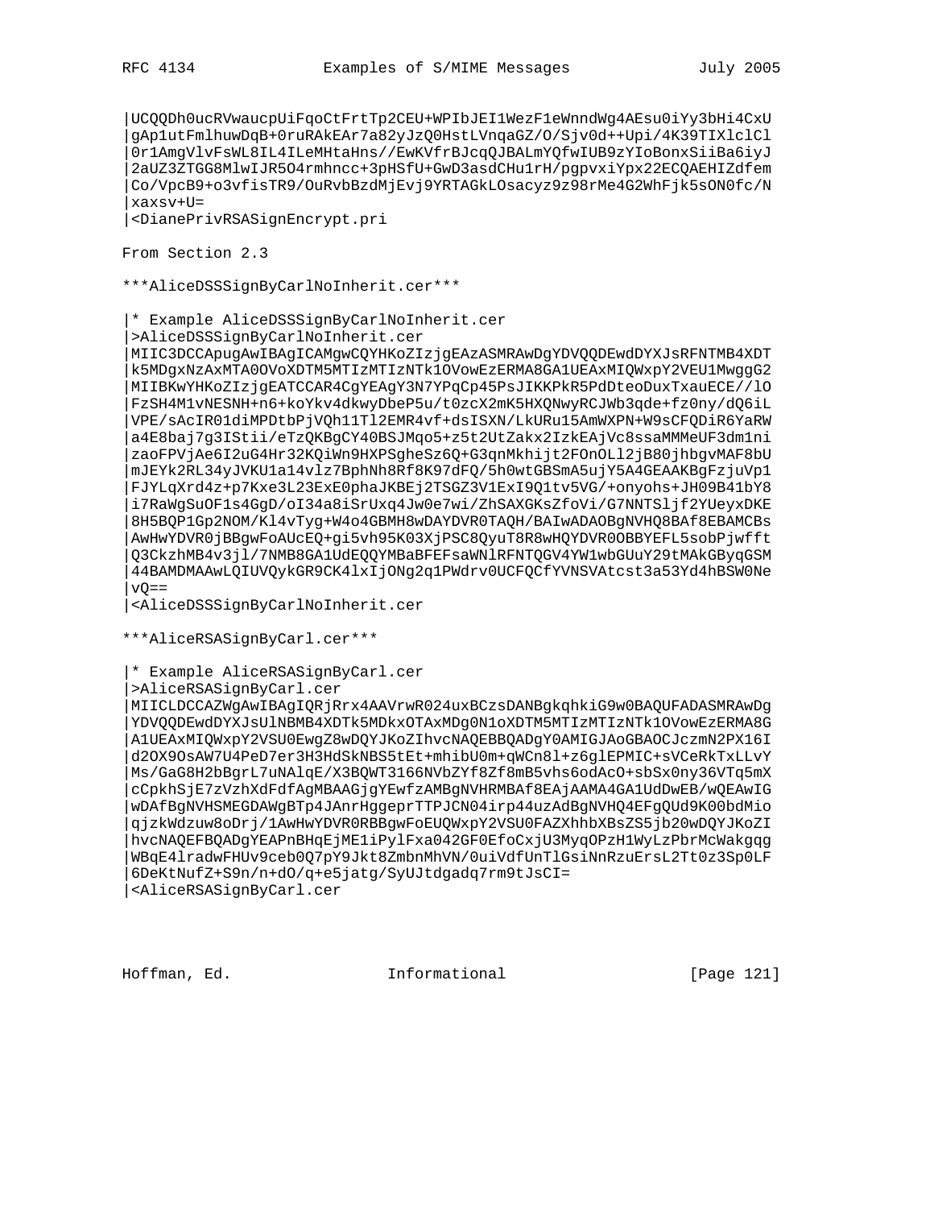```
|UCQQDh0ucRVwaucpUiFqoCtFrtTp2CEU+WPIbJEI1WezF1eWnndWg4AEsu0iYy3bHi4CxU
|gAp1utFmlhuwDqB+0ruRAkEAr7a82yJzQ0HstLVnqaGZ/O/Sjv0d++Upi/4K39TIXlclCl
|0r1AmgVlvFsWL8IL4ILeMHtaHns//EwKVfrBJcqQJBALmYQfwIUB9zYIoBonxSiiBa6iyJ
|2aUZ3ZTGG8MlwIJR5O4rmhncc+3pHSfU+GwD3asdCHu1rH/pgpvxiYpx22ECQAEHIZdfem
|Co/VpcB9+o3vfisTR9/OuRvbBzdMjEvj9YRTAGkLOsacyz9z98rMe4G2WhFjk5sON0fc/N
|xaxsv+U=
|<DianePrivRSASignEncrypt.pri
```

From Section 2.3

\*\*\*AliceDSSSignByCarlNoInherit.cer\*\*\*

```
|* Example AliceDSSSignByCarlNoInherit.cer
|>AliceDSSSignByCarlNoInherit.cer
|MIIC3DCCApugAwIBAgICAMgwCQYHKoZIzjgEAzASMRAwDgYDVQQDEwdDYXJsRFNTMB4XDT
|k5MDgxNzAxMTA0OVoXDTM5MTIzMTIzNTk1OVowEzERMA8GA1UEAxMIQWxpY2VEU1MwggG2
|MIIBKwYHKoZIzjgEATCCAR4CgYEAgY3N7YPqCp45PsJIKKPkR5PdDteoDuxTxauECE//lO
|FzSH4M1vNESNH+n6+koYkv4dkwyDbeP5u/t0zcX2mK5HXQNwyRCJWb3qde+fz0ny/dQ6iL
|VPE/sAcIR01diMPDtbPjVQh11Tl2EMR4vf+dsISXN/LkURu15AmWXPN+W9sCFQDiR6YaRW
|a4E8baj7g3IStii/eTzQKBgCY40BSJMqo5+z5t2UtZakx2IzkEAjVc8ssaMMMeUF3dm1ni
|zaoFPVjAe6I2uG4Hr32KQiWn9HXPSgheSz6Q+G3qnMkhijt2FOnOLl2jB80jhbgvMAF8bU
|mJEYk2RL34yJVKU1a14vlz7BphNh8Rf8K97dFQ/5h0wtGBSmA5ujY5A4GEAAKBgFzjuVp1
|FJYLqXrd4z+p7Kxe3L23ExE0phaJKBEj2TSGZ3V1ExI9Q1tv5VG/+onyohs+JH09B41bY8
|i7RaWgSuOF1s4GgD/oI34a8iSrUxq4Jw0e7wi/ZhSAXGKsZfoVi/G7NNTSljf2YUeyxDKE
|8H5BQP1Gp2NOM/Kl4vTyg+W4o4GBMH8wDAYDVR0TAQH/BAIwADAOBgNVHQ8BAf8EBAMCBs
|AwHwYDVR0jBBgwFoAUcEQ+gi5vh95K03XjPSC8QyuT8R8wHQYDVR0OBBYEFL5sobPjwfft
|Q3CkzhMB4v3jl/7NMB8GA1UdEQQYMBaBFEFsaWNlRFNTQGV4YW1wbGUuY29tMAkGByqGSM
|44BAMDMAAwLQIUVQykGR9CK4lxIjONg2q1PWdrv0UCFQCfYVNSVAtcst3a53Yd4hBSW0Ne
|vQ==
|<AliceDSSSignByCarlNoInherit.cer
```

\*\*\*AliceRSASignByCarl.cer\*\*\*

```
|* Example AliceRSASignByCarl.cer
|>AliceRSASignByCarl.cer
|MIICLDCCAZWgAwIBAgIQRjRrx4AAVrwR024uxBCzsDANBgkqhkiG9w0BAQUFADASMRAwDg
|YDVQQDEwdDYXJsUlNBMB4XDTk5MDkxOTAxMDg0N1oXDTM5MTIzMTIzNTk1OVowEzERMA8G
|A1UEAxMIQWxpY2VSU0EwgZ8wDQYJKoZIhvcNAQEBBQADgY0AMIGJAoGBAOCJczmN2PX16I
|d2OX9OsAW7U4PeD7er3H3HdSkNBS5tEt+mhibU0m+qWCn8l+z6glEPMIC+sVCeRkTxLLvY
|Ms/GaG8H2bBgrL7uNAlqE/X3BQWT3166NVbZYf8Zf8mB5vhs6odAcO+sbSx0ny36VTq5mX
|cCpkhSjE7zVzhXdFdfAgMBAAGjgYEwfzAMBgNVHRMBAf8EAjAAMA4GA1UdDwEB/wQEAwIG
|wDAfBgNVHSMEGDAWgBTp4JAnrHggeprTTPJCN04irp44uzAdBgNVHQ4EFgQUd9K00bdMio
|qjzkWdzuw8oDrj/1AwHwYDVR0RBBgwFoEUQWxpY2VSU0FAZXhhbXBsZS5jb20wDQYJKoZI
|hvcNAQEFBQADgYEAPnBHqEjME1iPylFxa042GF0EfoCxjU3MyqOPzH1WyLzPbrMcWakgqg
|WBqE4lradwFHUv9ceb0Q7pY9Jkt8ZmbnMhVN/0uiVdfUnTlGsiNnRzuErsL2Tt0z3Sp0LF
|6DeKtNufZ+S9n/n+dO/q+e5jatg/SyUJtdgadq7rm9tJsCI=
|<AliceRSASignByCarl.cer
```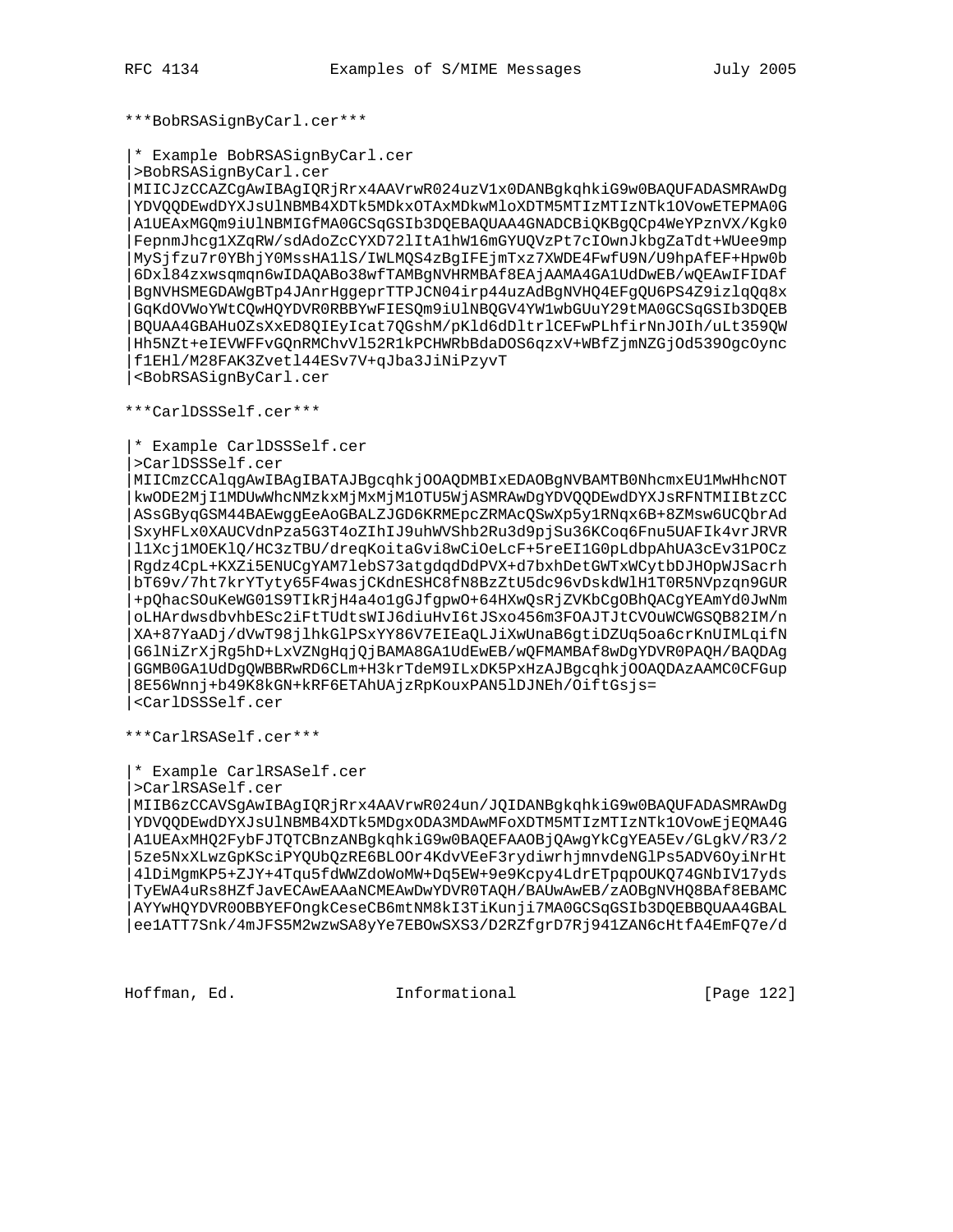***BobRSASignByCarl.cer***

```
|* Example BobRSASignByCarl.cer
|>BobRSASignByCarl.cer
|MIICJzCCAZCgAwIBAgIQRjRrx4AAVrwR024uzV1x0DANBgkqhkiG9w0BAQUFADASMRAwDg
|YDVQQDEwdDYXJsUlNBMB4XDTk5MDkxOTAxMDkwMloXDTM5MTIzMTIzNTk1OVowETEPMA0G
|A1UEAxMGQm9iUlNBMIGfMA0GCSqGSIb3DQEBAQUAA4GNADCBiQKBgQCp4WeYPznVX/Kgk0
|FepnmJhcg1XZqRW/sdAdoZcCYXD72lItA1hW16mGYUQVzPt7cIOwnJkbgZaTdt+WUee9mp
|MySjfzu7r0YBhjY0MssHA1lS/IWLMQS4zBgIFEjmTxz7XWDE4FwfU9N/U9hpAfEF+Hpw0b
|6Dxl84zxwsqmqn6wIDAQABo38wfTAMBgNVHRMBAf8EAjAAMA4GA1UdDwEB/wQEAwIFIDAf
|BgNVHSMEGDAWgBTp4JAnrHggeprTTPJCN04irp44uzAdBgNVHQ4EFgQU6PS4Z9izlqQq8x
|GqKdOVWoYWtCQwHQYDVR0RBBYwFIESQm9iUlNBQGV4YW1wbGUuY29tMA0GCSqGSIb3DQEB
|BQUAA4GBAHuOZsXxED8QIEyIcat7QGshM/pKld6dDltrlCEFwPLhfirNnJOIh/uLt359QW
|Hh5NZt+eIEVWFFvGQnRMChvVl52R1kPCHWRbBdaDOS6qzxV+WBfZjmNZGjOd539OgcOync
|f1EHl/M28FAK3Zvetl44ESv7V+qJba3JiNiPzyvT
|<BobRSASignByCarl.cer
```

***CarlDSSSelf.cer***

```
|* Example CarlDSSSelf.cer
|>CarlDSSSelf.cer
|MIICmzCCAlqgAwIBAgIBATAJBgcqhkjOOAQDMBIxEDAOBgNVBAMTB0NhcmxEU1MwHhcNOT
|kwODE2MjI1MDUwWhcNMzkxMjMxMjM1OTU5WjASMRAwDgYDVQQDEwdDYXJsRFNTMIIBtzCC
|ASsGByqGSM44BAEwggEeAoGBALZJGD6KRMEpcZRMAcQSwXp5y1RNqx6B+8ZMsw6UCQbrAd
|SxyHFLx0XAUCVdnPza5G3T4oZIhIJ9uhWVShb2Ru3d9pjSu36KCoq6Fnu5UAFIk4vrJRVR
|l1Xcj1MOEKlQ/HC3zTBU/dreqKoitaGvi8wCiOeLcF+5reEI1G0pLdbpAhUA3cEv31POCz
|Rgdz4CpL+KXZi5ENUCgYAM7lebS73atgdqdDdPVX+d7bxhDetGWTxWCytbDJHOpWJSacrh
|bT69v/7ht7krYTyty65F4wasjCKdnESHC8fN8BzZtU5dc96vDskdWlH1T0R5NVpzqn9GUR
|+pQhacSOuKeWG01S9TIkRjH4a4o1gGJfgpwO+64HXwQsRjZVKbCgOBhQACgYEAmYd0JwNm
|oLHArdwsdbvhbESc2iFtTUdtsWIJ6diuHvI6tJSxo456m3FOAJTJtCVOuWCWGSQB82IM/n
|XA+87YaADj/dVwT98jlhkGlPSxYY86V7EIEaQLJiXwUnaB6gtiDZUq5oa6crKnUIMLqifN
|G6lNiZrXjRg5hD+LxVZNgHqjQjBAMA8GA1UdEwEB/wQFMAMBAf8wDgYDVR0PAQH/BAQDAg
|GGMB0GA1UdDgQWBBRwRD6CLm+H3krTdeM9ILxDK5PxHzAJBgcqhkjOOAQDAzAAMC0CFGup
|8E56Wnnj+b49K8kGN+kRF6ETAhUAjzRpKouxPAN5lDJNEh/OiftGsjs=
|<CarlDSSSelf.cer
```

***CarlRSASelf.cer***

```
|* Example CarlRSASelf.cer
|>CarlRSASelf.cer
|MIIB6zCCAVSgAwIBAgIQRjRrx4AAVrwR024un/JQIDANBgkqhkiG9w0BAQUFADASMRAwDg
|YDVQQDEwdDYXJsUlNBMB4XDTk5MDgxODA3MDAwMFoXDTM5MTIzMTIzNTk1OVowEjEQMA4G
|A1UEAxMHQ2FybFJTQTCBnzANBgkqhkiG9w0BAQEFAAOBjQAwgYkCgYEA5Ev/GLgkV/R3/2
|5ze5NxXLwzGpKSciPYQUbQzRE6BLOOr4KdvVEeF3rydiwrhjmnvdeNGlPs5ADV6OyiNrHt
|4lDiMgmKP5+ZJY+4Tqu5fdWWZdoWoMW+Dq5EW+9e9Kcpy4LdrETpqpOUKQ74GNbIV17yds
|TyEWA4uRs8HZfJavECAwEAAaNCMEAwDwYDVR0TAQH/BAUwAwEB/zAOBgNVHQ8BAf8EBAMC
|AYYwHQYDVR0OBBYEFOngkCeseCB6mtNM8kI3TiKunji7MA0GCSqGSIb3DQEBBQUAA4GBAL
|ee1ATT7Snk/4mJFS5M2wzwSA8yYe7EBOwSXS3/D2RZfgrD7Rj941ZAN6cHtfA4EmFQ7e/d
```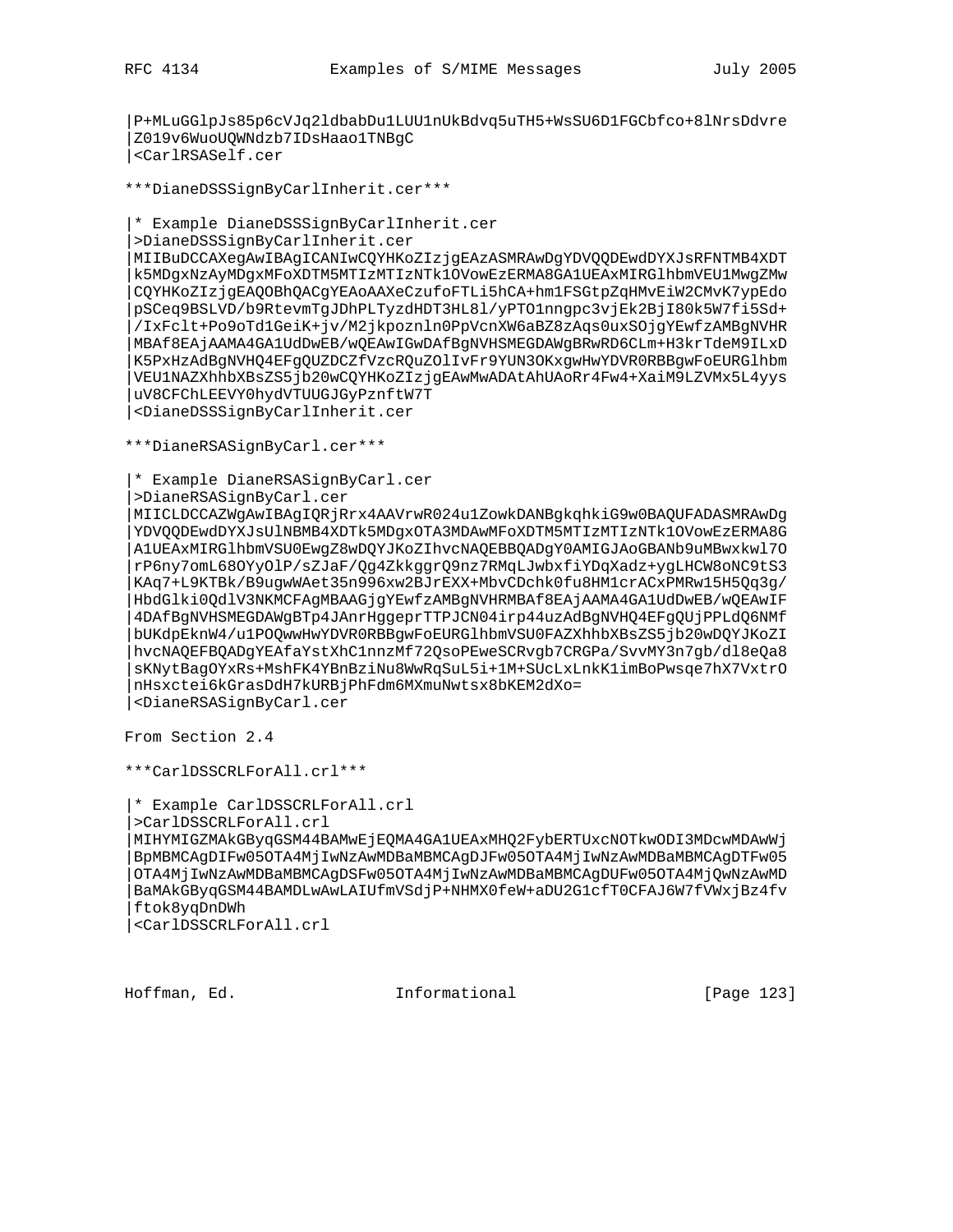```
|P+MLuGGlpJs85p6cVJq2ldbabDu1LUU1nUkBdvq5uTH5+WsSU6D1FGCbfco+8lNrsDdvre
|Z019v6WuoUQWNdzb7IDsHaao1TNBgC
|<CarlRSASelf.cer
```

***DianeDSSSignByCarlInherit.cer***

```
|* Example DianeDSSSignByCarlInherit.cer
|>DianeDSSSignByCarlInherit.cer
|MIIBuDCCAXegAwIBAgICANIwCQYHKoZIzjgEAzASMRAwDgYDVQQDEwdDYXJsRFNTMB4XDT
|k5MDgxNzAyMDgxMFoXDTM5MTIzMTIzNTk1OVowEzERMA8GA1UEAxMIRGlhbmVEU1MwgZMw
|CQYHKoZIzjgEAQOBhQACgYEAoAAXeCzufoFTLi5hCA+hm1FSGtpZqHMvEiW2CMvK7ypEdo
|pSCeq9BSLVD/b9RtevmTgJDhPLTyzdHDT3HL8l/yPTO1nngpc3vjEk2BjI80k5W7fi5Sd+
|/IxFclt+Po9oTd1GeiK+jv/M2jkpoznln0PpVcnXW6aBZ8zAqs0uxSOjgYEwfzAMBgNVHR
|MBAf8EAjAAMA4GA1UdDwEB/wQEAwIGwDAfBgNVHSMEGDAWgBRwRD6CLm+H3krTdeM9ILxD
|K5PxHzAdBgNVHQ4EFgQUZDCZfVzcRQuZOlIvFr9YUN3OKxgwHwYDVR0RBBgwFoEURGlhbm
|VEU1NAZXhhbXBsZS5jb20wCQYHKoZIzjgEAwMwADAtAhUAoRr4Fw4+XaiM9LZVMx5L4yys
|uV8CFChLEEVY0hydVTUUGJGyPznftW7T
|<DianeDSSSignByCarlInherit.cer
```

***DianeRSASignByCarl.cer***

```
|* Example DianeRSASignByCarl.cer
|>DianeRSASignByCarl.cer
|MIICLDCCAZWgAwIBAgIQRjRrx4AAVrwR024u1ZowkDANBgkqhkiG9w0BAQUFADASMRAwDg
|YDVQQDEwdDYXJsUlNBMB4XDTk5MDgxOTA3MDAwMFoXDTM5MTIzMTIzNTk1OVowEzERMA8G
|A1UEAxMIRGlhbmVSU0EwgZ8wDQYJKoZIhvcNAQEBBQADgY0AMIGJAoGBANb9uMBwxkwl7O
|rP6ny7omL68OYyOlP/sZJaF/Qg4ZkkggrQ9nz7RMqLJwbxfiYDqXadz+ygLHCW8oNC9tS3
|KAq7+L9KTBk/B9ugwWAet35n996xw2BJrEXX+MbvCDchk0fu8HM1crACxPMRw15H5Qq3g/
|HbdGlki0QdlV3NKMCFAgMBAAGjgYEwfzAMBgNVHRMBAf8EAjAAMA4GA1UdDwEB/wQEAwIF
|4DAfBgNVHSMEGDAWgBTp4JAnrHggeprTTPJCN04irp44uzAdBgNVHQ4EFgQUjPPLdQ6NMf
|bUKdpEknW4/u1POQwwHwYDVR0RBBgwFoEURGlhbmVSU0FAZXhhbXBsZS5jb20wDQYJKoZI
|hvcNAQEFBQADgYEAfaYstXhC1nnzMf72QsoPEweSCRvgb7CRGPa/SvvMY3n7gb/dl8eQa8
|sKNytBagOYxRs+MshFK4YBnBziNu8WwRqSuL5i+1M+SUcLxLnkK1imBoPwsqe7hX7VxtrO
|nHsxctei6kGrasDdH7kURBjPhFdm6MXmuNwtsx8bKEM2dXo=
|<DianeRSASignByCarl.cer
```

From Section 2.4

***CarlDSSCRLForAll.crl***

```
|* Example CarlDSSCRLForAll.crl
|>CarlDSSCRLForAll.crl
|MIHYMIGZMAkGByqGSM44BAMwEjEQMA4GA1UEAxMHQ2FybERTUxcNOTkwODI3MDcwMDAwWj
|BpMBMCAgDIFw05OTA4MjIwNzAwMDBaMBMCAgDJFw05OTA4MjIwNzAwMDBaMBMCAgDTFw05
|OTA4MjIwNzAwMDBaMBMCAgDSFw05OTA4MjIwNzAwMDBaMBMCAgDUFw05OTA4MjQwNzAwMD
|BaMAkGByqGSM44BAMDLwAwLAIUfmVSdjP+NHMX0feW+aDU2G1cfT0CFAJ6W7fVWxjBz4fv
|ftok8yqDnDWh
|<CarlDSSCRLForAll.crl
```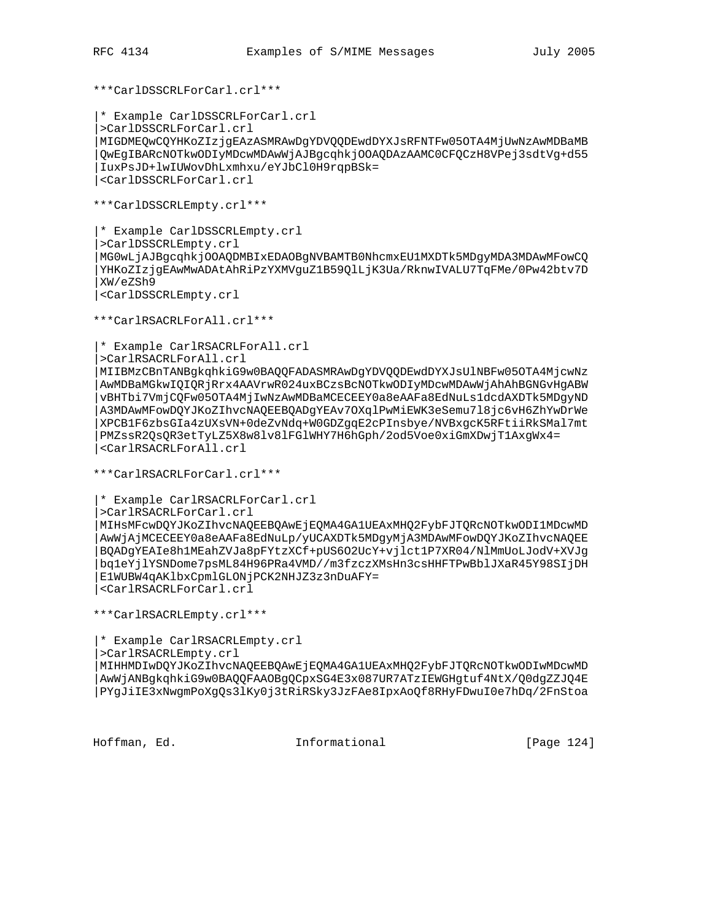***CarlDSSCRLForCarl.crl***

```
|* Example CarlDSSCRLForCarl.crl
|>CarlDSSCRLForCarl.crl
|MIGDMEQwCQYHKoZIzjgEAzASMRAwDgYDVQQDEwdDYXJsRFNTFw05OTA4MjUwNzAwMDBaMB
|QwEgIBARcNOTkwODIyMDcwMDAwWjAJBgcqhkjOOAQDAzAAMC0CFQCzH8VPej3sdtVg+d55
|IuxPsJD+lwIUWovDhLxmhxu/eYJbCl0H9rqpBSk=
|<CarlDSSCRLForCarl.crl
```

***CarlDSSCRLEmpty.crl***

```
|* Example CarlDSSCRLEmpty.crl
|>CarlDSSCRLEmpty.crl
|MG0wLjAJBgcqhkjOOAQDMBIxEDAOBgNVBAMTB0NhcmxEU1MXDTk5MDgyMDA3MDAwMFowCQ
|YHKoZIzjgEAwMwADAtAhRiPzYXMVguZ1B59QlLjK3Ua/RknwIVALU7TqFMe/0Pw42btv7D
|XW/eZSh9
|<CarlDSSCRLEmpty.crl
```

***CarlRSACRLForAll.crl***

```
|* Example CarlRSACRLForAll.crl
|>CarlRSACRLForAll.crl
|MIIBMzCBnTANBgkqhkiG9w0BAQQFADASMRAwDgYDVQQDEwdDYXJsUlNBFw05OTA4MjcwNz
|AwMDBaMGkwIQIQRjRrx4AAVrwR024uxBCzsBcNOTkwODIyMDcwMDAwWjAhAhBGNGvHgABW
|vBHTbi7VmjCQFw05OTA4MjIwNzAwMDBaMCECEEY0a8eAAFa8EdNuLs1dcdAXDTk5MDgyND
|A3MDAwMFowDQYJKoZIhvcNAQEEBQADgYEAv7OXqlPwMiEWK3eSemu7l8jc6vH6ZhYwDrWe
|XPCB1F6zbsGIa4zUXsVN+0deZvNdq+W0GDZgqE2cPInsbye/NVBxgcK5RFtiiRkSMal7mt
|PMZssR2QsQR3etTyLZ5X8w8lv8lFGlWHY7H6hGph/2od5Voe0xiGmXDwjT1AxgWx4=
|<CarlRSACRLForAll.crl
```

***CarlRSACRLForCarl.crl***

```
|* Example CarlRSACRLForCarl.crl
|>CarlRSACRLForCarl.crl
|MIHsMFcwDQYJKoZIhvcNAQEEBQAwEjEQMA4GA1UEAxMHQ2FybFJTQRcNOTkwODI1MDcwMD
|AwWjAjMCECEEY0a8eAAFa8EdNuLp/yUCAXDTk5MDgyMjA3MDAwMFowDQYJKoZIhvcNAQEE
|BQADgYEAIe8h1MEahZVJa8pFYtzXCf+pUS6O2UcY+vjlct1P7XR04/NlMmUoLJodV+XVJg
|bq1eYjlYSNDome7psML84H96PRa4VMD//m3fzczXMsHn3csHHFTPwBblJXaR45Y98SIjDH
|E1WUBW4qAKlbxCpmlGLONjPCK2NHJZ3z3nDuAFY=
|<CarlRSACRLForCarl.crl
```

***CarlRSACRLEmpty.crl***

```
|* Example CarlRSACRLEmpty.crl
|>CarlRSACRLEmpty.crl
|MIHHMDIwDQYJKoZIhvcNAQEEBQAwEjEQMA4GA1UEAxMHQ2FybFJTQRcNOTkwODIwMDcwMD
|AwWjANBgkqhkiG9w0BAQQFAAOBgQCpxSG4E3x087UR7ATzIEWGHgtuf4NtX/Q0dgZZJQ4E
|PYgJiIE3xNwgmPoXgQs3lKy0j3tRiRSky3JzFAe8IpxAoQf8RHyFDwuI0e7hDq/2FnStoa
```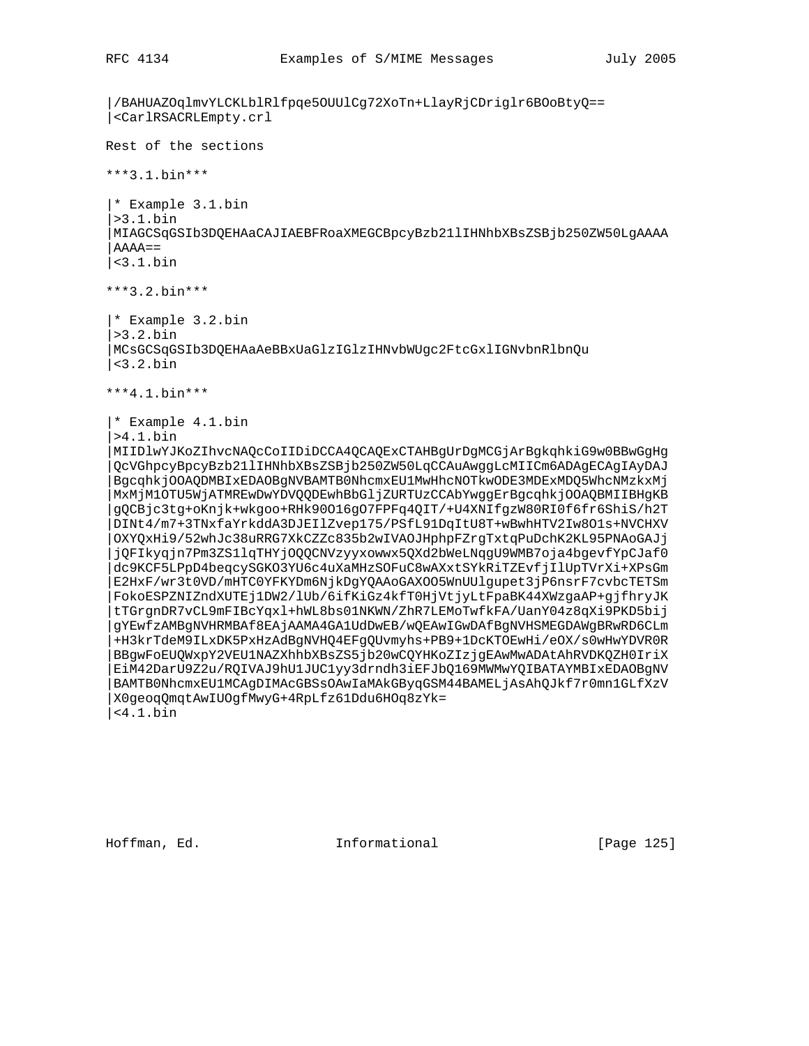```
|/BAHUAZOqlmvYLCKLblRlfpqe5OUUlCg72XoTn+LlayRjCDriglr6BOoBtyQ==
|<CarlRSACRLEmpty.crl
```

Rest of the sections

***3.1.bin***

```
|* Example 3.1.bin
|>3.1.bin
|MIAGCSqGSIb3DQEHAaCAJIAEBFRoaXMEGCBpcyBzb21lIHNhbXBsZSBjb250ZW50LgAAAA
|AAAA==
|<3.1.bin
```

***3.2.bin***

```
|* Example 3.2.bin
|>3.2.bin
|MCsGCSqGSIb3DQEHAaAeBBxUaGlzIGlzIHNvbWUgc2FtcGxlIGNvbnRlbnQu
|<3.2.bin
```

***4.1.bin***

```
|* Example 4.1.bin
|>4.1.bin
|MIIDlwYJKoZIhvcNAQcCoIIDiDCCA4QCAQExCTAHBgUrDgMCGjArBgkqhkiG9w0BBwGgHg
|QcVGhpcyBpcyBzb21lIHNhbXBsZSBjb250ZW50LqCCAuAwggLcMIICm6ADAgECAgIAyDAJ
|BgcqhkjOOAQDMBIxEDAOBgNVBAMTB0NhcmxEU1MwHhcNOTkwODE3MDExMDQ5WhcNMzkxMj
|MxMjM1OTU5WjATMREwDwYDVQQDEwhBbGljZURTUzCCAbYwggErBgcqhkjOOAQBMIIBHgKB
|gQCBjc3tg+oKnjk+wkgoo+RHk90O16gO7FPFq4QIT/+U4XNIfgzW80RI0f6fr6ShiS/h2T
|DINt4/m7+3TNxfaYrkddA3DJEIlZvep175/PSfL91DqItU8T+wBwhHTV2Iw8O1s+NVCHXV
|OXYQxHi9/52whJc38uRRG7XkCZZc835b2wIVAOJHphpFZrgTxtqPuDchK2KL95PNAoGAJj
|jQFIkyqjn7Pm3ZS1lqTHYjOQQCNVzyyxowwx5QXd2bWeLNqgU9WMB7oja4bgevfYpCJaf0
|dc9KCF5LPpD4beqcySGKO3YU6c4uXaMHzSOFuC8wAXxtSYkRiTZEvfjIlUpTVrXi+XPsGm
|E2HxF/wr3t0VD/mHTC0YFKYDm6NjkDgYQAAoGAXOO5WnUUlgupet3jP6nsrF7cvbcTETSm
|FokoESPZNIZndXUTEj1DW2/lUb/6ifKiGz4kfT0HjVtjyLtFpaBK44XWzgaAP+gjfhryJK
|tTGrgnDR7vCL9mFIBcYqxl+hWL8bs01NKWN/ZhR7LEMoTwfkFA/UanY04z8qXi9PKD5bij
|gYEwfzAMBgNVHRMBAf8EAjAAMA4GA1UdDwEB/wQEAwIGwDAfBgNVHSMEGDAWgBRwRD6CLm
|+H3krTdeM9ILxDK5PxHzAdBgNVHQ4EFgQUvmyhs+PB9+1DcKTOEwHi/eOX/s0wHwYDVR0R
|BBgwFoEUQWxpY2VEU1NAZXhhbXBsZS5jb20wCQYHKoZIzjgEAwMwADAtAhRVDKQZH0IriX
|EiM42DarU9Z2u/RQIVAJ9hU1JUC1yy3drndh3iEFJbQ169MWMwYQIBATAYMBIxEDAOBgNV
|BAMTB0NhcmxEU1MCAgDIMAcGBSsOAwIaMAkGByqGSM44BAMELjAsAhQJkf7r0mn1GLfXzV
|X0geoqQmqtAwIUOgfMwyG+4RpLfz61Ddu6HOq8zYk=
|<4.1.bin
```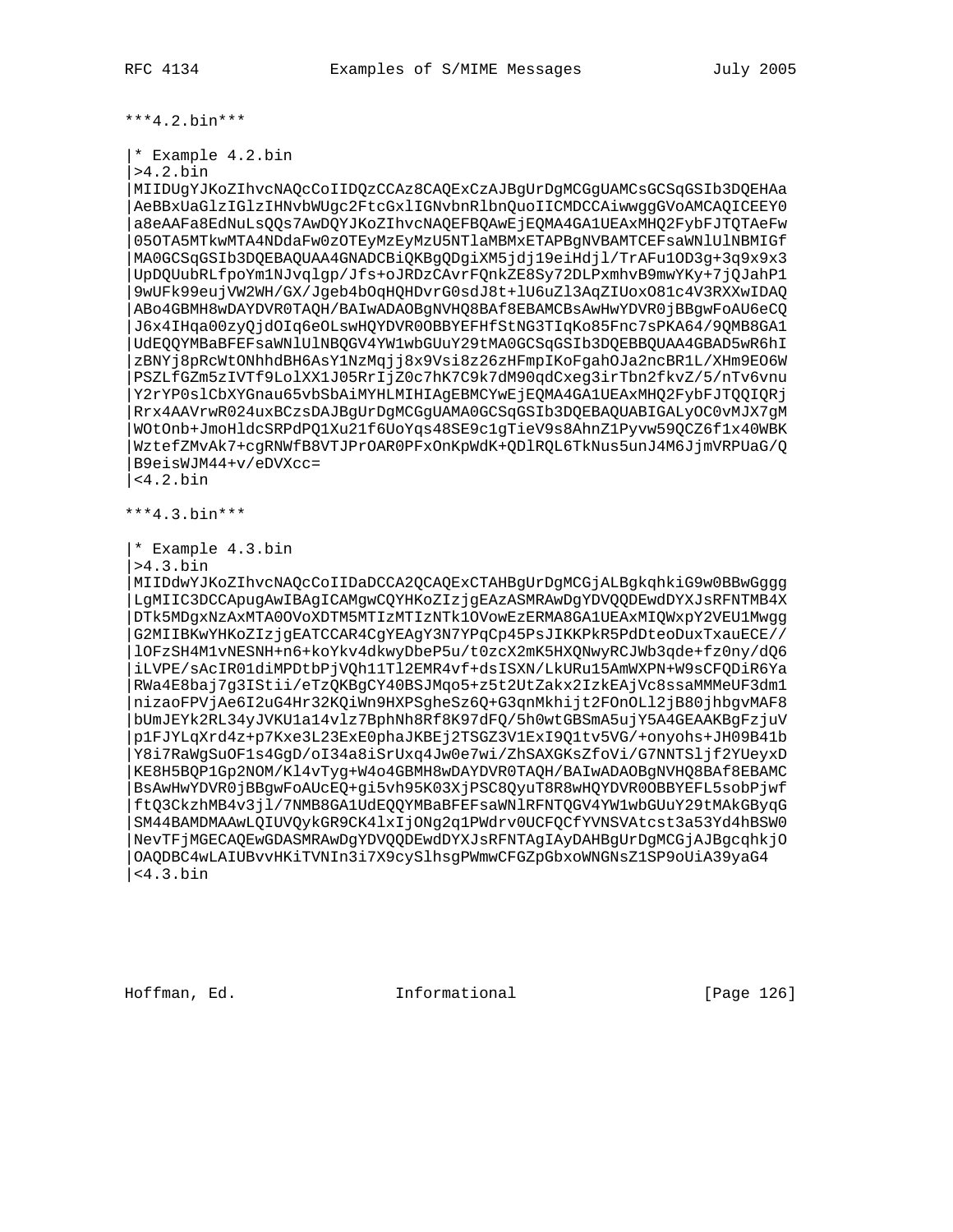***4.2.bin***

```
|* Example 4.2.bin
|>4.2.bin
|MIIDUgYJKoZIhvcNAQcCoIIDQzCCAz8CAQExCzAJBgUrDgMCGgUAMCsGCSqGSIb3DQEHAa
|AeBBxUaGlzIGlzIHNvbWUgc2FtcGxlIGNvbnRlbnQuoIICMDCCAiwwggGVoAMCAQICEEY0
|a8eAAFa8EdNuLsQQs7AwDQYJKoZIhvcNAQEFBQAwEjEQMA4GA1UEAxMHQ2FybFJTQTAeFw
|05OTA5MTkwMTA4NDdaFw0zOTEyMzEyMzU5NTlaMBMxETAPBgNVBAMTCEFsaWNlUlNBMIGf
|MA0GCSqGSIb3DQEBAQUAA4GNADCBiQKBgQDgiXM5jdj19eiHdjl/TrAFu1OD3g+3q9x9x3
|UpDQUubRLfpoYm1NJvqlgp/Jfs+oJRDzCAvrFQnkZE8Sy72DLPxmhvB9mwYKy+7jQJahP1
|9wUFk99eujVW2WH/GX/Jgeb4bOqHQHDvrG0sdJ8t+lU6uZl3AqZIUoxO81c4V3RXXwIDAQ
|ABo4GBMH8wDAYDVR0TAQH/BAIwADAOBgNVHQ8BAf8EBAMCBsAwHwYDVR0jBBgwFoAU6eCQ
|J6x4IHqa00zyQjdOIq6eOLswHQYDVR0OBBYEFHfStNG3TIqKo85Fnc7sPKA64/9QMB8GA1
|UdEQQYMBaBFEFsaWNlUlNBQGV4YW1wbGUuY29tMA0GCSqGSIb3DQEBBQUAA4GBAD5wR6hI
|zBNYj8pRcWtONhhdBH6AsY1NzMqjj8x9Vsi8z26zHFmpIKoFgahOJa2ncBR1L/XHm9EO6W
|PSZLfGZm5zIVTf9LolXX1J05RrIjZ0c7hK7C9k7dM90qdCxeg3irTbn2fkvZ/5/nTv6vnu
|Y2rYP0slCbXYGnau65vbSbAiMYHLMIHIAgEBMCYwEjEQMA4GA1UEAxMHQ2FybFJTQQIQRj
|Rrx4AAVrwR024uxBCzsDAJBgUrDgMCGgUAMA0GCSqGSIb3DQEBAQUABIGALyOC0vMJX7gM
|WOtOnb+JmoHldcSRPdPQ1Xu21f6UoYqs48SE9c1gTieV9s8AhnZ1Pyvw59QCZ6f1x40WBK
|WztefZMvAk7+cgRNWfB8VTJPrOAR0PFxOnKpWdK+QDlRQL6TkNus5unJ4M6JjmVRPUaG/Q
|B9eisWJM44+v/eDVXcc=
|<4.2.bin
```

***4.3.bin***

```
|* Example 4.3.bin
|>4.3.bin
|MIIDdwYJKoZIhvcNAQcCoIIDaDCCA2QCAQExCTAHBgUrDgMCGjALBgkqhkiG9w0BBwGggg
|LgMIIC3DCCApugAwIBAgICAMgwCQYHKoZIzjgEAzASMRAwDgYDVQQDEwdDYXJsRFNTMB4X
|DTk5MDgxNzAxMTA0OVoXDTM5MTIzMTIzNTk1OVowEzERMA8GA1UEAxMIQWxpY2VEU1Mwgg
|G2MIIBKwYHKoZIzjgEATCCAR4CgYEAgY3N7YPqCp45PsJIKKPkR5PdDteoDuxTxauECE//
|lOFzSH4M1vNESNH+n6+koYkv4dkwyDbeP5u/t0zcX2mK5HXQNwyRCJWb3qde+fz0ny/dQ6
|iLVPE/sAcIR01diMPDtbPjVQh11Tl2EMR4vf+dsISXN/LkURu15AmWXPN+W9sCFQDiR6Ya
|RWa4E8baj7g3IStii/eTzQKBgCY40BSJMqo5+z5t2UtZakx2IzkEAjVc8ssaMMMeUF3dm1
|nizaoFPVjAe6I2uG4Hr32KQiWn9HXPSgheSz6Q+G3qnMkhijt2FOnOLl2jB80jhbgvMAF8
|bUmJEYk2RL34yJVKU1a14vlz7BphNh8Rf8K97dFQ/5h0wtGBSmA5ujY5A4GEAAKBgFzjuV
|p1FJYLqXrd4z+p7Kxe3L23ExE0phaJKBEj2TSGZ3V1ExI9Q1tv5VG/+onyohs+JH09B41b
|Y8i7RaWgSuOF1s4GgD/oI34a8iSrUxq4Jw0e7wi/ZhSAXGKsZfoVi/G7NNTSljf2YUeyxD
|KE8H5BQP1Gp2NOM/Kl4vTyg+W4o4GBMH8wDAYDVR0TAQH/BAIwADAOBgNVHQ8BAf8EBAMC
|BsAwHwYDVR0jBBgwFoAUcEQ+gi5vh95K03XjPSC8QyuT8R8wHQYDVR0OBBYEFL5sobPjwf
|ftQ3CkzhMB4v3jl/7NMB8GA1UdEQQYMBaBFEFsaWNlRFNTQGV4YW1wbGUuY29tMAkGByqG
|SM44BAMDMAAwLQIUVQykGR9CK4lxIjONg2q1PWdrv0UCFQCfYVNSVAtcst3a53Yd4hBSW0
|NevTFjMGECAQEwGDASMRAwDgYDVQQDEwdDYXJsRFNTAgIAyDAHBgUrDgMCGjAJBgcqhkjO
|OAQDBC4wLAIUBvvHKiTVNIn3i7X9cySlhsgPWmwCFGZpGbxoWNGNsZ1SP9oUiA39yaG4
|<4.3.bin
```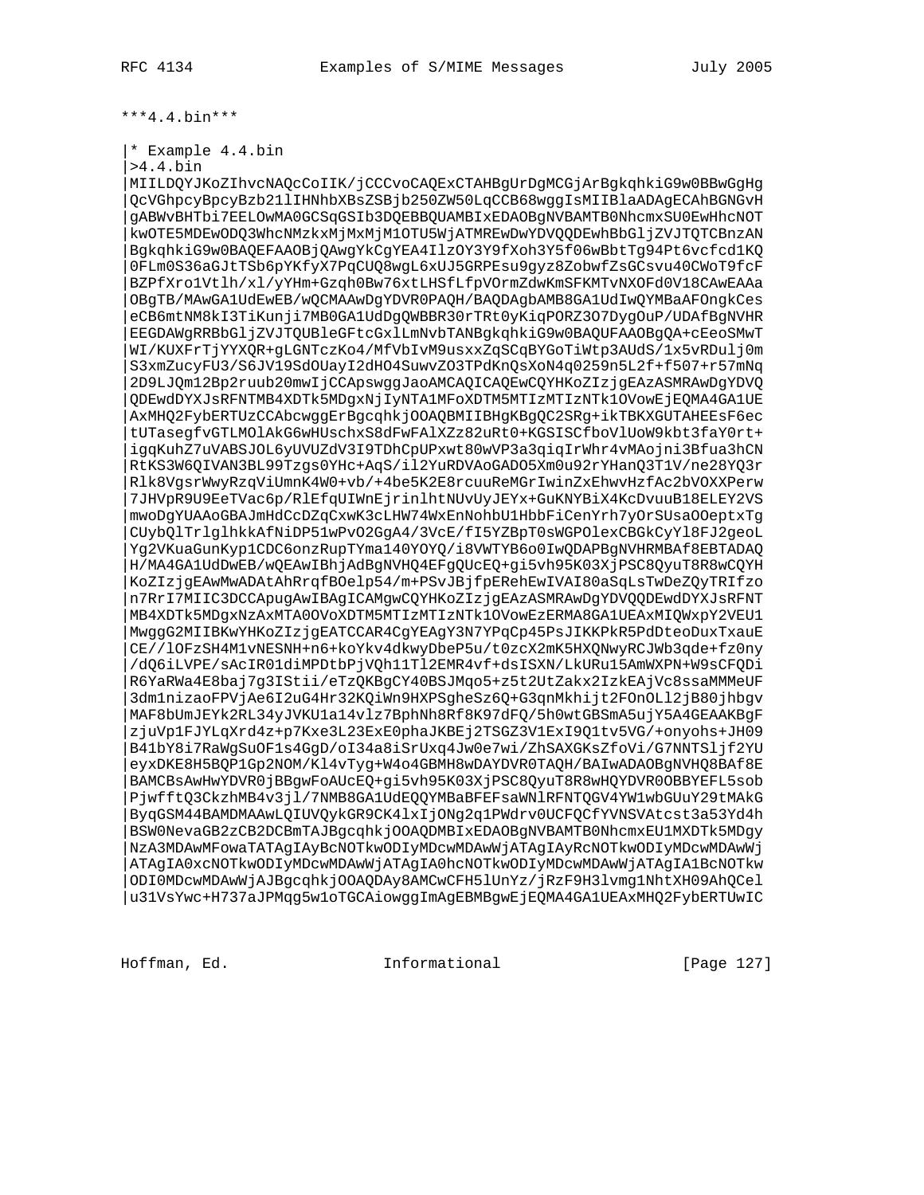***4.4.bin***

```
|* Example 4.4.bin
|>4.4.bin
|MIILDQYJKoZIhvcNAQcCoIIK/jCCCvoCAQExCTAHBgUrDgMCGjArBgkqhkiG9w0BBwGgHg
|QcVGhpcyBpcyBzb21lIHNhbXBsZSBjb250ZW50LqCCB68wggIsMIIBlaADAgECAhBGNGvH
|gABWvBHTbi7EELOwMA0GCSqGSIb3DQEBBQUAMBIxEDAOBgNVBAMTB0NhcmxSU0EwHhcNOT
|kwOTE5MDEwODQ3WhcNMzkxMjMxMjM1OTU5WjATMREwDwYDVQQDEwhBbGljZVJTQTCBnzAN
|BgkqhkiG9w0BAQEFAAOBjQAwgYkCgYEA4IlzOY3Y9fXoh3Y5f06wBbtTg94Pt6vcfcd1KQ
|0FLm0S36aGJtTSb6pYKfyX7PqCUQ8wgL6xUJ5GRPEsu9gyz8ZobwfZsGCsvu40CWoT9fcF
|BZPfXro1Vtlh/xl/yYHm+Gzqh0Bw76xtLHSfLfpVOrmZdwKmSFKMTvNXOFd0V18CAwEAAa
|OBgTB/MAwGA1UdEwEB/wQCMAAwDgYDVR0PAQH/BAQDAgbAMB8GA1UdIwQYMBaAFOngkCes
|eCB6mtNM8kI3TiKunji7MB0GA1UdDgQWBBR30rTRt0yKiqPORZ3O7DygOuP/UDAfBgNVHR
|EEGDAWgRRBbGljZVJTQUBleGFtcGxlLmNvbTANBgkqhkiG9w0BAQUFAAOBgQA+cEeoSMwT
|WI/KUXFrTjYYXQR+gLGNTczKo4/MfVbIvM9usxxZqSCqBYGoTiWtp3AUdS/1x5vRDulj0m
|S3xmZucyFU3/S6JV19SdOUayI2dHO4SuwvZO3TPdKnQsXoN4q0259n5L2f+f507+r57mNq
|2D9LJQm12Bp2ruub20mwIjCCApswggJaoAMCAQICAQEwCQYHKoZIzjgEAzASMRAwDgYDVQ
|QDEwdDYXJsRFNTMB4XDTk5MDgxNjIyNTA1MFoXDTM5MTIzMTIzNTk1OVowEjEQMA4GA1UE
|AxMHQ2FybERTUzCCAbcwggErBgcqhkjOOAQBMIIBHgKBgQC2SRg+ikTBKXGUTAHEEsF6ec
|tUTasegfvGTLMOlAkG6wHUschxS8dFwFAlXZz82uRt0+KGSISCfboVlUoW9kbt3faY0rt+
|igqKuhZ7uVABSJOL6yUVUZdV3I9TDhCpUPxwt80wVP3a3qiqIrWhr4vMAojni3Bfua3hCN
|RtKS3W6QIVAN3BL99Tzgs0YHc+AqS/il2YuRDVAoGADO5Xm0u92rYHanQ3T1V/ne28YQ3r
|Rlk8VgsrWwyRzqViUmnK4W0+vb/+4be5K2E8rcuuReMGrIwinZxEhwvHzfAc2bVOXXPerw
|7JHVpR9U9EeTVac6p/RlEfqUIWnEjrinlhtNUvUyJEYx+GuKNYBiX4KcDvuuB18ELEY2VS
|mwoDgYUAAoGBAJmHdCcDZqCxwK3cLHW74WxEnNohbU1HbbFiCenYrh7yOrSUsaOOeptxTg
|CUybQlTrlglhkkAfNiDP51wPvO2GgA4/3VcE/fI5YZBpT0sWGPOlexCBGkCyYl8FJ2geoL
|Yg2VKuaGunKyp1CDC6onzRupTYma140YOYQ/i8VWTYB6o0IwQDAPBgNVHRMBAf8EBTADAQ
|H/MA4GA1UdDwEB/wQEAwIBhjAdBgNVHQ4EFgQUcEQ+gi5vh95K03XjPSC8QyuT8R8wCQYH
|KoZIzjgEAwMwADAtAhRrqfBOelp54/m+PSvJBjfpERehEwIVAI80aSqLsTwDeZQyTRIfzo
|n7RrI7MIIC3DCCApugAwIBAgICAMgwCQYHKoZIzjgEAzASMRAwDgYDVQQDEwdDYXJsRFNT
|MB4XDTk5MDgxNzAxMTA0OVoXDTM5MTIzMTIzNTk1OVowEzERMA8GA1UEAxMIQWxpY2VEU1
|MwggG2MIIBKwYHKoZIzjgEATCCAR4CgYEAgY3N7YPqCp45PsJIKKPkR5PdDteoDuxTxauE
|CE//lOFzSH4M1vNESNH+n6+koYkv4dkwyDbeP5u/t0zcX2mK5HXQNwyRCJWb3qde+fz0ny
|/dQ6iLVPE/sAcIR01diMPDtbPjVQh11Tl2EMR4vf+dsISXN/LkURu15AmWXPN+W9sCFQDi
|R6YaRWa4E8baj7g3IStii/eTzQKBgCY40BSJMqo5+z5t2UtZakx2IzkEAjVc8ssaMMMeUF
|3dm1nizaoFPVjAe6I2uG4Hr32KQiWn9HXPSgheSz6Q+G3qnMkhijt2FOnOLl2jB80jhbgv
|MAF8bUmJEYk2RL34yJVKU1a14vlz7BphNh8Rf8K97dFQ/5h0wtGBSmA5ujY5A4GEAAKBgF
|zjuVp1FJYLqXrd4z+p7Kxe3L23ExE0phaJKBEj2TSGZ3V1ExI9Q1tv5VG/+onyohs+JH09
|B41bY8i7RaWgSuOF1s4GgD/oI34a8iSrUxq4Jw0e7wi/ZhSAXGKsZfoVi/G7NNTSljf2YU
|eyxDKE8H5BQP1Gp2NOM/Kl4vTyg+W4o4GBMH8wDAYDVR0TAQH/BAIwADAOBgNVHQ8BAf8E
|BAMCBsAwHwYDVR0jBBgwFoAUcEQ+gi5vh95K03XjPSC8QyuT8R8wHQYDVR0OBBYEFL5sob
|PjwfftQ3CkzhMB4v3jl/7NMB8GA1UdEQQYMBaBFEFsaWNlRFNTQGV4YW1wbGUuY29tMAkG
|ByqGSM44BAMDMAAwLQIUVQykGR9CK4lxIjONg2q1PWdrv0UCFQCfYVNSVAtcst3a53Yd4h
|BSW0NevaGB2zCB2DCBmTAJBgcqhkjOOAQDMBIxEDAOBgNVBAMTB0NhcmxEU1MXDTk5MDgy
|NzA3MDAwMFowaTATAgIAyBcNOTkwODIyMDcwMDAwWjATAgIAyRcNOTkwODIyMDcwMDAwWj
|ATAgIA0xcNOTkwODIyMDcwMDAwWjATAgIA0hcNOTkwODIyMDcwMDAwWjATAgIA1BcNOTkw
|ODI0MDcwMDAwWjAJBgcqhkjOOAQDAy8AMCwCFH5lUnYz/jRzF9H3lvmg1NhtXH09AhQCel
|u31VsYwc+H737aJPMqg5w1oTGCAiowggImAgEBMBgwEjEQMA4GA1UEAxMHQ2FybERTUwIC
```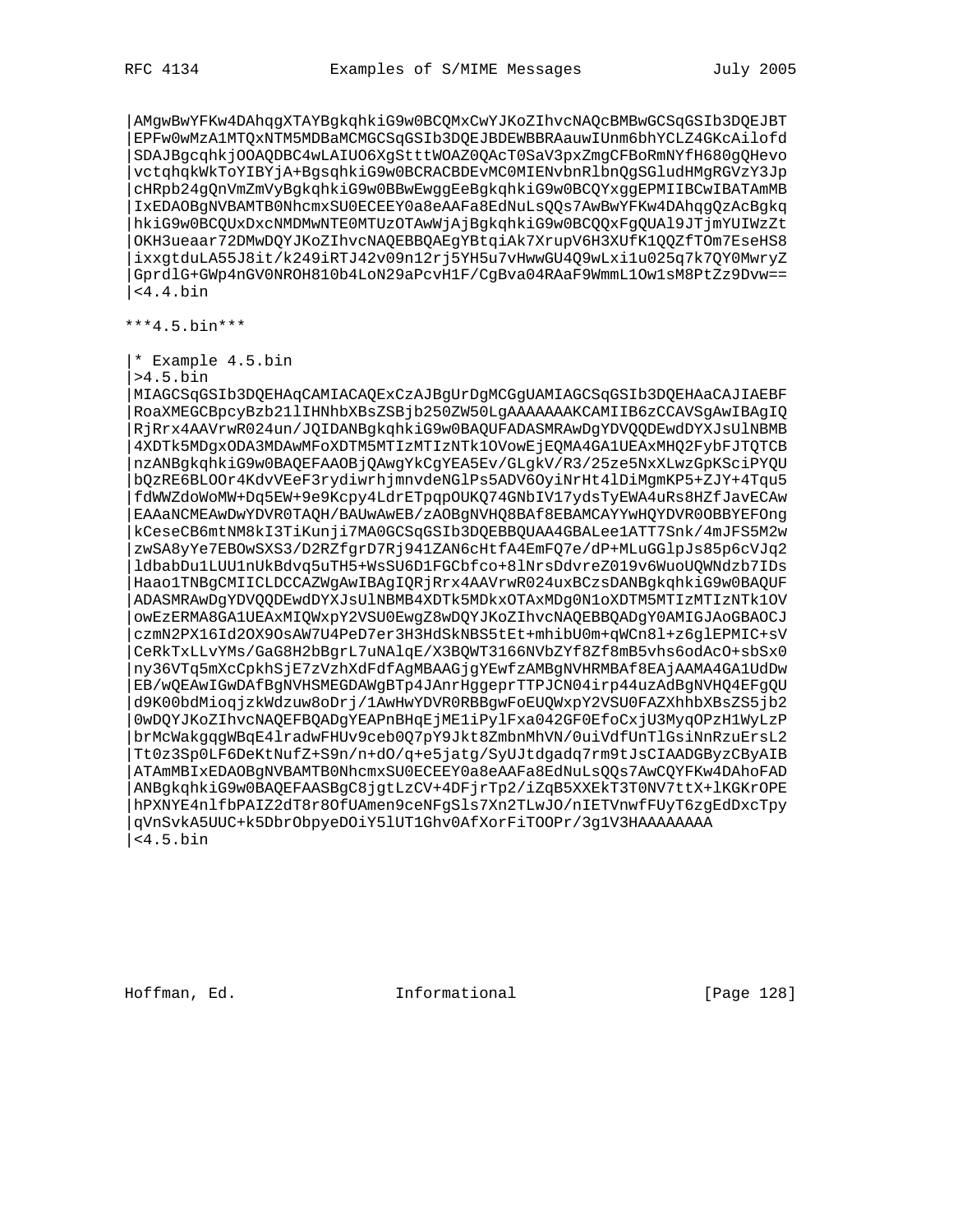```
|AMgwBwYFKw4DAhqgXTAYBgkqhkiG9w0BCQMxCwYJKoZIhvcNAQcBMBwGCSqGSIb3DQEJBT
|EPFw0wMzA1MTQxNTM5MDBaMCMGCSqGSIb3DQEJBDEWBBRAauwIUnm6bhYCLZ4GKcAilofd
|SDAJBgcqhkjOOAQDBC4wLAIUO6XgStttWOAZ0QAcT0SaV3pxZmgCFBoRmNYfH680gQHevo
|vctqhqkWkToYIBYjA+BgsqhkiG9w0BCRACBDEvMC0MIENvbnRlbnQgSGludHMgRGVzY3Jp
|cHRpb24gQnVmZmVyBgkqhkiG9w0BBwEwggEeBgkqhkiG9w0BCQYxggEPMIIBCwIBATAmMB
|IxEDAOBgNVBAMTB0NhcmxSU0ECEEY0a8eAAFa8EdNuLsQQs7AwBwYFKw4DAhqgQzAcBgkq
|hkiG9w0BCQUxDxcNMDMwNTE0MTUzOTAwWjAjBgkqhkiG9w0BCQQxFgQUAl9JTjmYUIWzZt
|OKH3ueaar72DMwDQYJKoZIhvcNAQEBBQAEgYBtqiAk7XrupV6H3XUfK1QQZfTOm7EseHS8
|ixxgtduLA55J8it/k249iRTJ42v09n12rj5YH5u7vHwwGU4Q9wLxi1u025q7k7QY0MwryZ
|GprdlG+GWp4nGV0NROH810b4LoN29aPcvH1F/CgBva04RAaF9WmmL1Ow1sM8PtZz9Dvw==
|<4.4.bin
```

```
***4.5.bin***
```

```
|* Example 4.5.bin
|>4.5.bin
|MIAGCSqGSIb3DQEHAqCAMIACAQExCzAJBgUrDgMCGgUAMIAGCSqGSIb3DQEHAaCAJIAEBF
|RoaXMEGCBpcyBzb21lIHNhbXBsZSBjb250ZW50LgAAAAAAAKCAMIIB6zCCAVSgAwIBAgIQ
|RjRrx4AAVrwR024un/JQIDANBgkqhkiG9w0BAQUFADASMRAwDgYDVQQDEwdDYXJsUlNBMB
|4XDTk5MDgxODA3MDAwMFoXDTM5MTIzMTIzNTk1OVowEjEQMA4GA1UEAxMHQ2FybFJTQTCB
|nzANBgkqhkiG9w0BAQEFAAOBjQAwgYkCgYEA5Ev/GLgkV/R3/25ze5NxXLwzGpKSciPYQU
|bQzRE6BLOOr4KdvVEeF3rydiwrhjmnvdeNGlPs5ADV6OyiNrHt4lDiMgmKP5+ZJY+4Tqu5
|fdWWZdoWoMW+Dq5EW+9e9Kcpy4LdrETpqpOUKQ74GNbIV17ydsTyEWA4uRs8HZfJavECAw
|EAAaNCMEAwDwYDVR0TAQH/BAUwAwEB/zAOBgNVHQ8BAf8EBAMCAYYwHQYDVR0OBBYEFOng
|kCeseCB6mtNM8kI3TiKunji7MA0GCSqGSIb3DQEBBQUAA4GBALee1ATT7Snk/4mJFS5M2w
|zwSA8yYe7EBOwSXS3/D2RZfgrD7Rj941ZAN6cHtfA4EmFQ7e/dP+MLuGGlpJs85p6cVJq2
|ldbabDu1LUU1nUkBdvq5uTH5+WsSU6D1FGCbfco+8lNrsDdvreZ019v6WuoUQWNdzb7IDs
|Haao1TNBgCMIICLDCCAZWgAwIBAgIQRjRrx4AAVrwR024uxBCzsDANBgkqhkiG9w0BAQUF
|ADASMRAwDgYDVQQDEwdDYXJsUlNBMB4XDTk5MDkxOTAxMDg0N1oXDTM5MTIzMTIzNTk1OV
|owEzERMA8GA1UEAxMIQWxpY2VSU0EwgZ8wDQYJKoZIhvcNAQEBBQADgY0AMIGJAoGBAOCJ
|czmN2PX16Id2OX9OsAW7U4PeD7er3H3HdSkNBS5tEt+mhibU0m+qWCn8l+z6glEPMIC+sV
|CeRkTxLLvYMs/GaG8H2bBgrL7uNAlqE/X3BQWT3166NVbZYf8Zf8mB5vhs6odAcO+sbSx0
|ny36VTq5mXcCpkhSjE7zVzhXdFdfAgMBAAGjgYEwfzAMBgNVHRMBAf8EAjAAMA4GA1UdDw
|EB/wQEAwIGwDAfBgNVHSMEGDAWgBTp4JAnrHggeprTTPJCN04irp44uzAdBgNVHQ4EFgQU
|d9K00bdMioqjzkWdzuw8oDrj/1AwHwYDVR0RBBgwFoEUQWxpY2VSU0FAZXhhbXBsZS5jb2
|0wDQYJKoZIhvcNAQEFBQADgYEAPnBHqEjME1iPylFxa042GF0EfoCxjU3MyqOPzH1WyLzP
|brMcWakgqgWBqE4lradwFHUv9ceb0Q7pY9Jkt8ZmbnMhVN/0uiVdfUnTlGsiNnRzuErsL2
|Tt0z3Sp0LF6DeKtNufZ+S9n/n+dO/q+e5jatg/SyUJtdgadq7rm9tJsCIAADGByzCByAIB
|ATAmMBIxEDAOBgNVBAMTB0NhcmxSU0ECEEY0a8eAAFa8EdNuLsQQs7AwCQYFKw4DAhoFAD
|ANBgkqhkiG9w0BAQEFAASBgC8jgtLzCV+4DFjrTp2/iZqB5XXEkT3T0NV7ttX+lKGKrOPE
|hPXNYE4nlfbPAIZ2dT8r8OfUAmen9ceNFgSls7Xn2TLwJO/nIETVnwfFUyT6zgEdDxcTpy
|qVnSvkA5UUC+k5DbrObpyeDOiY5lUT1Ghv0AfXorFiTOOPr/3g1V3HAAAAAAAA
|<4.5.bin
```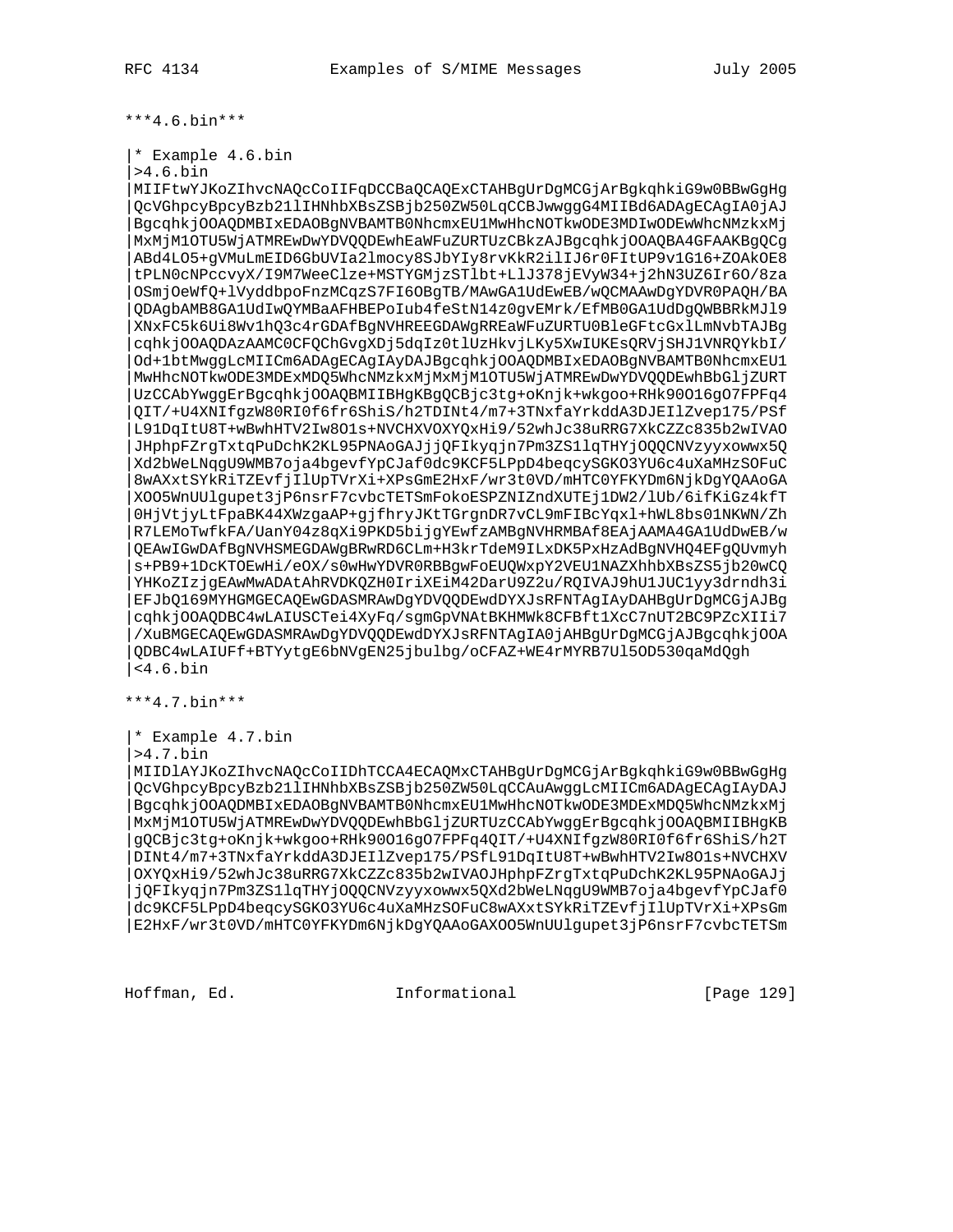***4.6.bin***

```
|* Example 4.6.bin
|>4.6.bin
|MIIFtwYJKoZIhvcNAQcCoIIFqDCCBaQCAQExCTAHBgUrDgMCGjArBgkqhkiG9w0BBwGgHg
|QcVGhpcyBpcyBzb21lIHNhbXBsZSBjb250ZW50LqCCBJwwggG4MIIBd6ADAgECAgIA0jAJ
|BgcqhkjOOAQDMBIxEDAOBgNVBAMTB0NhcmxEU1MwHhcNOTkwODE3MDIwODEwWhcNMzkxMj
|MxMjM1OTU5WjATMREwDwYDVQQDEwhEaWFuZURTUzCBkzAJBgcqhkjOOAQBA4GFAAKBgQCg
|ABd4LO5+gVMuLmEID6GbUVIa2lmocy8SJbYIy8rvKkR2ilIJ6r0FItUP9v1G16+ZOAkOE8
|tPLN0cNPccvyX/I9M7WeeClze+MSTYGMjzSTlbt+LlJ378jEVyW34+j2hN3UZ6Ir6O/8za
|OSmjOeWfQ+lVyddbpoFnzMCqzS7FI6OBgTB/MAwGA1UdEwEB/wQCMAAwDgYDVR0PAQH/BA
|QDAgbAMB8GA1UdIwQYMBaAFHBEPoIub4feStN14z0gvEMrk/EfMB0GA1UdDgQWBBRkMJl9
|XNxFC5k6Ui8Wv1hQ3c4rGDAfBgNVHREEGDAWgRREaWFuZURTU0BleGFtcGxlLmNvbTAJBg
|cqhkjOOAQDAzAAMC0CFQChGvgXDj5dqIz0tlUzHkvjLKy5XwIUKEsQRVjSHJ1VNRQYkbI/
|Od+1btMwggLcMIICm6ADAgECAgIAyDAJBgcqhkjOOAQDMBIxEDAOBgNVBAMTB0NhcmxEU1
|MwHhcNOTkwODE3MDExMDQ5WhcNMzkxMjMxMjM1OTU5WjATMREwDwYDVQQDEwhBbGljZURT
|UzCCAbYwggErBgcqhkjOOAQBMIIBHgKBgQCBjc3tg+oKnjk+wkgoo+RHk90O16gO7FPFq4
|QIT/+U4XNIfgzW80RI0f6fr6ShiS/h2TDINt4/m7+3TNxfaYrkddA3DJEIlZvep175/PSf
|L91DqItU8T+wBwhHTV2Iw8O1s+NVCHXVOXYQxHi9/52whJc38uRRG7XkCZZc835b2wIVAO
|JHphpFZrgTxtqPuDchK2KL95PNAoGAJjjQFIkyqjn7Pm3ZS1lqTHYjOQQCNVzyyxowwx5Q
|Xd2bWeLNqgU9WMB7oja4bgevfYpCJaf0dc9KCF5LPpD4beqcySGKO3YU6c4uXaMHzSOFuC
|8wAXxtSYkRiTZEvfjIlUpTVrXi+XPsGmE2HxF/wr3t0VD/mHTC0YFKYDm6NjkDgYQAAoGA
|XOO5WnUUlgupet3jP6nsrF7cvbcTETSmFokoESPZNIZndXUTEj1DW2/lUb/6ifKiGz4kfT
|0HjVtjyLtFpaBK44XWzgaAP+gjfhryJKtTGrgnDR7vCL9mFIBcYqxl+hWL8bs01NKWN/Zh
|R7LEMoTwfkFA/UanY04z8qXi9PKD5bijgYEwfzAMBgNVHRMBAf8EAjAAMA4GA1UdDwEB/w
|QEAwIGwDAfBgNVHSMEGDAWgBRwRD6CLm+H3krTdeM9ILxDK5PxHzAdBgNVHQ4EFgQUvmyh
|s+PB9+1DcKTOEwHi/eOX/s0wHwYDVR0RBBgwFoEUQWxpY2VEU1NAZXhhbXBsZS5jb20wCQ
|YHKoZIzjgEAwMwADAtAhRVDKQZH0IriXEiM42DarU9Z2u/RQIVAJ9hU1JUC1yy3drndh3i
|EFJbQ169MYHGMGECAQEwGDASMRAwDgYDVQQDEwdDYXJsRFNTAgIAyDAHBgUrDgMCGjAJBg
|cqhkjOOAQDBC4wLAIUSCTei4XyFq/sgmGpVNAtBKHMWk8CFBft1XcC7nUT2BC9PZcXIIi7
|/XuBMGECAQEwGDASMRAwDgYDVQQDEwdDYXJsRFNTAgIA0jAHBgUrDgMCGjAJBgcqhkjOOA
|QDBC4wLAIUFf+BTYytgE6bNVgEN25jbulbg/oCFAZ+WE4rMYRB7Ul5OD530qaMdQgh
|<4.6.bin
```

***4.7.bin***

```
|* Example 4.7.bin
|>4.7.bin
|MIIDlAYJKoZIhvcNAQcCoIIDhTCCA4ECAQMxCTAHBgUrDgMCGjArBgkqhkiG9w0BBwGgHg
|QcVGhpcyBpcyBzb21lIHNhbXBsZSBjb250ZW50LqCCAuAwggLcMIICm6ADAgECAgIAyDAJ
|BgcqhkjOOAQDMBIxEDAOBgNVBAMTB0NhcmxEU1MwHhcNOTkwODE3MDExMDQ5WhcNMzkxMj
|MxMjM1OTU5WjATMREwDwYDVQQDEwhBbGljZURTUzCCAbYwggErBgcqhkjOOAQBMIIBHgKB
|gQCBjc3tg+oKnjk+wkgoo+RHk90O16gO7FPFq4QIT/+U4XNIfgzW80RI0f6fr6ShiS/h2T
|DINt4/m7+3TNxfaYrkddA3DJEIlZvep175/PSfL91DqItU8T+wBwhHTV2Iw8O1s+NVCHXV
|OXYQxHi9/52whJc38uRRG7XkCZZc835b2wIVAOJHphpFZrgTxtqPuDchK2KL95PNAoGAJj
|jQFIkyqjn7Pm3ZS1lqTHYjOQQCNVzyyxowwx5QXd2bWeLNqgU9WMB7oja4bgevfYpCJaf0
|dc9KCF5LPpD4beqcySGKO3YU6c4uXaMHzSOFuC8wAXxtSYkRiTZEvfjIlUpTVrXi+XPsGm
|E2HxF/wr3t0VD/mHTC0YFKYDm6NjkDgYQAAoGAXOO5WnUUlgupet3jP6nsrF7cvbcTETSm
```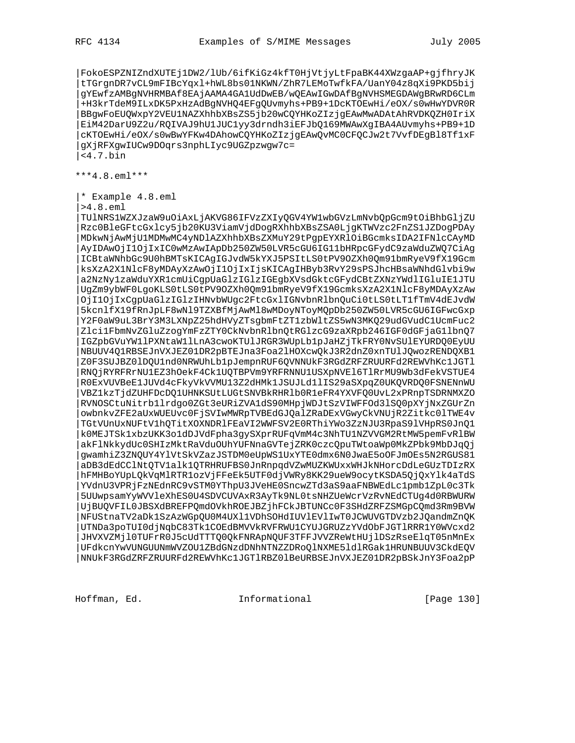```
|FokoESPZNIZndXUTEj1DW2/lUb/6ifKiGz4kfT0HjVtjyLtFpaBK44XWzgaAP+gjfhryJK
|tTGrgnDR7vCL9mFIBcYqxl+hWL8bs01NKWN/ZhR7LEMoTwfkFA/UanY04z8qXi9PKD5bij
|gYEwfzAMBgNVHRMBAf8EAjAAMA4GA1UdDwEB/wQEAwIGwDAfBgNVHSMEGDAWgBRwRD6CLm
|+H3krTdeM9ILxDK5PxHzAdBgNVHQ4EFgQUvmyhs+PB9+1DcKTOEwHi/eOX/s0wHwYDVR0R
|BBgwFoEUQWxpY2VEU1NAZXhhbXBsZS5jb20wCQYHKoZIzjgEAwMwADAtAhRVDKQZH0IriX
|EiM42DarU9Z2u/RQIVAJ9hU1JUC1yy3drndh3iEFJbQ169MWAwXgIBA4AUvmyhs+PB9+1D
|cKTOEwHi/eOX/s0wBwYFKw4DAhowCQYHKoZIzjgEAwQvMC0CFQCJw2t7VvfDEgBl8Tf1xF
|gXjRFXgwIUCw9DOqrs3nphLIyc9UGZpzwgw7c=
|<4.7.bin
```

***4.8.eml***

```
|* Example 4.8.eml
|>4.8.eml
|TUlNRS1WZXJzaW9uOiAxLjAKVG86IFVzZXIyQGV4YW1wbGVzLmNvbQpGcm9tOiBhbGljZU
|Rzc0BleGFtcGxlcy5jb20KU3ViamVjdDogRXhhbXBsZSA0LjgKTWVzc2FnZS1JZDogPDAy
|MDkwNjAwMjU1MDMwMC4yNDlAZXhhbXBsZXMuY29tPgpEYXRlOiBGcmksIDA2IFNlcCAyMD
|AyIDAwOjI1OjIxIC0wMzAwIApDb250ZW50LVR5cGU6IG11bHRpcGFydC9zaWduZWQ7CiAg
|ICBtaWNhbGc9U0hBMTsKICAgIGJvdW5kYXJ5PSItLS0tPV9OZXh0Qm91bmRyeV9fX19Gcm
|ksXzA2X1NlcF8yMDAyXzAwOjI1OjIxIjsKICAgIHByb3RvY29sPSJhcHBsaWNhdGlvbi9w
|a2NzNy1zaWduYXR1cmUiCgpUaGlzIGlzIGEgbXVsdGktcGFydCBtZXNzYWdlIGluIE1JTU
|UgZm9ybWF0LgoKLS0tLS0tPV9OZXh0Qm91bmRyeV9fX19GcmksXzA2X1NlcF8yMDAyXzAw
|OjI1OjIxCgpUaGlzIGlzIHNvbWUgc2FtcGxlIGNvbnRlbnQuCi0tLS0tLT1fTmV4dEJvdW
|5kcnlfX19fRnJpLF8wNl9TZXBfMjAwMl8wMDoyNToyMQpDb250ZW50LVR5cGU6IGFwcGxp
|Y2F0aW9uL3BrY3M3LXNpZ25hdHVyZTsgbmFtZT1zbWltZS5wN3MKQ29udGVudC1UcmFuc2
|Zlci1FbmNvZGluZzogYmFzZTY0CkNvbnRlbnQtRGlzcG9zaXRpb246IGF0dGFjaG1lbnQ7
|IGZpbGVuYW1lPXNtaW1lLnA3cwoKTUlJRGR3WUpLb1pJaHZjTkFRY0NvSUlEYURDQ0EyUU
|NBUUV4Q1RBSEJnVXJEZ01DR2pBTEJna3Foa2lHOXcwQkJ3R2dnZ0xnTUlJQwozRENDQXB1
|Z0F3SUJBZ0lDQU1nd0NRWUhLb1pJemjnRUF6QVNNUkF3RGdZRFZRUURFd2REWVhKc1JGTl
|RNQjRYRFRrNU1EZ3hOekF4Ck1UQTBPVm9YRFRNNU1USXpNVEl6TlRrMU9Wb3dFekVSTUE4
|R0ExVUVBeE1JUVd4cFkyVkVVMU13ZGdHMk1JSUJJLd1lIS29aSXpqZ0UKQVRDQ0FSNENnWU
|VBZ1kzTjdZUHFDcDQ1UHNKSUtLUGtSNVBkRHRlb0R1eFR4YXVFQ0UvL2xPRnpTSDRNMXZO
|RVNOSCtuNitrb1lrdgo0ZGt3eURiZVA1dS90MHpjWDJtSzVIWFFOd3lSQ0pXYjNxZGUrZn
|owbnkvZFE2aUxWUEUvc0FjSVIwMWRpTVBEdGJQalZRaDExVGwyCkVNUjR2Zitkc0lTWE4v
|TGtVUnUxNUFtV1hQTitXOXNDRlFEaVI2WWFSV2E0RThiYWo3ZzNJU3RpaS9lVHpRS0JnQ1
|k0MEJTSk1xbzUKK3o1dDJVdFpha3gySXprRUFqVmM4c3NhTU1NZVVGM2RtMW5pemFvRlBW
|akFlNkkydUc0SHIzMktRaVduOUhYUFNnaGVTejZRK0czcQpuTWtoaWp0MkZPbk9MbDJqQj
|gwamhiZ3ZNQUY4YlVtSkVZazJSTDM0eUpWS1UxYTE0dmx6N0JwaE5oOFJmOEs5N2RGUS81
|aDB3dEdCClNtQTV1alk1QTRHRUFBS0JnRnpqdVZwMUZKWUxxWHJkNHorcDdLeGUzTDIzRX
|hFMHBoYUpLQkVqMlRTR1ozVjFFeEk5UTF0djVWRy8KK29ueW9ocytKSDA5QjQxYlk4aTdS
|YVdnU3VPRjFzNEdnRC9vSTM0YThpU3JVeHE0SncwZTd3aS9aaFNBWEdLc1pmb1ZpL0c3Tk
|5UUwpsamYyWVVleXhES0U4SDVCUVAxR3AyTk9NL0tsNHZUeWcrVzRvNEdCTUg4d0RBWURW
|UjBUAQVFIL0JBSXdBREFPQmdOVkhROEJBZjhFCkJBTUNCc0F3SHdZRFZSMGpCQmd3Rm9BVW
|NFUStnaTV2aDk1SzAzWGpQU0M4UXl1VDhSOHdIUVlEVlIwT0JCWUVGTDVzb2JQandmZnQK
|UTNDa3poTUI0djNqbC83Tk1COEdBMVVkRVFRWU1CYUJGRUZzYVdObFJGTlRRR1Y0WVcxd2
|JHVXVZMjl0TUFrR0J5cUdTTTQ0QkFNRApNQUF3TFFJVVZReWtHUjlDSzRseElqT05nMnEx
|UFdkcnYwVUNGUUNmWVZOU1ZBdGNzdDNhNTNZZDRoQlNXME5ldlRGak1HRUNBUUV3CkdEQV
|NNUkF3RGdZRFZRUURFd2REWVhKc1JGTlRBZ0lBeURBSEJnVXJEZ01DR2pBSkJnY3Foa2pP
```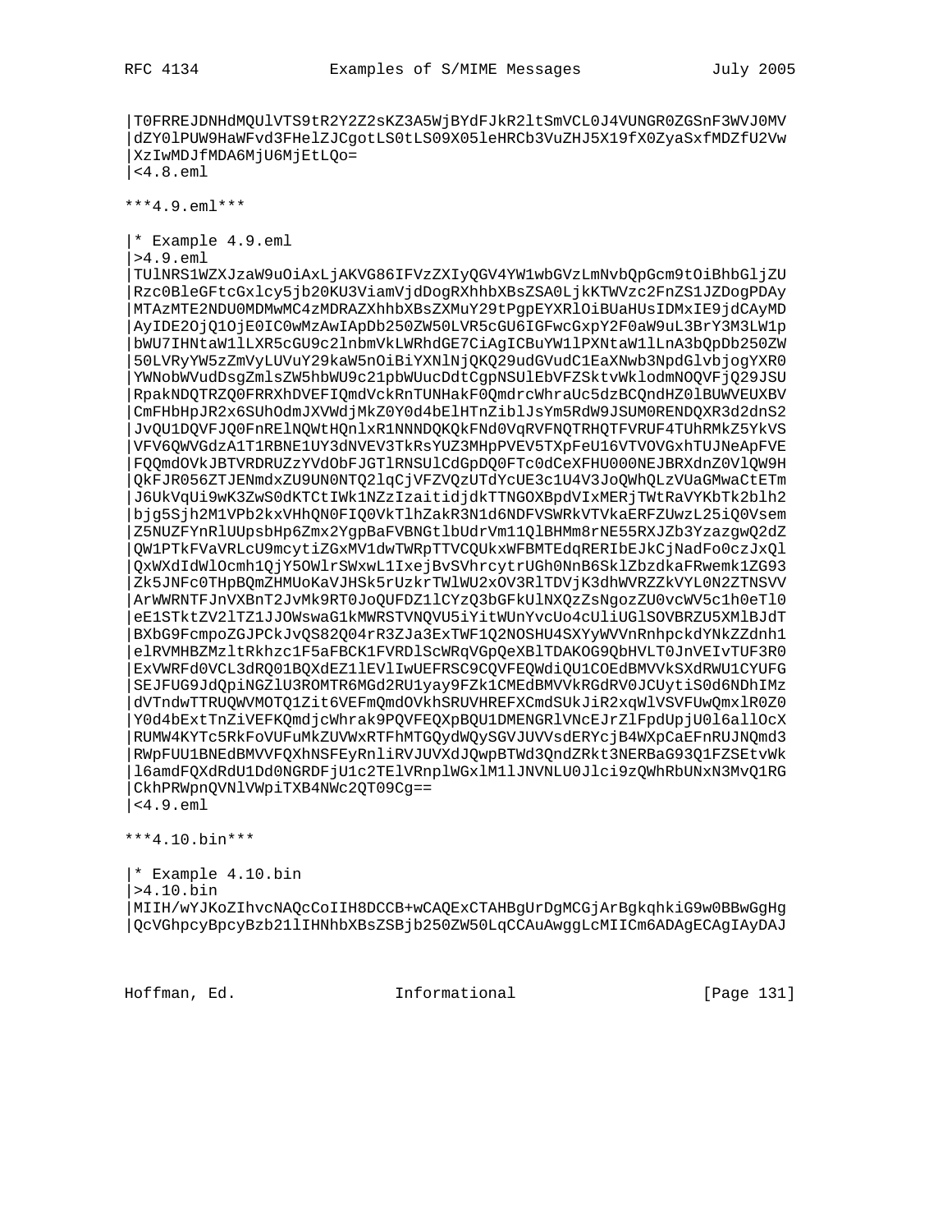```
|T0FRREJDNHdMQUlVTS9tR2Y2Z2sKZ3A5WjBYdFJkR2ltSmVCL0J4VUNGR0ZGSnF3WVJ0MV
|dZY0lPUW9HaWFvd3FHelZJCgotLS0tLS09X05leHRCb3VuZHJ5X19fX0ZyaSxfMDZfU2Vw
|XzIwMDJfMDA6MjU6MjEtLQo=
|<4.8.eml
```

***4.9.eml***

```
|* Example 4.9.eml
|>4.9.eml
|TUlNRS1WZXJzaW9uOiAxLjAKVG86IFVzZXIyQGV4YW1wbGVzLmNvbQpGcm9tOiBhbGljZU
|Rzc0BleGFtcGxlcy5jb20KU3ViamVjdDogRXhhbXBsZSA0LjkKTWVzc2FnZS1JZDogPDAy
|MTAzMTE2NDU0MDMwMC4zMDRAZXhhbXBsZXMuY29tPgpEYXRlOiBUaHUsIDMxIE9jdCAyMD
|AyIDE2OjQ1OjE0IC0wMzAwIApDb250ZW50LVR5cGU6IGFwcGxpY2F0aW9uL3BrY3M3LW1p
|bWU7IHNtaW1lLXR5cGU9c2lnbmVkLWRhdGE7CiAgICBuYW1lPXNtaW1lLnA3bQpDb250ZW
|50LVRyYW5zZmVyLUVuY29kaW5nOiBiYXNlNjQKQ29udGVudC1EaXNwb3NpdGlvbjogYXR0
|YWNobWVudDsgZmlsZW5hbWU9c21pbWUucDdtCgpNSUlEbVFZSktvWklodmNOQVFjQ29JSU
|RpakNDQTRZQ0FRRXhDVEFIQmdVckRnTUNHakF0QmdrcWhraUc5dzBCQndHZ0lBUWVEUXBV
|CmFHbHpJR2x6SUhOdmJXVWdjMkZ0Y0d4bElHTnZibnRlYm5RdW9JSUM0RENDQXR3d2dnS2
|JvQU1DQVFJQ0FnRElNQWtHQnlxR1NNNDQKQkFNd0VqRVFNQTRHQTFVRUF4TUhRMkZ5YkVS
|VFV6QWVGdzA1T1RBNE1UY3dNVEV3TkRsYUZ3MHpPVEV5TXpFeU16VTVOVGxhTUJNeApFVE
|FQQmdOVkJBTVRDRUZzYVdObFJGTlRNSUlCdGpDQ0FTc0dCeXFHU000NEJBRXdnZ0VlQW9H
|QkFJR056ZTJENmdxZU9UN0NTQ2lqCjVFZVQzUTdYcUE3c1U4V3JoQWhQLzVUaGMwaCtETm
|J6UkVqUi9wK3ZwS0dKTCtIWk1NZzIzaitidjdkTTNGOXBpdVIxMERjTWtRaVYKbTk2blh2
|bjg5Sjh2M1VPb2kxVHhQN0FIQ0VkTlhZakR3N1d6NDFVSWRkVTVkaERFZUwzL25iQ0Vsem
|Z5NUZFYnRlUUpsbHp6Zmx2YgpBaFVBNGtlbUdrVm11QlBHMm8rNE55RXJZb3YzazgwQ2dZ
|QW1PTkFVaVRLcU9mcytiZGxMV1dwTWRpTTVCQUkxWFBMTEdqRERIbEJkCjNadFo0czJxQl
|QxWXdIdWlOcmh1QjY5OWlrSWxwL1IxejBvSVhrcytrUGh0NnB6SklZbzdkaFRwemk1ZG93
|Zk5JNFc0THpBQmZHMUoKaVJHSk5rUzkrTWlWU2xOV3RlTDVjK3dhWVRZZkVYL0N2ZTNSVV
|ArWWRNTFJnVXBnT2JvMk9RT0JoQUFDZ1lCYzQ3bGFkUlNXQzZsNgozZU0vcWV5c1h0eTl0
|eE1STkt2V2lTZ1JJOWswaG1kMWRSTVNQVU5iYitWUnYvcUo4cUliUGlSOVBRZU5XMlBJdT
|BXbG9FcmpoZGJPCkJvQS82Q04rR3ZJa3ExTWF1Q2NOSHU4SXYyWVVnRnhpckdYNkZZdnh1
|elRVMHBZMzltRkhzc1F5aFBCK1FVRDlScWRqVGpQeXBlTDAKOG9QbHVLT0JnVEIvTUF3R0
|ExVWRFd0VCL3dRQ01BQXdEZ1lEVlIwUEFRSC9CQVFEQWdiQU1COEdBMVVkSXdRWU1CYUFG
|SEJFUG9JdQpiNGZlU3ROMTR6MGd2RU1yay9FZk1CMEdBMVVkRGdRV0JCUytiS0d6NDhIMz
|dVTndwTTRUQWVMOTQ1Zit6VEFmQmdOVkhSRUVHREFXCmdSUkJiR2xqWlVSVFUwQmxlR0Z0
|Y0d4bExtTnZiVEFKQmdjcWhrak9PQVFEQXpBQU1DMENGRlVNcEJrZlFpdUpjU0l6allOcX
|RUMW4KYTc5RkFoVUFuMkZUVWxRTFhMTGQydWQySGVJUVVsdERYcjB4WXpCaEFnRUJNQmd3
|RWpFUU1BNEdBMVVFQXhNSFEyRnliiRVJUVXdJQwpBTWd3QndZRkt3NERBaG93Q1FZSEtvWk
|l6amdFQXdRdU1Dd0NGRDFjU1c2TElVRnplWGxlM1lJNVNLU0Jlci9zQWhRbUNxN3MvQ1RG
|CkhPRWpnQVNlVWpiTXB4NWc2QT09Cg==
|<4.9.eml
```

***4.10.bin***

```
|* Example 4.10.bin
|>4.10.bin
|MIIH/wYJKoZIhvcNAQcCoIIH8DCCB+wCAQExCTAHBgUrDgMCGjArBgkqhkiG9w0BBwGgHg
|QcVGhpcyBpcyBzb21lIHNhbXBsZSBjb250ZW50LqCCAuAwggLcMIICm6ADAgECAgIAyDAJ
```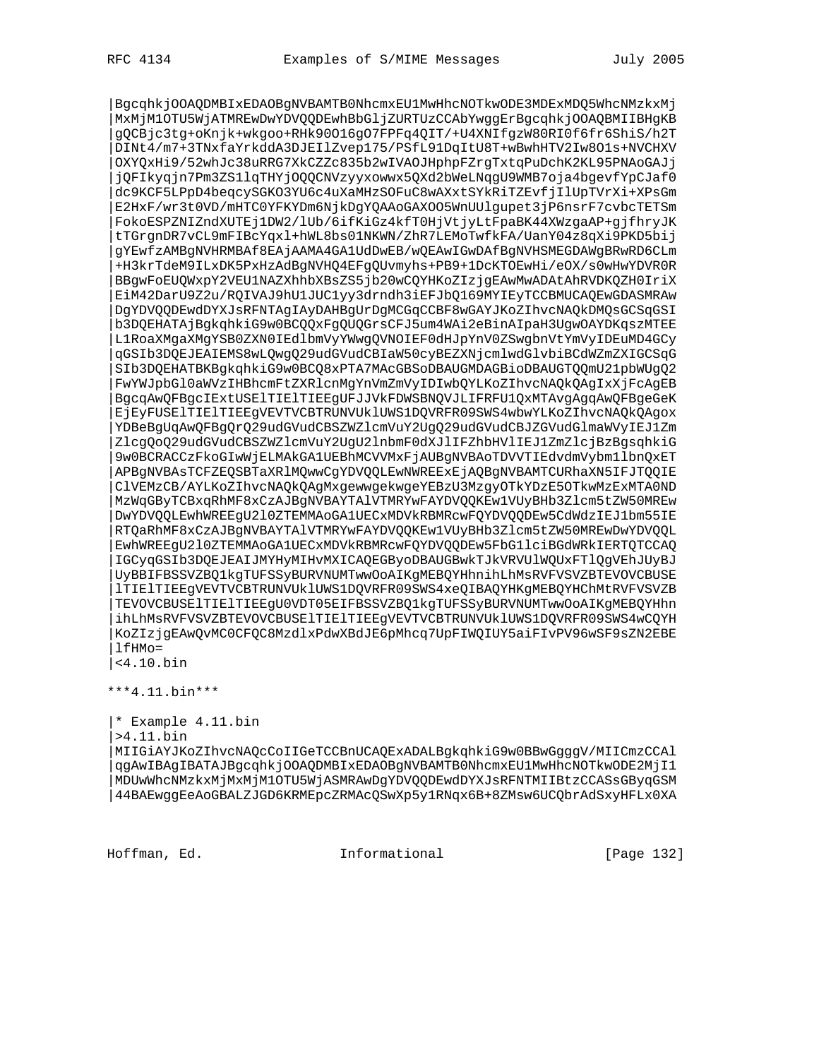```
|BgcqhkjOOAQDMBIxEDAOBgNVBAMTB0NhcmxEU1MwHhcNOTkwODE3MDExMDQ5WhcNMzkxMj
|MxMjM1OTU5WjATMREwDwYDVQQDEwhBbGljZURTUzCCAbYwggErBgcqhkjOOAQBMIIBHgKB
|gQCBjc3tg+oKnjk+wkgoo+RHk90O16gO7FPFq4QIT/+U4XNIfgzW80RI0f6fr6ShiS/h2T
|DINt4/m7+3TNxfaYrkddA3DJEIlZvep175/PSfL91DqItU8T+wBwhHTV2Iw8O1s+NVCHXV
|OXYQxHi9/52whJc38uRRG7XkCZZc835b2wIVAOJHphpFZrgTxtqPuDchK2KL95PNAoGAJj
|jQFIkyqjn7Pm3ZS1lqTHYjOQQCNVzyyxowwx5QXd2bWeLNqgU9WMB7oja4bgevfYpCJaf0
|dc9KCF5LPpD4beqcySGKO3YU6c4uXaMHzSOFuC8wAXxtSYkRiTZEvfjIlUpTVrXi+XPsGm
|E2HxF/wr3t0VD/mHTC0YFKYDm6NjkDgYQAAoGAXOO5WnUUlgupet3jP6nsrF7cvbcTETSm
|FokoESPZNIZndXUTEj1DW2/lUb/6ifKiGz4kfT0HjVtjyLtFpaBK44XWzgaAP+gjfhryJK
|tTGrgnDR7vCL9mFIBcYqxl+hWL8bs01NKWN/ZhR7LEMoTwfkFA/UanY04z8qXi9PKD5bij
|gYEwfzAMBgNVHRMBAf8EAjAAMA4GA1UdDwEB/wQEAwIGwDAfBgNVHSMEGDAWgBRwRD6CLm
|+H3krTdeM9ILxDK5PxHzAdBgNVHQ4EFgQUvmyhs+PB9+1DcKTOEwHi/eOX/s0wHwYDVR0R
|BBgwFoEUQWxpY2VEU1NAZXhhbXBsZS5jb20wCQYHKoZIzjgEAwMwADAtAhRVDKQZH0IriX
|EiM42DarU9Z2u/RQIVAJ9hU1JUC1yy3drndh3iEFJbQ169MYIEyTCCBMUCAQEwGDASMRAw
|DgYDVQQDEwdDYXJsRFNTAgIAyDAHBgUrDgMCGqCCBF8wGAYJKoZIhvcNAQkDMQsGCSqGSI
|b3DQEHATAjBgkqhkiG9w0BCQQxFgQUQGrsCFJ5um4WAi2eBinAIpaH3UgwOAYDKqszMTEE
|L1RoaXMgaXMgYSB0ZXN0IEdlbmVyYWwgQVNOIEF0dHJpYnV0ZSwgbnVtYmVyIDEuMD4GCy
|qGSIb3DQEJEAIEMS8wLQwgQ29udGVudCBIaW50cyBEZXNjcmlwdGlvbiBCdWZmZXIGCSqG
|SIb3DQEHATBKBgkqhkiG9w0BCQ8xPTA7MAcGBSoDBAUGMDAGBioDBAUGTQQmU21pbWUgQ2
|FwYWJpbGl0aWVzIHBhcmFtZXRlcnMgYnVmZmVyIDIwbQYLKoZIhvcNAQkQAgIxXjFcAgEB
|BgcqAwQFBgcIExtUSElTIElTIEEgUFJJVkFDWSBNQVJLIFRFU1QxMTAvgAgqAwQFBgeGeK
|EjEyFUSElTIElTIEEgVEVTVCBTRUNVUklUWS1DQVRFR09SWS4wbwYLKoZIhvcNAQkQAgox
|YDBeBgUqAwQFBgQrQ29udGVudCBSZWZlcmVuY2UgQ29udGVudCBJZGVudGlmaWVyIEJ1Zm
|ZlcgQoQ29udGVudCBSZWZlcmVuY2UgU2lnbmF0dXJlIFZhbHVlIEJ1ZmZlcjBzBgsqhkiG
|9w0BCRACCzFkoGIwWjELMAkGA1UEBhMCVVMxFjAUBgNVBAoTDVVTIEdvdmVybm1lbnQxET
|APBgNVBAsTCFZEQSBTaXRlMQwwCgYDVQQLEwNWREExEjAQBgNVBAMTCURhaXN5IFJTQQIE
|ClVEMzCB/AYLKoZIhvcNAQkQAgMxgewwgekwgeYEBzU3MzgyOTkYDzE5OTkwMzExMTA0ND
|MzWqGByTCBxqRhMF8xCzAJBgNVBAYTAlVTMRYwFAYDVQQKEw1VUyBHb3Zlcm5tZW50MREw
|DwYDVQQLEwhWREEgU2l0ZTEMMAoGA1UECxMDVkRBMRcwFQYDVQQDEw5CdWdzIEJ1bm55IE
|RTQaRhMF8xCzAJBgNVBAYTAlVTMRYwFAYDVQQKEw1VUyBHb3Zlcm5tZW50MREwDwYDVQQL
|EwhWREEgU2l0ZTEMMAoGA1UECxMDVkRBMRcwFQYDVQQDEw5FbG1lciBGdWRkIERTQTCCAQ
|IGCyqGSIb3DQEJEAIJMYHyMIHvMXICAQEGByoDBAUGBwkTJkVRVUlWQUxFTlQgVEhJUyBJ
|UyBBIFBSSVZBQ1kgTUFSSyBURVNUMTwwOoAIKgMEBQYHhnihLhMsRVFVSVZBTEVOVCBUSE
|lTIElTIEEgVEVTVCBTRUNVUklUWS1DQVRFR09SWS4xeQIBAQYHKgMEBQYHChMtRVFVSVZB
|TEVOVCBUSElTIElTIEEgU0VDT05EIFBSSVZBQ1kgTUFSSyBURVNUMTwwOoAIKgMEBQYHhn
|ihLhMsRVFVSVZBTEVOVCBUSElTIElTIEEgVEVTVCBTRUNVUklUWS1DQVRFR09SWS4wCQYH
|KoZIzjgEAwQvMC0CFQC8MzdlxPdwXBdJE6pMhcq7UpFIWQIUY5aiFIvPV96wSF9sZN2EBE
|lfHMo=
|<4.10.bin
```

***4.11.bin***

```
|* Example 4.11.bin
|>4.11.bin
|MIIGiAYJKoZIhvcNAQcCoIIGeTCCBnUCAQExADALBgkqhkiG9w0BBwGgggV/MIICmzCCAl
|qgAwIBAgIBATAJBgcqhkjOOAQDMBIxEDAOBgNVBAMTB0NhcmxEU1MwHhcNOTkwODE2MjI1
|MDUwWhcNMzkxMjMxMjM1OTU5WjASMRAwDgYDVQQDEwdDYXJsRFNTMIIBtzCCASsGByqGSM
|44BAEwggEeAoGBALZJGD6KRMEpcZRMAcQSwXp5y1RNqx6B+8ZMsw6UCQbrAdSxyHFLx0XA
```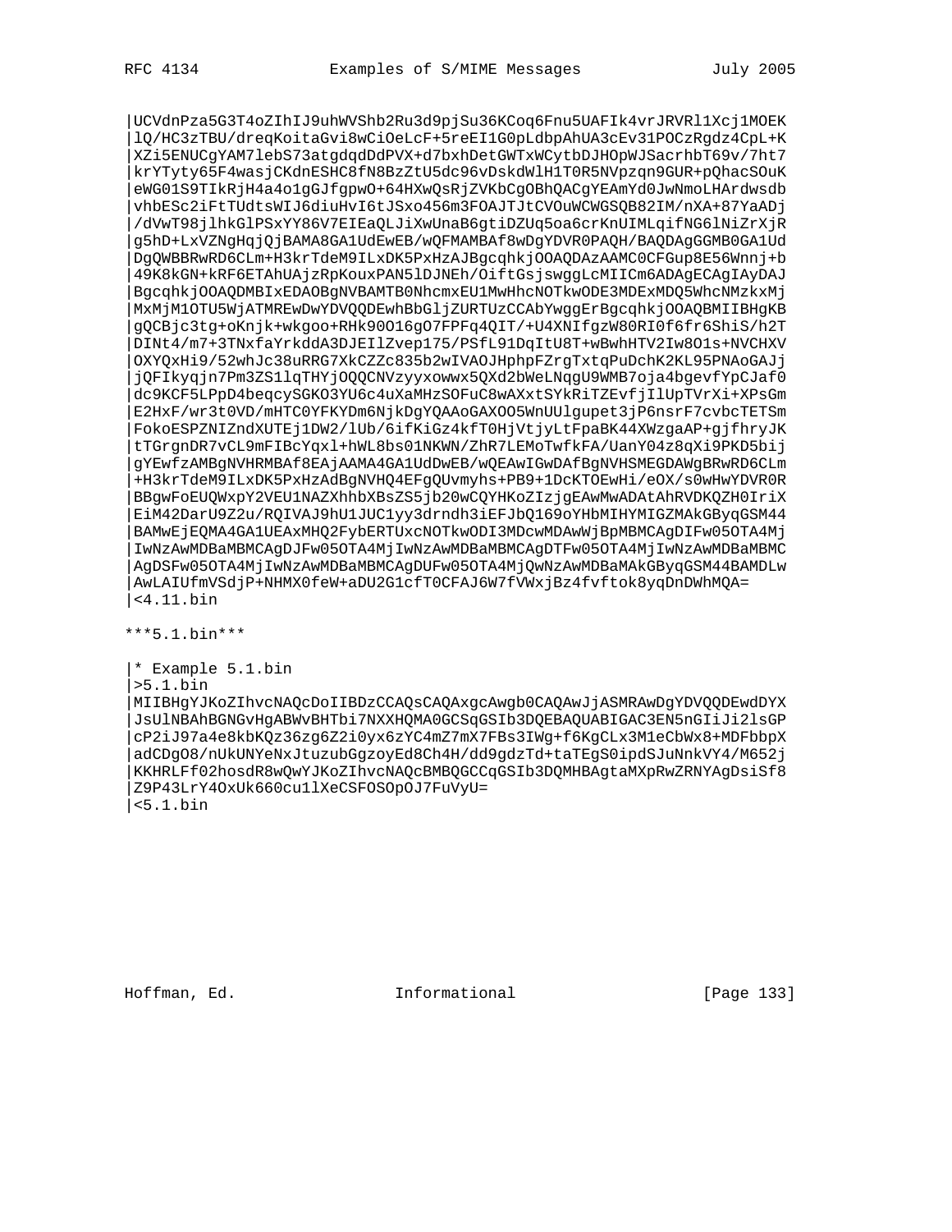```
|UCVdnPza5G3T4oZIhIJ9uhWVShb2Ru3d9pjSu36KCoq6Fnu5UAFIk4vrJRVRl1Xcj1MOEK
|lQ/HC3zTBU/dreqKoitaGvi8wCiOeLcF+5reEI1G0pLdbpAhUA3cEv31POCzRgdz4CpL+K
|XZi5ENUCgYAM7lebS73atgdqdDdPVX+d7bxhDetGWTxWCytbDJHOpWJSacrhbT69v/7ht7
|krYTyty65F4wasjCKdnESHC8fN8BzZtU5dc96vDskdWlH1T0R5NVpzqn9GUR+pQhacSOuK
|eWG01S9TIkRjH4a4o1gGJfgpwO+64HXwQsRjZVKbCgOBhQACgYEAmYd0JwNmoLHArdwsdb
|vhbESc2iFtTUdtsWIJ6diuHvI6tJSxo456m3FOAJTJtCVOuWCWGSQB82IM/nXA+87YaADj
|/dVwT98jlhkGlPSxYY86V7EIEaQLJiXwUnaB6gtiDZUq5oa6crKnUIMLqifNG6lNiZrXjR
|g5hD+LxVZNgHqjQjBAMA8GA1UdEwEB/wQFMAMBAf8wDgYDVR0PAQH/BAQDAgGGMB0GA1Ud
|DgQWBBRwRD6CLm+H3krTdeM9ILxDK5PxHzAJBgcqhkjOOAQDAzAAMC0CFGup8E56Wnnj+b
|49K8kGN+kRF6ETAhUAjzRpKouxPAN5lDJNEh/OiftGsjswggLcMIICm6ADAgECAgIAyDAJ
|BgcqhkjOOAQDMBIxEDAOBgNVBAMTB0NhcmxEU1MwHhcNOTkwODE3MDExMDQ5WhcNMzkxMj
|MxMjM1OTU5WjATMREwDwYDVQQDEwhBbGljZURTUzCCAbYwggErBgcqhkjOOAQBMIIBHgKB
|gQCBjc3tg+oKnjk+wkgoo+RHk90O16gO7FPFq4QIT/+U4XNIfgzW80RI0f6fr6ShiS/h2T
|DINt4/m7+3TNxfaYrkddA3DJEIlZvep175/PSfL91DqItU8T+wBwhHTV2Iw8O1s+NVCHXV
|OXYQxHi9/52whJc38uRRG7XkCZZc835b2wIVAOJHphpFZrgTxtqPuDchK2KL95PNAoGAJj
|jQFIkyqjn7Pm3ZS1lqTHYjOQQCNVzyyxowwx5QXd2bWeLNqgU9WMB7oja4bgevfYpCJaf0
|dc9KCF5LPpD4beqcySGKO3YU6c4uXaMHzSOFuC8wAXxtSYkRiTZEvfjIlUpTVrXi+XPsGm
|E2HxF/wr3t0VD/mHTC0YFKYDm6NjkDgYQAAoGAXOO5WnUUlgupet3jP6nsrF7cvbcTETSm
|FokoESPZNIZndXUTEj1DW2/lUb/6ifKiGz4kfT0HjVtjyLtFpaBK44XWzgaAP+gjfhryJK
|tTGrgnDR7vCL9mFIBcYqxl+hWL8bs01NKWN/ZhR7LEMoTwfkFA/UanY04z8qXi9PKD5bij
|gYEwfzAMBgNVHRMBAf8EAjAAMA4GA1UdDwEB/wQEAwIGwDAfBgNVHSMEGDAWgBRwRD6CLm
|+H3krTdeM9ILxDK5PxHzAdBgNVHQ4EFgQUvmyhs+PB9+1DcKTOEwHi/eOX/s0wHwYDVR0R
|BBgwFoEUQWxpY2VEU1NAZXhhbXBsZS5jb20wCQYHKoZIzjgEAwMwADAtAhRVDKQZH0IriX
|EiM42DarU9Z2u/RQIVAJ9hU1JUC1yy3drndh3iEFJbQ169oYHbMIHYMIGZMAkGByqGSM44
|BAMwEjEQMA4GA1UEAxMHQ2FybERTUxcNOTkwODI3MDcwMDAwWjBpMBMCAgDIFw05OTA4Mj
|IwNzAwMDBaMBMCAgDJFw05OTA4MjIwNzAwMDBaMBMCAgDTFw05OTA4MjIwNzAwMDBaMBMC
|AgDSFw05OTA4MjIwNzAwMDBaMBMCAgDUFw05OTA4MjQwNzAwMDBaMAkGByqGSM44BAMDLw
|AwLAIUfmVSdjP+NHMX0feW+aDU2G1cfT0CFAJ6W7fVWxjBz4fvftok8yqDnDWhMQA=
|<4.11.bin
```

***5.1.bin***

```
|* Example 5.1.bin
|>5.1.bin
|MIIBHgYJKoZIhvcNAQcDoIIBDzCCAQsCAQAxgcAwgb0CAQAwJjASMRAwDgYDVQQDEwdDYX
|JsUlNBAhBGNGvHgABWvBHTbi7NXXHQMA0GCSqGSIb3DQEBAQUABIGAC3EN5nGIiJi2lsGP
|cP2iJ97a4e8kbKQz36zg6Z2i0yx6zYC4mZ7mX7FBs3IWg+f6KgCLx3M1eCbWx8+MDFbbpX
|adCDgO8/nUkUNYeNxJtuzubGgzoyEd8Ch4H/dd9gdzTd+taTEgS0ipdSJuNnkVY4/M652j
|KKHRLFf02hosdR8wQwYJKoZIhvcNAQcBMBQGCCqGSIb3DQMHBAgtaMXpRwZRNYAgDsiSf8
|Z9P43LrY4OxUk660cu1lXeCSFOSOpOJ7FuVyU=
|<5.1.bin
```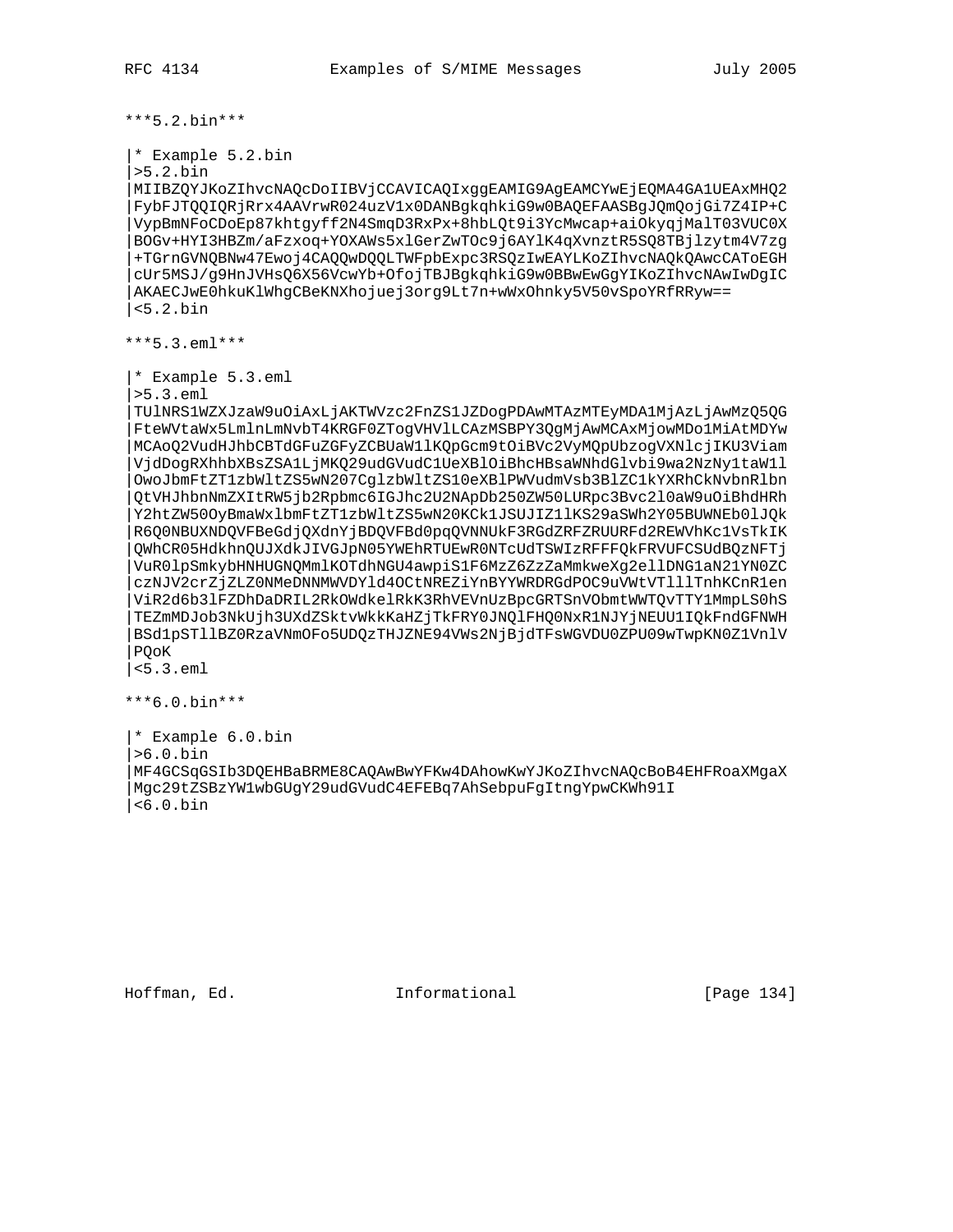***5.2.bin***

```
|* Example 5.2.bin
|>5.2.bin
|MIIBZQYJKoZIhvcNAQcDoIIBVjCCAVICAQIxggEAMIG9AgEAMCYwEjEQMA4GA1UEAxMHQ2
|FybFJTQQIQRjRrx4AAVrwR024uzV1x0DANBgkqhkiG9w0BAQEFAASBgJQmQojGi7Z4IP+C
|VypBmNFoCDoEp87khtgyff2N4SmqD3RxPx+8hbLQt9i3YcMwcap+aiOkyqjMalT03VUC0X
|BOGv+HYI3HBZm/aFzxoq+YOXAWs5xlGerZwTOc9j6AYlK4qXvnztR5SQ8TBjlzytm4V7zg
|+TGrnGVNQBNw47Ewoj4CAQQwDQQLTWFpbExpc3RSQzIwEAYLKoZIhvcNAQkQAwcCAToEGH
|cUr5MSJ/g9HnJVHsQ6X56VcwYb+OfojTBJBgkqhkiG9w0BBwEwGgYIKoZIhvcNAwIwDgIC
|AKAECJwE0hkuKlWhgCBeKNXhojuej3org9Lt7n+wWxOhnky5V50vSpoYRfRRyw==
|<5.2.bin
```

***5.3.eml***

```
|* Example 5.3.eml
|>5.3.eml
|TUlNRS1WZXJzaW9uOiAxLjAKTWVzc2FnZS1JZDogPDAwMTAzMTEyMDA1MjAzLjAwMzQ5QG
|FteWVtaWx5LmlnLmNvbT4KRGF0ZTogVHVlLCAzMSBPY3QgMjAwMCAxMjowMDo1MiAtMDYw
|MCAoQ2VudHJhbCBTdGFuZGFyZCBUaW1lKQpGcm9tOiBVc2VyMQpUbzogVXNlcjIKU3Viam
|VjdDogRXhhbXBsZSA1LjMKQ29udGVudC1UeXBlOiBhcHBsaWNhdGlvbi9wa2NzNy1taW1l
|OwoJbmFtZT1zbWltZS5wN207CglzbWltZS10eXBlPWVudmVsb3BlZC1kYXRhCkNvbnRlbn
|QtVHJhbnNmZXItRW5jb2Rpbmc6IGJhc2U2NApDb250ZW50LURpc3Bvc2l0aW9uOiBhdHRh
|Y2htZW50OyBmaWxlbmFtZT1zbWltZS5wN20KCk1JSUJIZ1lKS29aSWh2Y05BUWNEb0lJQk
|R6Q0NBUXNDQVFBeGdjQXdnYjBDQVFBd0pqQVNNUkF3RGdZRFZRUURFd2REWVhKc1VsTkIK
|QWhCR05HdkhnQUJXdkJIVGJpN05YWEhRTUEwR0NTcUdTSWIzRFFFQkFRVUFCSUdBQzNFTj
|VuR0lpSmkybHNHUGNQMmlKOTdhNGU4awpiS1F6MzZ6ZzZaMmkweXg2ellDNG1aN21YN0ZC
|czNJV2crZjZLZ0NMeDNNMWVDYld4OCtNREZiYnBYYWRDRGdPOC9uVWtVTlllTnhKCnR1en
|ViR2d6b3lFZDhDaDRIL2RkOWdkelRkK3RhVEVnUzBpcGRTSnVObmtWWTQvTTY1MmpLS0hS
|TEZmMDJob3NkUjh3UXdZSktvWkkKaHZjTkFRY0JNQlFHQ0NxR1NJYjNEUU1IQkFndGFNWH
|BSd1pSTllBZ0RzaVNmOFo5UDQzTHJZNE94VWs2NjBjdTFsWGVDU0ZPU09wTwpKN0Z1VnlV
|PQoK
|<5.3.eml
```

***6.0.bin***

```
|* Example 6.0.bin
|>6.0.bin
|MF4GCSqGSIb3DQEHBaBRME8CAQAwBwYFKw4DAhowKwYJKoZIhvcNAQcBoB4EHFRoaXMgaX
|Mgc29tZSBzYW1wbGUgY29udGVudC4EFEBq7AhSebpuFgItngYpwCKWh91I
|<6.0.bin
```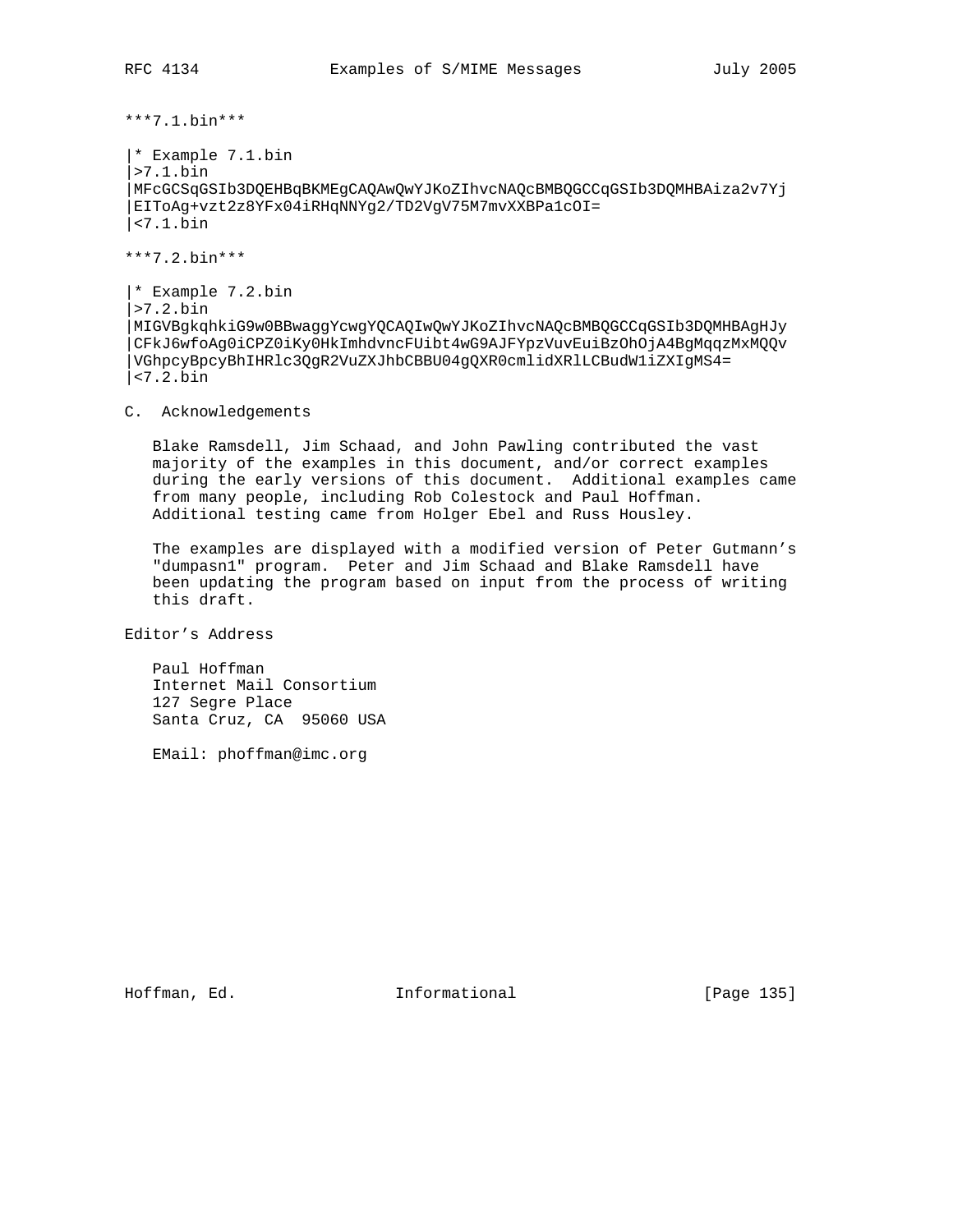***7.1.bin***

```
|* Example 7.1.bin
|>7.1.bin
|MFcGCSqGSIb3DQEHBqBKMEgCAQAwQwYJKoZIhvcNAQcBMBQGCCqGSIb3DQMHBAiza2v7Yj
|EIToAg+vzt2z8YFx04iRHqNNYg2/TD2VgV75M7mvXXBPa1cOI=
|<7.1.bin
```

***7.2.bin***

```
|* Example 7.2.bin
|>7.2.bin
|MIGVBgkqhkiG9w0BBwaggYcwgYQCAQIwQwYJKoZIhvcNAQcBMBQGCCqGSIb3DQMHBAgHJy
|CFkJ6wfoAg0iCPZ0iKy0HkImhdvncFUibt4wG9AJFYpzVuvEuiBzOhOjA4BgMqqzMxMQQv
|VGhpcyBpcyBhIHRlc3QgR2VuZXJhbCBBU04gQXR0cmlidXRlLCBudW1iZXIgMS4=
|<7.2.bin
```

## C. Acknowledgements

Blake Ramsdell, Jim Schaad, and John Pawling contributed the vast majority of the examples in this document, and/or correct examples during the early versions of this document. Additional examples came from many people, including Rob Colestock and Paul Hoffman. Additional testing came from Holger Ebel and Russ Housley.

The examples are displayed with a modified version of Peter Gutmann's "dumpasn1" program. Peter and Jim Schaad and Blake Ramsdell have been updating the program based on input from the process of writing this draft.

## Editor's Address

Paul Hoffman
Internet Mail Consortium
127 Segre Place
Santa Cruz, CA 95060 USA

EMail: phoffman@imc.org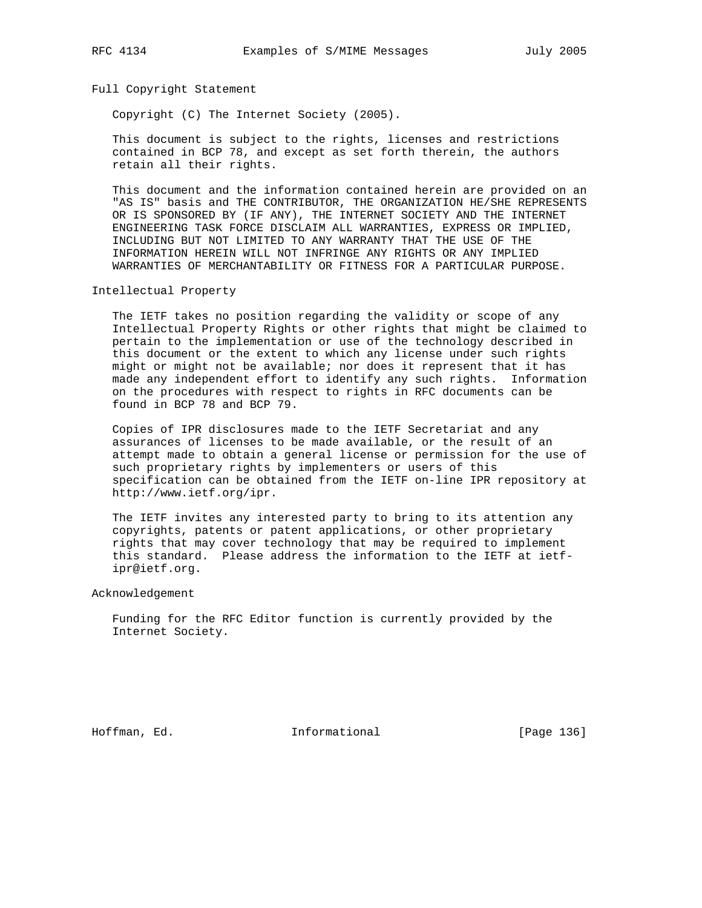## Full Copyright Statement

Copyright (C) The Internet Society (2005).

This document is subject to the rights, licenses and restrictions contained in BCP 78, and except as set forth therein, the authors retain all their rights.

This document and the information contained herein are provided on an "AS IS" basis and THE CONTRIBUTOR, THE ORGANIZATION HE/SHE REPRESENTS OR IS SPONSORED BY (IF ANY), THE INTERNET SOCIETY AND THE INTERNET ENGINEERING TASK FORCE DISCLAIM ALL WARRANTIES, EXPRESS OR IMPLIED, INCLUDING BUT NOT LIMITED TO ANY WARRANTY THAT THE USE OF THE INFORMATION HEREIN WILL NOT INFRINGE ANY RIGHTS OR ANY IMPLIED WARRANTIES OF MERCHANTABILITY OR FITNESS FOR A PARTICULAR PURPOSE.

## Intellectual Property

The IETF takes no position regarding the validity or scope of any Intellectual Property Rights or other rights that might be claimed to pertain to the implementation or use of the technology described in this document or the extent to which any license under such rights might or might not be available; nor does it represent that it has made any independent effort to identify any such rights. Information on the procedures with respect to rights in RFC documents can be found in BCP 78 and BCP 79.

Copies of IPR disclosures made to the IETF Secretariat and any assurances of licenses to be made available, or the result of an attempt made to obtain a general license or permission for the use of such proprietary rights by implementers or users of this specification can be obtained from the IETF on-line IPR repository at http://www.ietf.org/ipr.

The IETF invites any interested party to bring to its attention any copyrights, patents or patent applications, or other proprietary rights that may cover technology that may be required to implement this standard. Please address the information to the IETF at ietf-ipr@ietf.org.

## Acknowledgement

Funding for the RFC Editor function is currently provided by the Internet Society.